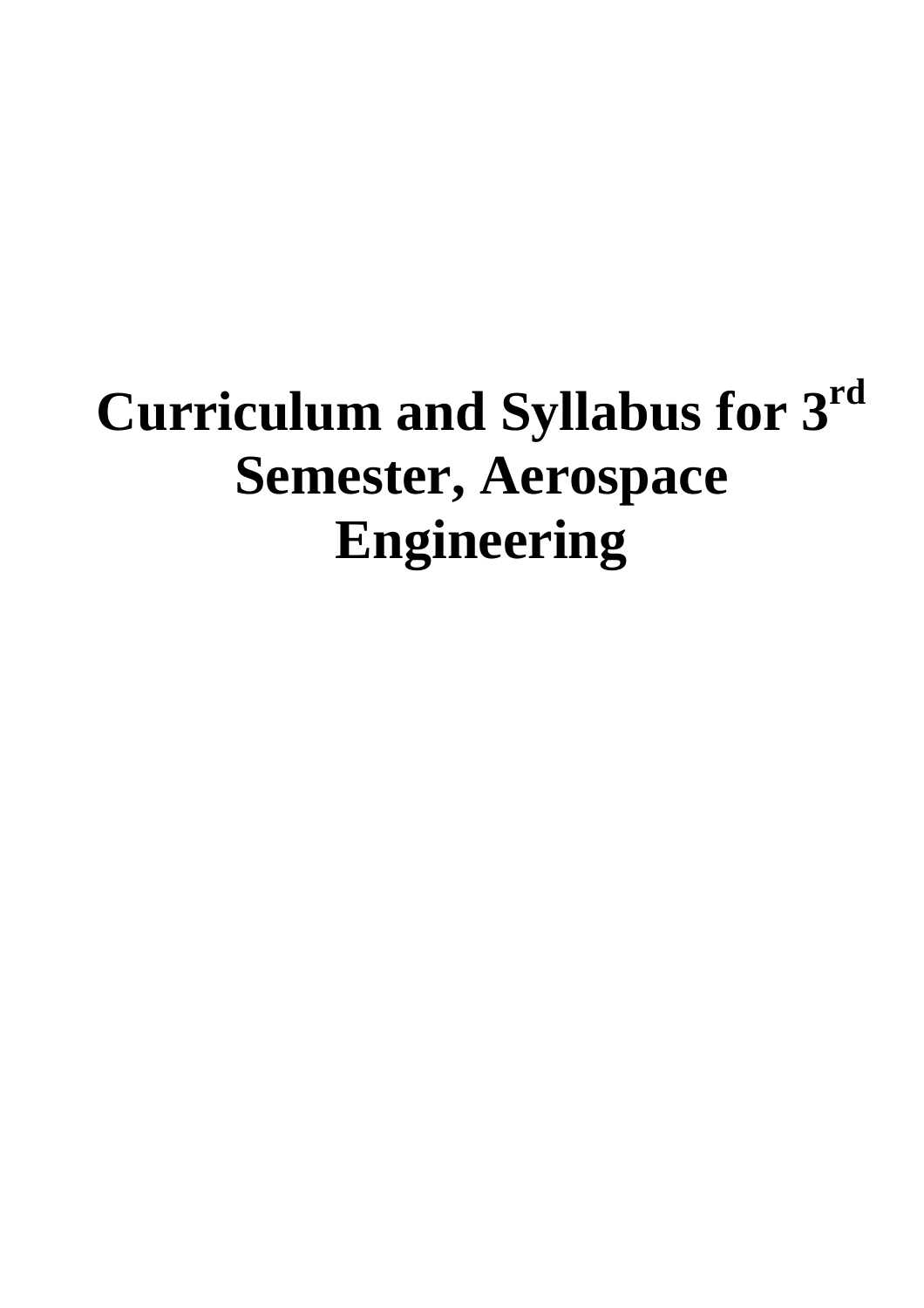# Curriculum and Syllabus for 3rd Semester, Aerospace Engineering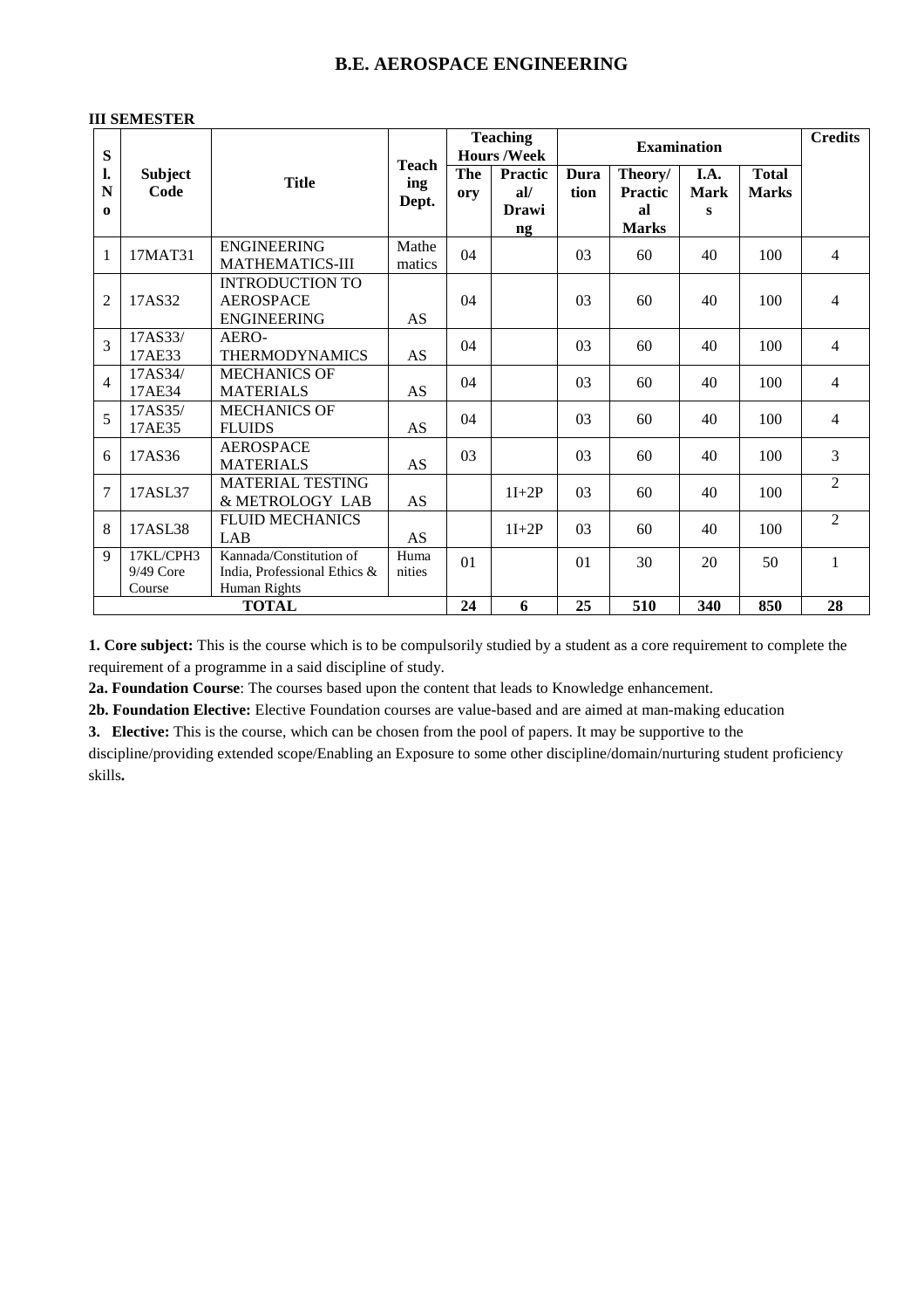# B.E. AEROSPACE ENGINEERING

**III SEMESTER**

| Sl. No | Subject Code | Title | Teaching Dept. | Teaching Hours /Week | | Examination | | | | Credits |
|---|---|---|---|---|---|---|---|---|---|---|
| | | | | Theory | Practical/ Drawing | Duration | Theory/ Practical Marks | I.A. Marks | Total Marks | |
| 1 | 17MAT31 | ENGINEERING MATHEMATICS-III | Mathematics | 04 | | 03 | 60 | 40 | 100 | 4 |
| 2 | 17AS32 | INTRODUCTION TO AEROSPACE ENGINEERING | AS | 04 | | 03 | 60 | 40 | 100 | 4 |
| 3 | 17AS33/ 17AE33 | AERO-THERMODYNAMICS | AS | 04 | | 03 | 60 | 40 | 100 | 4 |
| 4 | 17AS34/ 17AE34 | MECHANICS OF MATERIALS | AS | 04 | | 03 | 60 | 40 | 100 | 4 |
| 5 | 17AS35/ 17AE35 | MECHANICS OF FLUIDS | AS | 04 | | 03 | 60 | 40 | 100 | 4 |
| 6 | 17AS36 | AEROSPACE MATERIALS | AS | 03 | | 03 | 60 | 40 | 100 | 3 |
| 7 | 17ASL37 | MATERIAL TESTING & METROLOGY LAB | AS | | 1I+2P | 03 | 60 | 40 | 100 | 2 |
| 8 | 17ASL38 | FLUID MECHANICS LAB | AS | | 1I+2P | 03 | 60 | 40 | 100 | 2 |
| 9 | 17KL/CPH39/49 Core Course | Kannada/Constitution of India, Professional Ethics & Human Rights | Humanities | 01 | | 01 | 30 | 20 | 50 | 1 |
| | | **TOTAL** | | **24** | **6** | **25** | **510** | **340** | **850** | **28** |

**1. Core subject:** This is the course which is to be compulsorily studied by a student as a core requirement to complete the requirement of a programme in a said discipline of study.

**2a. Foundation Course**: The courses based upon the content that leads to Knowledge enhancement.

**2b. Foundation Elective:** Elective Foundation courses are value-based and are aimed at man-making education

**3. Elective:** This is the course, which can be chosen from the pool of papers. It may be supportive to the discipline/providing extended scope/Enabling an Exposure to some other discipline/domain/nurturing student proficiency skills**.**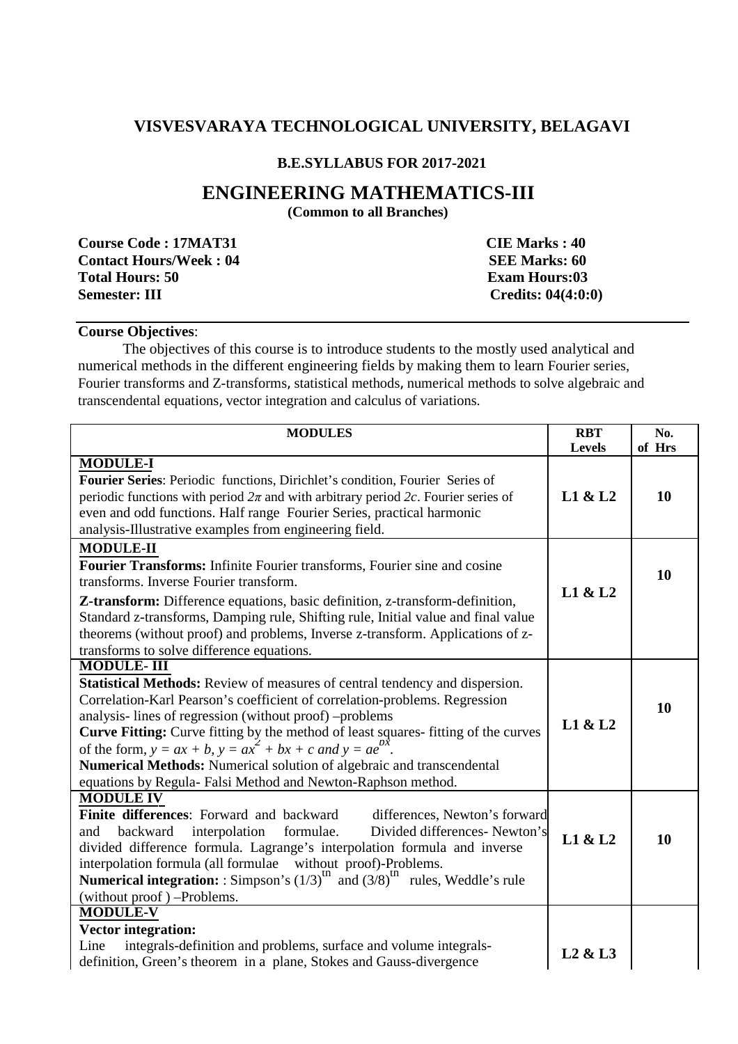# VISVESVARAYA TECHNOLOGICAL UNIVERSITY, BELAGAVI

**B.E.SYLLABUS FOR 2017-2021**

## ENGINEERING MATHEMATICS-III

**(Common to all Branches)**

| | |
|---|---|
| **Course Code : 17MAT31** | **CIE Marks : 40** |
| **Contact Hours/Week : 04** | **SEE Marks: 60** |
| **Total Hours: 50** | **Exam Hours:03** |
| **Semester: III** | **Credits: 04(4:0:0)** |

**Course Objectives**:

The objectives of this course is to introduce students to the mostly used analytical and numerical methods in the different engineering fields by making them to learn Fourier series, Fourier transforms and Z-transforms, statistical methods, numerical methods to solve algebraic and transcendental equations, vector integration and calculus of variations.

| MODULES | RBT Levels | No. of Hrs |
|---|---|---|
| **MODULE-I**<br>**Fourier Series**: Periodic functions, Dirichlet's condition, Fourier Series of periodic functions with period $2\pi$ and with arbitrary period $2c$. Fourier series of even and odd functions. Half range Fourier Series, practical harmonic analysis-Illustrative examples from engineering field. | **L1 & L2** | **10** |
| **MODULE-II**<br>**Fourier Transforms:** Infinite Fourier transforms, Fourier sine and cosine transforms. Inverse Fourier transform.<br>**Z-transform:** Difference equations, basic definition, z-transform-definition, Standard z-transforms, Damping rule, Shifting rule, Initial value and final value theorems (without proof) and problems, Inverse z-transform. Applications of z-transforms to solve difference equations. | **L1 & L2** | **10** |
| **MODULE- III**<br>**Statistical Methods:** Review of measures of central tendency and dispersion. Correlation-Karl Pearson's coefficient of correlation-problems. Regression analysis- lines of regression (without proof) –problems<br>**Curve Fitting:** Curve fitting by the method of least squares- fitting of the curves of the form, $y = ax + b$, $y = ax^2 + bx + c$ and $y = ae^{bx}$.<br>**Numerical Methods:** Numerical solution of algebraic and transcendental equations by Regula- Falsi Method and Newton-Raphson method. | **L1 & L2** | **10** |
| **MODULE IV**<br>**Finite differences**: Forward and backward differences, Newton's forward and backward interpolation formulae. Divided differences- Newton's divided difference formula. Lagrange's interpolation formula and inverse interpolation formula (all formulae without proof)-Problems.<br>**Numerical integration:** : Simpson's $(1/3)^{th}$ and $(3/8)^{th}$ rules, Weddle's rule (without proof ) –Problems. | **L1 & L2** | **10** |
| **MODULE-V**<br>**Vector integration:**<br>Line integrals-definition and problems, surface and volume integrals-definition, Green's theorem in a plane, Stokes and Gauss-divergence | **L2 & L3** | |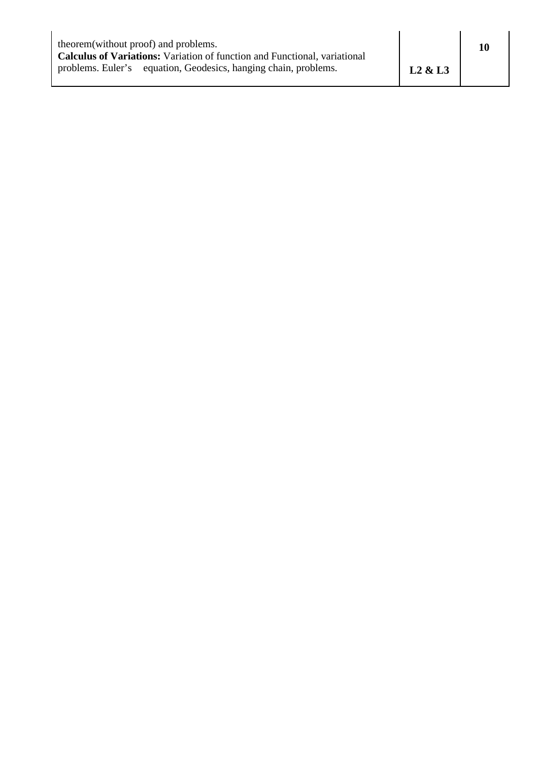| | | |
|---|---|---|
| theorem(without proof) and problems.<br>**Calculus of Variations:** Variation of function and Functional, variational problems. Euler's equation, Geodesics, hanging chain, problems. | **L2 & L3** | **10** |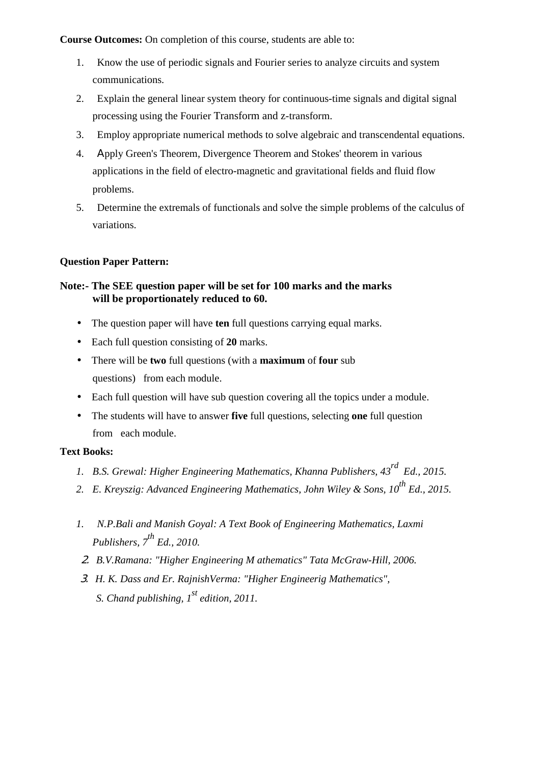**Course Outcomes:** On completion of this course, students are able to:

1. Know the use of periodic signals and Fourier series to analyze circuits and system communications.
2. Explain the general linear system theory for continuous-time signals and digital signal processing using the Fourier Transform and z-transform.
3. Employ appropriate numerical methods to solve algebraic and transcendental equations.
4. Apply Green's Theorem, Divergence Theorem and Stokes' theorem in various applications in the field of electro-magnetic and gravitational fields and fluid flow problems.
5. Determine the extremals of functionals and solve the simple problems of the calculus of variations.

**Question Paper Pattern:**

**Note:- The SEE question paper will be set for 100 marks and the marks will be proportionately reduced to 60.**

- The question paper will have **ten** full questions carrying equal marks.
- Each full question consisting of **20** marks.
- There will be **two** full questions (with a **maximum** of **four** sub questions) from each module.
- Each full question will have sub question covering all the topics under a module.
- The students will have to answer **five** full questions, selecting **one** full question from each module.

**Text Books:**

1. *B.S. Grewal: Higher Engineering Mathematics, Khanna Publishers, 43rd Ed., 2015.*
2. *E. Kreyszig: Advanced Engineering Mathematics, John Wiley & Sons, 10th Ed., 2015.*

1. *N.P.Bali and Manish Goyal: A Text Book of Engineering Mathematics, Laxmi Publishers, 7th Ed., 2010.*
2. *B.V.Ramana: "Higher Engineering M athematics" Tata McGraw-Hill, 2006.*
3. *H. K. Dass and Er. RajnishVerma: "Higher Engineerig Mathematics", S. Chand publishing, 1st edition, 2011.*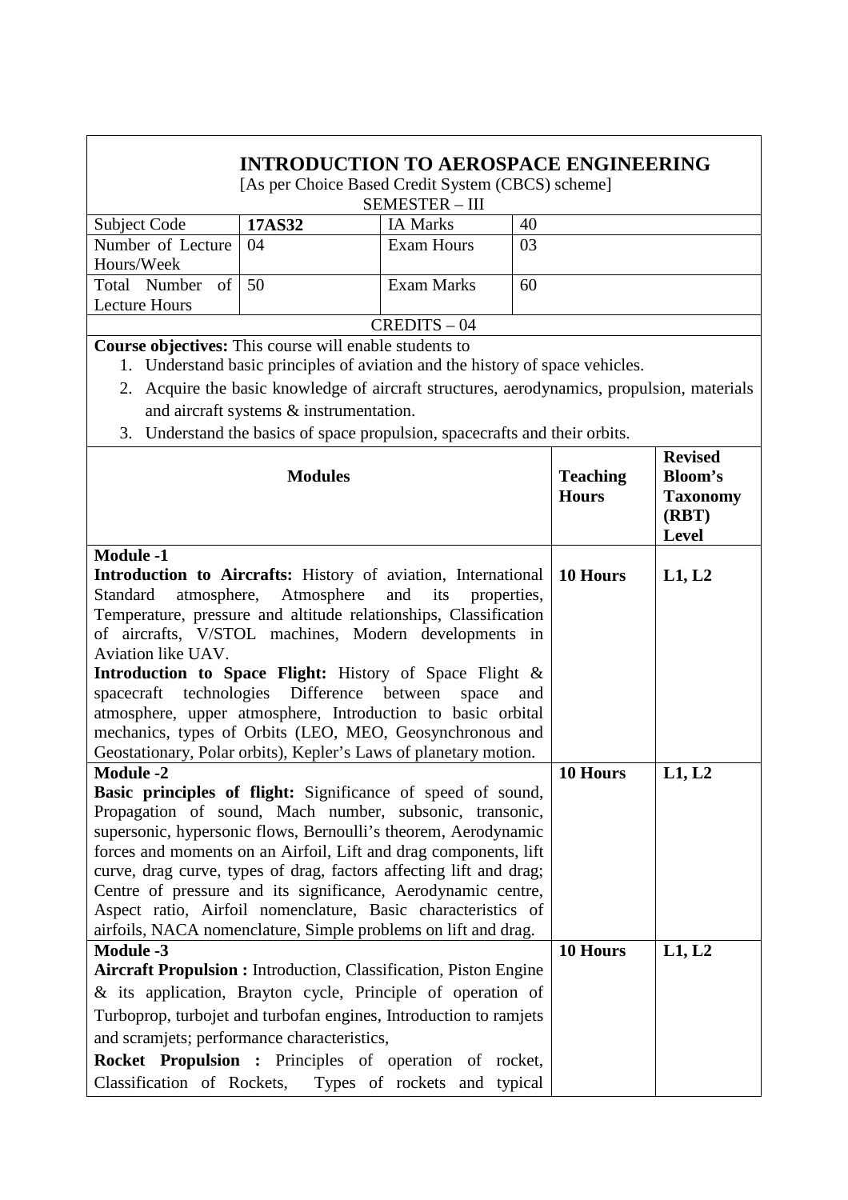# INTRODUCTION TO AEROSPACE ENGINEERING

[As per Choice Based Credit System (CBCS) scheme]

SEMESTER – III

| Subject Code | **17AS32** | IA Marks | 40 |
|---|---|---|---|
| Number of Lecture Hours/Week | 04 | Exam Hours | 03 |
| Total Number of Lecture Hours | 50 | Exam Marks | 60 |

CREDITS – 04

**Course objectives:** This course will enable students to

1. Understand basic principles of aviation and the history of space vehicles.
2. Acquire the basic knowledge of aircraft structures, aerodynamics, propulsion, materials and aircraft systems & instrumentation.
3. Understand the basics of space propulsion, spacecrafts and their orbits.

| **Modules** | **Teaching Hours** | **Revised Bloom's Taxonomy (RBT) Level** |
|---|---|---|
| **Module -1**<br>**Introduction to Aircrafts:** History of aviation, International Standard atmosphere, Atmosphere and its properties, Temperature, pressure and altitude relationships, Classification of aircrafts, V/STOL machines, Modern developments in Aviation like UAV.<br>**Introduction to Space Flight:** History of Space Flight & spacecraft technologies Difference between space and atmosphere, upper atmosphere, Introduction to basic orbital mechanics, types of Orbits (LEO, MEO, Geosynchronous and Geostationary, Polar orbits), Kepler's Laws of planetary motion. | **10 Hours** | **L1, L2** |
| **Module -2**<br>**Basic principles of flight:** Significance of speed of sound, Propagation of sound, Mach number, subsonic, transonic, supersonic, hypersonic flows, Bernoulli's theorem, Aerodynamic forces and moments on an Airfoil, Lift and drag components, lift curve, drag curve, types of drag, factors affecting lift and drag; Centre of pressure and its significance, Aerodynamic centre, Aspect ratio, Airfoil nomenclature, Basic characteristics of airfoils, NACA nomenclature, Simple problems on lift and drag. | **10 Hours** | **L1, L2** |
| **Module -3**<br>**Aircraft Propulsion :** Introduction, Classification, Piston Engine & its application, Brayton cycle, Principle of operation of Turboprop, turbojet and turbofan engines, Introduction to ramjets and scramjets; performance characteristics,<br>**Rocket Propulsion :** Principles of operation of rocket, Classification of Rockets, Types of rockets and typical | **10 Hours** | **L1, L2** |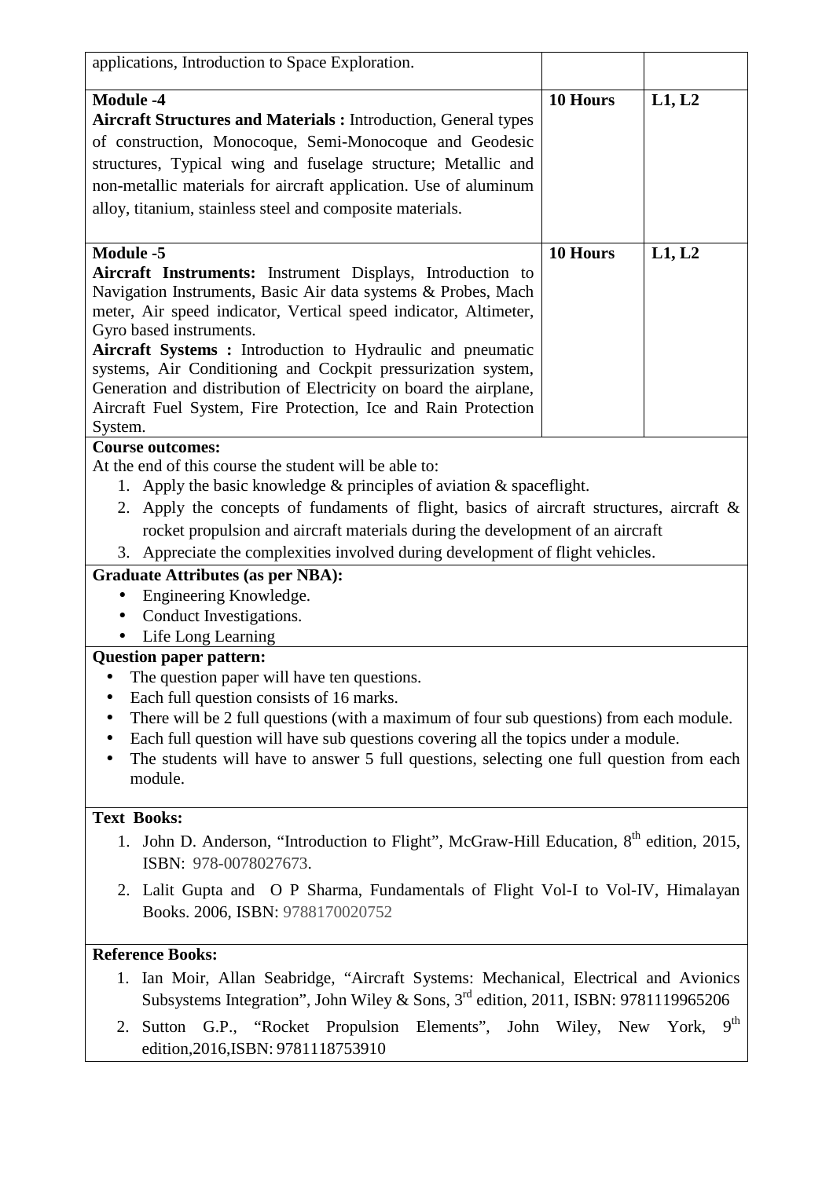| | | |
|---|---|---|
| applications, Introduction to Space Exploration. | | |
| **Module -4**<br>**Aircraft Structures and Materials :** Introduction, General types of construction, Monocoque, Semi-Monocoque and Geodesic structures, Typical wing and fuselage structure; Metallic and non-metallic materials for aircraft application. Use of aluminum alloy, titanium, stainless steel and composite materials. | **10 Hours** | **L1, L2** |
| **Module -5**<br>**Aircraft Instruments:** Instrument Displays, Introduction to Navigation Instruments, Basic Air data systems & Probes, Mach meter, Air speed indicator, Vertical speed indicator, Altimeter, Gyro based instruments.<br>**Aircraft Systems :** Introduction to Hydraulic and pneumatic systems, Air Conditioning and Cockpit pressurization system, Generation and distribution of Electricity on board the airplane, Aircraft Fuel System, Fire Protection, Ice and Rain Protection System. | **10 Hours** | **L1, L2** |

**Course outcomes:**

At the end of this course the student will be able to:

1. Apply the basic knowledge & principles of aviation & spaceflight.
2. Apply the concepts of fundaments of flight, basics of aircraft structures, aircraft & rocket propulsion and aircraft materials during the development of an aircraft
3. Appreciate the complexities involved during development of flight vehicles.

**Graduate Attributes (as per NBA):**

- Engineering Knowledge.
- Conduct Investigations.
- Life Long Learning

**Question paper pattern:**

- The question paper will have ten questions.
- Each full question consists of 16 marks.
- There will be 2 full questions (with a maximum of four sub questions) from each module.
- Each full question will have sub questions covering all the topics under a module.
- The students will have to answer 5 full questions, selecting one full question from each module.

**Text Books:**

1. John D. Anderson, "Introduction to Flight", McGraw-Hill Education, 8th edition, 2015, ISBN: 978-0078027673.
2. Lalit Gupta and O P Sharma, Fundamentals of Flight Vol-I to Vol-IV, Himalayan Books. 2006, ISBN: 9788170020752

**Reference Books:**

1. Ian Moir, Allan Seabridge, "Aircraft Systems: Mechanical, Electrical and Avionics Subsystems Integration", John Wiley & Sons, 3rd edition, 2011, ISBN: 9781119965206
2. Sutton G.P., "Rocket Propulsion Elements", John Wiley, New York, 9th edition,2016,ISBN: 9781118753910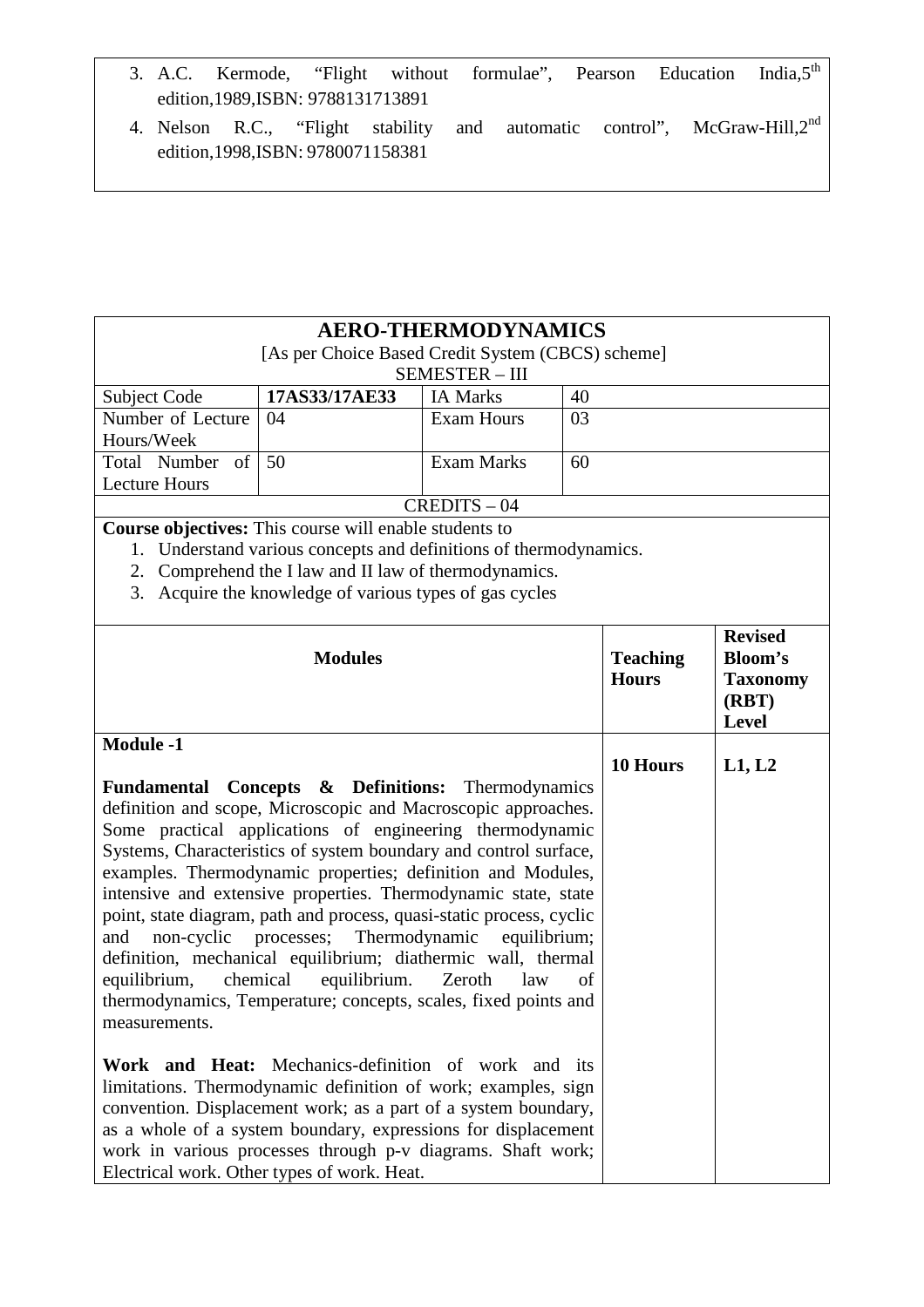3. A.C. Kermode, "Flight without formulae", Pearson Education India,5[th] edition,1989,ISBN: 9788131713891
4. Nelson R.C., "Flight stability and automatic control", McGraw-Hill,2[nd] edition,1998,ISBN: 9780071158381

## AERO-THERMODYNAMICS

[As per Choice Based Credit System (CBCS) scheme]

SEMESTER – III

| Subject Code | **17AS33/17AE33** | IA Marks | 40 |
|---|---|---|---|
| Number of Lecture Hours/Week | 04 | Exam Hours | 03 |
| Total Number of Lecture Hours | 50 | Exam Marks | 60 |

CREDITS – 04

**Course objectives:** This course will enable students to

1. Understand various concepts and definitions of thermodynamics.
2. Comprehend the I law and II law of thermodynamics.
3. Acquire the knowledge of various types of gas cycles

| **Modules** | **Teaching Hours** | **Revised Bloom's Taxonomy (RBT) Level** |
|---|---|---|
| **Module -1**<br><br>**Fundamental Concepts & Definitions:** Thermodynamics definition and scope, Microscopic and Macroscopic approaches. Some practical applications of engineering thermodynamic Systems, Characteristics of system boundary and control surface, examples. Thermodynamic properties; definition and Modules, intensive and extensive properties. Thermodynamic state, state point, state diagram, path and process, quasi-static process, cyclic and non-cyclic processes; Thermodynamic equilibrium; definition, mechanical equilibrium; diathermic wall, thermal equilibrium, chemical equilibrium. Zeroth law of thermodynamics, Temperature; concepts, scales, fixed points and measurements.<br><br>**Work and Heat:** Mechanics-definition of work and its limitations. Thermodynamic definition of work; examples, sign convention. Displacement work; as a part of a system boundary, as a whole of a system boundary, expressions for displacement work in various processes through p-v diagrams. Shaft work; Electrical work. Other types of work. Heat. | **10 Hours** | **L1, L2** |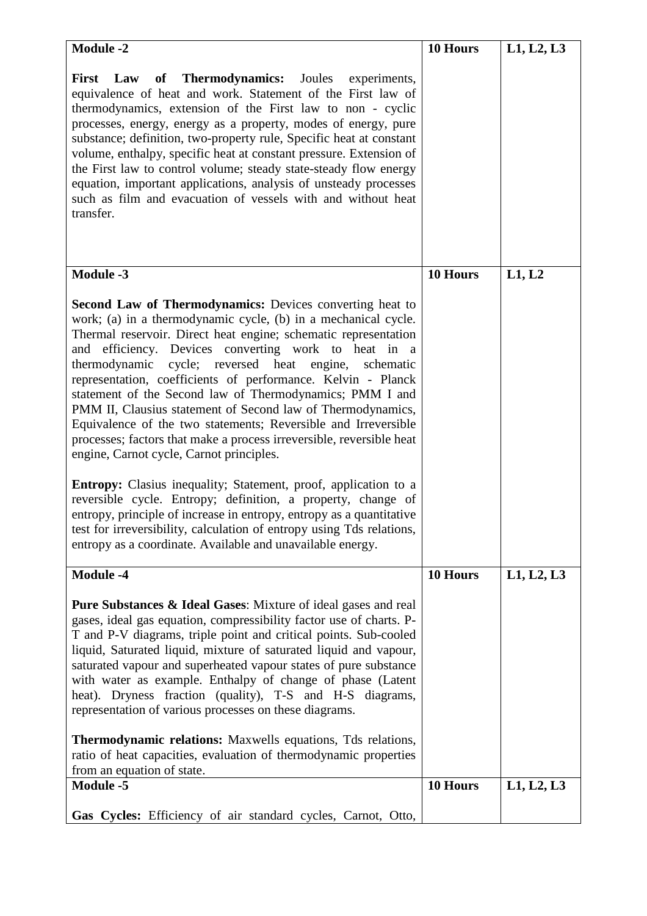| Module -2 | 10 Hours | L1, L2, L3 |
|---|---|---|
| **First Law of Thermodynamics:** Joules experiments, equivalence of heat and work. Statement of the First law of thermodynamics, extension of the First law to non - cyclic processes, energy, energy as a property, modes of energy, pure substance; definition, two-property rule, Specific heat at constant volume, enthalpy, specific heat at constant pressure. Extension of the First law to control volume; steady state-steady flow energy equation, important applications, analysis of unsteady processes such as film and evacuation of vessels with and without heat transfer. | | |
| **Module -3** | **10 Hours** | **L1, L2** |
| **Second Law of Thermodynamics:** Devices converting heat to work; (a) in a thermodynamic cycle, (b) in a mechanical cycle. Thermal reservoir. Direct heat engine; schematic representation and efficiency. Devices converting work to heat in a thermodynamic cycle; reversed heat engine, schematic representation, coefficients of performance. Kelvin - Planck statement of the Second law of Thermodynamics; PMM I and PMM II, Clausius statement of Second law of Thermodynamics, Equivalence of the two statements; Reversible and Irreversible processes; factors that make a process irreversible, reversible heat engine, Carnot cycle, Carnot principles.<br><br>**Entropy:** Clasius inequality; Statement, proof, application to a reversible cycle. Entropy; definition, a property, change of entropy, principle of increase in entropy, entropy as a quantitative test for irreversibility, calculation of entropy using Tds relations, entropy as a coordinate. Available and unavailable energy. | | |
| **Module -4** | **10 Hours** | **L1, L2, L3** |
| **Pure Substances & Ideal Gases**: Mixture of ideal gases and real gases, ideal gas equation, compressibility factor use of charts. P-T and P-V diagrams, triple point and critical points. Sub-cooled liquid, Saturated liquid, mixture of saturated liquid and vapour, saturated vapour and superheated vapour states of pure substance with water as example. Enthalpy of change of phase (Latent heat). Dryness fraction (quality), T-S and H-S diagrams, representation of various processes on these diagrams.<br><br>**Thermodynamic relations:** Maxwells equations, Tds relations, ratio of heat capacities, evaluation of thermodynamic properties from an equation of state. | | |
| **Module -5** | **10 Hours** | **L1, L2, L3** |
| **Gas Cycles:** Efficiency of air standard cycles, Carnot, Otto, | | |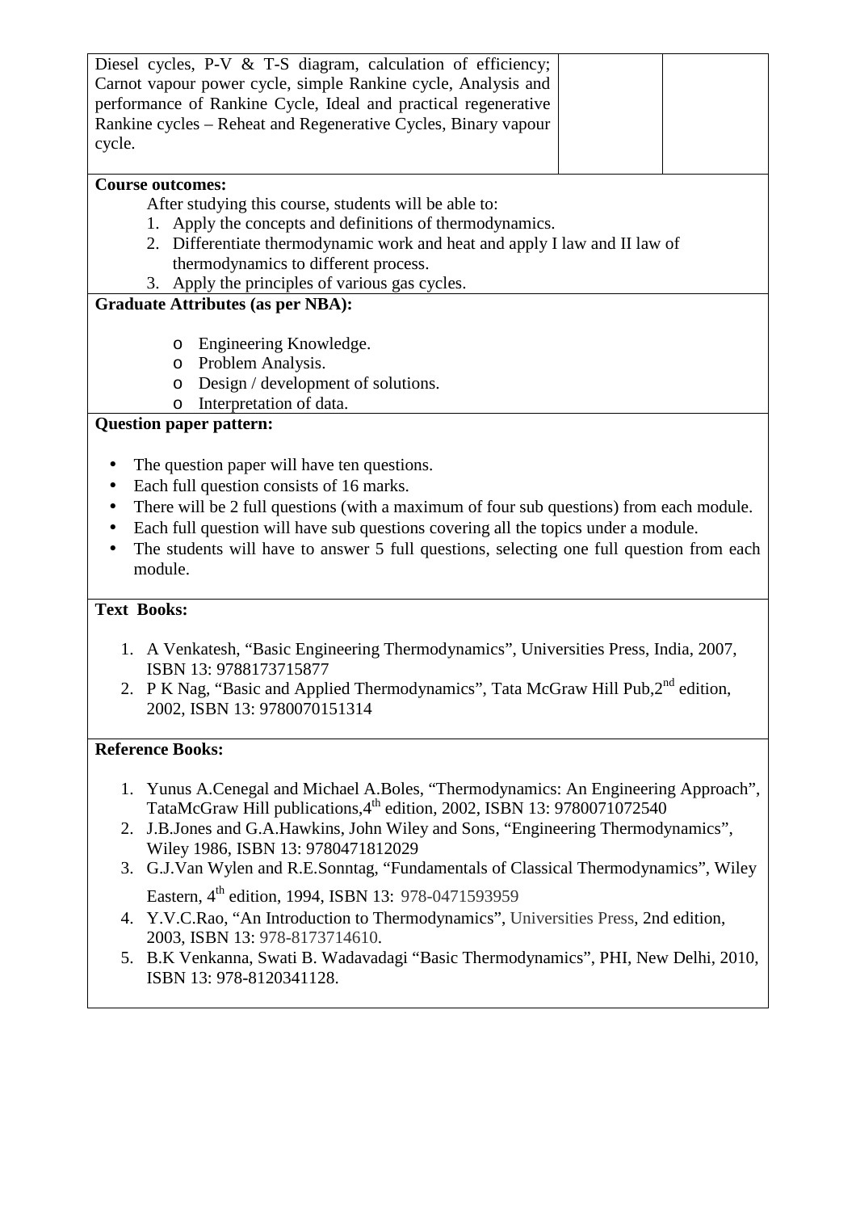| | | |
|---|---|---|
| Diesel cycles, P-V & T-S diagram, calculation of efficiency; Carnot vapour power cycle, simple Rankine cycle, Analysis and performance of Rankine Cycle, Ideal and practical regenerative Rankine cycles – Reheat and Regenerative Cycles, Binary vapour cycle. | | |

**Course outcomes:**

After studying this course, students will be able to:

1. Apply the concepts and definitions of thermodynamics.
2. Differentiate thermodynamic work and heat and apply I law and II law of thermodynamics to different process.
3. Apply the principles of various gas cycles.

**Graduate Attributes (as per NBA):**

- Engineering Knowledge.
- Problem Analysis.
- Design / development of solutions.
- Interpretation of data.

**Question paper pattern:**

- The question paper will have ten questions.
- Each full question consists of 16 marks.
- There will be 2 full questions (with a maximum of four sub questions) from each module.
- Each full question will have sub questions covering all the topics under a module.
- The students will have to answer 5 full questions, selecting one full question from each module.

**Text Books:**

1. A Venkatesh, "Basic Engineering Thermodynamics", Universities Press, India, 2007, ISBN 13: 9788173715877
2. P K Nag, "Basic and Applied Thermodynamics", Tata McGraw Hill Pub,2nd edition, 2002, ISBN 13: 9780070151314

**Reference Books:**

1. Yunus A.Cenegal and Michael A.Boles, "Thermodynamics: An Engineering Approach", TataMcGraw Hill publications,4th edition, 2002, ISBN 13: 9780071072540
2. J.B.Jones and G.A.Hawkins, John Wiley and Sons, "Engineering Thermodynamics", Wiley 1986, ISBN 13: 9780471812029
3. G.J.Van Wylen and R.E.Sonntag, "Fundamentals of Classical Thermodynamics", Wiley Eastern, 4th edition, 1994, ISBN 13: 978-0471593959
4. Y.V.C.Rao, "An Introduction to Thermodynamics", Universities Press, 2nd edition, 2003, ISBN 13: 978-8173714610.
5. B.K Venkanna, Swati B. Wadavadagi "Basic Thermodynamics", PHI, New Delhi, 2010, ISBN 13: 978-8120341128.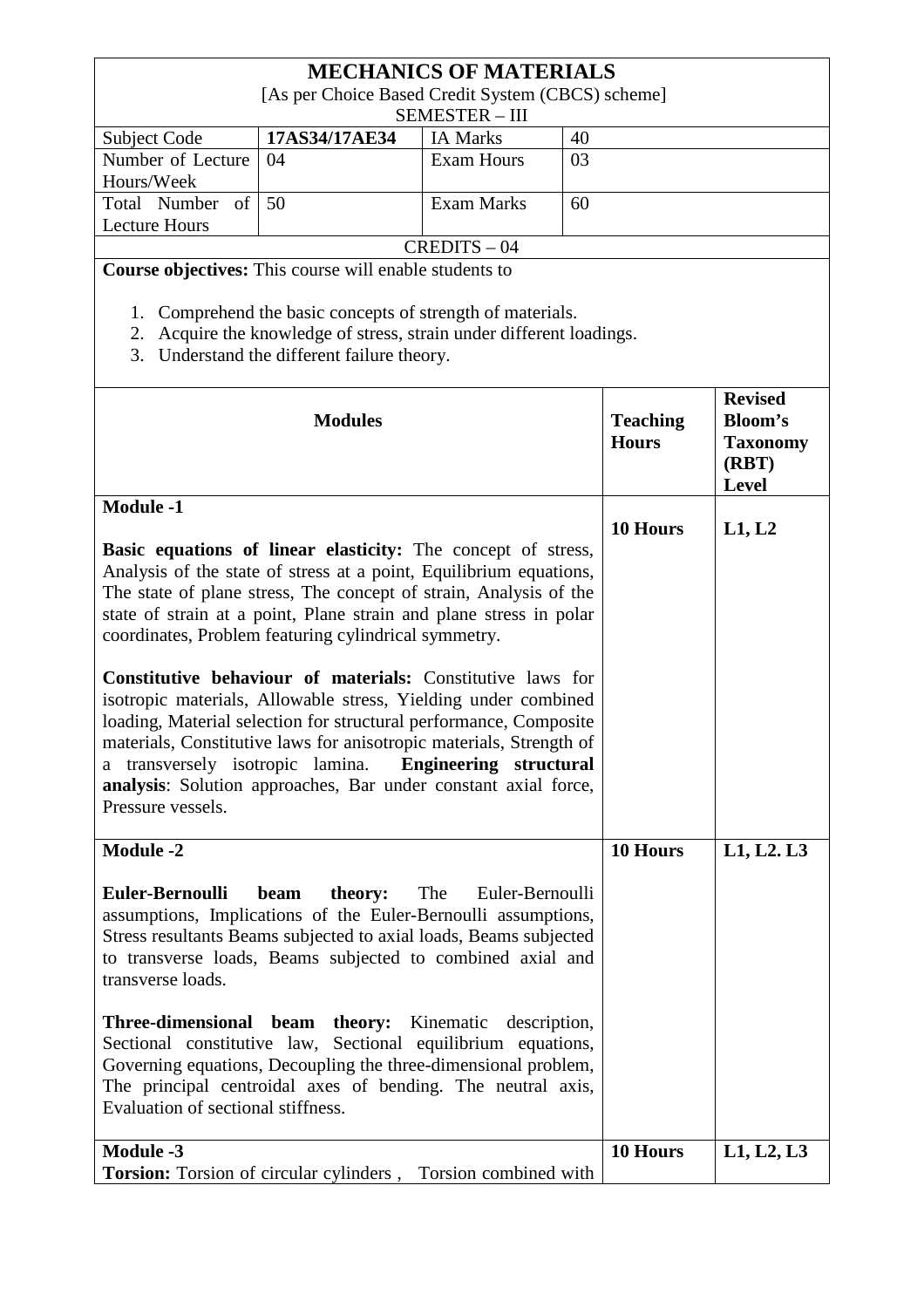# MECHANICS OF MATERIALS

[As per Choice Based Credit System (CBCS) scheme]

SEMESTER – III

| Subject Code | **17AS34/17AE34** | IA Marks | 40 |
|---|---|---|---|
| Number of Lecture Hours/Week | 04 | Exam Hours | 03 |
| Total Number of Lecture Hours | 50 | Exam Marks | 60 |

CREDITS – 04

**Course objectives:** This course will enable students to

1. Comprehend the basic concepts of strength of materials.
2. Acquire the knowledge of stress, strain under different loadings.
3. Understand the different failure theory.

| **Modules** | **Teaching Hours** | **Revised Bloom's Taxonomy (RBT) Level** |
|---|---|---|
| **Module -1**<br><br>**Basic equations of linear elasticity:** The concept of stress, Analysis of the state of stress at a point, Equilibrium equations, The state of plane stress, The concept of strain, Analysis of the state of strain at a point, Plane strain and plane stress in polar coordinates, Problem featuring cylindrical symmetry.<br><br>**Constitutive behaviour of materials:** Constitutive laws for isotropic materials, Allowable stress, Yielding under combined loading, Material selection for structural performance, Composite materials, Constitutive laws for anisotropic materials, Strength of a transversely isotropic lamina. **Engineering structural analysis**: Solution approaches, Bar under constant axial force, Pressure vessels. | **10 Hours** | **L1, L2** |
| **Module -2**<br><br>**Euler-Bernoulli beam theory:** The Euler-Bernoulli assumptions, Implications of the Euler-Bernoulli assumptions, Stress resultants Beams subjected to axial loads, Beams subjected to transverse loads, Beams subjected to combined axial and transverse loads.<br><br>**Three-dimensional beam theory:** Kinematic description, Sectional constitutive law, Sectional equilibrium equations, Governing equations, Decoupling the three-dimensional problem, The principal centroidal axes of bending. The neutral axis, Evaluation of sectional stiffness. | **10 Hours** | **L1, L2. L3** |
| **Module -3**<br>**Torsion:** Torsion of circular cylinders , Torsion combined with | **10 Hours** | **L1, L2, L3** |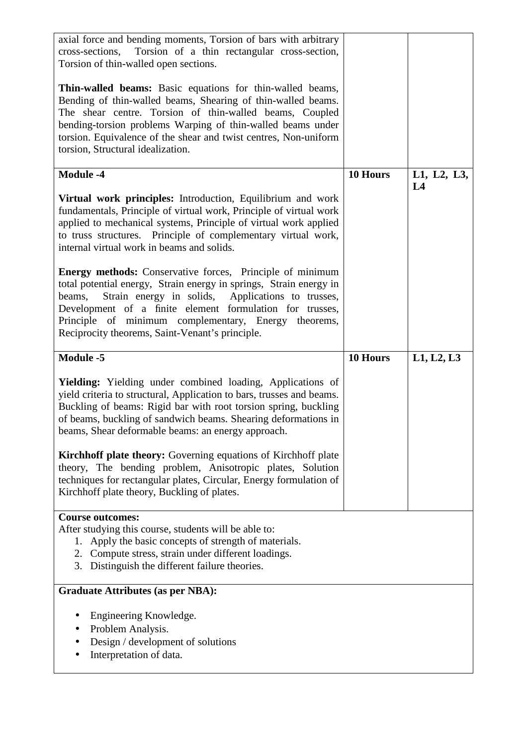| | | |
|---|---|---|
| axial force and bending moments, Torsion of bars with arbitrary cross-sections, Torsion of a thin rectangular cross-section, Torsion of thin-walled open sections.<br><br>**Thin-walled beams:** Basic equations for thin-walled beams, Bending of thin-walled beams, Shearing of thin-walled beams. The shear centre. Torsion of thin-walled beams, Coupled bending-torsion problems Warping of thin-walled beams under torsion. Equivalence of the shear and twist centres, Non-uniform torsion, Structural idealization. | | |
| **Module -4**<br><br>**Virtual work principles:** Introduction, Equilibrium and work fundamentals, Principle of virtual work, Principle of virtual work applied to mechanical systems, Principle of virtual work applied to truss structures. Principle of complementary virtual work, internal virtual work in beams and solids.<br><br>**Energy methods:** Conservative forces, Principle of minimum total potential energy, Strain energy in springs, Strain energy in beams, Strain energy in solids, Applications to trusses, Development of a finite element formulation for trusses, Principle of minimum complementary, Energy theorems, Reciprocity theorems, Saint-Venant's principle. | **10 Hours** | **L1, L2, L3, L4** |
| **Module -5**<br><br>**Yielding:** Yielding under combined loading, Applications of yield criteria to structural, Application to bars, trusses and beams. Buckling of beams: Rigid bar with root torsion spring, buckling of beams, buckling of sandwich beams. Shearing deformations in beams, Shear deformable beams: an energy approach.<br><br>**Kirchhoff plate theory:** Governing equations of Kirchhoff plate theory, The bending problem, Anisotropic plates, Solution techniques for rectangular plates, Circular, Energy formulation of Kirchhoff plate theory, Buckling of plates. | **10 Hours** | **L1, L2, L3** |

**Course outcomes:**

After studying this course, students will be able to:

1. Apply the basic concepts of strength of materials.
2. Compute stress, strain under different loadings.
3. Distinguish the different failure theories.

**Graduate Attributes (as per NBA):**

- Engineering Knowledge.
- Problem Analysis.
- Design / development of solutions
- Interpretation of data.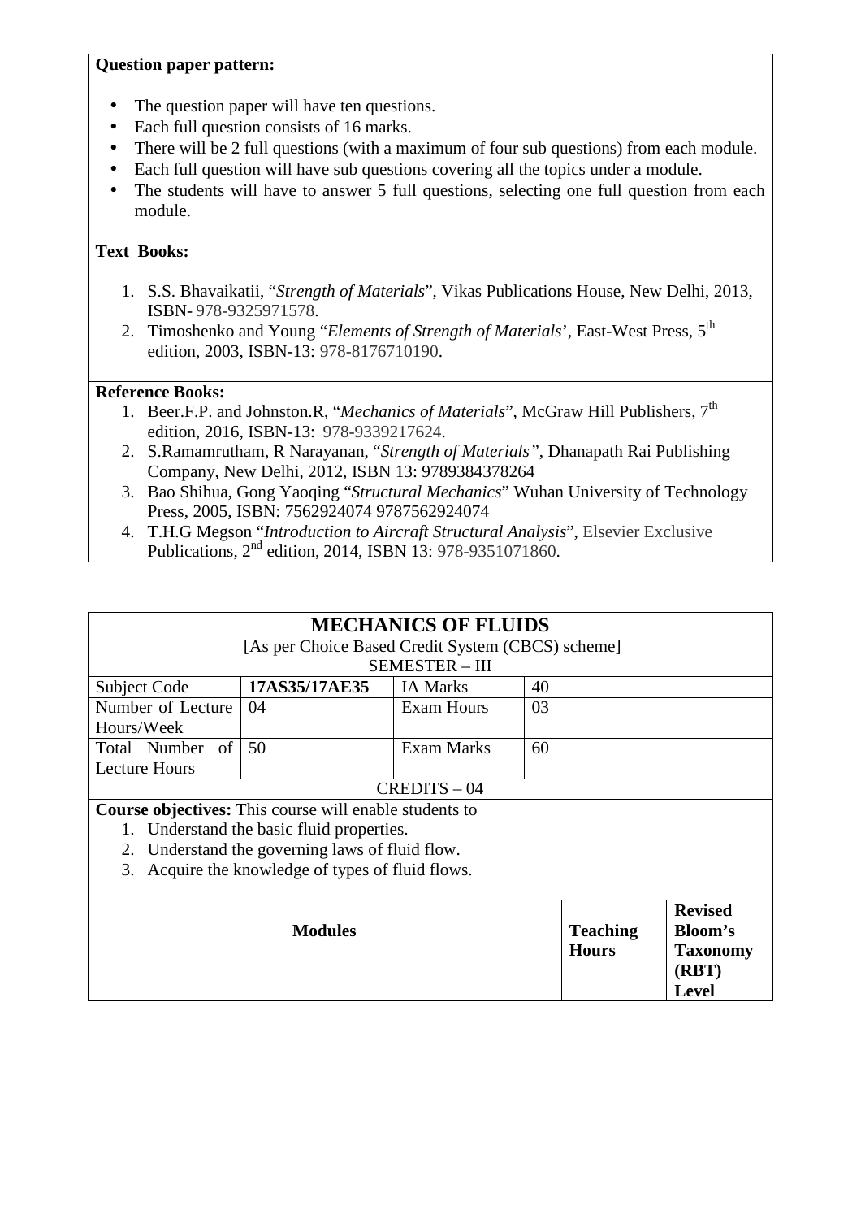**Question paper pattern:**

- The question paper will have ten questions.
- Each full question consists of 16 marks.
- There will be 2 full questions (with a maximum of four sub questions) from each module.
- Each full question will have sub questions covering all the topics under a module.
- The students will have to answer 5 full questions, selecting one full question from each module.

**Text Books:**

1. S.S. Bhavaikatii, "*Strength of Materials*", Vikas Publications House, New Delhi, 2013, ISBN- 978-9325971578.
2. Timoshenko and Young "*Elements of Strength of Materials*', East-West Press, 5th edition, 2003, ISBN-13: 978-8176710190.

**Reference Books:**

1. Beer.F.P. and Johnston.R, "*Mechanics of Materials*", McGraw Hill Publishers, 7th edition, 2016, ISBN-13: 978-9339217624.
2. S.Ramamrutham, R Narayanan, "*Strength of Materials"*, Dhanapath Rai Publishing Company, New Delhi, 2012, ISBN 13: 9789384378264
3. Bao Shihua, Gong Yaoqing "*Structural Mechanics*" Wuhan University of Technology Press, 2005, ISBN: 7562924074 9787562924074
4. T.H.G Megson "*Introduction to Aircraft Structural Analysis*", Elsevier Exclusive Publications, 2nd edition, 2014, ISBN 13: 978-9351071860.

## MECHANICS OF FLUIDS

[As per Choice Based Credit System (CBCS) scheme]

SEMESTER – III

| Subject Code | **17AS35/17AE35** | IA Marks | 40 |
|---|---|---|---|
| Number of Lecture Hours/Week | 04 | Exam Hours | 03 |
| Total Number of Lecture Hours | 50 | Exam Marks | 60 |

CREDITS – 04

**Course objectives:** This course will enable students to

1. Understand the basic fluid properties.
2. Understand the governing laws of fluid flow.
3. Acquire the knowledge of types of fluid flows.

| **Modules** | **Teaching Hours** | **Revised Bloom's Taxonomy (RBT) Level** |
|---|---|---|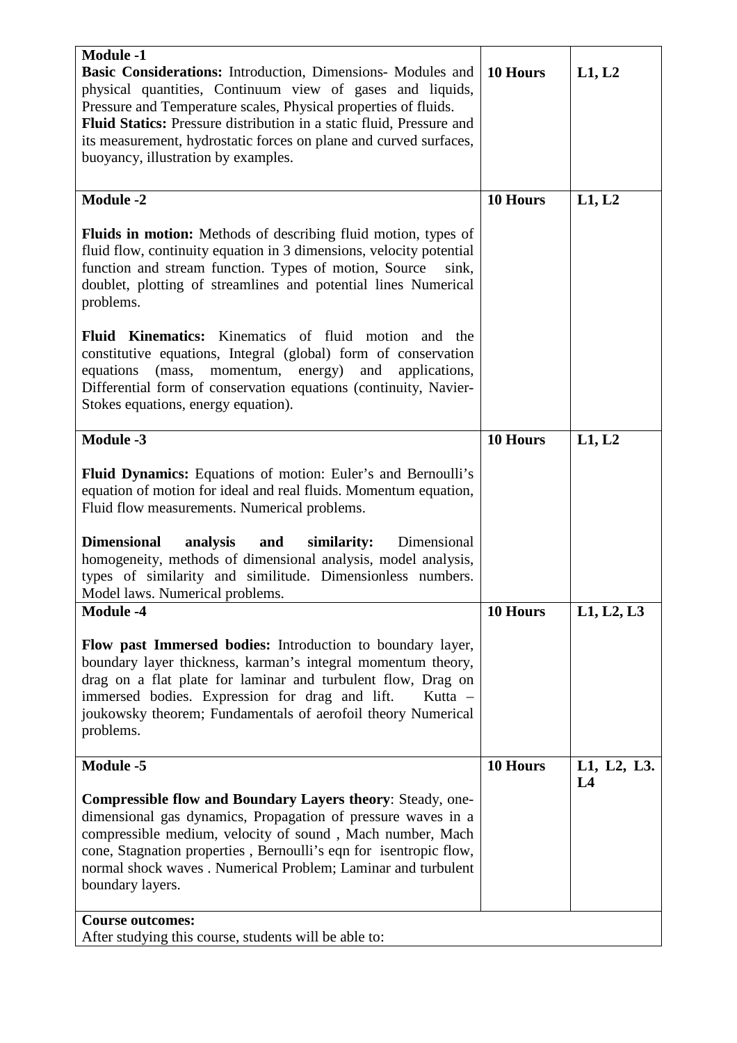| Module -1 | | |
| --- | --- | --- |
| **Basic Considerations:** Introduction, Dimensions- Modules and physical quantities, Continuum view of gases and liquids, Pressure and Temperature scales, Physical properties of fluids. **Fluid Statics:** Pressure distribution in a static fluid, Pressure and its measurement, hydrostatic forces on plane and curved surfaces, buoyancy, illustration by examples. | **10 Hours** | **L1, L2** |
| **Module -2** | **10 Hours** | **L1, L2** |
| **Fluids in motion:** Methods of describing fluid motion, types of fluid flow, continuity equation in 3 dimensions, velocity potential function and stream function. Types of motion, Source sink, doublet, plotting of streamlines and potential lines Numerical problems. **Fluid Kinematics:** Kinematics of fluid motion and the constitutive equations, Integral (global) form of conservation equations (mass, momentum, energy) and applications, Differential form of conservation equations (continuity, Navier-Stokes equations, energy equation). | | |
| **Module -3** | **10 Hours** | **L1, L2** |
| **Fluid Dynamics:** Equations of motion: Euler's and Bernoulli's equation of motion for ideal and real fluids. Momentum equation, Fluid flow measurements. Numerical problems. **Dimensional analysis and similarity:** Dimensional homogeneity, methods of dimensional analysis, model analysis, types of similarity and similitude. Dimensionless numbers. Model laws. Numerical problems. | | |
| **Module -4** | **10 Hours** | **L1, L2, L3** |
| **Flow past Immersed bodies:** Introduction to boundary layer, boundary layer thickness, karman's integral momentum theory, drag on a flat plate for laminar and turbulent flow, Drag on immersed bodies. Expression for drag and lift. Kutta – joukowsky theorem; Fundamentals of aerofoil theory Numerical problems. | | |
| **Module -5** | **10 Hours** | **L1, L2, L3. L4** |
| **Compressible flow and Boundary Layers theory**: Steady, one-dimensional gas dynamics, Propagation of pressure waves in a compressible medium, velocity of sound , Mach number, Mach cone, Stagnation properties , Bernoulli's eqn for isentropic flow, normal shock waves . Numerical Problem; Laminar and turbulent boundary layers. | | |
| **Course outcomes:** After studying this course, students will be able to: | | |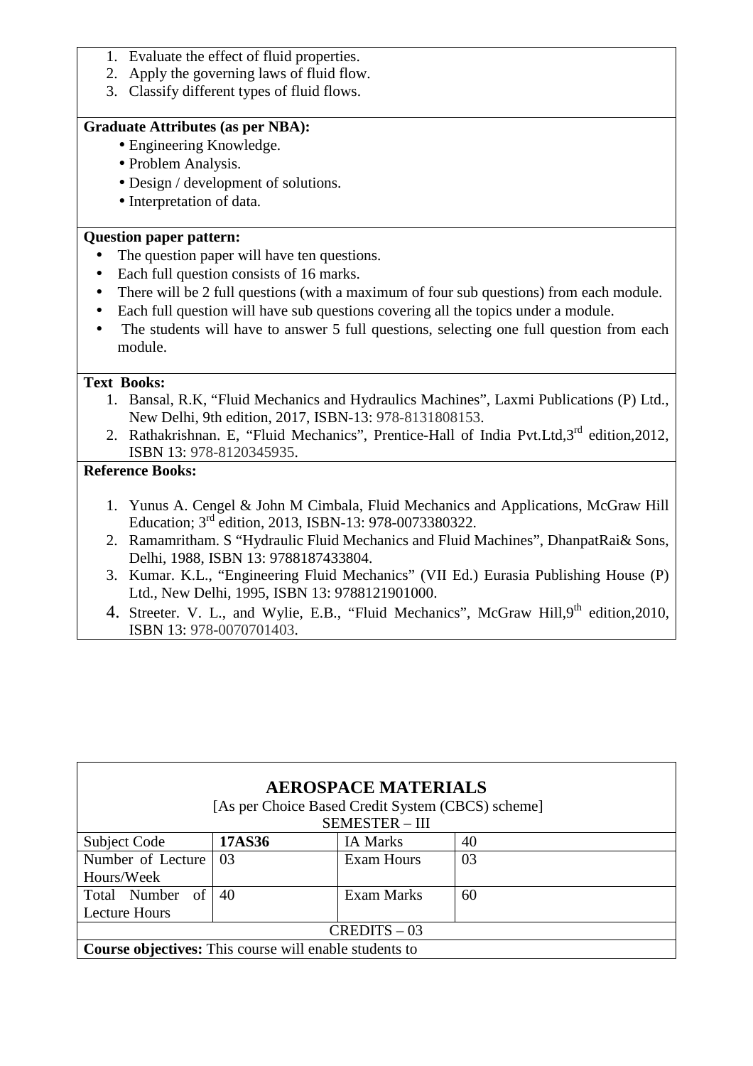1. Evaluate the effect of fluid properties.
2. Apply the governing laws of fluid flow.
3. Classify different types of fluid flows.

**Graduate Attributes (as per NBA):**

- Engineering Knowledge.
- Problem Analysis.
- Design / development of solutions.
- Interpretation of data.

**Question paper pattern:**

- The question paper will have ten questions.
- Each full question consists of 16 marks.
- There will be 2 full questions (with a maximum of four sub questions) from each module.
- Each full question will have sub questions covering all the topics under a module.
- The students will have to answer 5 full questions, selecting one full question from each module.

**Text Books:**

1. Bansal, R.K, "Fluid Mechanics and Hydraulics Machines", Laxmi Publications (P) Ltd., New Delhi, 9th edition, 2017, ISBN-13: 978-8131808153.
2. Rathakrishnan. E, "Fluid Mechanics", Prentice-Hall of India Pvt.Ltd,3rd edition,2012, ISBN 13: 978-8120345935.

**Reference Books:**

1. Yunus A. Cengel & John M Cimbala, Fluid Mechanics and Applications, McGraw Hill Education; 3rd edition, 2013, ISBN-13: 978-0073380322.
2. Ramamritham. S "Hydraulic Fluid Mechanics and Fluid Machines", DhanpatRai& Sons, Delhi, 1988, ISBN 13: 9788187433804.
3. Kumar. K.L., "Engineering Fluid Mechanics" (VII Ed.) Eurasia Publishing House (P) Ltd., New Delhi, 1995, ISBN 13: 9788121901000.
4. Streeter. V. L., and Wylie, E.B., "Fluid Mechanics", McGraw Hill,9th edition,2010, ISBN 13: 978-0070701403.

## AEROSPACE MATERIALS

[As per Choice Based Credit System (CBCS) scheme]

SEMESTER – III

| Subject Code | **17AS36** | IA Marks | 40 |
|---|---|---|---|
| Number of Lecture Hours/Week | 03 | Exam Hours | 03 |
| Total Number of Lecture Hours | 40 | Exam Marks | 60 |
| CREDITS – 03 | | | |

**Course objectives:** This course will enable students to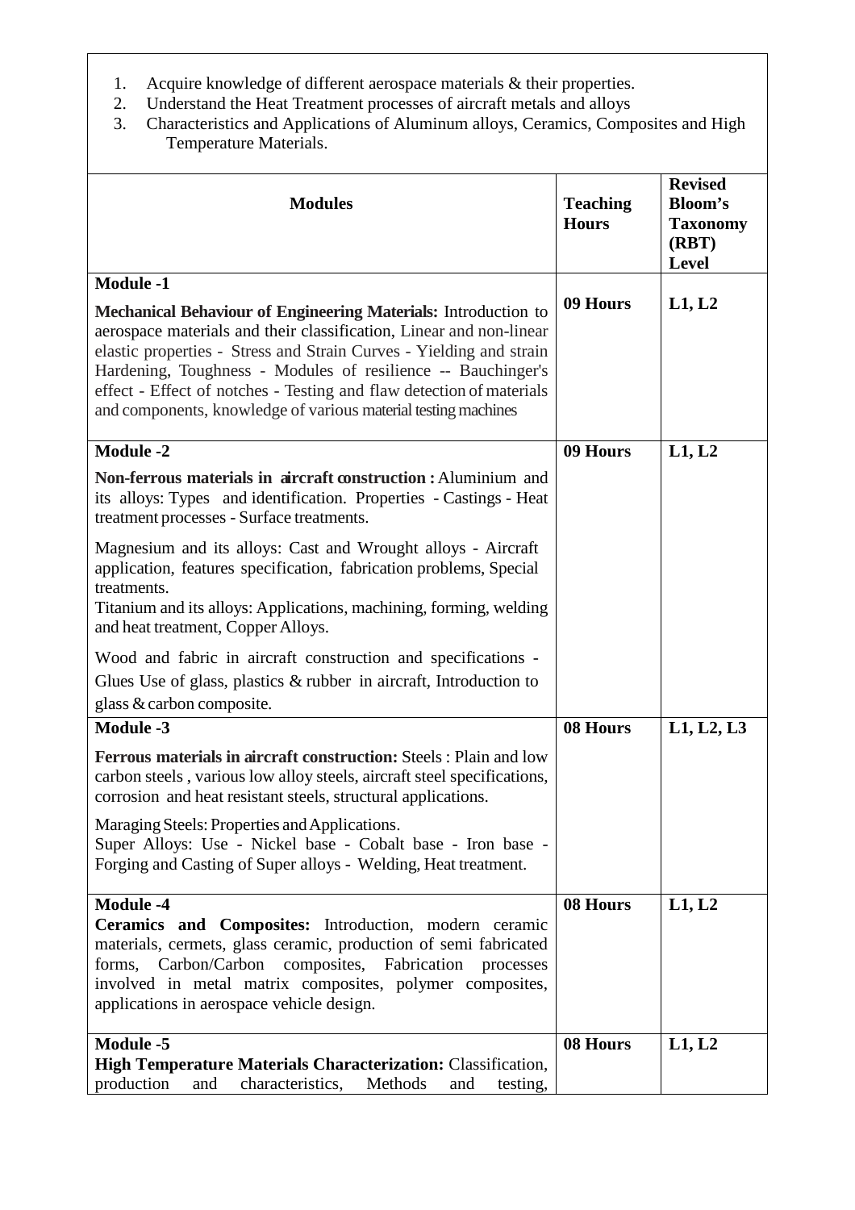1. Acquire knowledge of different aerospace materials & their properties.
2. Understand the Heat Treatment processes of aircraft metals and alloys
3. Characteristics and Applications of Aluminum alloys, Ceramics, Composites and High Temperature Materials.

| Modules | Teaching Hours | Revised Bloom's Taxonomy (RBT) Level |
|---|---|---|
| **Module -1**<br><br>**Mechanical Behaviour of Engineering Materials:** Introduction to aerospace materials and their classification, Linear and non-linear elastic properties - Stress and Strain Curves - Yielding and strain Hardening, Toughness - Modules of resilience -- Bauchinger's effect - Effect of notches - Testing and flaw detection of materials and components, knowledge of various material testing machines | **09 Hours** | **L1, L2** |
| **Module -2**<br><br>**Non-ferrous materials in aircraft construction :** Aluminium and its alloys: Types and identification. Properties - Castings - Heat treatment processes - Surface treatments.<br><br>Magnesium and its alloys: Cast and Wrought alloys - Aircraft application, features specification, fabrication problems, Special treatments.<br>Titanium and its alloys: Applications, machining, forming, welding and heat treatment, Copper Alloys.<br><br>Wood and fabric in aircraft construction and specifications - Glues Use of glass, plastics & rubber in aircraft, Introduction to glass & carbon composite. | **09 Hours** | **L1, L2** |
| **Module -3**<br><br>**Ferrous materials in aircraft construction:** Steels : Plain and low carbon steels , various low alloy steels, aircraft steel specifications, corrosion and heat resistant steels, structural applications.<br><br>Maraging Steels: Properties and Applications.<br>Super Alloys: Use - Nickel base - Cobalt base - Iron base - Forging and Casting of Super alloys - Welding, Heat treatment. | **08 Hours** | **L1, L2, L3** |
| **Module -4**<br>**Ceramics and Composites:** Introduction, modern ceramic materials, cermets, glass ceramic, production of semi fabricated forms, Carbon/Carbon composites, Fabrication processes involved in metal matrix composites, polymer composites, applications in aerospace vehicle design. | **08 Hours** | **L1, L2** |
| **Module -5**<br>**High Temperature Materials Characterization:** Classification, production and characteristics, Methods and testing, | **08 Hours** | **L1, L2** |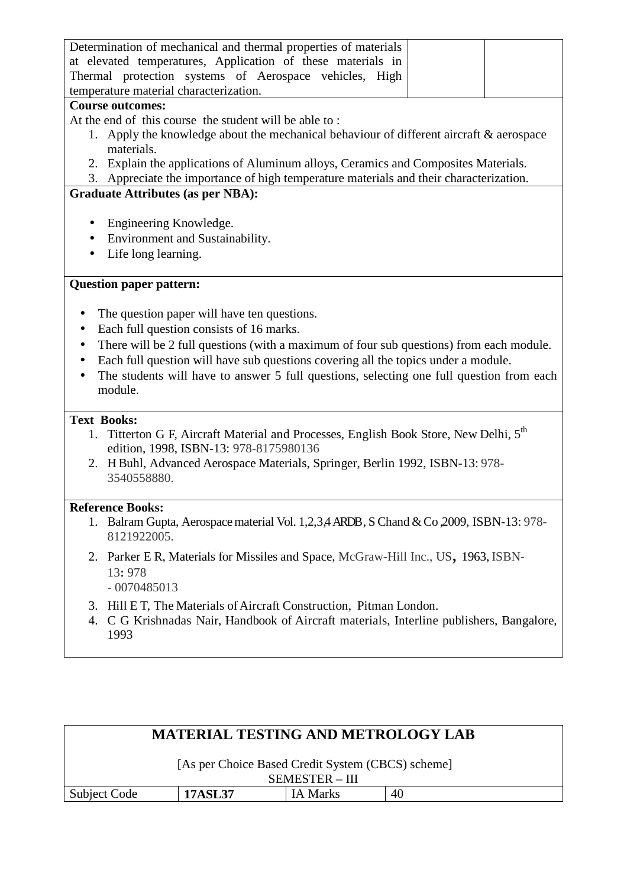| Determination of mechanical and thermal properties of materials at elevated temperatures, Application of these materials in Thermal protection systems of Aerospace vehicles, High temperature material characterization. | | |
|---|---|---|

**Course outcomes:**

At the end of this course the student will be able to :

1. Apply the knowledge about the mechanical behaviour of different aircraft & aerospace materials.
2. Explain the applications of Aluminum alloys, Ceramics and Composites Materials.
3. Appreciate the importance of high temperature materials and their characterization.

**Graduate Attributes (as per NBA):**

- Engineering Knowledge.
- Environment and Sustainability.
- Life long learning.

**Question paper pattern:**

- The question paper will have ten questions.
- Each full question consists of 16 marks.
- There will be 2 full questions (with a maximum of four sub questions) from each module.
- Each full question will have sub questions covering all the topics under a module.
- The students will have to answer 5 full questions, selecting one full question from each module.

**Text Books:**

1. Titterton G F, Aircraft Material and Processes, English Book Store, New Delhi, 5th edition, 1998, ISBN-13: 978-8175980136
2. H Buhl, Advanced Aerospace Materials, Springer, Berlin 1992, ISBN-13: 978-3540558880.

**Reference Books:**

1. Balram Gupta, Aerospace material Vol. 1,2,3,4 ARDB, S Chand & Co ,2009, ISBN-13: 978-8121922005.
2. Parker E R, Materials for Missiles and Space, McGraw-Hill Inc., US, 1963, ISBN-13: 978 - 0070485013
3. Hill E T, The Materials of Aircraft Construction, Pitman London.
4. C G Krishnadas Nair, Handbook of Aircraft materials, Interline publishers, Bangalore, 1993

## MATERIAL TESTING AND METROLOGY LAB

[As per Choice Based Credit System (CBCS) scheme]
SEMESTER – III

| Subject Code | **17ASL37** | IA Marks | 40 |
|---|---|---|---|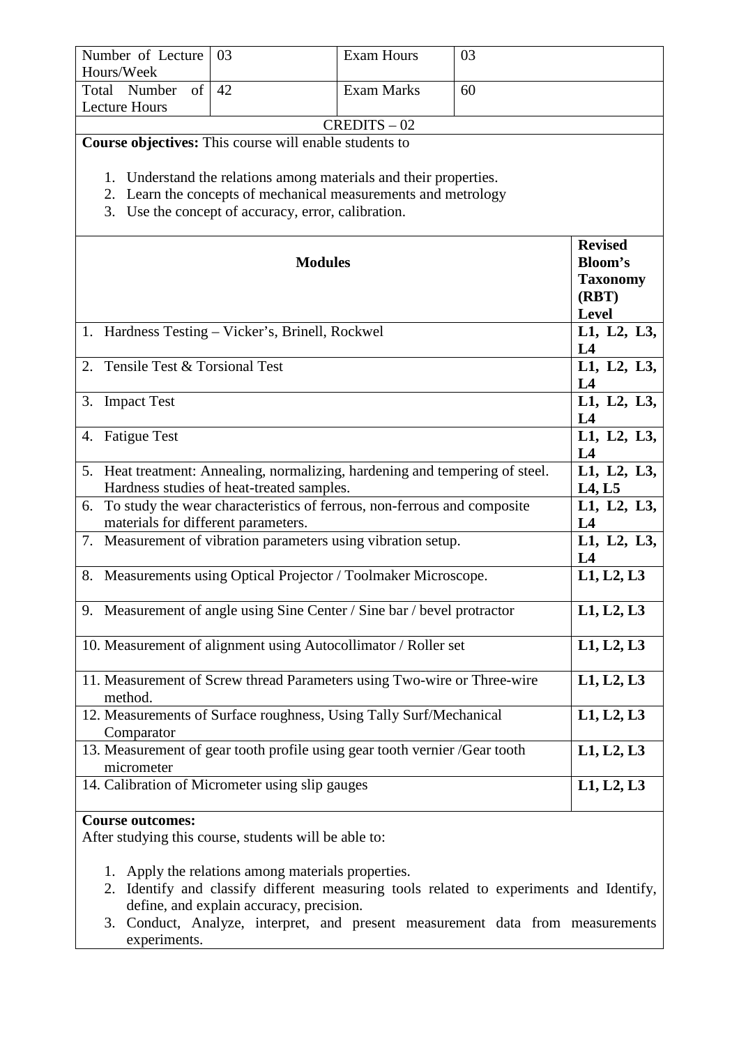| Number of Lecture Hours/Week | 03 | Exam Hours | 03 |
|---|---|---|---|
| Total Number of Lecture Hours | 42 | Exam Marks | 60 |

CREDITS – 02

**Course objectives:** This course will enable students to

1. Understand the relations among materials and their properties.
2. Learn the concepts of mechanical measurements and metrology
3. Use the concept of accuracy, error, calibration.

| **Modules** | **Revised Bloom's Taxonomy (RBT) Level** |
|---|---|
| 1. Hardness Testing – Vicker's, Brinell, Rockwel | **L1, L2, L3, L4** |
| 2. Tensile Test & Torsional Test | **L1, L2, L3, L4** |
| 3. Impact Test | **L1, L2, L3, L4** |
| 4. Fatigue Test | **L1, L2, L3, L4** |
| 5. Heat treatment: Annealing, normalizing, hardening and tempering of steel. Hardness studies of heat-treated samples. | **L1, L2, L3, L4, L5** |
| 6. To study the wear characteristics of ferrous, non-ferrous and composite materials for different parameters. | **L1, L2, L3, L4** |
| 7. Measurement of vibration parameters using vibration setup. | **L1, L2, L3, L4** |
| 8. Measurements using Optical Projector / Toolmaker Microscope. | **L1, L2, L3** |
| 9. Measurement of angle using Sine Center / Sine bar / bevel protractor | **L1, L2, L3** |
| 10. Measurement of alignment using Autocollimator / Roller set | **L1, L2, L3** |
| 11. Measurement of Screw thread Parameters using Two-wire or Three-wire method. | **L1, L2, L3** |
| 12. Measurements of Surface roughness, Using Tally Surf/Mechanical Comparator | **L1, L2, L3** |
| 13. Measurement of gear tooth profile using gear tooth vernier /Gear tooth micrometer | **L1, L2, L3** |
| 14. Calibration of Micrometer using slip gauges | **L1, L2, L3** |

**Course outcomes:**

After studying this course, students will be able to:

1. Apply the relations among materials properties.
2. Identify and classify different measuring tools related to experiments and Identify, define, and explain accuracy, precision.
3. Conduct, Analyze, interpret, and present measurement data from measurements experiments.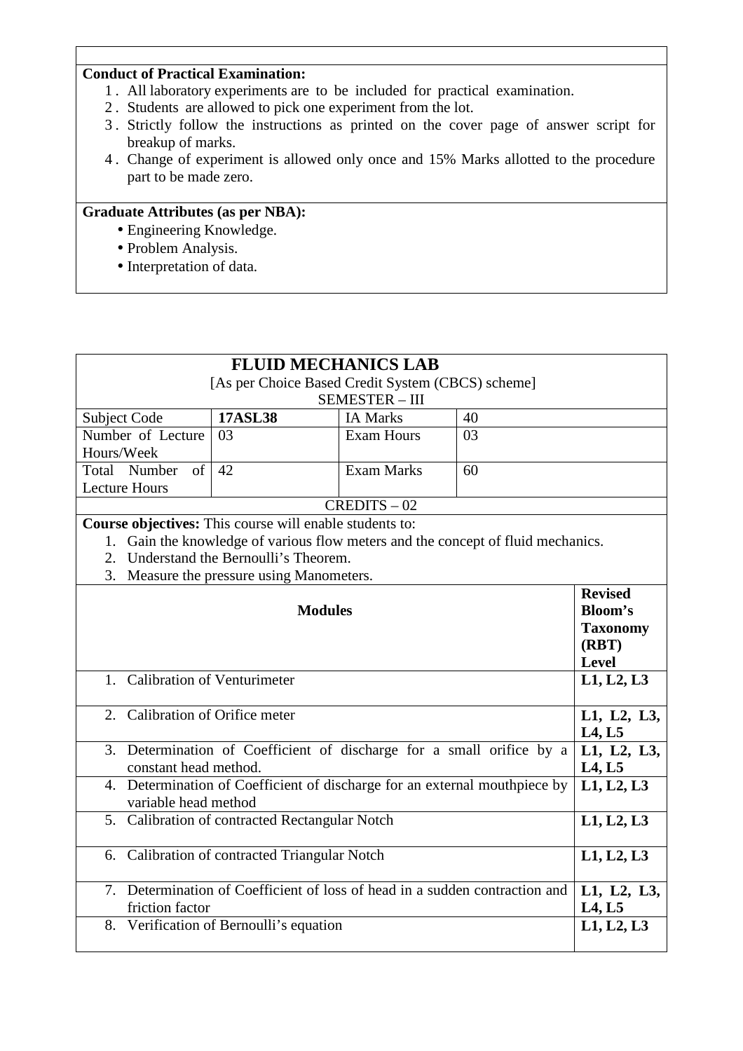**Conduct of Practical Examination:**

1. All laboratory experiments are to be included for practical examination.
2. Students are allowed to pick one experiment from the lot.
3. Strictly follow the instructions as printed on the cover page of answer script for breakup of marks.
4. Change of experiment is allowed only once and 15% Marks allotted to the procedure part to be made zero.

**Graduate Attributes (as per NBA):**

- Engineering Knowledge.
- Problem Analysis.
- Interpretation of data.

## FLUID MECHANICS LAB

[As per Choice Based Credit System (CBCS) scheme]

SEMESTER – III

| Subject Code | **17ASL38** | IA Marks | 40 |
|---|---|---|---|
| Number of Lecture Hours/Week | 03 | Exam Hours | 03 |
| Total Number of Lecture Hours | 42 | Exam Marks | 60 |

CREDITS – 02

**Course objectives:** This course will enable students to:

1. Gain the knowledge of various flow meters and the concept of fluid mechanics.
2. Understand the Bernoulli's Theorem.
3. Measure the pressure using Manometers.

| **Modules** | **Revised Bloom's Taxonomy (RBT) Level** |
|---|---|
| 1. Calibration of Venturimeter | **L1, L2, L3** |
| 2. Calibration of Orifice meter | **L1, L2, L3, L4, L5** |
| 3. Determination of Coefficient of discharge for a small orifice by a constant head method. | **L1, L2, L3, L4, L5** |
| 4. Determination of Coefficient of discharge for an external mouthpiece by variable head method | **L1, L2, L3** |
| 5. Calibration of contracted Rectangular Notch | **L1, L2, L3** |
| 6. Calibration of contracted Triangular Notch | **L1, L2, L3** |
| 7. Determination of Coefficient of loss of head in a sudden contraction and friction factor | **L1, L2, L3, L4, L5** |
| 8. Verification of Bernoulli's equation | **L1, L2, L3** |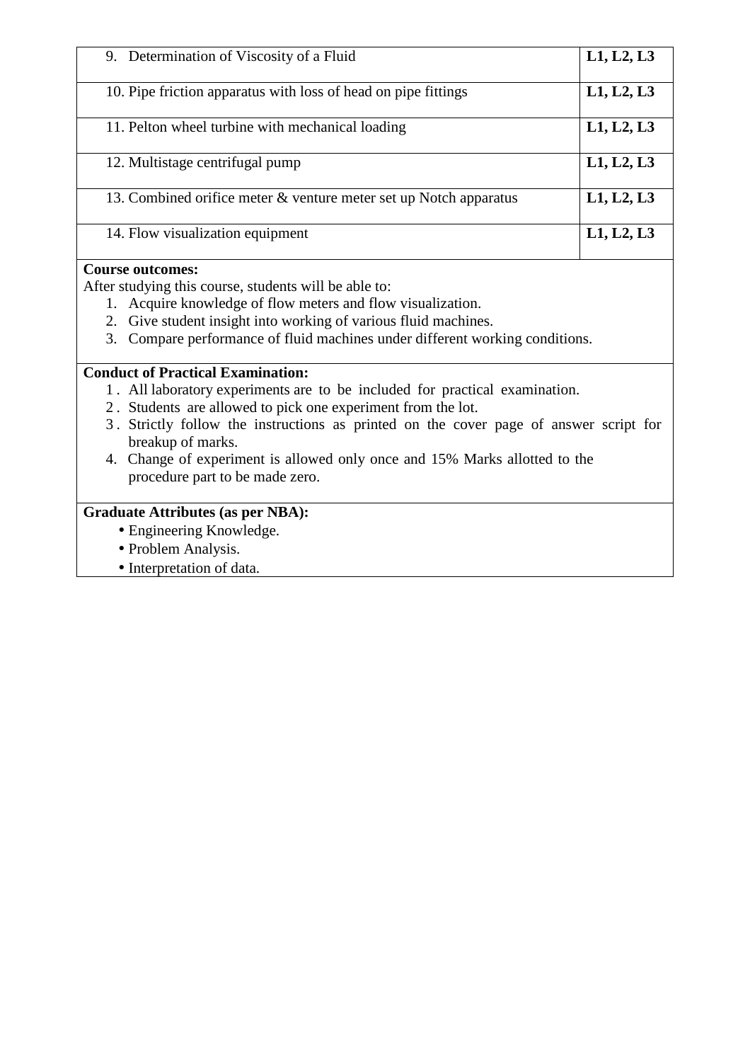| | |
|---|---|
| 9. Determination of Viscosity of a Fluid | **L1, L2, L3** |
| 10. Pipe friction apparatus with loss of head on pipe fittings | **L1, L2, L3** |
| 11. Pelton wheel turbine with mechanical loading | **L1, L2, L3** |
| 12. Multistage centrifugal pump | **L1, L2, L3** |
| 13. Combined orifice meter & venture meter set up Notch apparatus | **L1, L2, L3** |
| 14. Flow visualization equipment | **L1, L2, L3** |

**Course outcomes:**

After studying this course, students will be able to:

1. Acquire knowledge of flow meters and flow visualization.
2. Give student insight into working of various fluid machines.
3. Compare performance of fluid machines under different working conditions.

**Conduct of Practical Examination:**

1. All laboratory experiments are to be included for practical examination.
2. Students are allowed to pick one experiment from the lot.
3. Strictly follow the instructions as printed on the cover page of answer script for breakup of marks.
4. Change of experiment is allowed only once and 15% Marks allotted to the procedure part to be made zero.

**Graduate Attributes (as per NBA):**

- Engineering Knowledge.
- Problem Analysis.
- Interpretation of data.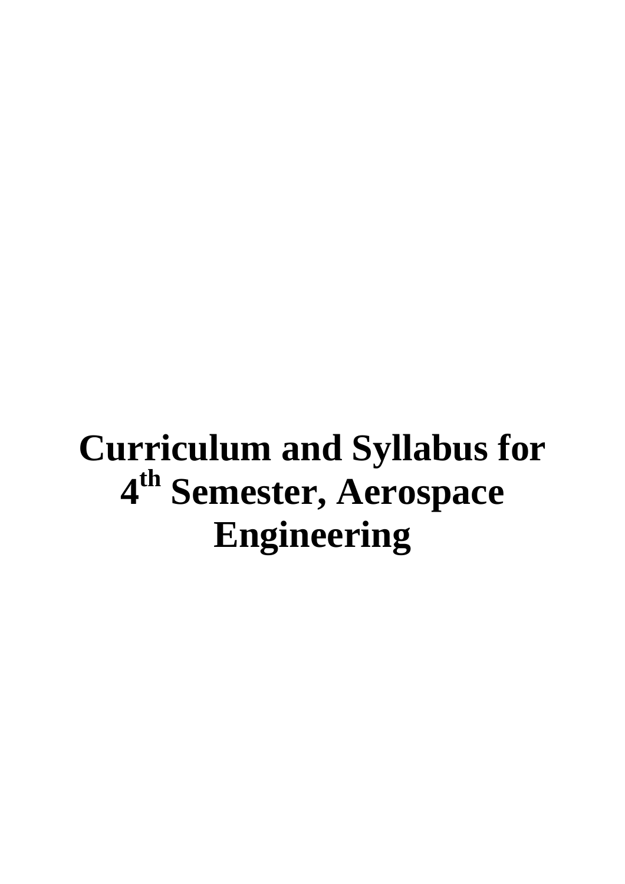# Curriculum and Syllabus for 4th Semester, Aerospace Engineering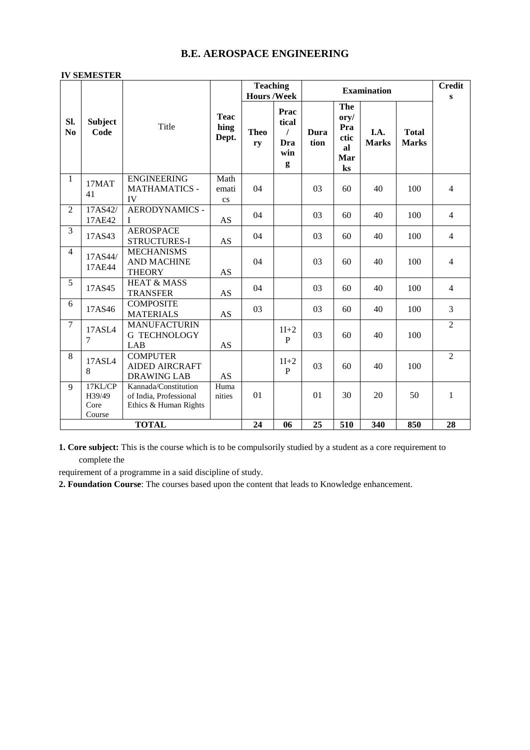## B.E. AEROSPACE ENGINEERING

**IV SEMESTER**

| Sl. No | Subject Code | Title | Teaching Dept. | Teaching Hours /Week | | Examination | | | | Credits |
|---|---|---|---|---|---|---|---|---|---|---|
| | | | | Theory | Practical / Drawing | Duration | Theory/ Practical Marks | I.A. Marks | Total Marks | |
| 1 | 17MAT41 | ENGINEERING MATHAMATICS - IV | Mathematics | 04 | | 03 | 60 | 40 | 100 | 4 |
| 2 | 17AS42/ 17AE42 | AERODYNAMICS - I | AS | 04 | | 03 | 60 | 40 | 100 | 4 |
| 3 | 17AS43 | AEROSPACE STRUCTURES-I | AS | 04 | | 03 | 60 | 40 | 100 | 4 |
| 4 | 17AS44/ 17AE44 | MECHANISMS AND MACHINE THEORY | AS | 04 | | 03 | 60 | 40 | 100 | 4 |
| 5 | 17AS45 | HEAT & MASS TRANSFER | AS | 04 | | 03 | 60 | 40 | 100 | 4 |
| 6 | 17AS46 | COMPOSITE MATERIALS | AS | 03 | | 03 | 60 | 40 | 100 | 3 |
| 7 | 17ASL47 | MANUFACTURING TECHNOLOGY LAB | AS | | 1I+2P | 03 | 60 | 40 | 100 | 2 |
| 8 | 17ASL48 | COMPUTER AIDED AIRCRAFT DRAWING LAB | AS | | 1I+2P | 03 | 60 | 40 | 100 | 2 |
| 9 | 17KL/CPH39/49 Core Course | Kannada/Constitution of India, Professional Ethics & Human Rights | Humanities | 01 | | 01 | 30 | 20 | 50 | 1 |
| | | **TOTAL** | | **24** | **06** | **25** | **510** | **340** | **850** | **28** |

**1. Core subject:** This is the course which is to be compulsorily studied by a student as a core requirement to complete the requirement of a programme in a said discipline of study.

**2. Foundation Course**: The courses based upon the content that leads to Knowledge enhancement.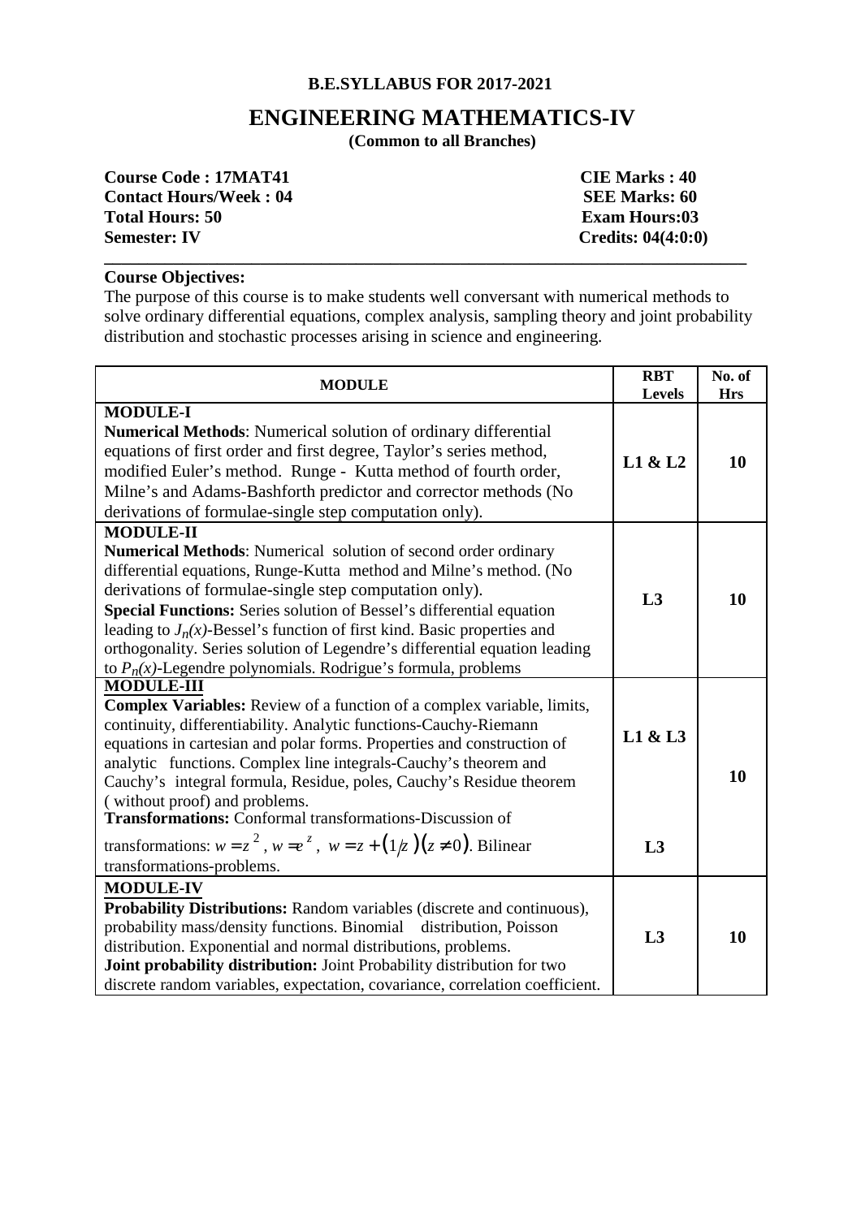**B.E.SYLLABUS FOR 2017-2021**

# ENGINEERING MATHEMATICS-IV

**(Common to all Branches)**

| | |
|---|---|
| **Course Code : 17MAT41** | **CIE Marks : 40** |
| **Contact Hours/Week : 04** | **SEE Marks: 60** |
| **Total Hours: 50** | **Exam Hours:03** |
| **Semester: IV** | **Credits: 04(4:0:0)** |

**Course Objectives:**

The purpose of this course is to make students well conversant with numerical methods to solve ordinary differential equations, complex analysis, sampling theory and joint probability distribution and stochastic processes arising in science and engineering.

| MODULE | RBT Levels | No. of Hrs |
|---|---|---|
| **MODULE-I**<br>**Numerical Methods**: Numerical solution of ordinary differential equations of first order and first degree, Taylor's series method, modified Euler's method. Runge - Kutta method of fourth order, Milne's and Adams-Bashforth predictor and corrector methods (No derivations of formulae-single step computation only). | **L1 & L2** | **10** |
| **MODULE-II**<br>**Numerical Methods**: Numerical solution of second order ordinary differential equations, Runge-Kutta method and Milne's method. (No derivations of formulae-single step computation only).<br>**Special Functions:** Series solution of Bessel's differential equation leading to $J_n(x)$-Bessel's function of first kind. Basic properties and orthogonality. Series solution of Legendre's differential equation leading to $P_n(x)$-Legendre polynomials. Rodrigue's formula, problems | **L3** | **10** |
| **MODULE-III**<br>**Complex Variables:** Review of a function of a complex variable, limits, continuity, differentiability. Analytic functions-Cauchy-Riemann equations in cartesian and polar forms. Properties and construction of analytic functions. Complex line integrals-Cauchy's theorem and Cauchy's integral formula, Residue, poles, Cauchy's Residue theorem ( without proof) and problems.<br>**Transformations:** Conformal transformations-Discussion of transformations: $w = z^2$, $w = e^z$, $w = z + (1/z)(z \neq 0)$. Bilinear transformations-problems. | **L1 & L3**<br><br>**L3** | **10** |
| **MODULE-IV**<br>**Probability Distributions:** Random variables (discrete and continuous), probability mass/density functions. Binomial distribution, Poisson distribution. Exponential and normal distributions, problems.<br>**Joint probability distribution:** Joint Probability distribution for two discrete random variables, expectation, covariance, correlation coefficient. | **L3** | **10** |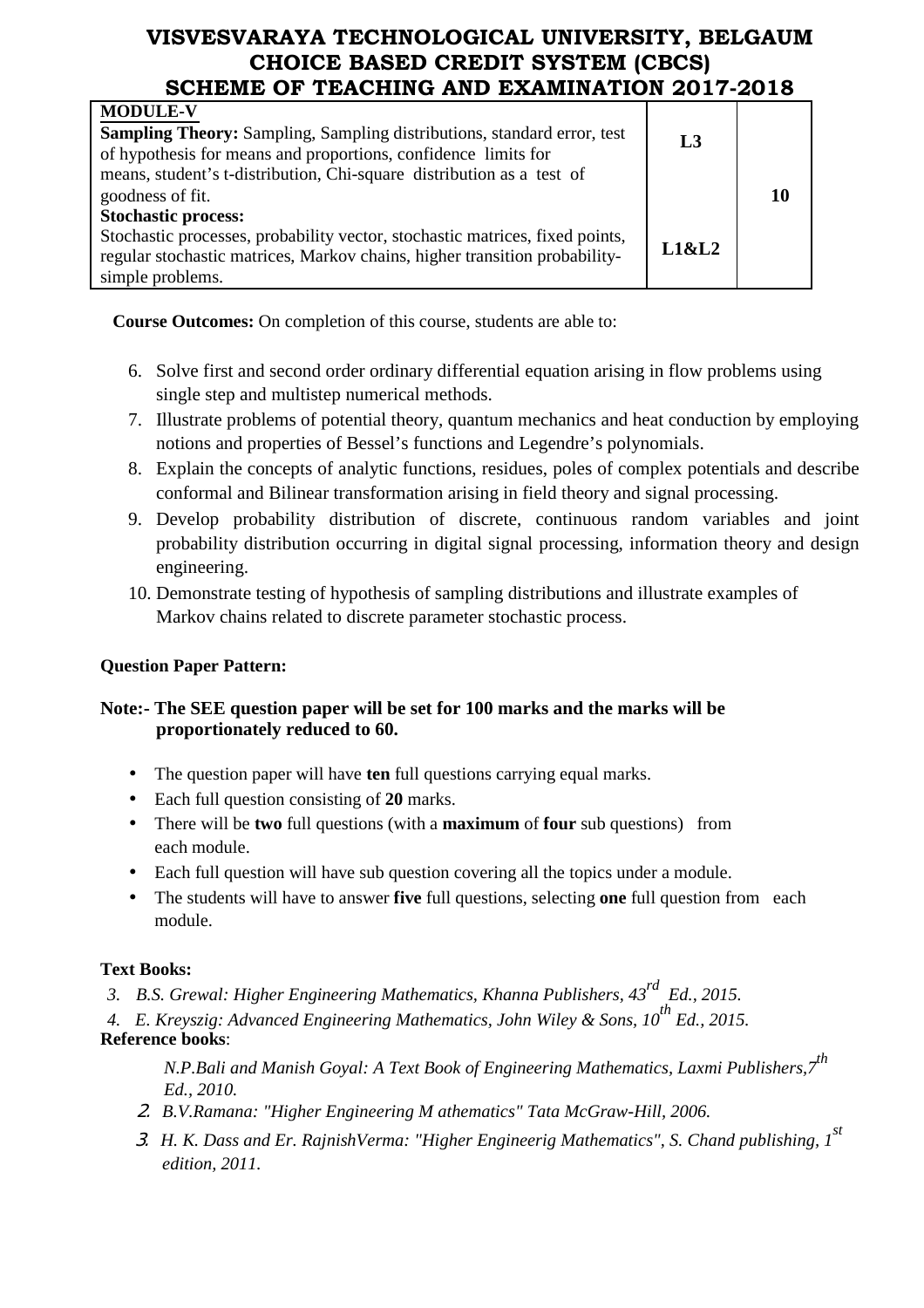# VISVESVARAYA TECHNOLOGICAL UNIVERSITY, BELGAUM
## CHOICE BASED CREDIT SYSTEM (CBCS)
## SCHEME OF TEACHING AND EXAMINATION 2017-2018

| **MODULE-V** | | |
|---|---|---|
| **Sampling Theory:** Sampling, Sampling distributions, standard error, test of hypothesis for means and proportions, confidence limits for means, student's t-distribution, Chi-square distribution as a test of goodness of fit. | **L3** | **10** |
| **Stochastic process:** Stochastic processes, probability vector, stochastic matrices, fixed points, regular stochastic matrices, Markov chains, higher transition probability-simple problems. | **L1&L2** | |

**Course Outcomes:** On completion of this course, students are able to:

6. Solve first and second order ordinary differential equation arising in flow problems using single step and multistep numerical methods.
7. Illustrate problems of potential theory, quantum mechanics and heat conduction by employing notions and properties of Bessel's functions and Legendre's polynomials.
8. Explain the concepts of analytic functions, residues, poles of complex potentials and describe conformal and Bilinear transformation arising in field theory and signal processing.
9. Develop probability distribution of discrete, continuous random variables and joint probability distribution occurring in digital signal processing, information theory and design engineering.
10. Demonstrate testing of hypothesis of sampling distributions and illustrate examples of Markov chains related to discrete parameter stochastic process.

**Question Paper Pattern:**

**Note:- The SEE question paper will be set for 100 marks and the marks will be proportionately reduced to 60.**

- The question paper will have **ten** full questions carrying equal marks.
- Each full question consisting of **20** marks.
- There will be **two** full questions (with a **maximum** of **four** sub questions) from each module.
- Each full question will have sub question covering all the topics under a module.
- The students will have to answer **five** full questions, selecting **one** full question from each module.

**Text Books:**

3. *B.S. Grewal: Higher Engineering Mathematics, Khanna Publishers, 43rd Ed., 2015.*
4. *E. Kreyszig: Advanced Engineering Mathematics, John Wiley & Sons, 10th Ed., 2015.*

**Reference books**:

*N.P.Bali and Manish Goyal: A Text Book of Engineering Mathematics, Laxmi Publishers,7th Ed., 2010.*

2. *B.V.Ramana: "Higher Engineering M athematics" Tata McGraw-Hill, 2006.*
3. *H. K. Dass and Er. RajnishVerma: "Higher Engineerig Mathematics", S. Chand publishing, 1st edition, 2011.*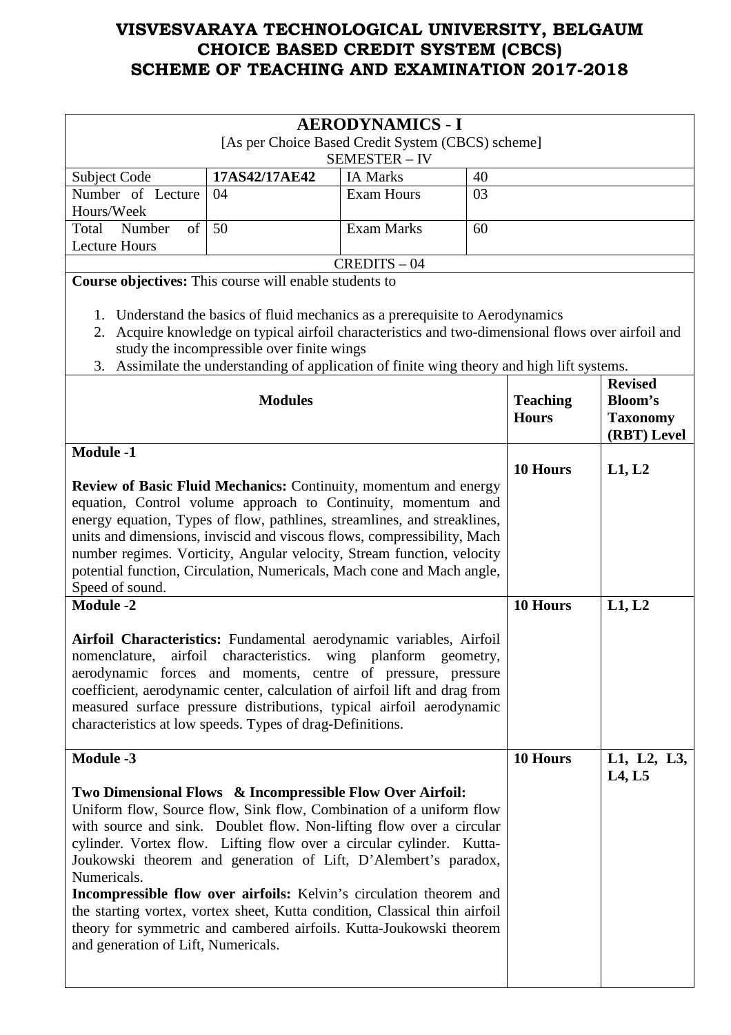# VISVESVARAYA TECHNOLOGICAL UNIVERSITY, BELGAUM
# CHOICE BASED CREDIT SYSTEM (CBCS)
# SCHEME OF TEACHING AND EXAMINATION 2017-2018

## AERODYNAMICS - I

[As per Choice Based Credit System (CBCS) scheme]

SEMESTER – IV

| Subject Code | 17AS42/17AE42 | IA Marks | 40 |
|---|---|---|---|
| Number of Lecture Hours/Week | 04 | Exam Hours | 03 |
| Total Number of Lecture Hours | 50 | Exam Marks | 60 |

CREDITS – 04

**Course objectives:** This course will enable students to

1. Understand the basics of fluid mechanics as a prerequisite to Aerodynamics
2. Acquire knowledge on typical airfoil characteristics and two-dimensional flows over airfoil and study the incompressible over finite wings
3. Assimilate the understanding of application of finite wing theory and high lift systems.

| Modules | Teaching Hours | Revised Bloom's Taxonomy (RBT) Level |
|---|---|---|
| **Module -1**<br><br>**Review of Basic Fluid Mechanics:** Continuity, momentum and energy equation, Control volume approach to Continuity, momentum and energy equation, Types of flow, pathlines, streamlines, and streaklines, units and dimensions, inviscid and viscous flows, compressibility, Mach number regimes. Vorticity, Angular velocity, Stream function, velocity potential function, Circulation, Numericals, Mach cone and Mach angle, Speed of sound. | **10 Hours** | **L1, L2** |
| **Module -2**<br><br>**Airfoil Characteristics:** Fundamental aerodynamic variables, Airfoil nomenclature, airfoil characteristics. wing planform geometry, aerodynamic forces and moments, centre of pressure, pressure coefficient, aerodynamic center, calculation of airfoil lift and drag from measured surface pressure distributions, typical airfoil aerodynamic characteristics at low speeds. Types of drag-Definitions. | **10 Hours** | **L1, L2** |
| **Module -3**<br><br>**Two Dimensional Flows & Incompressible Flow Over Airfoil:** Uniform flow, Source flow, Sink flow, Combination of a uniform flow with source and sink. Doublet flow. Non-lifting flow over a circular cylinder. Vortex flow. Lifting flow over a circular cylinder. Kutta-Joukowski theorem and generation of Lift, D'Alembert's paradox, Numericals.<br>**Incompressible flow over airfoils:** Kelvin's circulation theorem and the starting vortex, vortex sheet, Kutta condition, Classical thin airfoil theory for symmetric and cambered airfoils. Kutta-Joukowski theorem and generation of Lift, Numericals. | **10 Hours** | **L1, L2, L3, L4, L5** |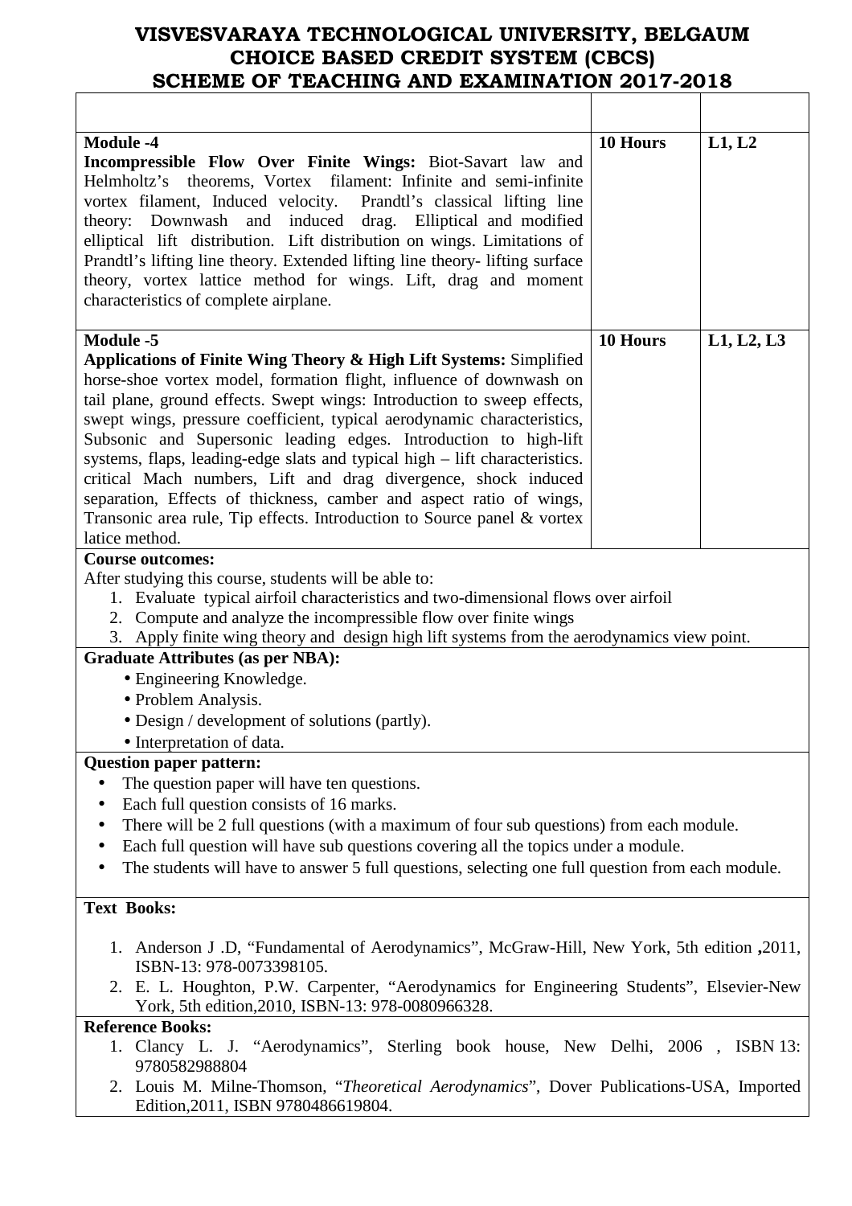# VISVESVARAYA TECHNOLOGICAL UNIVERSITY, BELGAUM
## CHOICE BASED CREDIT SYSTEM (CBCS)
## SCHEME OF TEACHING AND EXAMINATION 2017-2018

| | | |
|---|---|---|
| **Module -4**<br>**Incompressible Flow Over Finite Wings:** Biot-Savart law and Helmholtz's theorems, Vortex filament: Infinite and semi-infinite vortex filament, Induced velocity. Prandtl's classical lifting line theory: Downwash and induced drag. Elliptical and modified elliptical lift distribution. Lift distribution on wings. Limitations of Prandtl's lifting line theory. Extended lifting line theory- lifting surface theory, vortex lattice method for wings. Lift, drag and moment characteristics of complete airplane. | **10 Hours** | **L1, L2** |
| **Module -5**<br>**Applications of Finite Wing Theory & High Lift Systems:** Simplified horse-shoe vortex model, formation flight, influence of downwash on tail plane, ground effects. Swept wings: Introduction to sweep effects, swept wings, pressure coefficient, typical aerodynamic characteristics, Subsonic and Supersonic leading edges. Introduction to high-lift systems, flaps, leading-edge slats and typical high – lift characteristics. critical Mach numbers, Lift and drag divergence, shock induced separation, Effects of thickness, camber and aspect ratio of wings, Transonic area rule, Tip effects. Introduction to Source panel & vortex latice method. | **10 Hours** | **L1, L2, L3** |

**Course outcomes:**

After studying this course, students will be able to:

1. Evaluate typical airfoil characteristics and two-dimensional flows over airfoil
2. Compute and analyze the incompressible flow over finite wings
3. Apply finite wing theory and design high lift systems from the aerodynamics view point.

**Graduate Attributes (as per NBA):**

- Engineering Knowledge.
- Problem Analysis.
- Design / development of solutions (partly).
- Interpretation of data.

**Question paper pattern:**

- The question paper will have ten questions.
- Each full question consists of 16 marks.
- There will be 2 full questions (with a maximum of four sub questions) from each module.
- Each full question will have sub questions covering all the topics under a module.
- The students will have to answer 5 full questions, selecting one full question from each module.

**Text Books:**

1. Anderson J .D, "Fundamental of Aerodynamics", McGraw-Hill, New York, 5th edition **,**2011, ISBN-13: 978-0073398105.
2. E. L. Houghton, P.W. Carpenter, "Aerodynamics for Engineering Students", Elsevier-New York, 5th edition,2010, ISBN-13: 978-0080966328.

**Reference Books:**

1. Clancy L. J. "Aerodynamics", Sterling book house, New Delhi, 2006 , ISBN 13: 9780582988804
2. Louis M. Milne-Thomson, "*Theoretical Aerodynamics*", Dover Publications-USA, Imported Edition,2011, ISBN 9780486619804.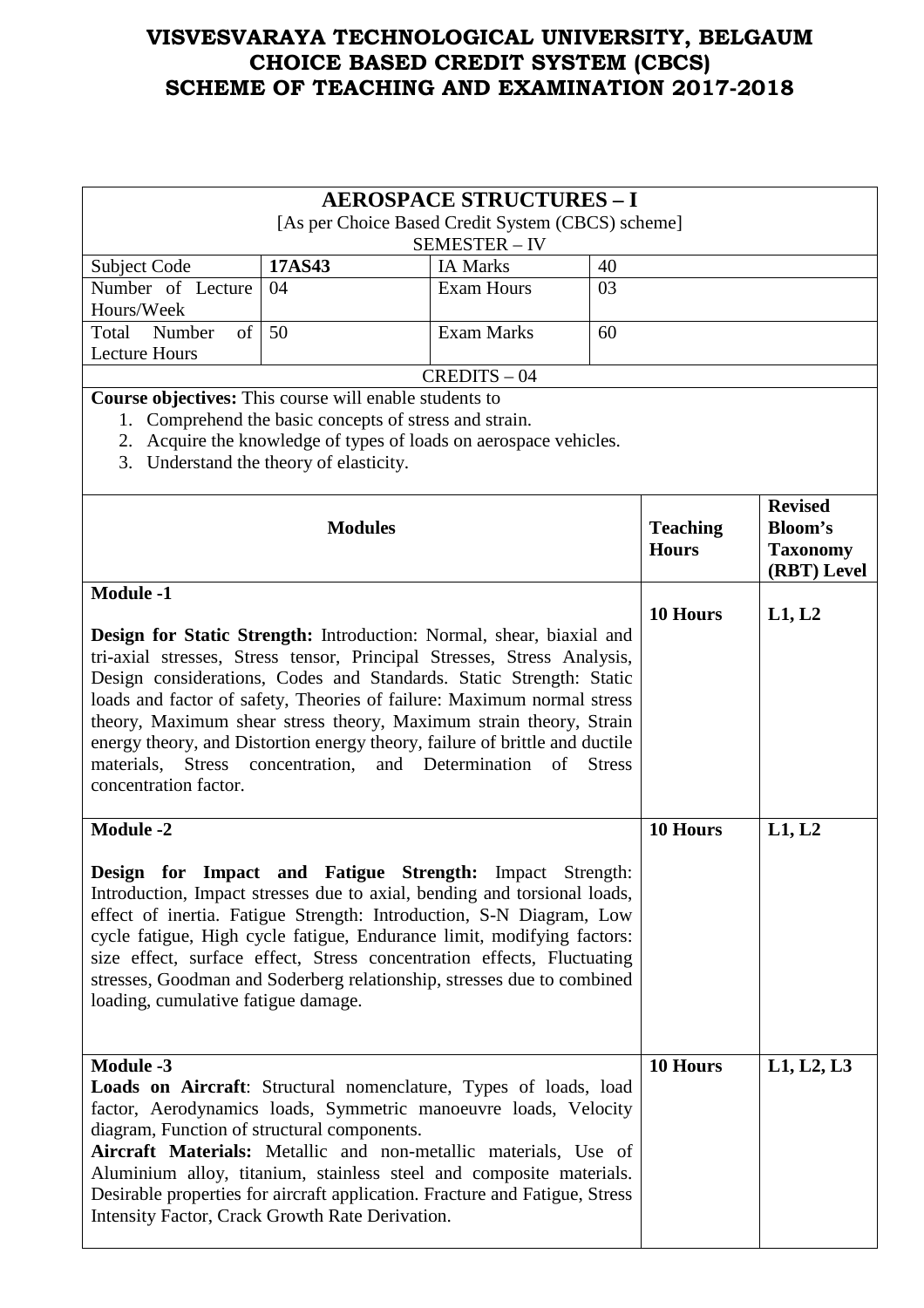# VISVESVARAYA TECHNOLOGICAL UNIVERSITY, BELGAUM
# CHOICE BASED CREDIT SYSTEM (CBCS)
# SCHEME OF TEACHING AND EXAMINATION 2017-2018

## AEROSPACE STRUCTURES – I

[As per Choice Based Credit System (CBCS) scheme]

SEMESTER – IV

| Subject Code | **17AS43** | IA Marks | 40 |
|---|---|---|---|
| Number of Lecture Hours/Week | 04 | Exam Hours | 03 |
| Total Number of Lecture Hours | 50 | Exam Marks | 60 |

CREDITS – 04

**Course objectives:** This course will enable students to

1. Comprehend the basic concepts of stress and strain.
2. Acquire the knowledge of types of loads on aerospace vehicles.
3. Understand the theory of elasticity.

| Modules | Teaching Hours | Revised Bloom's Taxonomy (RBT) Level |
|---|---|---|
| **Module -1**<br><br>**Design for Static Strength:** Introduction: Normal, shear, biaxial and tri-axial stresses, Stress tensor, Principal Stresses, Stress Analysis, Design considerations, Codes and Standards. Static Strength: Static loads and factor of safety, Theories of failure: Maximum normal stress theory, Maximum shear stress theory, Maximum strain theory, Strain energy theory, and Distortion energy theory, failure of brittle and ductile materials, Stress concentration, and Determination of Stress concentration factor. | **10 Hours** | **L1, L2** |
| **Module -2**<br><br>**Design for Impact and Fatigue Strength:** Impact Strength: Introduction, Impact stresses due to axial, bending and torsional loads, effect of inertia. Fatigue Strength: Introduction, S-N Diagram, Low cycle fatigue, High cycle fatigue, Endurance limit, modifying factors: size effect, surface effect, Stress concentration effects, Fluctuating stresses, Goodman and Soderberg relationship, stresses due to combined loading, cumulative fatigue damage. | **10 Hours** | **L1, L2** |
| **Module -3**<br>**Loads on Aircraft**: Structural nomenclature, Types of loads, load factor, Aerodynamics loads, Symmetric manoeuvre loads, Velocity diagram, Function of structural components.<br>**Aircraft Materials:** Metallic and non-metallic materials, Use of Aluminium alloy, titanium, stainless steel and composite materials. Desirable properties for aircraft application. Fracture and Fatigue, Stress Intensity Factor, Crack Growth Rate Derivation. | **10 Hours** | **L1, L2, L3** |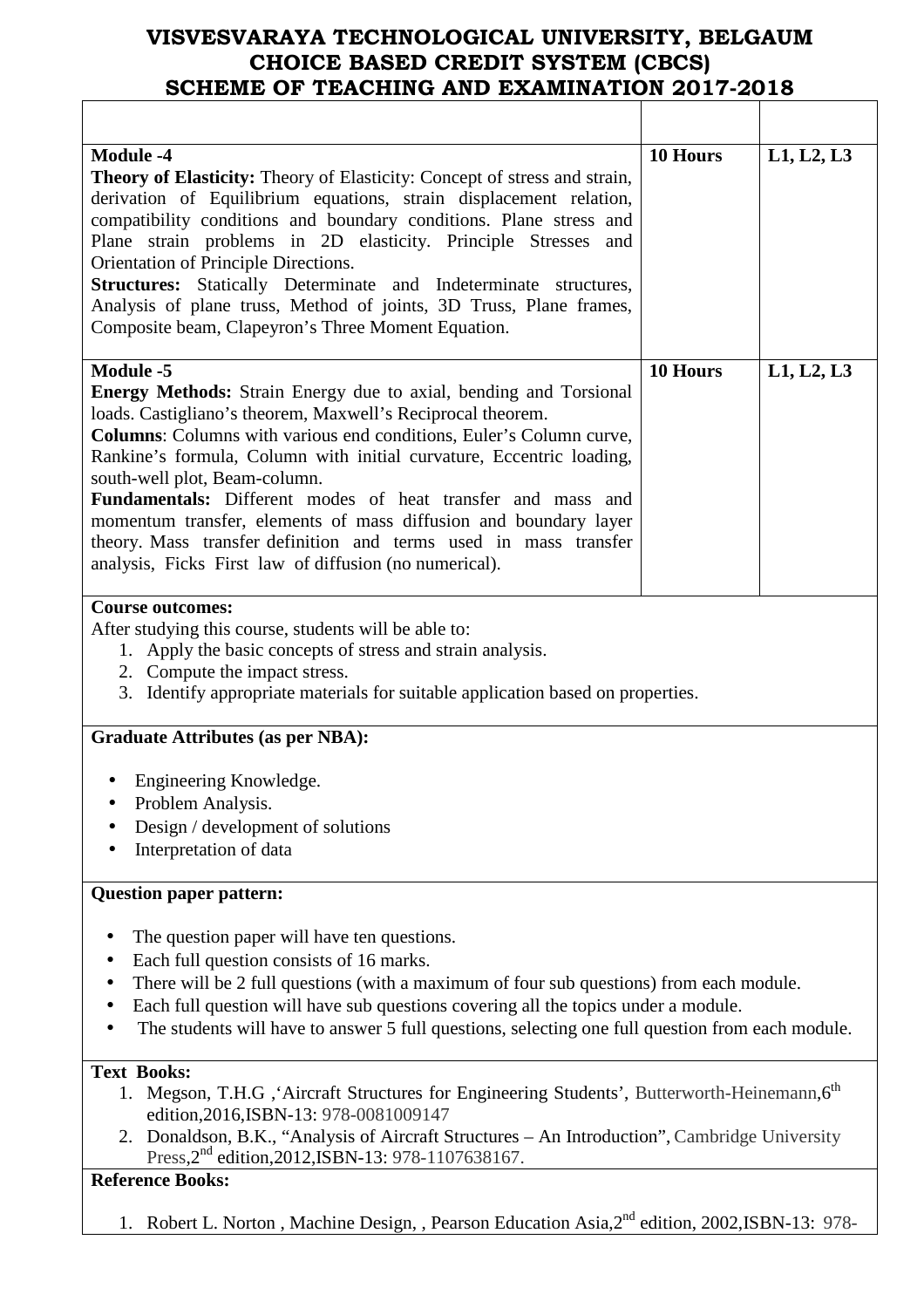# VISVESVARAYA TECHNOLOGICAL UNIVERSITY, BELGAUM
# CHOICE BASED CREDIT SYSTEM (CBCS)
# SCHEME OF TEACHING AND EXAMINATION 2017-2018

| | | |
|---|---|---|
| **Module -4**<br>**Theory of Elasticity:** Theory of Elasticity: Concept of stress and strain, derivation of Equilibrium equations, strain displacement relation, compatibility conditions and boundary conditions. Plane stress and Plane strain problems in 2D elasticity. Principle Stresses and Orientation of Principle Directions.<br>**Structures:** Statically Determinate and Indeterminate structures, Analysis of plane truss, Method of joints, 3D Truss, Plane frames, Composite beam, Clapeyron's Three Moment Equation. | **10 Hours** | **L1, L2, L3** |
| **Module -5**<br>**Energy Methods:** Strain Energy due to axial, bending and Torsional loads. Castigliano's theorem, Maxwell's Reciprocal theorem.<br>**Columns**: Columns with various end conditions, Euler's Column curve, Rankine's formula, Column with initial curvature, Eccentric loading, south-well plot, Beam-column.<br>**Fundamentals:** Different modes of heat transfer and mass and momentum transfer, elements of mass diffusion and boundary layer theory. Mass transfer definition and terms used in mass transfer analysis, Ficks First law of diffusion (no numerical). | **10 Hours** | **L1, L2, L3** |

**Course outcomes:**

After studying this course, students will be able to:

1. Apply the basic concepts of stress and strain analysis.
2. Compute the impact stress.
3. Identify appropriate materials for suitable application based on properties.

**Graduate Attributes (as per NBA):**

- Engineering Knowledge.
- Problem Analysis.
- Design / development of solutions
- Interpretation of data

**Question paper pattern:**

- The question paper will have ten questions.
- Each full question consists of 16 marks.
- There will be 2 full questions (with a maximum of four sub questions) from each module.
- Each full question will have sub questions covering all the topics under a module.
- The students will have to answer 5 full questions, selecting one full question from each module.

**Text Books:**

1. Megson, T.H.G ,'Aircraft Structures for Engineering Students', Butterworth-Heinemann,6th edition,2016,ISBN-13: 978-0081009147
2. Donaldson, B.K., "Analysis of Aircraft Structures – An Introduction", Cambridge University Press,2nd edition,2012,ISBN-13: 978-1107638167.

**Reference Books:**

1. Robert L. Norton , Machine Design, , Pearson Education Asia,2nd edition, 2002,ISBN-13: 978-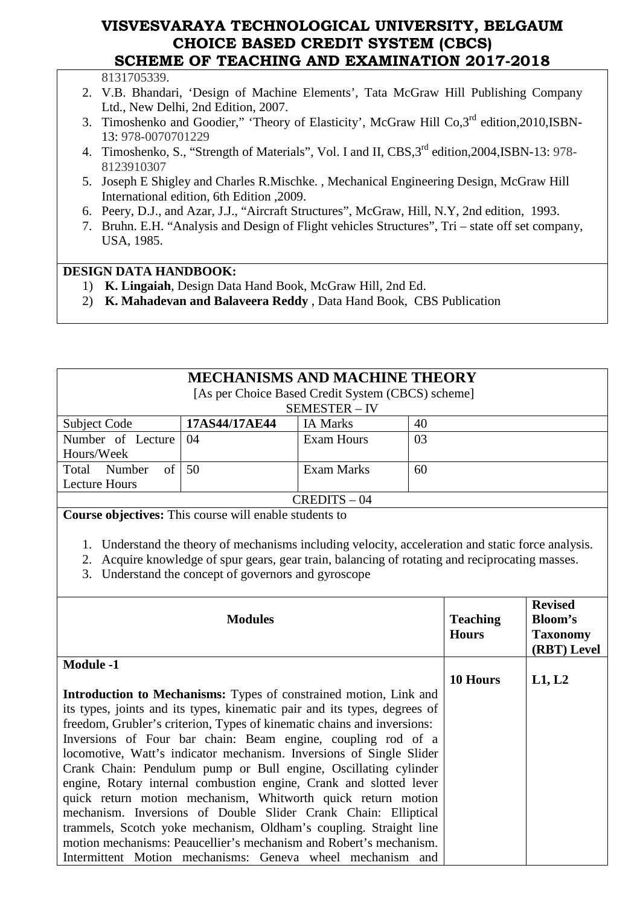8131705339.

2. V.B. Bhandari, 'Design of Machine Elements', Tata McGraw Hill Publishing Company Ltd., New Delhi, 2nd Edition, 2007.
3. Timoshenko and Goodier," 'Theory of Elasticity', McGraw Hill Co,3rd edition,2010,ISBN-13: 978-0070701229
4. Timoshenko, S., "Strength of Materials", Vol. I and II, CBS,3rd edition,2004,ISBN-13: 978-8123910307
5. Joseph E Shigley and Charles R.Mischke. , Mechanical Engineering Design, McGraw Hill International edition, 6th Edition ,2009.
6. Peery, D.J., and Azar, J.J., "Aircraft Structures", McGraw, Hill, N.Y, 2nd edition, 1993.
7. Bruhn. E.H. "Analysis and Design of Flight vehicles Structures", Tri – state off set company, USA, 1985.

**DESIGN DATA HANDBOOK:**

1) **K. Lingaiah**, Design Data Hand Book, McGraw Hill, 2nd Ed.
2) **K. Mahadevan and Balaveera Reddy** , Data Hand Book, CBS Publication

## MECHANISMS AND MACHINE THEORY

[As per Choice Based Credit System (CBCS) scheme]

SEMESTER – IV

| Subject Code | 17AS44/17AE44 | IA Marks | 40 |
|---|---|---|---|
| Number of Lecture Hours/Week | 04 | Exam Hours | 03 |
| Total Number of Lecture Hours | 50 | Exam Marks | 60 |

CREDITS – 04

**Course objectives:** This course will enable students to

1. Understand the theory of mechanisms including velocity, acceleration and static force analysis.
2. Acquire knowledge of spur gears, gear train, balancing of rotating and reciprocating masses.
3. Understand the concept of governors and gyroscope

| Modules | Teaching Hours | Revised Bloom's Taxonomy (RBT) Level |
|---|---|---|
| **Module -1**<br><br>**Introduction to Mechanisms:** Types of constrained motion, Link and its types, joints and its types, kinematic pair and its types, degrees of freedom, Grubler's criterion, Types of kinematic chains and inversions: Inversions of Four bar chain: Beam engine, coupling rod of a locomotive, Watt's indicator mechanism. Inversions of Single Slider Crank Chain: Pendulum pump or Bull engine, Oscillating cylinder engine, Rotary internal combustion engine, Crank and slotted lever quick return motion mechanism, Whitworth quick return motion mechanism. Inversions of Double Slider Crank Chain: Elliptical trammels, Scotch yoke mechanism, Oldham's coupling. Straight line motion mechanisms: Peaucellier's mechanism and Robert's mechanism. Intermittent Motion mechanisms: Geneva wheel mechanism and | **10 Hours** | **L1, L2** |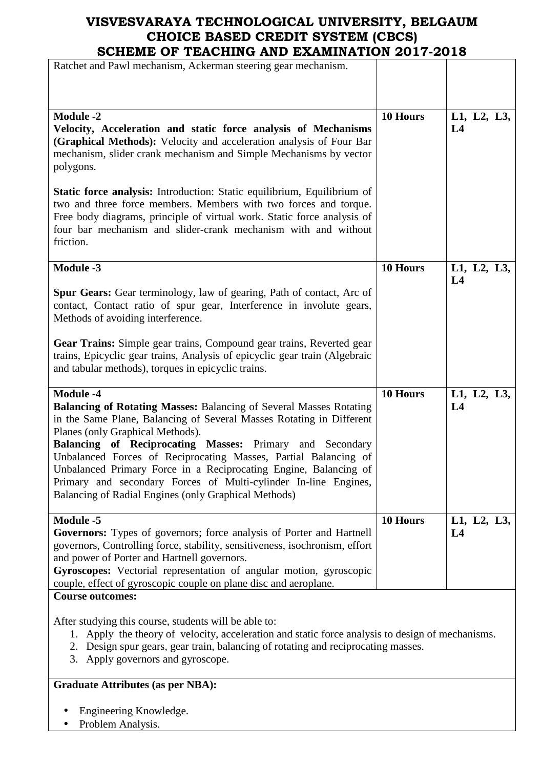| | | |
|---|---|---|
| Ratchet and Pawl mechanism, Ackerman steering gear mechanism. | | |
| **Module -2**<br>**Velocity, Acceleration and static force analysis of Mechanisms (Graphical Methods):** Velocity and acceleration analysis of Four Bar mechanism, slider crank mechanism and Simple Mechanisms by vector polygons.<br><br>**Static force analysis:** Introduction: Static equilibrium, Equilibrium of two and three force members. Members with two forces and torque. Free body diagrams, principle of virtual work. Static force analysis of four bar mechanism and slider-crank mechanism with and without friction. | **10 Hours** | **L1, L2, L3, L4** |
| **Module -3**<br><br>**Spur Gears:** Gear terminology, law of gearing, Path of contact, Arc of contact, Contact ratio of spur gear, Interference in involute gears, Methods of avoiding interference.<br><br>**Gear Trains:** Simple gear trains, Compound gear trains, Reverted gear trains, Epicyclic gear trains, Analysis of epicyclic gear train (Algebraic and tabular methods), torques in epicyclic trains. | **10 Hours** | **L1, L2, L3, L4** |
| **Module -4**<br>**Balancing of Rotating Masses:** Balancing of Several Masses Rotating in the Same Plane, Balancing of Several Masses Rotating in Different Planes (only Graphical Methods).<br>**Balancing of Reciprocating Masses:** Primary and Secondary Unbalanced Forces of Reciprocating Masses, Partial Balancing of Unbalanced Primary Force in a Reciprocating Engine, Balancing of Primary and secondary Forces of Multi-cylinder In-line Engines, Balancing of Radial Engines (only Graphical Methods) | **10 Hours** | **L1, L2, L3, L4** |
| **Module -5**<br>**Governors:** Types of governors; force analysis of Porter and Hartnell governors, Controlling force, stability, sensitiveness, isochronism, effort and power of Porter and Hartnell governors.<br>**Gyroscopes:** Vectorial representation of angular motion, gyroscopic couple, effect of gyroscopic couple on plane disc and aeroplane. | **10 Hours** | **L1, L2, L3, L4** |

**Course outcomes:**

After studying this course, students will be able to:

1. Apply the theory of velocity, acceleration and static force analysis to design of mechanisms.
2. Design spur gears, gear train, balancing of rotating and reciprocating masses.
3. Apply governors and gyroscope.

**Graduate Attributes (as per NBA):**

- Engineering Knowledge.
- Problem Analysis.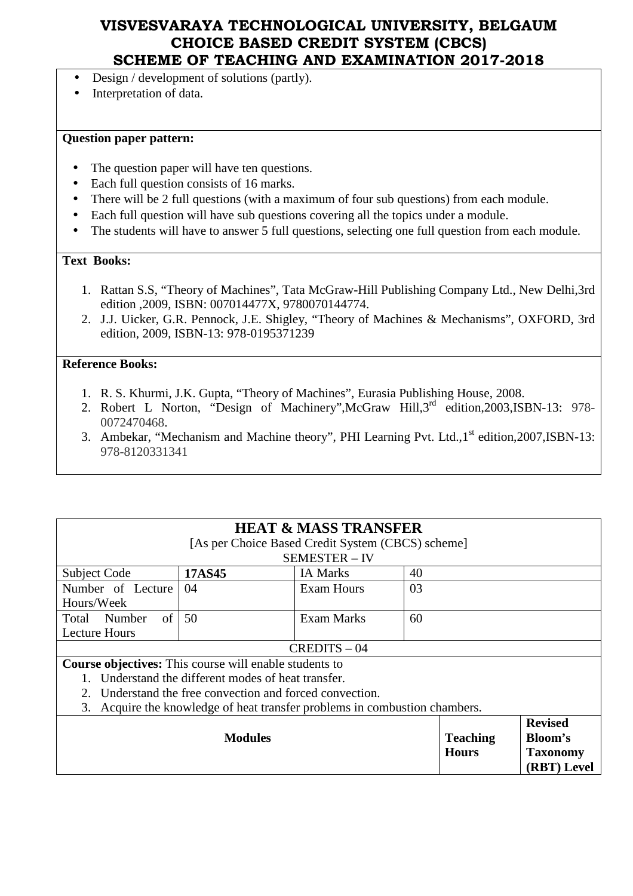- Design / development of solutions (partly).
- Interpretation of data.

**Question paper pattern:**

- The question paper will have ten questions.
- Each full question consists of 16 marks.
- There will be 2 full questions (with a maximum of four sub questions) from each module.
- Each full question will have sub questions covering all the topics under a module.
- The students will have to answer 5 full questions, selecting one full question from each module.

**Text Books:**

1. Rattan S.S, "Theory of Machines", Tata McGraw-Hill Publishing Company Ltd., New Delhi,3rd edition ,2009, ISBN: 007014477X, 9780070144774.
2. J.J. Uicker, G.R. Pennock, J.E. Shigley, "Theory of Machines & Mechanisms", OXFORD, 3rd edition, 2009, ISBN-13: 978-0195371239

**Reference Books:**

1. R. S. Khurmi, J.K. Gupta, "Theory of Machines", Eurasia Publishing House, 2008.
2. Robert L Norton, "Design of Machinery",McGraw Hill,3rd edition,2003,ISBN-13: 978-0072470468.
3. Ambekar, "Mechanism and Machine theory", PHI Learning Pvt. Ltd.,1st edition,2007,ISBN-13: 978-8120331341

## HEAT & MASS TRANSFER

[As per Choice Based Credit System (CBCS) scheme]
SEMESTER – IV

| Subject Code | **17AS45** | IA Marks | 40 |
|---|---|---|---|
| Number of Lecture Hours/Week | 04 | Exam Hours | 03 |
| Total Number of Lecture Hours | 50 | Exam Marks | 60 |

CREDITS – 04

**Course objectives:** This course will enable students to

1. Understand the different modes of heat transfer.
2. Understand the free convection and forced convection.
3. Acquire the knowledge of heat transfer problems in combustion chambers.

| **Modules** | **Teaching Hours** | **Revised Bloom's Taxonomy (RBT) Level** |
|---|---|---|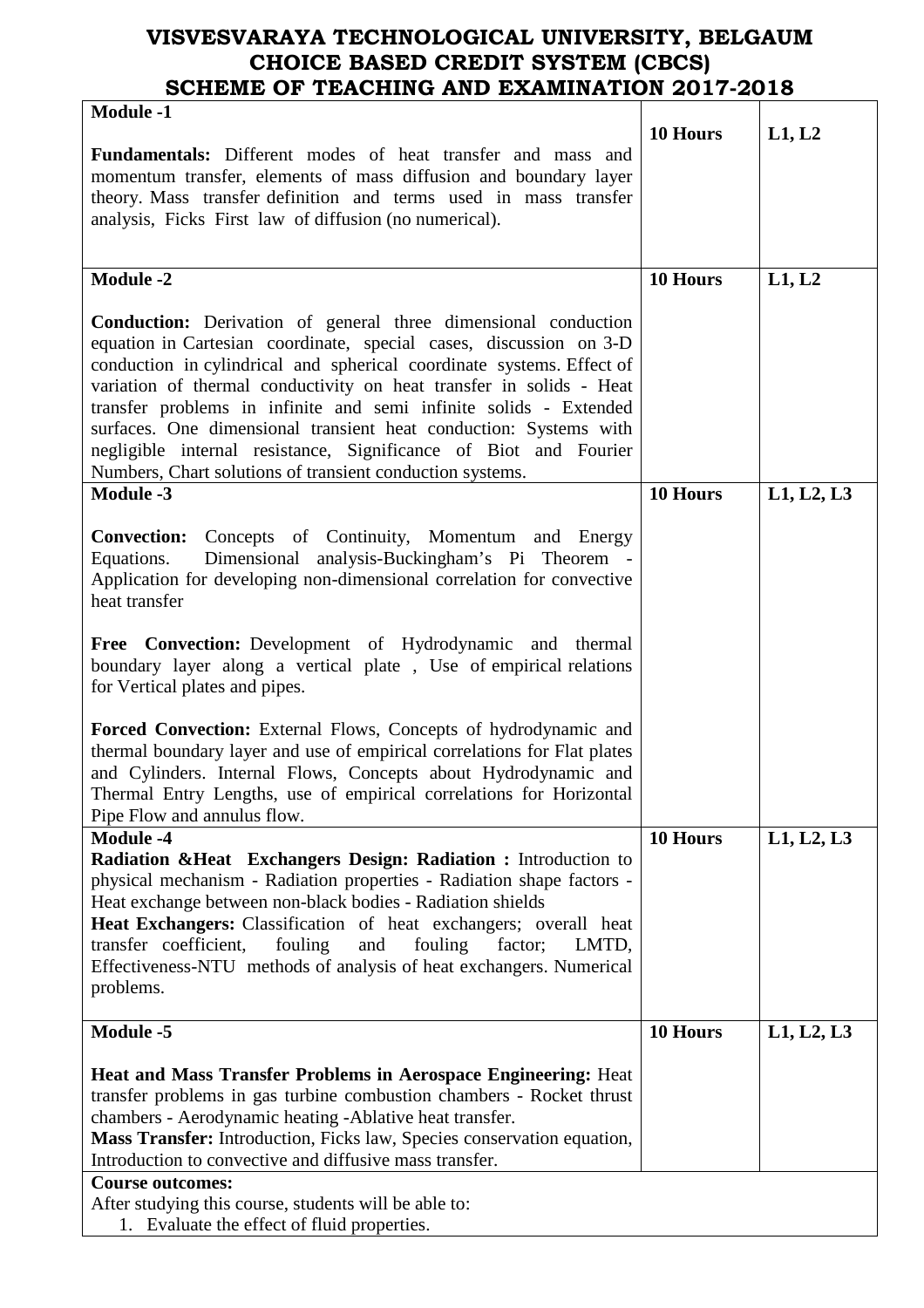# VISVESVARAYA TECHNOLOGICAL UNIVERSITY, BELGAUM
## CHOICE BASED CREDIT SYSTEM (CBCS)
## SCHEME OF TEACHING AND EXAMINATION 2017-2018

| Module | Hours | Levels |
|---|---|---|
| **Module -1**<br><br>**Fundamentals:** Different modes of heat transfer and mass and momentum transfer, elements of mass diffusion and boundary layer theory. Mass transfer definition and terms used in mass transfer analysis, Ficks First law of diffusion (no numerical). | **10 Hours** | **L1, L2** |
| **Module -2**<br><br>**Conduction:** Derivation of general three dimensional conduction equation in Cartesian coordinate, special cases, discussion on 3-D conduction in cylindrical and spherical coordinate systems. Effect of variation of thermal conductivity on heat transfer in solids - Heat transfer problems in infinite and semi infinite solids - Extended surfaces. One dimensional transient heat conduction: Systems with negligible internal resistance, Significance of Biot and Fourier Numbers, Chart solutions of transient conduction systems. | **10 Hours** | **L1, L2** |
| **Module -3**<br><br>**Convection:** Concepts of Continuity, Momentum and Energy Equations. Dimensional analysis-Buckingham's Pi Theorem - Application for developing non-dimensional correlation for convective heat transfer<br><br>**Free Convection:** Development of Hydrodynamic and thermal boundary layer along a vertical plate , Use of empirical relations for Vertical plates and pipes.<br><br>**Forced Convection:** External Flows, Concepts of hydrodynamic and thermal boundary layer and use of empirical correlations for Flat plates and Cylinders. Internal Flows, Concepts about Hydrodynamic and Thermal Entry Lengths, use of empirical correlations for Horizontal Pipe Flow and annulus flow. | **10 Hours** | **L1, L2, L3** |
| **Module -4**<br>**Radiation &Heat Exchangers Design: Radiation :** Introduction to physical mechanism - Radiation properties - Radiation shape factors - Heat exchange between non-black bodies - Radiation shields<br>**Heat Exchangers:** Classification of heat exchangers; overall heat transfer coefficient, fouling and fouling factor; LMTD, Effectiveness-NTU methods of analysis of heat exchangers. Numerical problems. | **10 Hours** | **L1, L2, L3** |
| **Module -5**<br><br>**Heat and Mass Transfer Problems in Aerospace Engineering:** Heat transfer problems in gas turbine combustion chambers - Rocket thrust chambers - Aerodynamic heating -Ablative heat transfer.<br>**Mass Transfer:** Introduction, Ficks law, Species conservation equation, Introduction to convective and diffusive mass transfer. | **10 Hours** | **L1, L2, L3** |

**Course outcomes:**

After studying this course, students will be able to:

1. Evaluate the effect of fluid properties.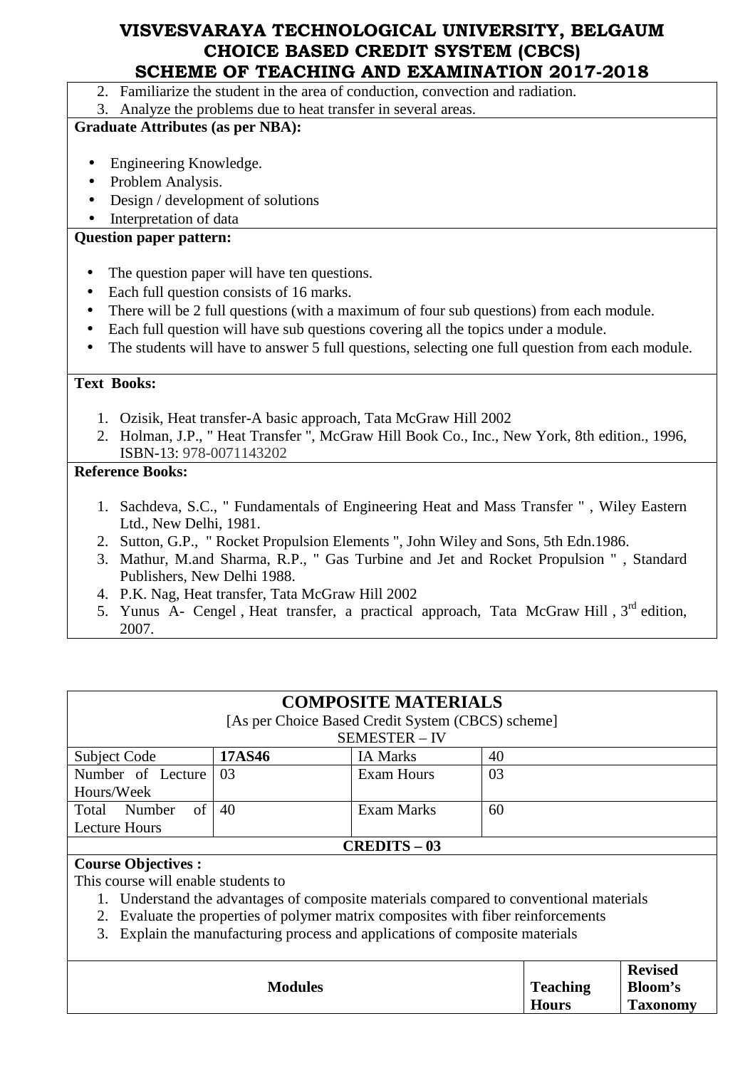2. Familiarize the student in the area of conduction, convection and radiation.
3. Analyze the problems due to heat transfer in several areas.

**Graduate Attributes (as per NBA):**

- Engineering Knowledge.
- Problem Analysis.
- Design / development of solutions
- Interpretation of data

**Question paper pattern:**

- The question paper will have ten questions.
- Each full question consists of 16 marks.
- There will be 2 full questions (with a maximum of four sub questions) from each module.
- Each full question will have sub questions covering all the topics under a module.
- The students will have to answer 5 full questions, selecting one full question from each module.

**Text Books:**

1. Ozisik, Heat transfer-A basic approach, Tata McGraw Hill 2002
2. Holman, J.P., " Heat Transfer ", McGraw Hill Book Co., Inc., New York, 8th edition., 1996, ISBN-13: 978-0071143202

**Reference Books:**

1. Sachdeva, S.C., " Fundamentals of Engineering Heat and Mass Transfer " , Wiley Eastern Ltd., New Delhi, 1981.
2. Sutton, G.P., " Rocket Propulsion Elements ", John Wiley and Sons, 5th Edn.1986.
3. Mathur, M.and Sharma, R.P., " Gas Turbine and Jet and Rocket Propulsion " , Standard Publishers, New Delhi 1988.
4. P.K. Nag, Heat transfer, Tata McGraw Hill 2002
5. Yunus A- Cengel , Heat transfer, a practical approach, Tata McGraw Hill , 3rd edition, 2007.

## COMPOSITE MATERIALS

[As per Choice Based Credit System (CBCS) scheme]

SEMESTER – IV

| Subject Code | **17AS46** | IA Marks | 40 |
|---|---|---|---|
| Number of Lecture Hours/Week | 03 | Exam Hours | 03 |
| Total Number of Lecture Hours | 40 | Exam Marks | 60 |

**CREDITS – 03**

**Course Objectives :**

This course will enable students to

1. Understand the advantages of composite materials compared to conventional materials
2. Evaluate the properties of polymer matrix composites with fiber reinforcements
3. Explain the manufacturing process and applications of composite materials

| Modules | Teaching Hours | Revised Bloom's Taxonomy |
|---|---|---|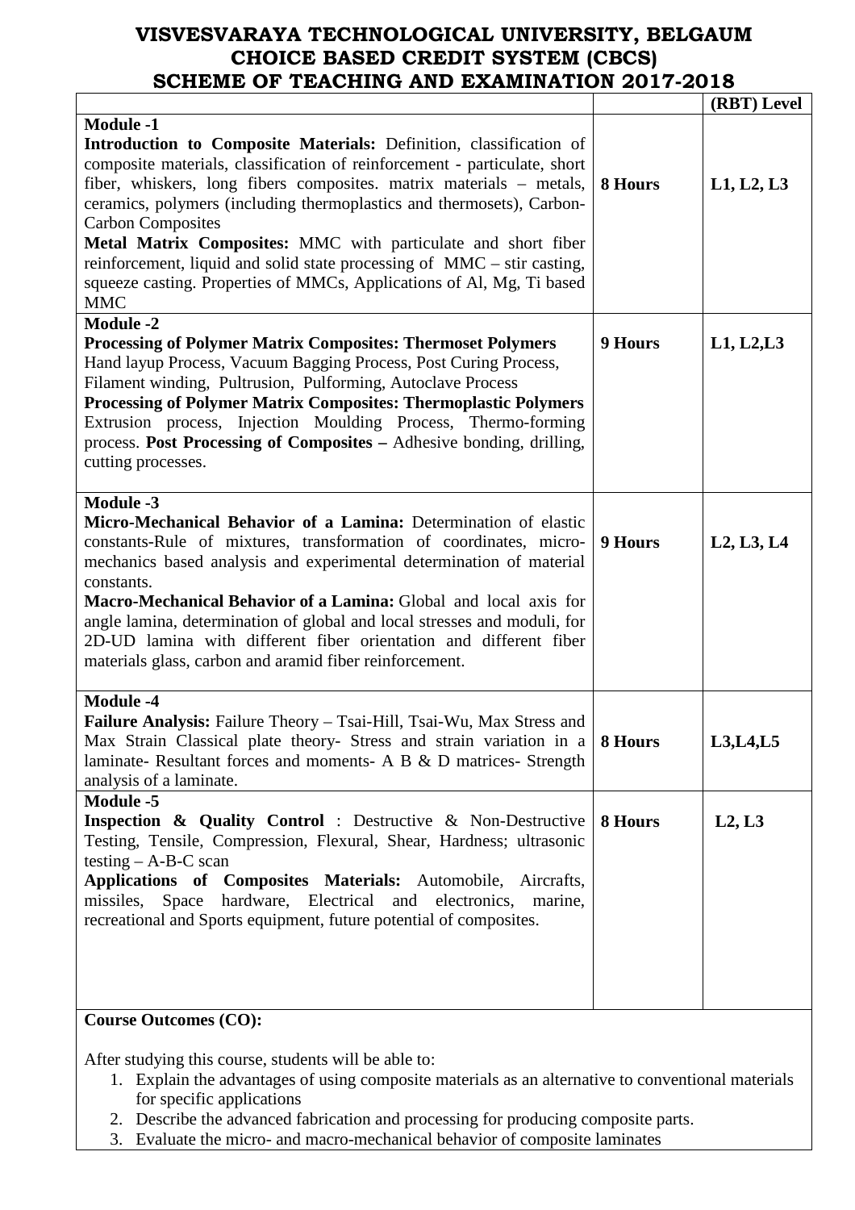# VISVESVARAYA TECHNOLOGICAL UNIVERSITY, BELGAUM
# CHOICE BASED CREDIT SYSTEM (CBCS)
# SCHEME OF TEACHING AND EXAMINATION 2017-2018

| | | (RBT) Level |
|---|---|---|
| **Module -1**<br>**Introduction to Composite Materials:** Definition, classification of composite materials, classification of reinforcement - particulate, short fiber, whiskers, long fibers composites. matrix materials – metals, ceramics, polymers (including thermoplastics and thermosets), Carbon-Carbon Composites<br>**Metal Matrix Composites:** MMC with particulate and short fiber reinforcement, liquid and solid state processing of MMC – stir casting, squeeze casting. Properties of MMCs, Applications of Al, Mg, Ti based MMC | **8 Hours** | **L1, L2, L3** |
| **Module -2**<br>**Processing of Polymer Matrix Composites: Thermoset Polymers** Hand layup Process, Vacuum Bagging Process, Post Curing Process, Filament winding, Pultrusion, Pulforming, Autoclave Process<br>**Processing of Polymer Matrix Composites: Thermoplastic Polymers** Extrusion process, Injection Moulding Process, Thermo-forming process. **Post Processing of Composites –** Adhesive bonding, drilling, cutting processes. | **9 Hours** | **L1, L2,L3** |
| **Module -3**<br>**Micro-Mechanical Behavior of a Lamina:** Determination of elastic constants-Rule of mixtures, transformation of coordinates, micro-mechanics based analysis and experimental determination of material constants.<br>**Macro-Mechanical Behavior of a Lamina:** Global and local axis for angle lamina, determination of global and local stresses and moduli, for 2D-UD lamina with different fiber orientation and different fiber materials glass, carbon and aramid fiber reinforcement. | **9 Hours** | **L2, L3, L4** |
| **Module -4**<br>**Failure Analysis:** Failure Theory – Tsai-Hill, Tsai-Wu, Max Stress and Max Strain Classical plate theory- Stress and strain variation in a laminate- Resultant forces and moments- A B & D matrices- Strength analysis of a laminate. | **8 Hours** | **L3,L4,L5** |
| **Module -5**<br>**Inspection & Quality Control** : Destructive & Non-Destructive Testing, Tensile, Compression, Flexural, Shear, Hardness; ultrasonic testing – A-B-C scan<br>**Applications of Composites Materials:** Automobile, Aircrafts, missiles, Space hardware, Electrical and electronics, marine, recreational and Sports equipment, future potential of composites. | **8 Hours** | **L2, L3** |

**Course Outcomes (CO):**

After studying this course, students will be able to:

1. Explain the advantages of using composite materials as an alternative to conventional materials for specific applications
2. Describe the advanced fabrication and processing for producing composite parts.
3. Evaluate the micro- and macro-mechanical behavior of composite laminates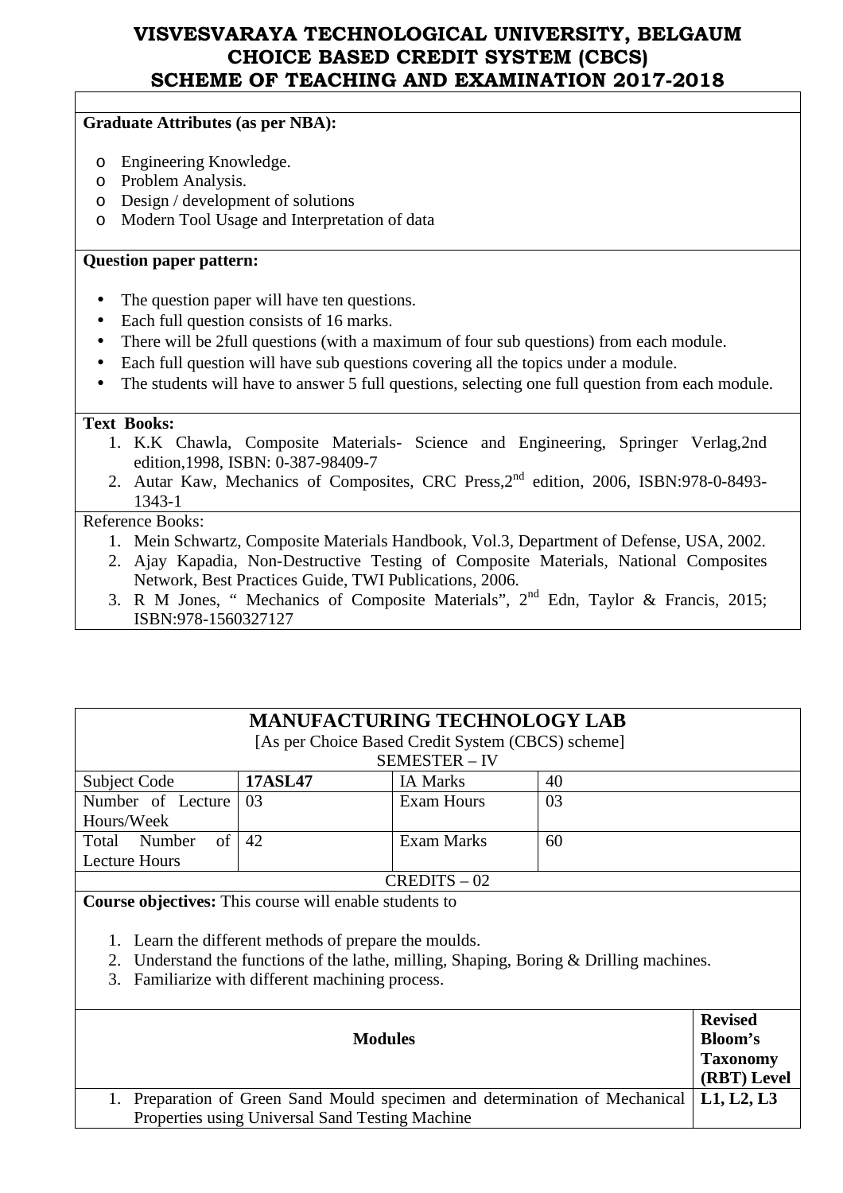**Graduate Attributes (as per NBA):**

- Engineering Knowledge.
- Problem Analysis.
- Design / development of solutions
- Modern Tool Usage and Interpretation of data

**Question paper pattern:**

- The question paper will have ten questions.
- Each full question consists of 16 marks.
- There will be 2full questions (with a maximum of four sub questions) from each module.
- Each full question will have sub questions covering all the topics under a module.
- The students will have to answer 5 full questions, selecting one full question from each module.

**Text Books:**

1. K.K Chawla, Composite Materials- Science and Engineering, Springer Verlag,2nd edition,1998, ISBN: 0-387-98409-7
2. Autar Kaw, Mechanics of Composites, CRC Press,2nd edition, 2006, ISBN:978-0-8493-1343-1

Reference Books:

1. Mein Schwartz, Composite Materials Handbook, Vol.3, Department of Defense, USA, 2002.
2. Ajay Kapadia, Non-Destructive Testing of Composite Materials, National Composites Network, Best Practices Guide, TWI Publications, 2006.
3. R M Jones, " Mechanics of Composite Materials", 2nd Edn, Taylor & Francis, 2015; ISBN:978-1560327127

## MANUFACTURING TECHNOLOGY LAB

[As per Choice Based Credit System (CBCS) scheme]

SEMESTER – IV

| Subject Code | **17ASL47** | IA Marks | 40 |
|---|---|---|---|
| Number of Lecture Hours/Week | 03 | Exam Hours | 03 |
| Total Number of Lecture Hours | 42 | Exam Marks | 60 |

CREDITS – 02

**Course objectives:** This course will enable students to

1. Learn the different methods of prepare the moulds.
2. Understand the functions of the lathe, milling, Shaping, Boring & Drilling machines.
3. Familiarize with different machining process.

| **Modules** | **Revised Bloom's Taxonomy (RBT) Level** |
|---|---|
| 1. Preparation of Green Sand Mould specimen and determination of Mechanical Properties using Universal Sand Testing Machine | **L1, L2, L3** |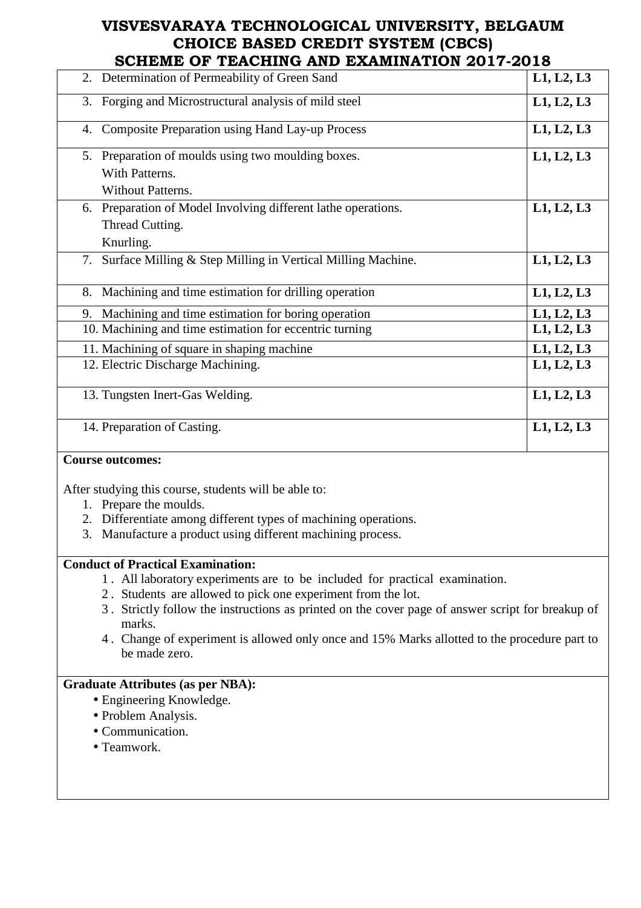| | |
|---|---|
| 2. Determination of Permeability of Green Sand | **L1, L2, L3** |
| 3. Forging and Microstructural analysis of mild steel | **L1, L2, L3** |
| 4. Composite Preparation using Hand Lay-up Process | **L1, L2, L3** |
| 5. Preparation of moulds using two moulding boxes.<br>With Patterns.<br>Without Patterns. | **L1, L2, L3** |
| 6. Preparation of Model Involving different lathe operations.<br>Thread Cutting.<br>Knurling. | **L1, L2, L3** |
| 7. Surface Milling & Step Milling in Vertical Milling Machine. | **L1, L2, L3** |
| 8. Machining and time estimation for drilling operation | **L1, L2, L3** |
| 9. Machining and time estimation for boring operation | **L1, L2, L3** |
| 10. Machining and time estimation for eccentric turning | **L1, L2, L3** |
| 11. Machining of square in shaping machine | **L1, L2, L3** |
| 12. Electric Discharge Machining. | **L1, L2, L3** |
| 13. Tungsten Inert-Gas Welding. | **L1, L2, L3** |
| 14. Preparation of Casting. | **L1, L2, L3** |

**Course outcomes:**

After studying this course, students will be able to:

1. Prepare the moulds.
2. Differentiate among different types of machining operations.
3. Manufacture a product using different machining process.

**Conduct of Practical Examination:**

1. All laboratory experiments are to be included for practical examination.
2. Students are allowed to pick one experiment from the lot.
3. Strictly follow the instructions as printed on the cover page of answer script for breakup of marks.
4. Change of experiment is allowed only once and 15% Marks allotted to the procedure part to be made zero.

**Graduate Attributes (as per NBA):**

- Engineering Knowledge.
- Problem Analysis.
- Communication.
- Teamwork.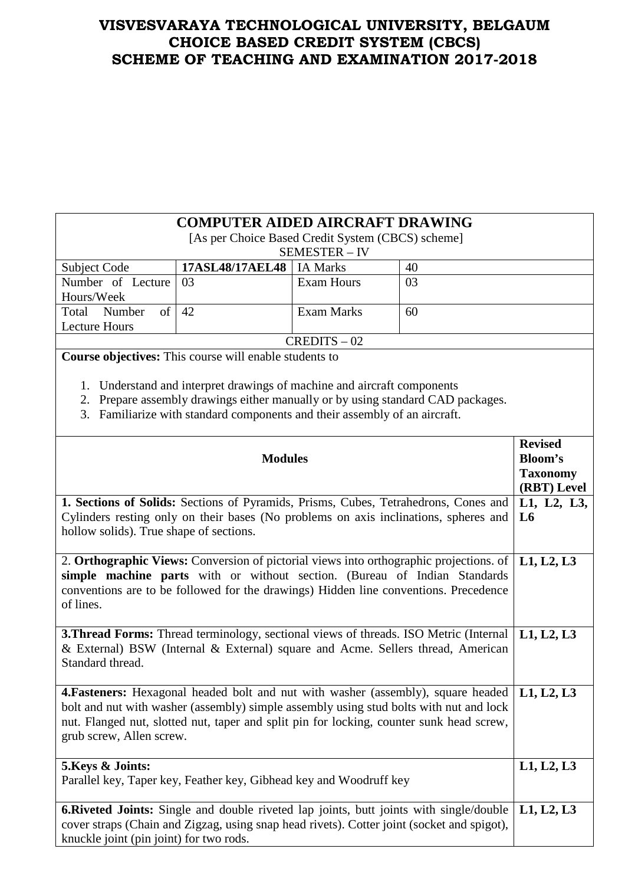# VISVESVARAYA TECHNOLOGICAL UNIVERSITY, BELGAUM
# CHOICE BASED CREDIT SYSTEM (CBCS)
# SCHEME OF TEACHING AND EXAMINATION 2017-2018

## COMPUTER AIDED AIRCRAFT DRAWING

[As per Choice Based Credit System (CBCS) scheme]

SEMESTER – IV

| Subject Code | **17ASL48/17AEL48** | IA Marks | 40 |
|---|---|---|---|
| Number of Lecture Hours/Week | 03 | Exam Hours | 03 |
| Total Number of Lecture Hours | 42 | Exam Marks | 60 |

CREDITS – 02

**Course objectives:** This course will enable students to

1. Understand and interpret drawings of machine and aircraft components
2. Prepare assembly drawings either manually or by using standard CAD packages.
3. Familiarize with standard components and their assembly of an aircraft.

| **Modules** | **Revised Bloom's Taxonomy (RBT) Level** |
|---|---|
| **1. Sections of Solids:** Sections of Pyramids, Prisms, Cubes, Tetrahedrons, Cones and Cylinders resting only on their bases (No problems on axis inclinations, spheres and hollow solids). True shape of sections. | **L1, L2, L3, L6** |
| 2. **Orthographic Views:** Conversion of pictorial views into orthographic projections. of **simple machine parts** with or without section. (Bureau of Indian Standards conventions are to be followed for the drawings) Hidden line conventions. Precedence of lines. | **L1, L2, L3** |
| **3.Thread Forms:** Thread terminology, sectional views of threads. ISO Metric (Internal & External) BSW (Internal & External) square and Acme. Sellers thread, American Standard thread. | **L1, L2, L3** |
| **4.Fasteners:** Hexagonal headed bolt and nut with washer (assembly), square headed bolt and nut with washer (assembly) simple assembly using stud bolts with nut and lock nut. Flanged nut, slotted nut, taper and split pin for locking, counter sunk head screw, grub screw, Allen screw. | **L1, L2, L3** |
| **5.Keys & Joints:** Parallel key, Taper key, Feather key, Gibhead key and Woodruff key | **L1, L2, L3** |
| **6.Riveted Joints:** Single and double riveted lap joints, butt joints with single/double cover straps (Chain and Zigzag, using snap head rivets). Cotter joint (socket and spigot), knuckle joint (pin joint) for two rods. | **L1, L2, L3** |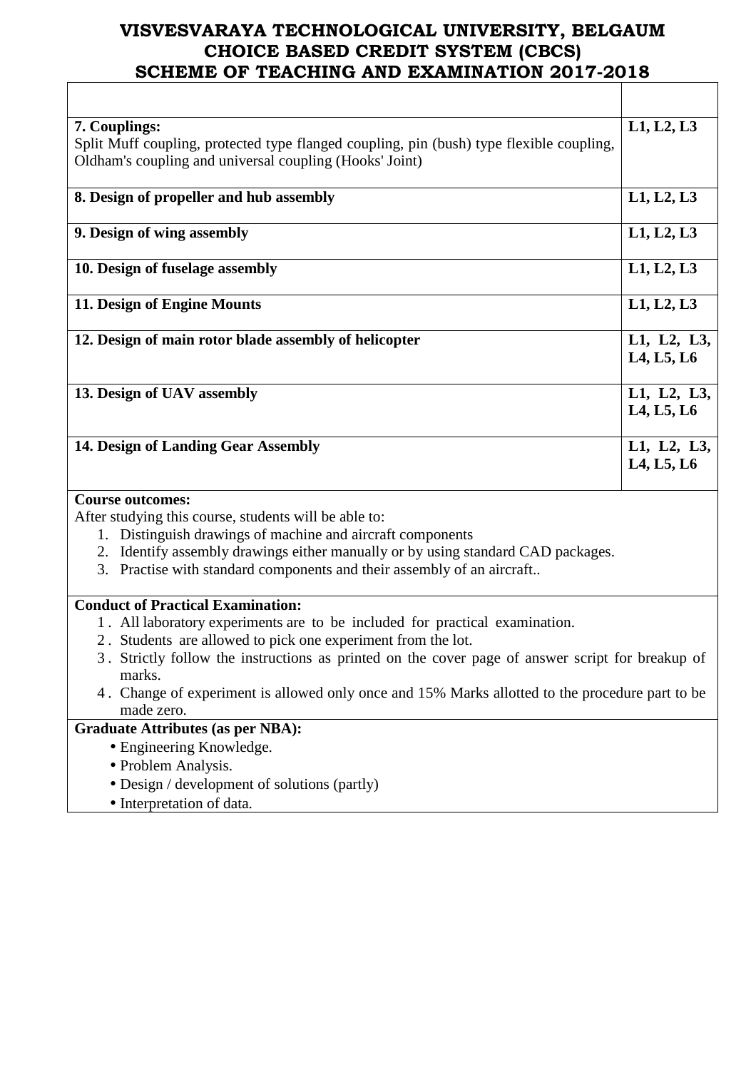# VISVESVARAYA TECHNOLOGICAL UNIVERSITY, BELGAUM
# CHOICE BASED CREDIT SYSTEM (CBCS)
# SCHEME OF TEACHING AND EXAMINATION 2017-2018

| | |
|---|---|
| | |
| **7. Couplings:** Split Muff coupling, protected type flanged coupling, pin (bush) type flexible coupling, Oldham's coupling and universal coupling (Hooks' Joint) | **L1, L2, L3** |
| **8. Design of propeller and hub assembly** | **L1, L2, L3** |
| **9. Design of wing assembly** | **L1, L2, L3** |
| **10. Design of fuselage assembly** | **L1, L2, L3** |
| **11. Design of Engine Mounts** | **L1, L2, L3** |
| **12. Design of main rotor blade assembly of helicopter** | **L1, L2, L3, L4, L5, L6** |
| **13. Design of UAV assembly** | **L1, L2, L3, L4, L5, L6** |
| **14. Design of Landing Gear Assembly** | **L1, L2, L3, L4, L5, L6** |

**Course outcomes:**

After studying this course, students will be able to:

1. Distinguish drawings of machine and aircraft components
2. Identify assembly drawings either manually or by using standard CAD packages.
3. Practise with standard components and their assembly of an aircraft..

**Conduct of Practical Examination:**

1. All laboratory experiments are to be included for practical examination.
2. Students are allowed to pick one experiment from the lot.
3. Strictly follow the instructions as printed on the cover page of answer script for breakup of marks.
4. Change of experiment is allowed only once and 15% Marks allotted to the procedure part to be made zero.

**Graduate Attributes (as per NBA):**

- Engineering Knowledge.
- Problem Analysis.
- Design / development of solutions (partly)
- Interpretation of data.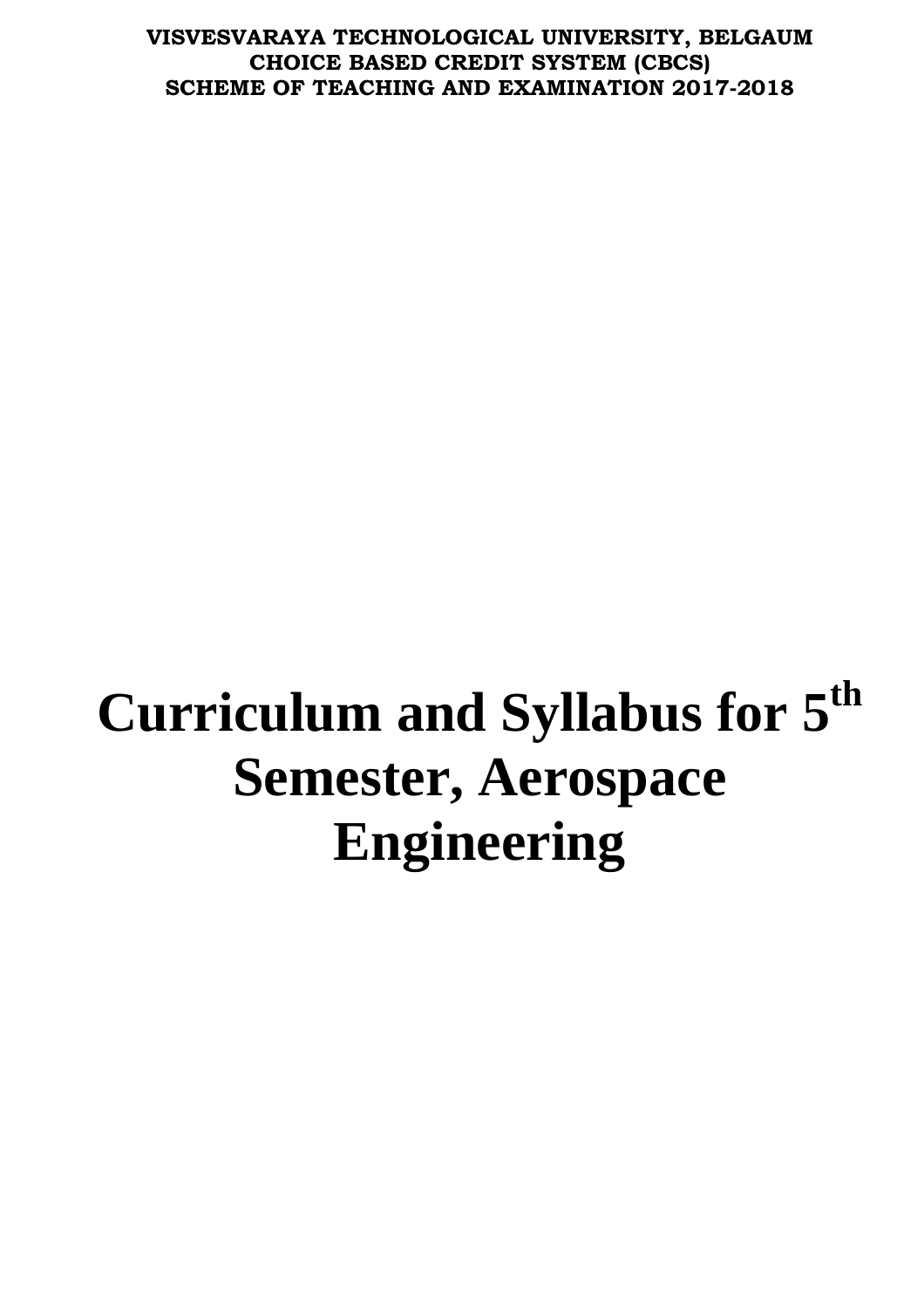**VISVESVARAYA TECHNOLOGICAL UNIVERSITY, BELGAUM**
**CHOICE BASED CREDIT SYSTEM (CBCS)**
**SCHEME OF TEACHING AND EXAMINATION 2017-2018**

# Curriculum and Syllabus for 5$^{th}$ Semester, Aerospace Engineering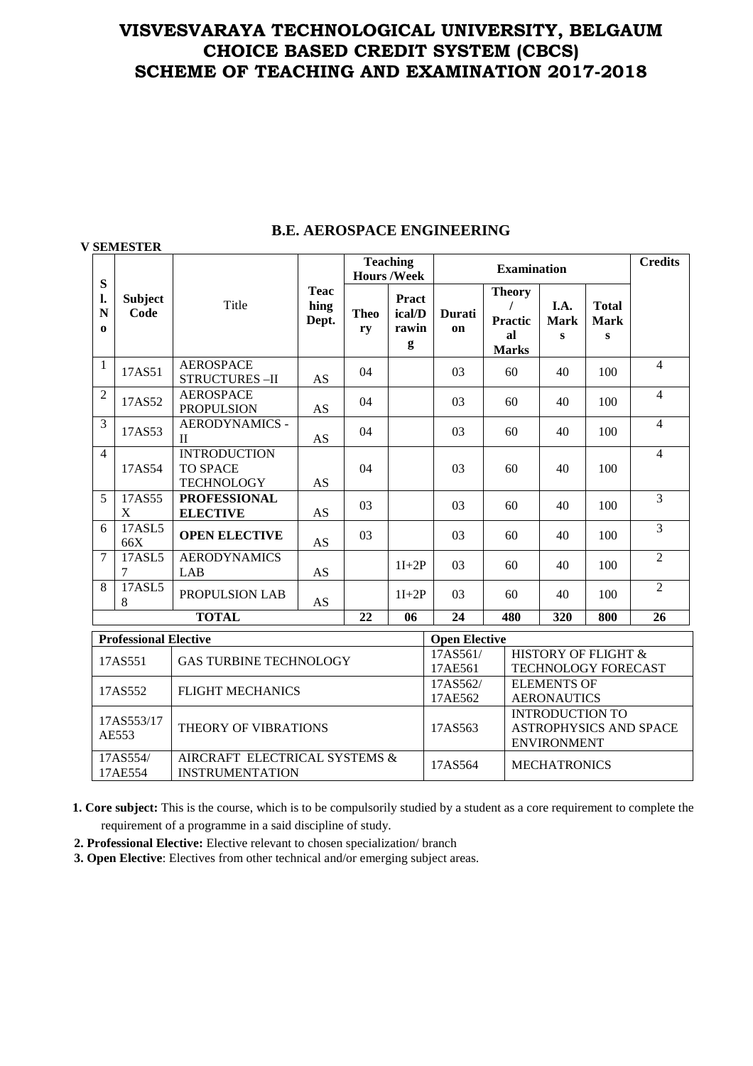# VISVESVARAYA TECHNOLOGICAL UNIVERSITY, BELGAUM
# CHOICE BASED CREDIT SYSTEM (CBCS)
# SCHEME OF TEACHING AND EXAMINATION 2017-2018

## B.E. AEROSPACE ENGINEERING

**V SEMESTER**

| Sl. No | Subject Code | Title | Teaching Dept. | Teaching Hours /Week | | Examination | | | | Credits |
|---|---|---|---|---|---|---|---|---|---|---|
| | | | | Theory | Practical/Drawing | Duration | Theory / Practical Marks | I.A. Marks | Total Marks | |
| 1 | 17AS51 | AEROSPACE STRUCTURES –II | AS | 04 | | 03 | 60 | 40 | 100 | 4 |
| 2 | 17AS52 | AEROSPACE PROPULSION | AS | 04 | | 03 | 60 | 40 | 100 | 4 |
| 3 | 17AS53 | AERODYNAMICS - II | AS | 04 | | 03 | 60 | 40 | 100 | 4 |
| 4 | 17AS54 | INTRODUCTION TO SPACE TECHNOLOGY | AS | 04 | | 03 | 60 | 40 | 100 | 4 |
| 5 | 17AS55X | **PROFESSIONAL ELECTIVE** | AS | 03 | | 03 | 60 | 40 | 100 | 3 |
| 6 | 17ASL566X | **OPEN ELECTIVE** | AS | 03 | | 03 | 60 | 40 | 100 | 3 |
| 7 | 17ASL57 | AERODYNAMICS LAB | AS | | 1I+2P | 03 | 60 | 40 | 100 | 2 |
| 8 | 17ASL58 | PROPULSION LAB | AS | | 1I+2P | 03 | 60 | 40 | 100 | 2 |
| | | **TOTAL** | | **22** | **06** | **24** | **480** | **320** | **800** | **26** |

| Professional Elective | | Open Elective | |
|---|---|---|---|
| 17AS551 | GAS TURBINE TECHNOLOGY | 17AS561/ 17AE561 | HISTORY OF FLIGHT & TECHNOLOGY FORECAST |
| 17AS552 | FLIGHT MECHANICS | 17AS562/ 17AE562 | ELEMENTS OF AERONAUTICS |
| 17AS553/17AE553 | THEORY OF VIBRATIONS | 17AS563 | INTRODUCTION TO ASTROPHYSICS AND SPACE ENVIRONMENT |
| 17AS554/ 17AE554 | AIRCRAFT ELECTRICAL SYSTEMS & INSTRUMENTATION | 17AS564 | MECHATRONICS |

1. **Core subject:** This is the course, which is to be compulsorily studied by a student as a core requirement to complete the requirement of a programme in a said discipline of study.
2. **Professional Elective:** Elective relevant to chosen specialization/ branch
3. **Open Elective**: Electives from other technical and/or emerging subject areas.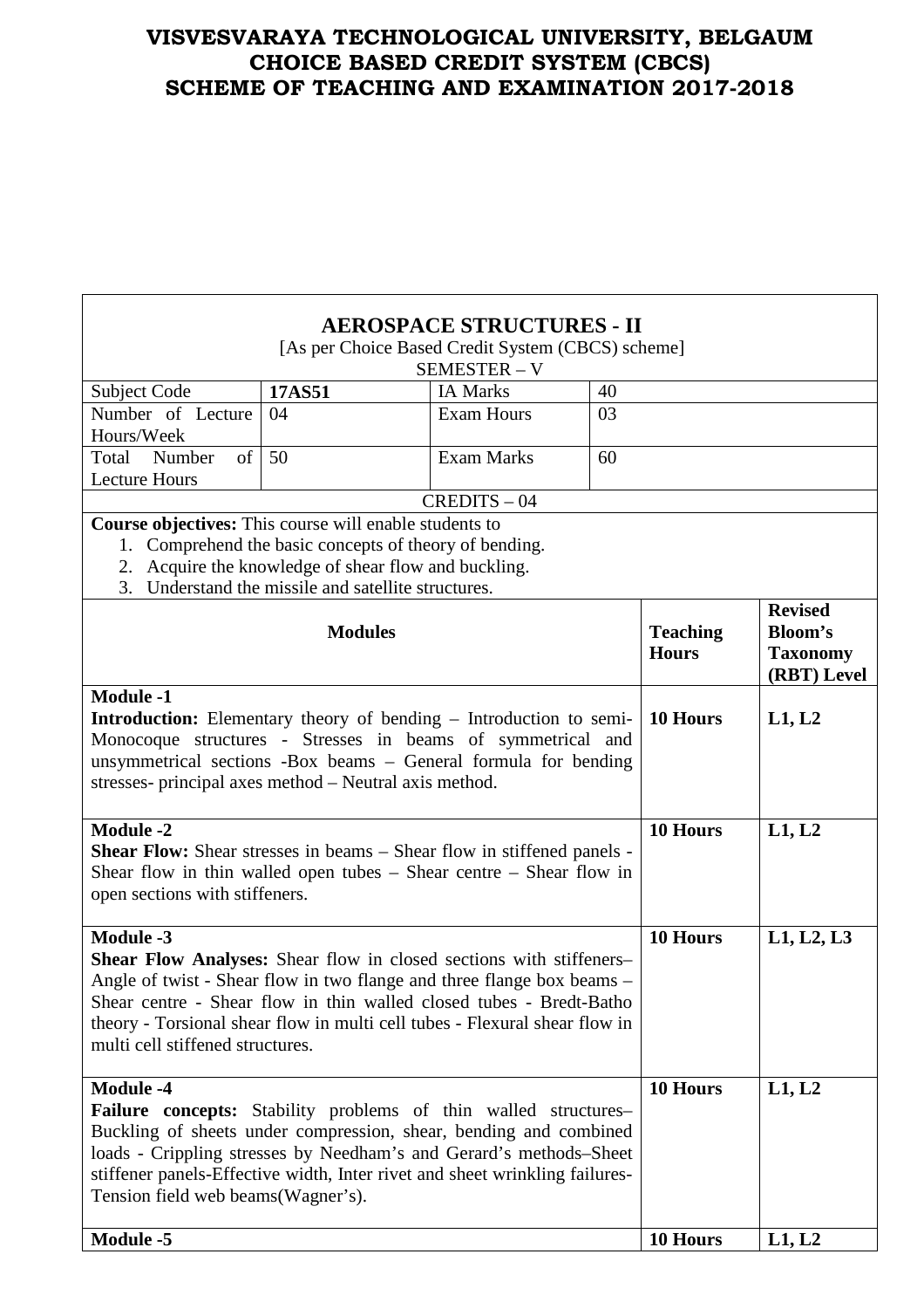# VISVESVARAYA TECHNOLOGICAL UNIVERSITY, BELGAUM
# CHOICE BASED CREDIT SYSTEM (CBCS)
# SCHEME OF TEACHING AND EXAMINATION 2017-2018

## AEROSPACE STRUCTURES - II

[As per Choice Based Credit System (CBCS) scheme]

SEMESTER – V

| Subject Code | **17AS51** | IA Marks | 40 |
|---|---|---|---|
| Number of Lecture Hours/Week | 04 | Exam Hours | 03 |
| Total Number of Lecture Hours | 50 | Exam Marks | 60 |

CREDITS – 04

**Course objectives:** This course will enable students to

1. Comprehend the basic concepts of theory of bending.
2. Acquire the knowledge of shear flow and buckling.
3. Understand the missile and satellite structures.

| Modules | Teaching Hours | Revised Bloom's Taxonomy (RBT) Level |
|---|---|---|
| **Module -1**<br>**Introduction:** Elementary theory of bending – Introduction to semi-Monocoque structures - Stresses in beams of symmetrical and unsymmetrical sections -Box beams – General formula for bending stresses- principal axes method – Neutral axis method. | **10 Hours** | **L1, L2** |
| **Module -2**<br>**Shear Flow:** Shear stresses in beams – Shear flow in stiffened panels - Shear flow in thin walled open tubes – Shear centre – Shear flow in open sections with stiffeners. | **10 Hours** | **L1, L2** |
| **Module -3**<br>**Shear Flow Analyses:** Shear flow in closed sections with stiffeners– Angle of twist - Shear flow in two flange and three flange box beams – Shear centre - Shear flow in thin walled closed tubes - Bredt-Batho theory - Torsional shear flow in multi cell tubes - Flexural shear flow in multi cell stiffened structures. | **10 Hours** | **L1, L2, L3** |
| **Module -4**<br>**Failure concepts:** Stability problems of thin walled structures– Buckling of sheets under compression, shear, bending and combined loads - Crippling stresses by Needham's and Gerard's methods–Sheet stiffener panels-Effective width, Inter rivet and sheet wrinkling failures-Tension field web beams(Wagner's). | **10 Hours** | **L1, L2** |
| **Module -5** | **10 Hours** | **L1, L2** |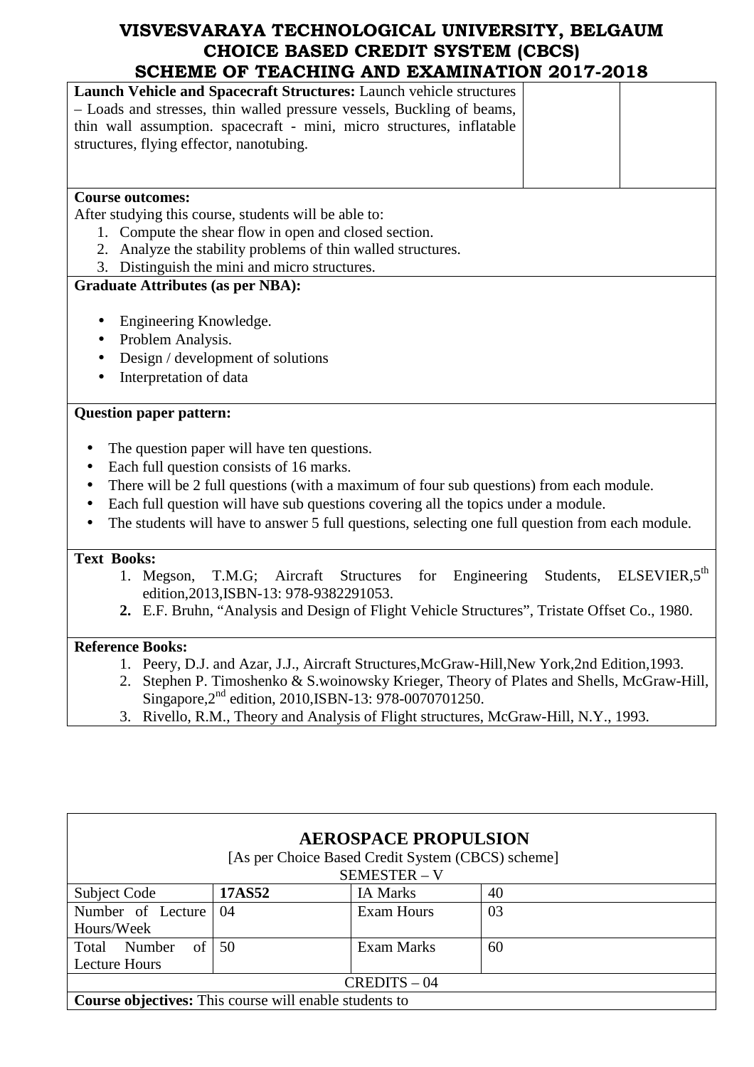| **Launch Vehicle and Spacecraft Structures:** Launch vehicle structures – Loads and stresses, thin walled pressure vessels, Buckling of beams, thin wall assumption. spacecraft - mini, micro structures, inflatable structures, flying effector, nanotubing. | | |
|---|---|---|

**Course outcomes:**

After studying this course, students will be able to:

1. Compute the shear flow in open and closed section.
2. Analyze the stability problems of thin walled structures.
3. Distinguish the mini and micro structures.

**Graduate Attributes (as per NBA):**

- Engineering Knowledge.
- Problem Analysis.
- Design / development of solutions
- Interpretation of data

**Question paper pattern:**

- The question paper will have ten questions.
- Each full question consists of 16 marks.
- There will be 2 full questions (with a maximum of four sub questions) from each module.
- Each full question will have sub questions covering all the topics under a module.
- The students will have to answer 5 full questions, selecting one full question from each module.

**Text Books:**

1. Megson, T.M.G; Aircraft Structures for Engineering Students, ELSEVIER,5th edition,2013,ISBN-13: 978-9382291053.
2. E.F. Bruhn, "Analysis and Design of Flight Vehicle Structures", Tristate Offset Co., 1980.

**Reference Books:**

1. Peery, D.J. and Azar, J.J., Aircraft Structures,McGraw-Hill,New York,2nd Edition,1993.
2. Stephen P. Timoshenko & S.woinowsky Krieger, Theory of Plates and Shells, McGraw-Hill, Singapore,2nd edition, 2010,ISBN-13: 978-0070701250.
3. Rivello, R.M., Theory and Analysis of Flight structures, McGraw-Hill, N.Y., 1993.

## AEROSPACE PROPULSION

[As per Choice Based Credit System (CBCS) scheme]

SEMESTER – V

| Subject Code | **17AS52** | IA Marks | 40 |
|---|---|---|---|
| Number of Lecture Hours/Week | 04 | Exam Hours | 03 |
| Total Number of Lecture Hours | 50 | Exam Marks | 60 |

CREDITS – 04

**Course objectives:** This course will enable students to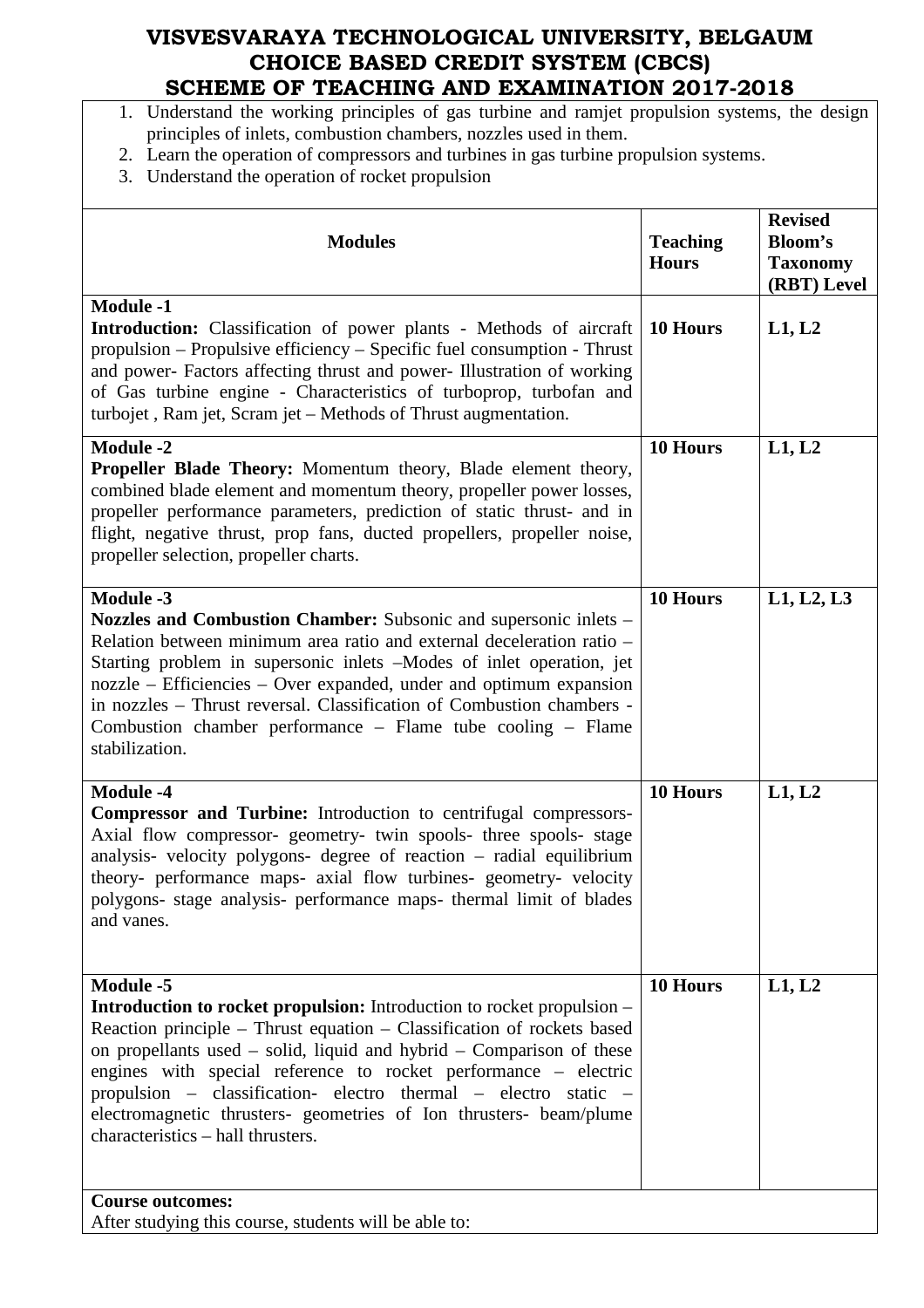# VISVESVARAYA TECHNOLOGICAL UNIVERSITY, BELGAUM
# CHOICE BASED CREDIT SYSTEM (CBCS)
# SCHEME OF TEACHING AND EXAMINATION 2017-2018

1. Understand the working principles of gas turbine and ramjet propulsion systems, the design principles of inlets, combustion chambers, nozzles used in them.
2. Learn the operation of compressors and turbines in gas turbine propulsion systems.
3. Understand the operation of rocket propulsion

| Modules | Teaching Hours | Revised Bloom's Taxonomy (RBT) Level |
|---|---|---|
| **Module -1**<br>**Introduction:** Classification of power plants - Methods of aircraft propulsion – Propulsive efficiency – Specific fuel consumption - Thrust and power- Factors affecting thrust and power- Illustration of working of Gas turbine engine - Characteristics of turboprop, turbofan and turbojet , Ram jet, Scram jet – Methods of Thrust augmentation. | **10 Hours** | **L1, L2** |
| **Module -2**<br>**Propeller Blade Theory:** Momentum theory, Blade element theory, combined blade element and momentum theory, propeller power losses, propeller performance parameters, prediction of static thrust- and in flight, negative thrust, prop fans, ducted propellers, propeller noise, propeller selection, propeller charts. | **10 Hours** | **L1, L2** |
| **Module -3**<br>**Nozzles and Combustion Chamber:** Subsonic and supersonic inlets – Relation between minimum area ratio and external deceleration ratio – Starting problem in supersonic inlets –Modes of inlet operation, jet nozzle – Efficiencies – Over expanded, under and optimum expansion in nozzles – Thrust reversal. Classification of Combustion chambers - Combustion chamber performance – Flame tube cooling – Flame stabilization. | **10 Hours** | **L1, L2, L3** |
| **Module -4**<br>**Compressor and Turbine:** Introduction to centrifugal compressors- Axial flow compressor- geometry- twin spools- three spools- stage analysis- velocity polygons- degree of reaction – radial equilibrium theory- performance maps- axial flow turbines- geometry- velocity polygons- stage analysis- performance maps- thermal limit of blades and vanes. | **10 Hours** | **L1, L2** |
| **Module -5**<br>**Introduction to rocket propulsion:** Introduction to rocket propulsion – Reaction principle – Thrust equation – Classification of rockets based on propellants used – solid, liquid and hybrid – Comparison of these engines with special reference to rocket performance – electric propulsion – classification- electro thermal – electro static – electromagnetic thrusters- geometries of Ion thrusters- beam/plume characteristics – hall thrusters. | **10 Hours** | **L1, L2** |

**Course outcomes:**

After studying this course, students will be able to: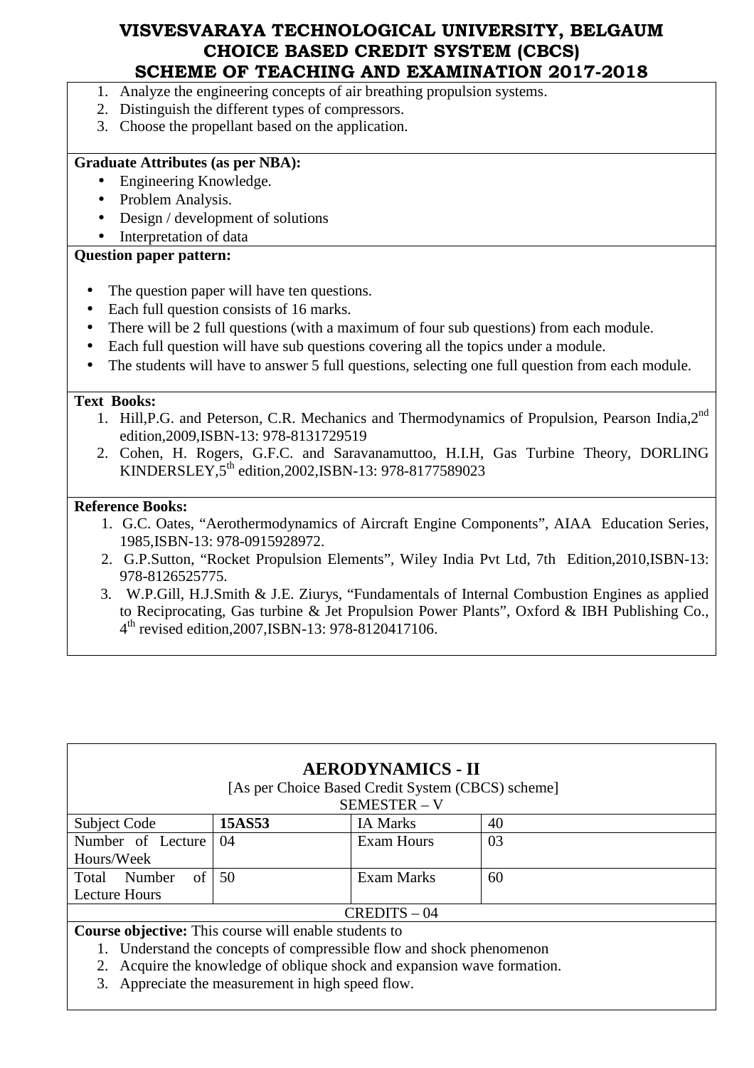1. Analyze the engineering concepts of air breathing propulsion systems.
2. Distinguish the different types of compressors.
3. Choose the propellant based on the application.

**Graduate Attributes (as per NBA):**

- Engineering Knowledge.
- Problem Analysis.
- Design / development of solutions
- Interpretation of data

**Question paper pattern:**

- The question paper will have ten questions.
- Each full question consists of 16 marks.
- There will be 2 full questions (with a maximum of four sub questions) from each module.
- Each full question will have sub questions covering all the topics under a module.
- The students will have to answer 5 full questions, selecting one full question from each module.

**Text Books:**

1. Hill,P.G. and Peterson, C.R. Mechanics and Thermodynamics of Propulsion, Pearson India,2nd edition,2009,ISBN-13: 978-8131729519
2. Cohen, H. Rogers, G.F.C. and Saravanamuttoo, H.I.H, Gas Turbine Theory, DORLING KINDERSLEY,5th edition,2002,ISBN-13: 978-8177589023

**Reference Books:**

1. G.C. Oates, "Aerothermodynamics of Aircraft Engine Components", AIAA Education Series, 1985,ISBN-13: 978-0915928972.
2. G.P.Sutton, "Rocket Propulsion Elements", Wiley India Pvt Ltd, 7th Edition,2010,ISBN-13: 978-8126525775.
3. W.P.Gill, H.J.Smith & J.E. Ziurys, "Fundamentals of Internal Combustion Engines as applied to Reciprocating, Gas turbine & Jet Propulsion Power Plants", Oxford & IBH Publishing Co., 4th revised edition,2007,ISBN-13: 978-8120417106.

## AERODYNAMICS - II

[As per Choice Based Credit System (CBCS) scheme]

SEMESTER – V

| Subject Code | **15AS53** | IA Marks | 40 |
|---|---|---|---|
| Number of Lecture Hours/Week | 04 | Exam Hours | 03 |
| Total Number of Lecture Hours | 50 | Exam Marks | 60 |

CREDITS – 04

**Course objective:** This course will enable students to

1. Understand the concepts of compressible flow and shock phenomenon
2. Acquire the knowledge of oblique shock and expansion wave formation.
3. Appreciate the measurement in high speed flow.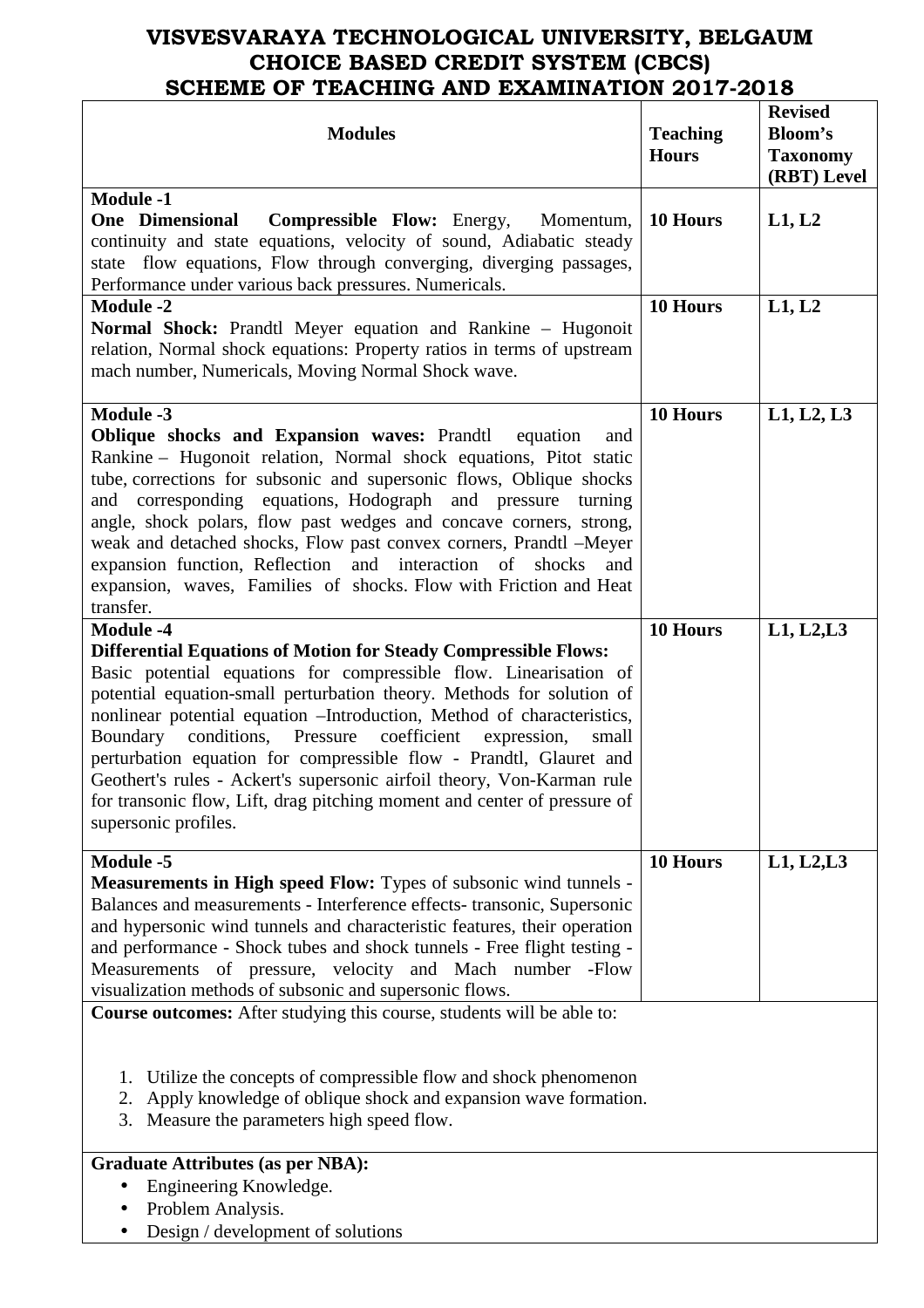# VISVESVARAYA TECHNOLOGICAL UNIVERSITY, BELGAUM
## CHOICE BASED CREDIT SYSTEM (CBCS)
## SCHEME OF TEACHING AND EXAMINATION 2017-2018

| Modules | Teaching Hours | Revised Bloom's Taxonomy (RBT) Level |
|---|---|---|
| **Module -1**<br>**One Dimensional Compressible Flow:** Energy, Momentum, continuity and state equations, velocity of sound, Adiabatic steady state flow equations, Flow through converging, diverging passages, Performance under various back pressures. Numericals. | **10 Hours** | **L1, L2** |
| **Module -2**<br>**Normal Shock:** Prandtl Meyer equation and Rankine – Hugonoit relation, Normal shock equations: Property ratios in terms of upstream mach number, Numericals, Moving Normal Shock wave. | **10 Hours** | **L1, L2** |
| **Module -3**<br>**Oblique shocks and Expansion waves:** Prandtl equation and Rankine – Hugonoit relation, Normal shock equations, Pitot static tube, corrections for subsonic and supersonic flows, Oblique shocks and corresponding equations, Hodograph and pressure turning angle, shock polars, flow past wedges and concave corners, strong, weak and detached shocks, Flow past convex corners, Prandtl –Meyer expansion function, Reflection and interaction of shocks and expansion, waves, Families of shocks. Flow with Friction and Heat transfer. | **10 Hours** | **L1, L2, L3** |
| **Module -4**<br>**Differential Equations of Motion for Steady Compressible Flows:** Basic potential equations for compressible flow. Linearisation of potential equation-small perturbation theory. Methods for solution of nonlinear potential equation –Introduction, Method of characteristics, Boundary conditions, Pressure coefficient expression, small perturbation equation for compressible flow - Prandtl, Glauret and Geothert's rules - Ackert's supersonic airfoil theory, Von-Karman rule for transonic flow, Lift, drag pitching moment and center of pressure of supersonic profiles. | **10 Hours** | **L1, L2,L3** |
| **Module -5**<br>**Measurements in High speed Flow:** Types of subsonic wind tunnels - Balances and measurements - Interference effects- transonic, Supersonic and hypersonic wind tunnels and characteristic features, their operation and performance - Shock tubes and shock tunnels - Free flight testing - Measurements of pressure, velocity and Mach number -Flow visualization methods of subsonic and supersonic flows. | **10 Hours** | **L1, L2,L3** |

**Course outcomes:** After studying this course, students will be able to:

1. Utilize the concepts of compressible flow and shock phenomenon
2. Apply knowledge of oblique shock and expansion wave formation.
3. Measure the parameters high speed flow.

**Graduate Attributes (as per NBA):**

- Engineering Knowledge.
- Problem Analysis.
- Design / development of solutions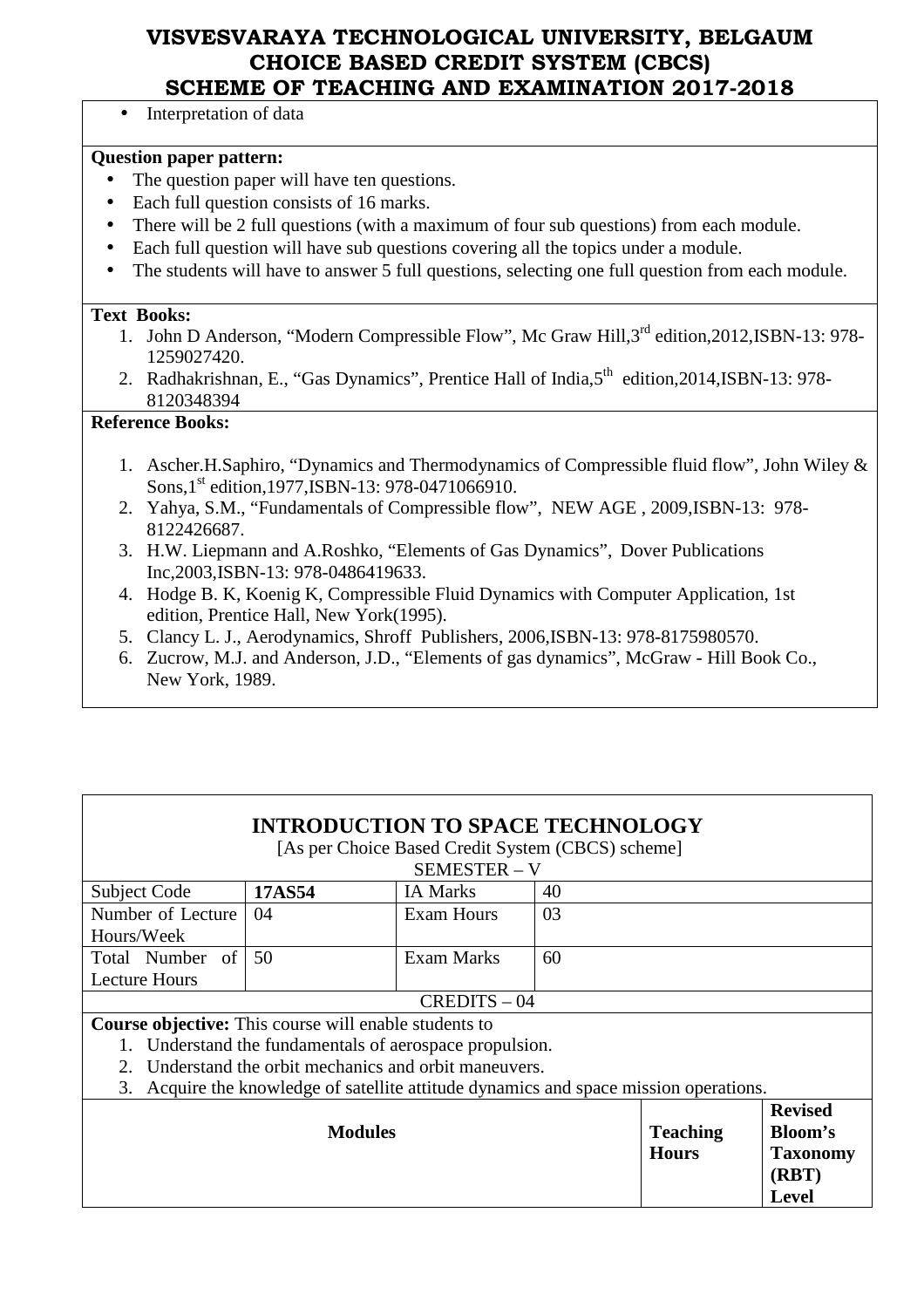- Interpretation of data

**Question paper pattern:**

- The question paper will have ten questions.
- Each full question consists of 16 marks.
- There will be 2 full questions (with a maximum of four sub questions) from each module.
- Each full question will have sub questions covering all the topics under a module.
- The students will have to answer 5 full questions, selecting one full question from each module.

**Text Books:**

1. John D Anderson, "Modern Compressible Flow", Mc Graw Hill,3rd edition,2012,ISBN-13: 978-1259027420.
2. Radhakrishnan, E., "Gas Dynamics", Prentice Hall of India,5th edition,2014,ISBN-13: 978-8120348394

**Reference Books:**

1. Ascher.H.Saphiro, "Dynamics and Thermodynamics of Compressible fluid flow", John Wiley & Sons,1st edition,1977,ISBN-13: 978-0471066910.
2. Yahya, S.M., "Fundamentals of Compressible flow", NEW AGE , 2009,ISBN-13: 978-8122426687.
3. H.W. Liepmann and A.Roshko, "Elements of Gas Dynamics", Dover Publications Inc,2003,ISBN-13: 978-0486419633.
4. Hodge B. K, Koenig K, Compressible Fluid Dynamics with Computer Application, 1st edition, Prentice Hall, New York(1995).
5. Clancy L. J., Aerodynamics, Shroff Publishers, 2006,ISBN-13: 978-8175980570.
6. Zucrow, M.J. and Anderson, J.D., "Elements of gas dynamics", McGraw - Hill Book Co., New York, 1989.

## INTRODUCTION TO SPACE TECHNOLOGY

[As per Choice Based Credit System (CBCS) scheme]

SEMESTER – V

| Subject Code | **17AS54** | IA Marks | 40 |
|---|---|---|---|
| Number of Lecture Hours/Week | 04 | Exam Hours | 03 |
| Total Number of Lecture Hours | 50 | Exam Marks | 60 |

CREDITS – 04

**Course objective:** This course will enable students to

1. Understand the fundamentals of aerospace propulsion.
2. Understand the orbit mechanics and orbit maneuvers.
3. Acquire the knowledge of satellite attitude dynamics and space mission operations.

| **Modules** | **Teaching Hours** | **Revised Bloom's Taxonomy (RBT) Level** |
|---|---|---|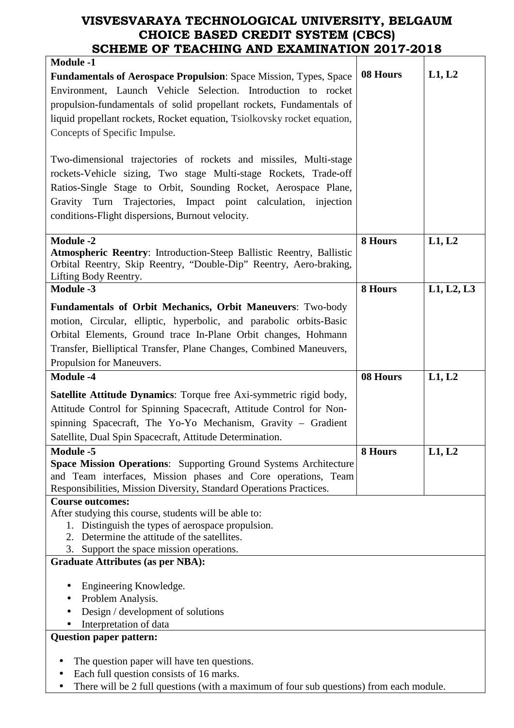# VISVESVARAYA TECHNOLOGICAL UNIVERSITY, BELGAUM
## CHOICE BASED CREDIT SYSTEM (CBCS)
## SCHEME OF TEACHING AND EXAMINATION 2017-2018

| Module | Hours | Levels |
|---|---|---|
| **Module -1**<br>**Fundamentals of Aerospace Propulsion**: Space Mission, Types, Space Environment, Launch Vehicle Selection. Introduction to rocket propulsion-fundamentals of solid propellant rockets, Fundamentals of liquid propellant rockets, Rocket equation, Tsiolkovsky rocket equation, Concepts of Specific Impulse.<br><br>Two-dimensional trajectories of rockets and missiles, Multi-stage rockets-Vehicle sizing, Two stage Multi-stage Rockets, Trade-off Ratios-Single Stage to Orbit, Sounding Rocket, Aerospace Plane, Gravity Turn Trajectories, Impact point calculation, injection conditions-Flight dispersions, Burnout velocity. | **08 Hours** | **L1, L2** |
| **Module -2**<br>**Atmospheric Reentry**: Introduction-Steep Ballistic Reentry, Ballistic Orbital Reentry, Skip Reentry, "Double-Dip" Reentry, Aero-braking, Lifting Body Reentry. | **8 Hours** | **L1, L2** |
| **Module -3**<br>**Fundamentals of Orbit Mechanics, Orbit Maneuvers**: Two-body motion, Circular, elliptic, hyperbolic, and parabolic orbits-Basic Orbital Elements, Ground trace In-Plane Orbit changes, Hohmann Transfer, Bielliptical Transfer, Plane Changes, Combined Maneuvers, Propulsion for Maneuvers. | **8 Hours** | **L1, L2, L3** |
| **Module -4**<br>**Satellite Attitude Dynamics**: Torque free Axi-symmetric rigid body, Attitude Control for Spinning Spacecraft, Attitude Control for Non-spinning Spacecraft, The Yo-Yo Mechanism, Gravity – Gradient Satellite, Dual Spin Spacecraft, Attitude Determination. | **08 Hours** | **L1, L2** |
| **Module -5**<br>**Space Mission Operations**: Supporting Ground Systems Architecture and Team interfaces, Mission phases and Core operations, Team Responsibilities, Mission Diversity, Standard Operations Practices. | **8 Hours** | **L1, L2** |

**Course outcomes:**

After studying this course, students will be able to:

1. Distinguish the types of aerospace propulsion.
2. Determine the attitude of the satellites.
3. Support the space mission operations.

**Graduate Attributes (as per NBA):**

- Engineering Knowledge.
- Problem Analysis.
- Design / development of solutions
- Interpretation of data

**Question paper pattern:**

- The question paper will have ten questions.
- Each full question consists of 16 marks.
- There will be 2 full questions (with a maximum of four sub questions) from each module.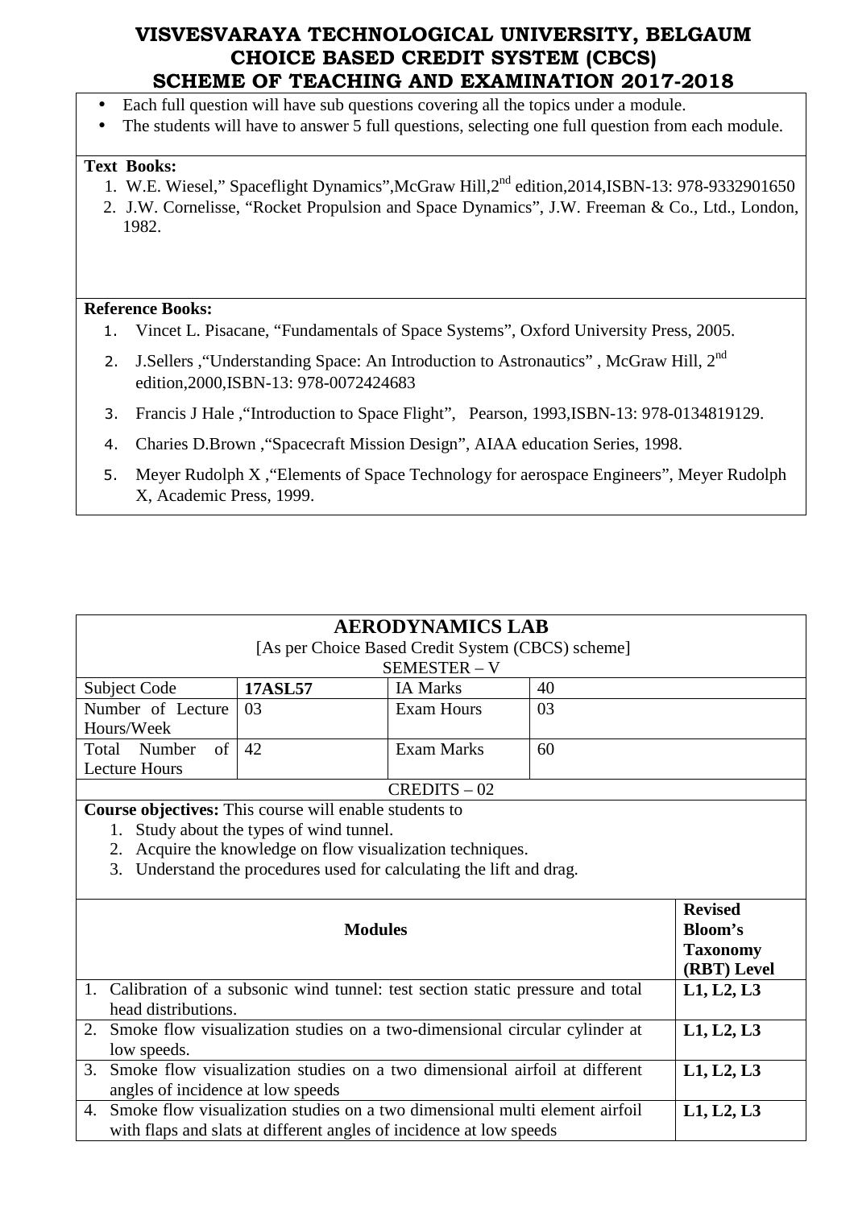# VISVESVARAYA TECHNOLOGICAL UNIVERSITY, BELGAUM
## CHOICE BASED CREDIT SYSTEM (CBCS)
## SCHEME OF TEACHING AND EXAMINATION 2017-2018

- Each full question will have sub questions covering all the topics under a module.
- The students will have to answer 5 full questions, selecting one full question from each module.

**Text Books:**

1. W.E. Wiesel," Spaceflight Dynamics",McGraw Hill,2nd edition,2014,ISBN-13: 978-9332901650
2. J.W. Cornelisse, "Rocket Propulsion and Space Dynamics", J.W. Freeman & Co., Ltd., London, 1982.

**Reference Books:**

1. Vincet L. Pisacane, "Fundamentals of Space Systems", Oxford University Press, 2005.
2. J.Sellers ,"Understanding Space: An Introduction to Astronautics" , McGraw Hill, 2nd edition,2000,ISBN-13: 978-0072424683
3. Francis J Hale ,"Introduction to Space Flight", Pearson, 1993,ISBN-13: 978-0134819129.
4. Charies D.Brown ,"Spacecraft Mission Design", AIAA education Series, 1998.
5. Meyer Rudolph X ,"Elements of Space Technology for aerospace Engineers", Meyer Rudolph X, Academic Press, 1999.

## AERODYNAMICS LAB

[As per Choice Based Credit System (CBCS) scheme]

SEMESTER – V

| Subject Code | **17ASL57** | IA Marks | 40 |
|---|---|---|---|
| Number of Lecture Hours/Week | 03 | Exam Hours | 03 |
| Total Number of Lecture Hours | 42 | Exam Marks | 60 |

CREDITS – 02

**Course objectives:** This course will enable students to

1. Study about the types of wind tunnel.
2. Acquire the knowledge on flow visualization techniques.
3. Understand the procedures used for calculating the lift and drag.

| Modules | Revised Bloom's Taxonomy (RBT) Level |
|---|---|
| 1. Calibration of a subsonic wind tunnel: test section static pressure and total head distributions. | **L1, L2, L3** |
| 2. Smoke flow visualization studies on a two-dimensional circular cylinder at low speeds. | **L1, L2, L3** |
| 3. Smoke flow visualization studies on a two dimensional airfoil at different angles of incidence at low speeds | **L1, L2, L3** |
| 4. Smoke flow visualization studies on a two dimensional multi element airfoil with flaps and slats at different angles of incidence at low speeds | **L1, L2, L3** |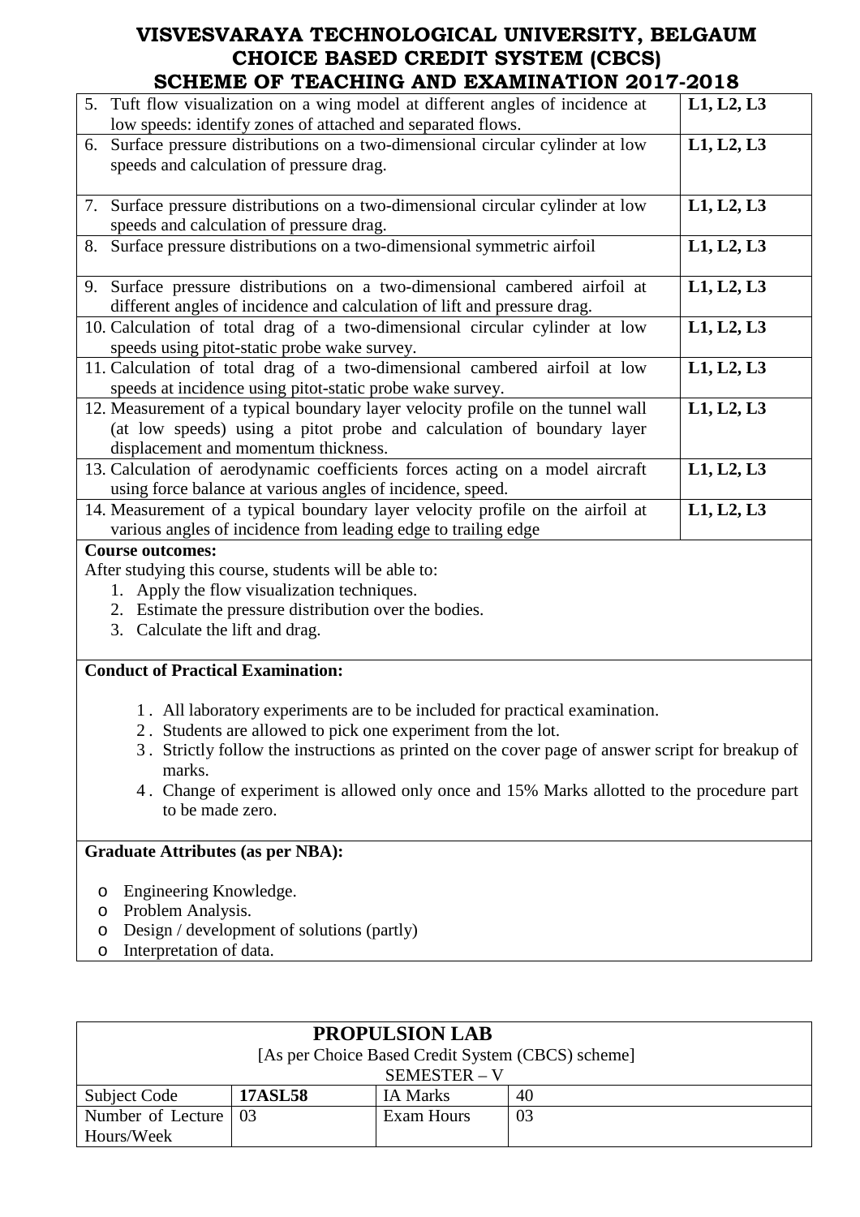| | |
|---|---|
| 5. Tuft flow visualization on a wing model at different angles of incidence at low speeds: identify zones of attached and separated flows. | **L1, L2, L3** |
| 6. Surface pressure distributions on a two-dimensional circular cylinder at low speeds and calculation of pressure drag. | **L1, L2, L3** |
| 7. Surface pressure distributions on a two-dimensional circular cylinder at low speeds and calculation of pressure drag. | **L1, L2, L3** |
| 8. Surface pressure distributions on a two-dimensional symmetric airfoil | **L1, L2, L3** |
| 9. Surface pressure distributions on a two-dimensional cambered airfoil at different angles of incidence and calculation of lift and pressure drag. | **L1, L2, L3** |
| 10. Calculation of total drag of a two-dimensional circular cylinder at low speeds using pitot-static probe wake survey. | **L1, L2, L3** |
| 11. Calculation of total drag of a two-dimensional cambered airfoil at low speeds at incidence using pitot-static probe wake survey. | **L1, L2, L3** |
| 12. Measurement of a typical boundary layer velocity profile on the tunnel wall (at low speeds) using a pitot probe and calculation of boundary layer displacement and momentum thickness. | **L1, L2, L3** |
| 13. Calculation of aerodynamic coefficients forces acting on a model aircraft using force balance at various angles of incidence, speed. | **L1, L2, L3** |
| 14. Measurement of a typical boundary layer velocity profile on the airfoil at various angles of incidence from leading edge to trailing edge | **L1, L2, L3** |

**Course outcomes:**

After studying this course, students will be able to:

1. Apply the flow visualization techniques.
2. Estimate the pressure distribution over the bodies.
3. Calculate the lift and drag.

**Conduct of Practical Examination:**

1. All laboratory experiments are to be included for practical examination.
2. Students are allowed to pick one experiment from the lot.
3. Strictly follow the instructions as printed on the cover page of answer script for breakup of marks.
4. Change of experiment is allowed only once and 15% Marks allotted to the procedure part to be made zero.

**Graduate Attributes (as per NBA):**

- Engineering Knowledge.
- Problem Analysis.
- Design / development of solutions (partly)
- Interpretation of data.

## PROPULSION LAB

[As per Choice Based Credit System (CBCS) scheme]

SEMESTER – V

| | | | |
|---|---|---|---|
| Subject Code | **17ASL58** | IA Marks | 40 |
| Number of Lecture Hours/Week | 03 | Exam Hours | 03 |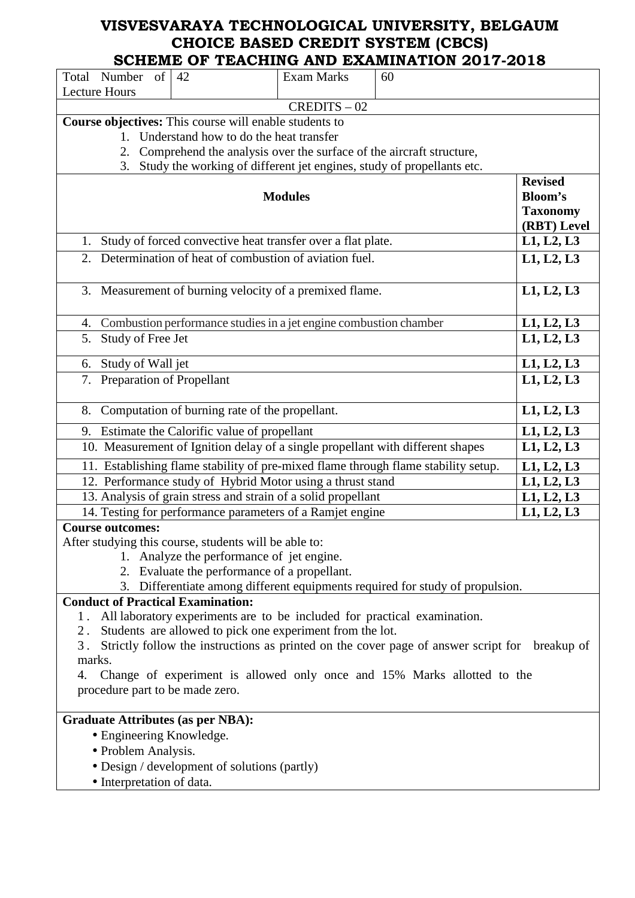# VISVESVARAYA TECHNOLOGICAL UNIVERSITY, BELGAUM
# CHOICE BASED CREDIT SYSTEM (CBCS)
# SCHEME OF TEACHING AND EXAMINATION 2017-2018

| Total Number of Lecture Hours | 42 | Exam Marks | 60 |
|---|---|---|---|

CREDITS – 02

**Course objectives:** This course will enable students to

1. Understand how to do the heat transfer
2. Comprehend the analysis over the surface of the aircraft structure,
3. Study the working of different jet engines, study of propellants etc.

| Modules | Revised Bloom's Taxonomy (RBT) Level |
|---|---|
| 1. Study of forced convective heat transfer over a flat plate. | L1, L2, L3 |
| 2. Determination of heat of combustion of aviation fuel. | L1, L2, L3 |
| 3. Measurement of burning velocity of a premixed flame. | L1, L2, L3 |
| 4. Combustion performance studies in a jet engine combustion chamber | L1, L2, L3 |
| 5. Study of Free Jet | L1, L2, L3 |
| 6. Study of Wall jet | L1, L2, L3 |
| 7. Preparation of Propellant | L1, L2, L3 |
| 8. Computation of burning rate of the propellant. | L1, L2, L3 |
| 9. Estimate the Calorific value of propellant | L1, L2, L3 |
| 10. Measurement of Ignition delay of a single propellant with different shapes | L1, L2, L3 |
| 11. Establishing flame stability of pre-mixed flame through flame stability setup. | L1, L2, L3 |
| 12. Performance study of Hybrid Motor using a thrust stand | L1, L2, L3 |
| 13. Analysis of grain stress and strain of a solid propellant | L1, L2, L3 |
| 14. Testing for performance parameters of a Ramjet engine | L1, L2, L3 |

**Course outcomes:**

After studying this course, students will be able to:

1. Analyze the performance of jet engine.
2. Evaluate the performance of a propellant.
3. Differentiate among different equipments required for study of propulsion.

**Conduct of Practical Examination:**

1. All laboratory experiments are to be included for practical examination.
2. Students are allowed to pick one experiment from the lot.
3. Strictly follow the instructions as printed on the cover page of answer script for breakup of marks.
4. Change of experiment is allowed only once and 15% Marks allotted to the procedure part to be made zero.

**Graduate Attributes (as per NBA):**

- Engineering Knowledge.
- Problem Analysis.
- Design / development of solutions (partly)
- Interpretation of data.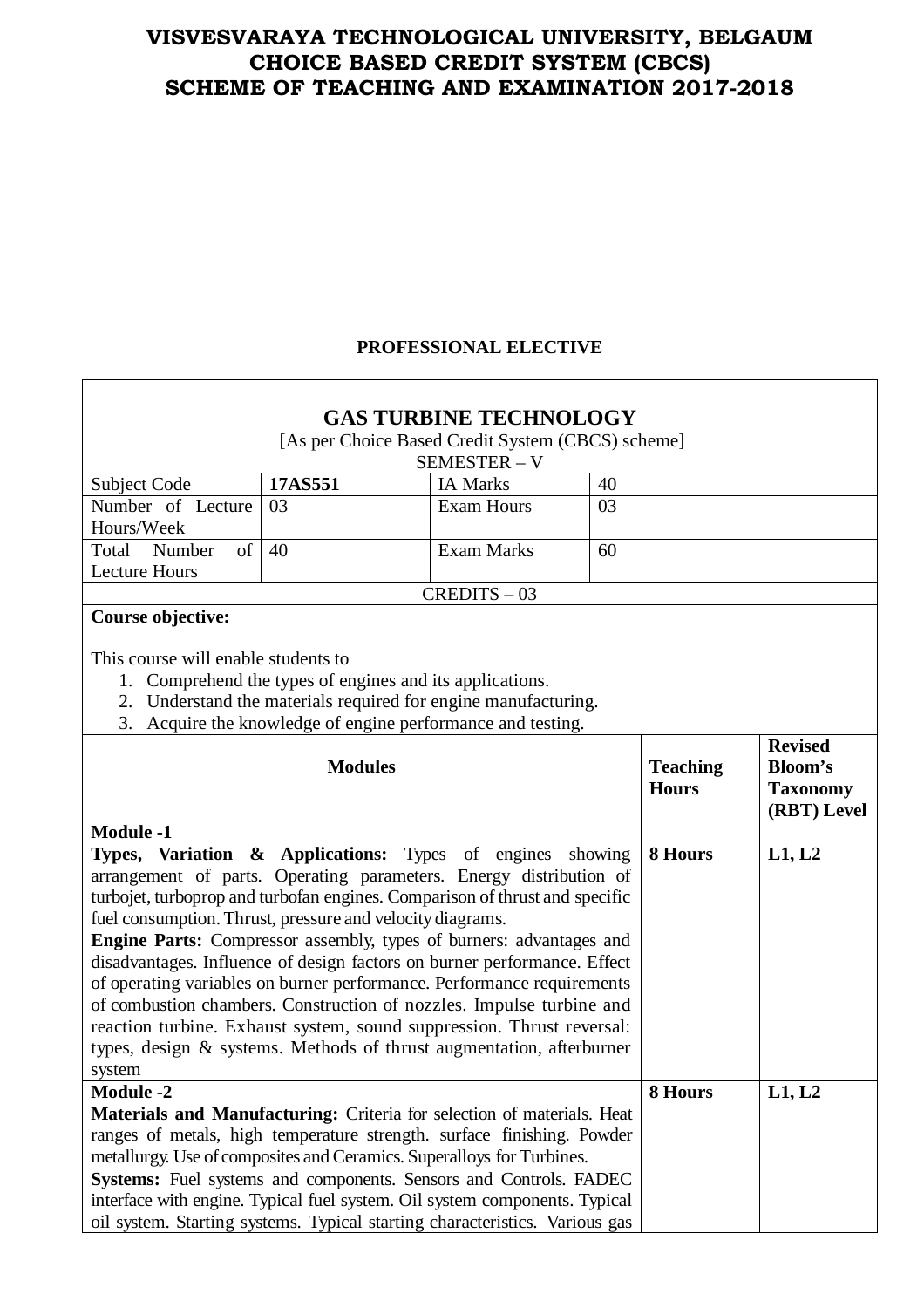# VISVESVARAYA TECHNOLOGICAL UNIVERSITY, BELGAUM
# CHOICE BASED CREDIT SYSTEM (CBCS)
# SCHEME OF TEACHING AND EXAMINATION 2017-2018

**PROFESSIONAL ELECTIVE**

## GAS TURBINE TECHNOLOGY

[As per Choice Based Credit System (CBCS) scheme]

SEMESTER – V

| Subject Code | **17AS551** | IA Marks | 40 |
|---|---|---|---|
| Number of Lecture Hours/Week | 03 | Exam Hours | 03 |
| Total Number of Lecture Hours | 40 | Exam Marks | 60 |

CREDITS – 03

**Course objective:**

This course will enable students to

1. Comprehend the types of engines and its applications.
2. Understand the materials required for engine manufacturing.
3. Acquire the knowledge of engine performance and testing.

| Modules | Teaching Hours | Revised Bloom's Taxonomy (RBT) Level |
|---|---|---|
| **Module -1**<br>**Types, Variation & Applications:** Types of engines showing arrangement of parts. Operating parameters. Energy distribution of turbojet, turboprop and turbofan engines. Comparison of thrust and specific fuel consumption. Thrust, pressure and velocity diagrams.<br>**Engine Parts:** Compressor assembly, types of burners: advantages and disadvantages. Influence of design factors on burner performance. Effect of operating variables on burner performance. Performance requirements of combustion chambers. Construction of nozzles. Impulse turbine and reaction turbine. Exhaust system, sound suppression. Thrust reversal: types, design & systems. Methods of thrust augmentation, afterburner system | **8 Hours** | **L1, L2** |
| **Module -2**<br>**Materials and Manufacturing:** Criteria for selection of materials. Heat ranges of metals, high temperature strength. surface finishing. Powder metallurgy. Use of composites and Ceramics. Superalloys for Turbines.<br>**Systems:** Fuel systems and components. Sensors and Controls. FADEC interface with engine. Typical fuel system. Oil system components. Typical oil system. Starting systems. Typical starting characteristics. Various gas | **8 Hours** | **L1, L2** |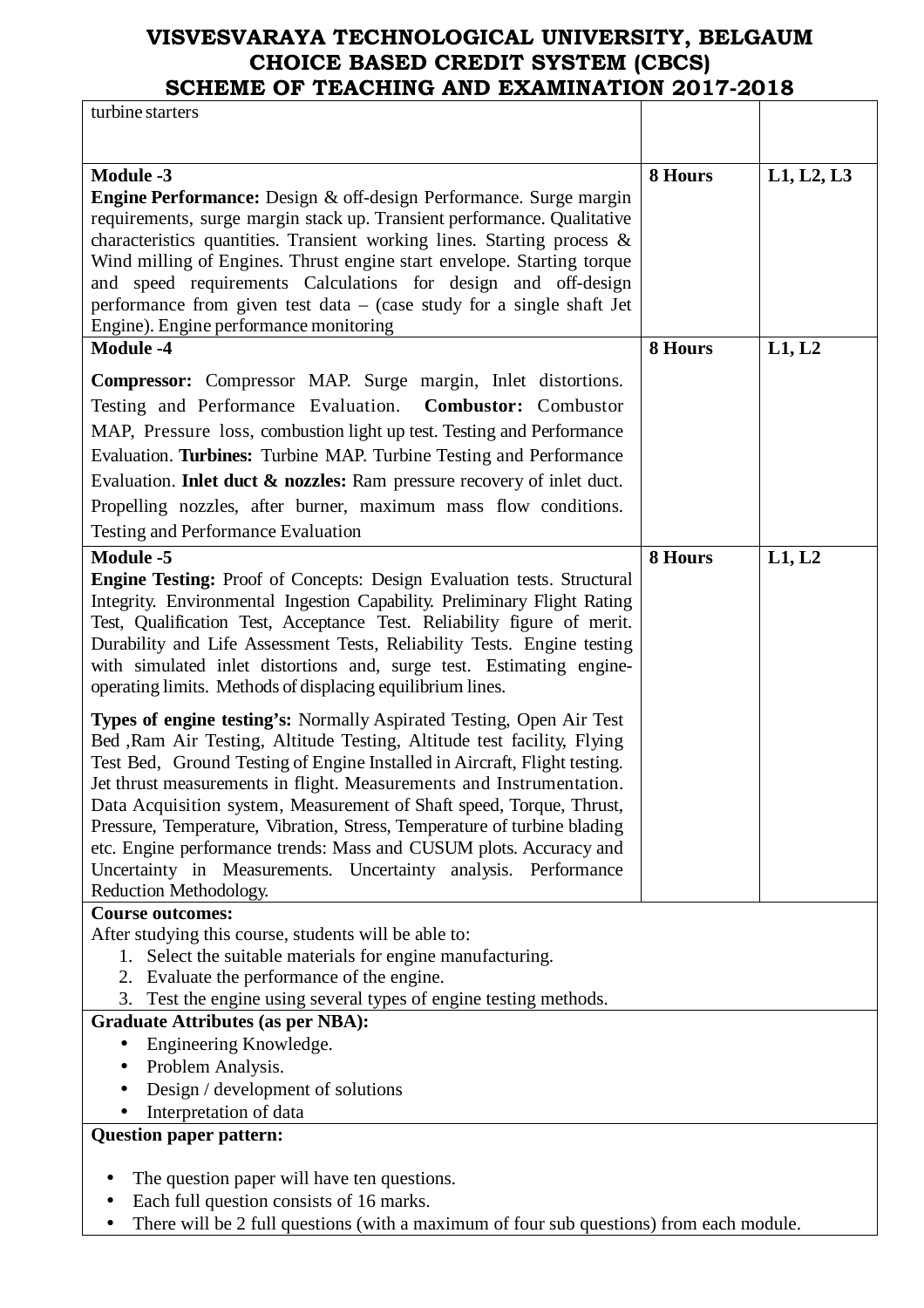| | | |
|---|---|---|
| turbine starters | | |
| **Module -3**<br>**Engine Performance:** Design & off-design Performance. Surge margin requirements, surge margin stack up. Transient performance. Qualitative characteristics quantities. Transient working lines. Starting process & Wind milling of Engines. Thrust engine start envelope. Starting torque and speed requirements Calculations for design and off-design performance from given test data – (case study for a single shaft Jet Engine). Engine performance monitoring | **8 Hours** | **L1, L2, L3** |
| **Module -4**<br>**Compressor:** Compressor MAP. Surge margin, Inlet distortions. Testing and Performance Evaluation. **Combustor:** Combustor MAP, Pressure loss, combustion light up test. Testing and Performance Evaluation. **Turbines:** Turbine MAP. Turbine Testing and Performance Evaluation. **Inlet duct & nozzles:** Ram pressure recovery of inlet duct. Propelling nozzles, after burner, maximum mass flow conditions. Testing and Performance Evaluation | **8 Hours** | **L1, L2** |
| **Module -5**<br>**Engine Testing:** Proof of Concepts: Design Evaluation tests. Structural Integrity. Environmental Ingestion Capability. Preliminary Flight Rating Test, Qualification Test, Acceptance Test. Reliability figure of merit. Durability and Life Assessment Tests, Reliability Tests. Engine testing with simulated inlet distortions and, surge test. Estimating engine-operating limits. Methods of displacing equilibrium lines.<br><br>**Types of engine testing's:** Normally Aspirated Testing, Open Air Test Bed ,Ram Air Testing, Altitude Testing, Altitude test facility, Flying Test Bed, Ground Testing of Engine Installed in Aircraft, Flight testing. Jet thrust measurements in flight. Measurements and Instrumentation. Data Acquisition system, Measurement of Shaft speed, Torque, Thrust, Pressure, Temperature, Vibration, Stress, Temperature of turbine blading etc. Engine performance trends: Mass and CUSUM plots. Accuracy and Uncertainty in Measurements. Uncertainty analysis. Performance Reduction Methodology. | **8 Hours** | **L1, L2** |

**Course outcomes:**

After studying this course, students will be able to:

1. Select the suitable materials for engine manufacturing.
2. Evaluate the performance of the engine.
3. Test the engine using several types of engine testing methods.

**Graduate Attributes (as per NBA):**

- Engineering Knowledge.
- Problem Analysis.
- Design / development of solutions
- Interpretation of data

**Question paper pattern:**

- The question paper will have ten questions.
- Each full question consists of 16 marks.
- There will be 2 full questions (with a maximum of four sub questions) from each module.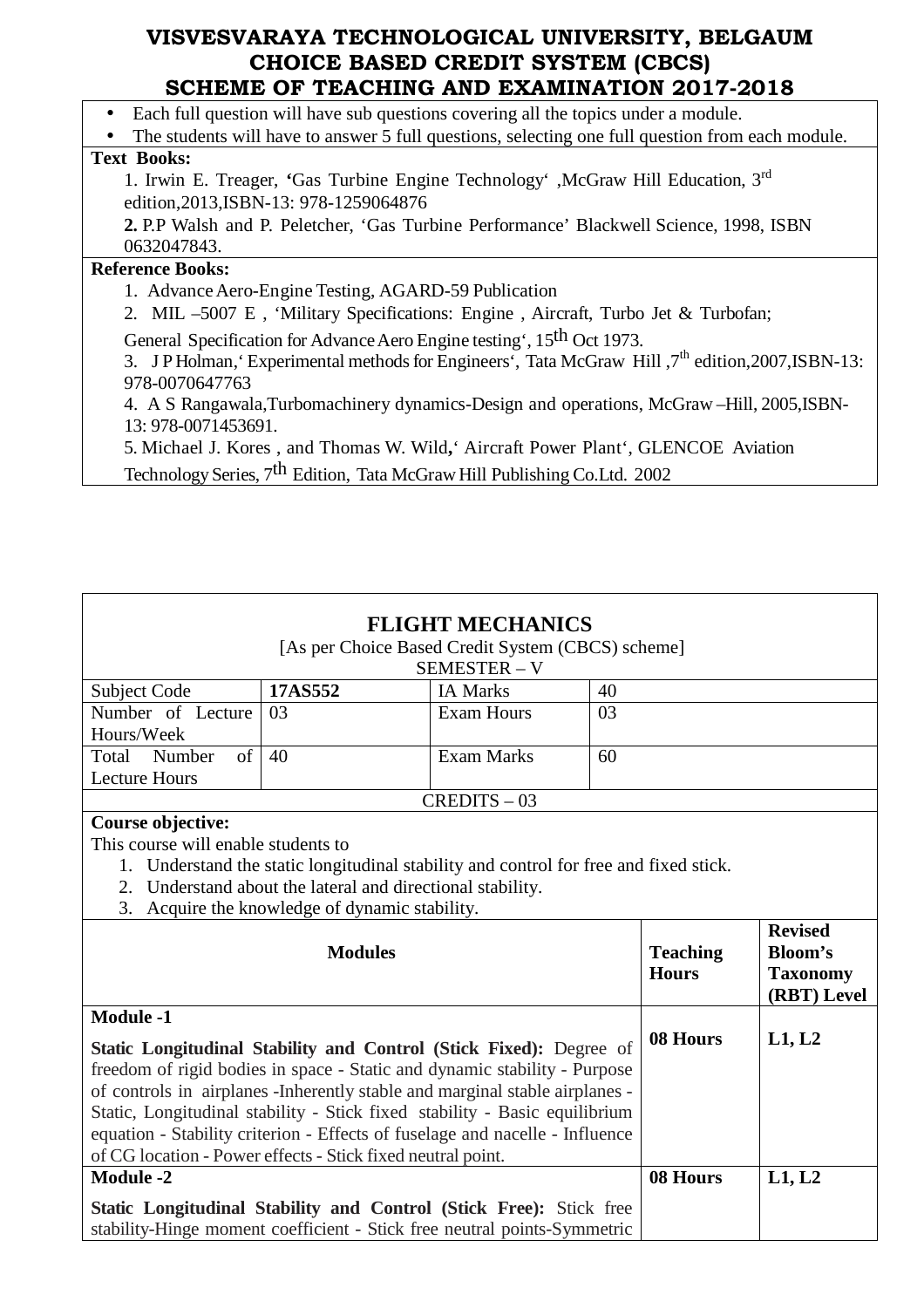- Each full question will have sub questions covering all the topics under a module.
- The students will have to answer 5 full questions, selecting one full question from each module.

**Text Books:**

1. Irwin E. Treager, 'Gas Turbine Engine Technology' ,McGraw Hill Education, 3rd edition,2013,ISBN-13: 978-1259064876
2. P.P Walsh and P. Peletcher, 'Gas Turbine Performance' Blackwell Science, 1998, ISBN 0632047843.

**Reference Books:**

1. Advance Aero-Engine Testing, AGARD-59 Publication
2. MIL –5007 E , 'Military Specifications: Engine , Aircraft, Turbo Jet & Turbofan; General Specification for Advance Aero Engine testing', 15th Oct 1973.
3. J P Holman,' Experimental methods for Engineers', Tata McGraw Hill ,7th edition,2007,ISBN-13: 978-0070647763
4. A S Rangawala,Turbomachinery dynamics-Design and operations, McGraw –Hill, 2005,ISBN-13: 978-0071453691.
5. Michael J. Kores , and Thomas W. Wild,' Aircraft Power Plant', GLENCOE Aviation Technology Series, 7th Edition, Tata McGraw Hill Publishing Co.Ltd. 2002

## FLIGHT MECHANICS

[As per Choice Based Credit System (CBCS) scheme]

SEMESTER – V

| Subject Code | **17AS552** | IA Marks | 40 |
|---|---|---|---|
| Number of Lecture Hours/Week | 03 | Exam Hours | 03 |
| Total Number of Lecture Hours | 40 | Exam Marks | 60 |

CREDITS – 03

**Course objective:**

This course will enable students to

1. Understand the static longitudinal stability and control for free and fixed stick.
2. Understand about the lateral and directional stability.
3. Acquire the knowledge of dynamic stability.

| Modules | Teaching Hours | Revised Bloom's Taxonomy (RBT) Level |
|---|---|---|
| **Module -1**<br>**Static Longitudinal Stability and Control (Stick Fixed):** Degree of freedom of rigid bodies in space - Static and dynamic stability - Purpose of controls in airplanes -Inherently stable and marginal stable airplanes - Static, Longitudinal stability - Stick fixed stability - Basic equilibrium equation - Stability criterion - Effects of fuselage and nacelle - Influence of CG location - Power effects - Stick fixed neutral point. | **08 Hours** | **L1, L2** |
| **Module -2**<br>**Static Longitudinal Stability and Control (Stick Free):** Stick free stability-Hinge moment coefficient - Stick free neutral points-Symmetric | **08 Hours** | **L1, L2** |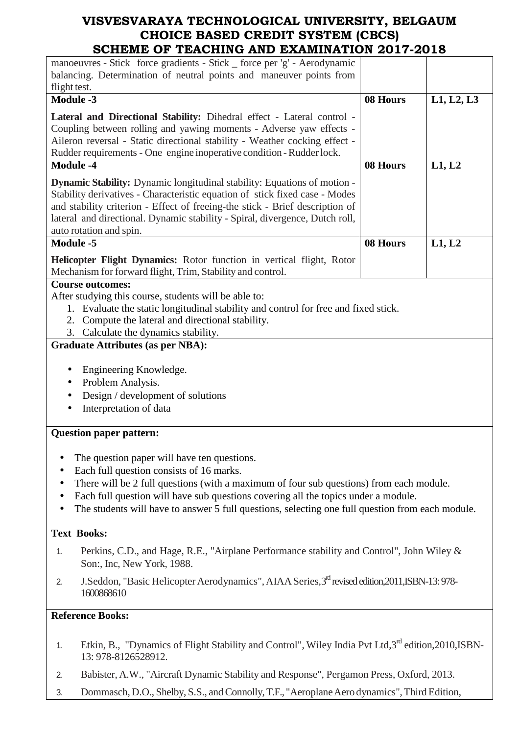| | | |
|---|---|---|
| manoeuvres - Stick force gradients - Stick _ force per 'g' - Aerodynamic balancing. Determination of neutral points and maneuver points from flight test. | | |
| **Module -3** | **08 Hours** | **L1, L2, L3** |
| **Lateral and Directional Stability:** Dihedral effect - Lateral control - Coupling between rolling and yawing moments - Adverse yaw effects - Aileron reversal - Static directional stability - Weather cocking effect - Rudder requirements - One engine inoperative condition - Rudder lock. | | |
| **Module -4** | **08 Hours** | **L1, L2** |
| **Dynamic Stability:** Dynamic longitudinal stability: Equations of motion - Stability derivatives - Characteristic equation of stick fixed case - Modes and stability criterion - Effect of freeing-the stick - Brief description of lateral and directional. Dynamic stability - Spiral, divergence, Dutch roll, auto rotation and spin. | | |
| **Module -5** | **08 Hours** | **L1, L2** |
| **Helicopter Flight Dynamics:** Rotor function in vertical flight, Rotor Mechanism for forward flight, Trim, Stability and control. | | |

**Course outcomes:**

After studying this course, students will be able to:

1. Evaluate the static longitudinal stability and control for free and fixed stick.
2. Compute the lateral and directional stability.
3. Calculate the dynamics stability.

**Graduate Attributes (as per NBA):**

- Engineering Knowledge.
- Problem Analysis.
- Design / development of solutions
- Interpretation of data

**Question paper pattern:**

- The question paper will have ten questions.
- Each full question consists of 16 marks.
- There will be 2 full questions (with a maximum of four sub questions) from each module.
- Each full question will have sub questions covering all the topics under a module.
- The students will have to answer 5 full questions, selecting one full question from each module.

**Text Books:**

1. Perkins, C.D., and Hage, R.E., "Airplane Performance stability and Control", John Wiley & Son:, Inc, New York, 1988.
2. J.Seddon, "Basic Helicopter Aerodynamics", AIAA Series,3rd revised edition,2011,ISBN-13: 978-1600868610

**Reference Books:**

1. Etkin, B., "Dynamics of Flight Stability and Control", Wiley India Pvt Ltd,3rd edition,2010,ISBN-13: 978-8126528912.
2. Babister, A.W., "Aircraft Dynamic Stability and Response", Pergamon Press, Oxford, 2013.
3. Dommasch, D.O., Shelby, S.S., and Connolly, T.F., "Aeroplane Aero dynamics", Third Edition,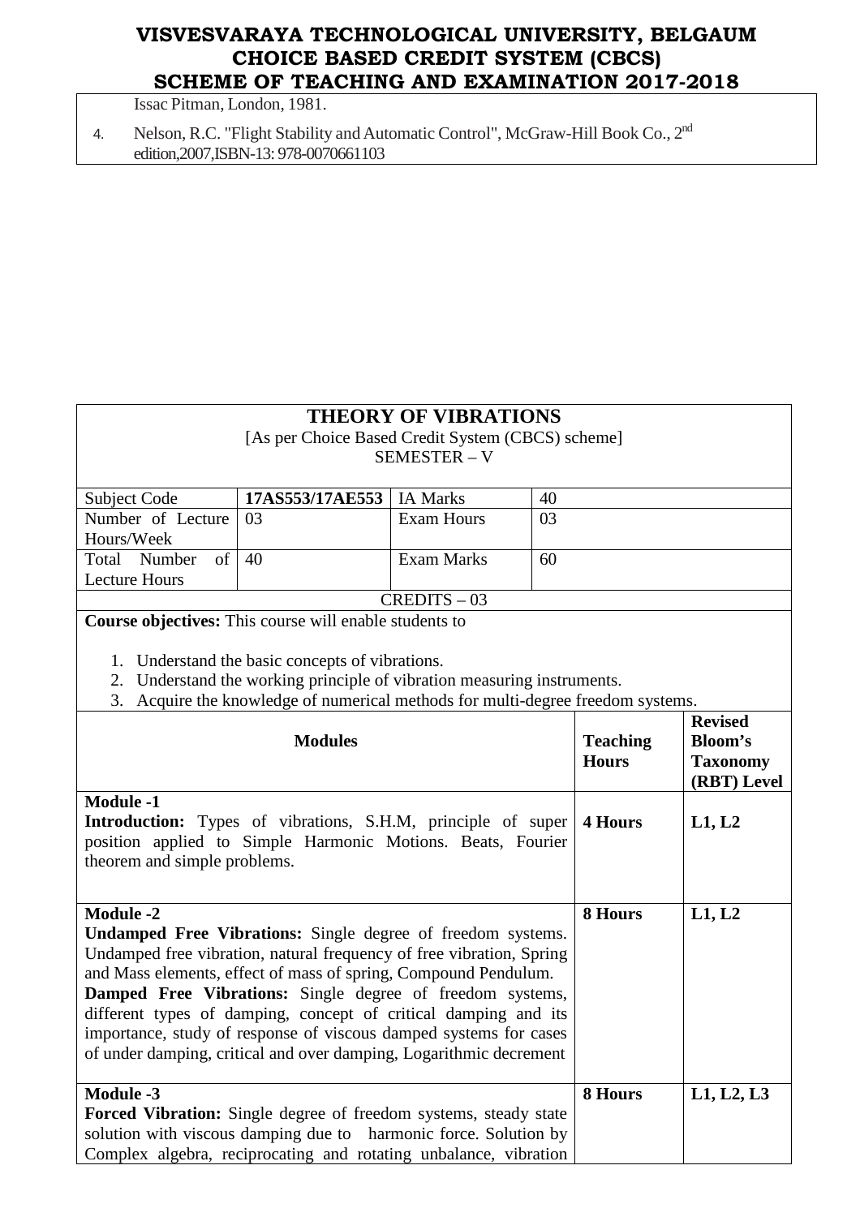Issac Pitman, London, 1981.

4. Nelson, R.C. "Flight Stability and Automatic Control", McGraw-Hill Book Co., 2nd edition,2007,ISBN-13: 978-0070661103

# THEORY OF VIBRATIONS

[As per Choice Based Credit System (CBCS) scheme]
SEMESTER – V

| Subject Code | 17AS553/17AE553 | IA Marks | 40 |
|---|---|---|---|
| Number of Lecture Hours/Week | 03 | Exam Hours | 03 |
| Total Number of Lecture Hours | 40 | Exam Marks | 60 |

CREDITS – 03

**Course objectives:** This course will enable students to

1. Understand the basic concepts of vibrations.
2. Understand the working principle of vibration measuring instruments.
3. Acquire the knowledge of numerical methods for multi-degree freedom systems.

| Modules | Teaching Hours | Revised Bloom's Taxonomy (RBT) Level |
|---|---|---|
| **Module -1**<br>**Introduction:** Types of vibrations, S.H.M, principle of super position applied to Simple Harmonic Motions. Beats, Fourier theorem and simple problems. | **4 Hours** | **L1, L2** |
| **Module -2**<br>**Undamped Free Vibrations:** Single degree of freedom systems. Undamped free vibration, natural frequency of free vibration, Spring and Mass elements, effect of mass of spring, Compound Pendulum.<br>**Damped Free Vibrations:** Single degree of freedom systems, different types of damping, concept of critical damping and its importance, study of response of viscous damped systems for cases of under damping, critical and over damping, Logarithmic decrement | **8 Hours** | **L1, L2** |
| **Module -3**<br>**Forced Vibration:** Single degree of freedom systems, steady state solution with viscous damping due to harmonic force. Solution by Complex algebra, reciprocating and rotating unbalance, vibration | **8 Hours** | **L1, L2, L3** |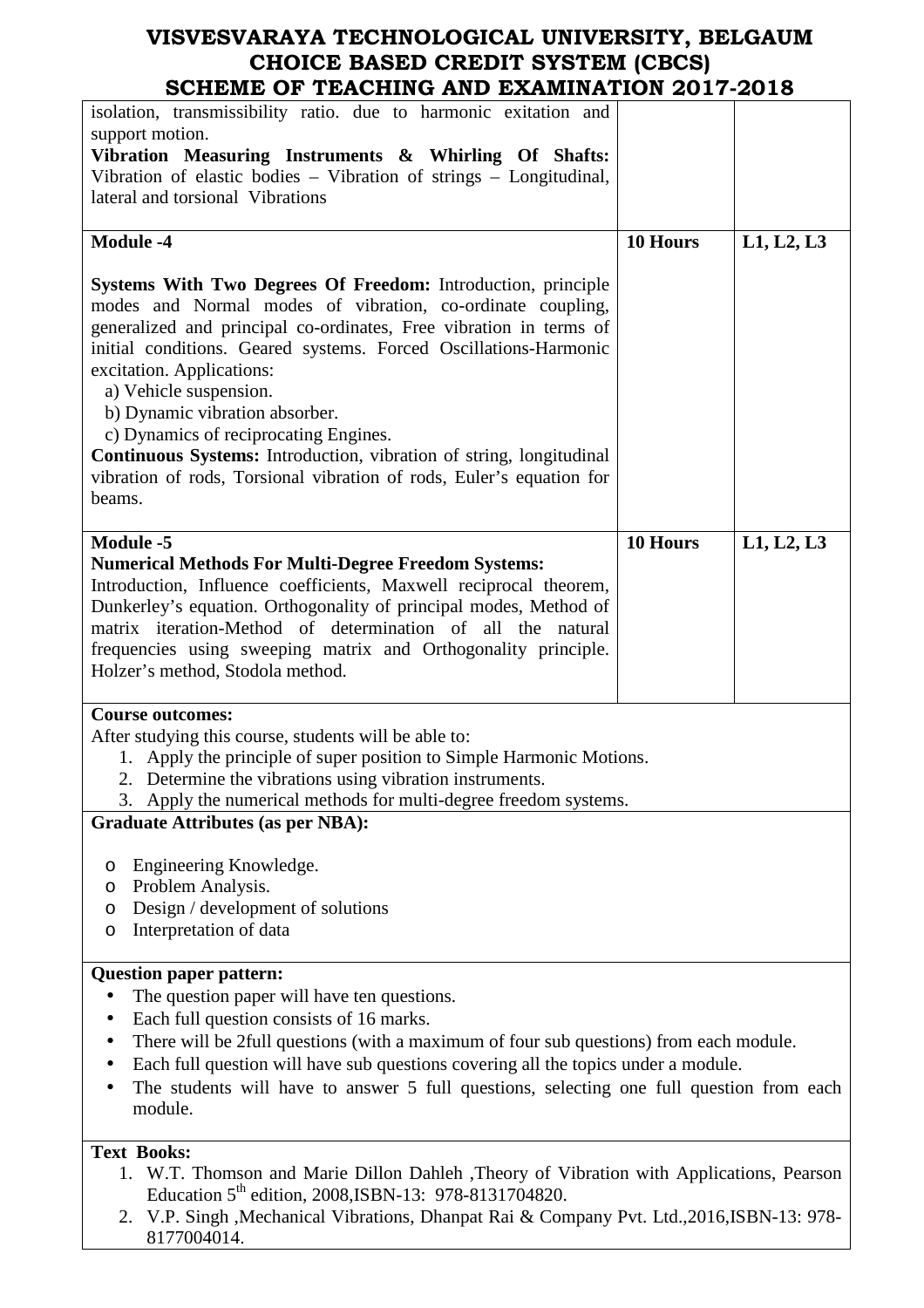| | | |
|---|---|---|
| isolation, transmissibility ratio. due to harmonic exitation and support motion.<br>**Vibration Measuring Instruments & Whirling Of Shafts:** Vibration of elastic bodies – Vibration of strings – Longitudinal, lateral and torsional Vibrations | | |
| **Module -4**<br><br>**Systems With Two Degrees Of Freedom:** Introduction, principle modes and Normal modes of vibration, co-ordinate coupling, generalized and principal co-ordinates, Free vibration in terms of initial conditions. Geared systems. Forced Oscillations-Harmonic excitation. Applications:<br>a) Vehicle suspension.<br>b) Dynamic vibration absorber.<br>c) Dynamics of reciprocating Engines.<br>**Continuous Systems:** Introduction, vibration of string, longitudinal vibration of rods, Torsional vibration of rods, Euler's equation for beams. | **10 Hours** | **L1, L2, L3** |
| **Module -5**<br>**Numerical Methods For Multi-Degree Freedom Systems:** Introduction, Influence coefficients, Maxwell reciprocal theorem, Dunkerley's equation. Orthogonality of principal modes, Method of matrix iteration-Method of determination of all the natural frequencies using sweeping matrix and Orthogonality principle. Holzer's method, Stodola method. | **10 Hours** | **L1, L2, L3** |

**Course outcomes:**

After studying this course, students will be able to:

1. Apply the principle of super position to Simple Harmonic Motions.
2. Determine the vibrations using vibration instruments.
3. Apply the numerical methods for multi-degree freedom systems.

**Graduate Attributes (as per NBA):**

- Engineering Knowledge.
- Problem Analysis.
- Design / development of solutions
- Interpretation of data

**Question paper pattern:**

- The question paper will have ten questions.
- Each full question consists of 16 marks.
- There will be 2full questions (with a maximum of four sub questions) from each module.
- Each full question will have sub questions covering all the topics under a module.
- The students will have to answer 5 full questions, selecting one full question from each module.

**Text Books:**

1. W.T. Thomson and Marie Dillon Dahleh ,Theory of Vibration with Applications, Pearson Education 5th edition, 2008,ISBN-13: 978-8131704820.
2. V.P. Singh ,Mechanical Vibrations, Dhanpat Rai & Company Pvt. Ltd.,2016,ISBN-13: 978-8177004014.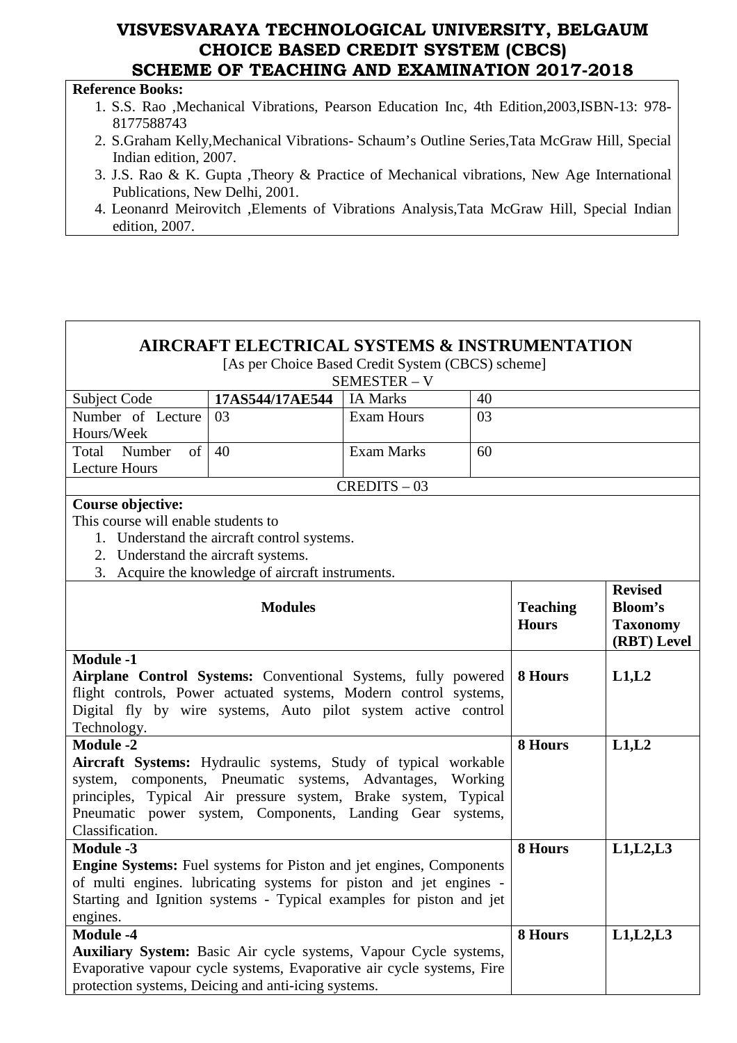**Reference Books:**

1. S.S. Rao ,Mechanical Vibrations, Pearson Education Inc, 4th Edition,2003,ISBN-13: 978-8177588743
2. S.Graham Kelly,Mechanical Vibrations- Schaum's Outline Series,Tata McGraw Hill, Special Indian edition, 2007.
3. J.S. Rao & K. Gupta ,Theory & Practice of Mechanical vibrations, New Age International Publications, New Delhi, 2001.
4. Leonanrd Meirovitch ,Elements of Vibrations Analysis,Tata McGraw Hill, Special Indian edition, 2007.

# AIRCRAFT ELECTRICAL SYSTEMS & INSTRUMENTATION

[As per Choice Based Credit System (CBCS) scheme]

SEMESTER – V

| Subject Code | **17AS544/17AE544** | IA Marks | 40 |
|---|---|---|---|
| Number of Lecture Hours/Week | 03 | Exam Hours | 03 |
| Total Number of Lecture Hours | 40 | Exam Marks | 60 |

CREDITS – 03

**Course objective:**

This course will enable students to

1. Understand the aircraft control systems.
2. Understand the aircraft systems.
3. Acquire the knowledge of aircraft instruments.

| **Modules** | **Teaching Hours** | **Revised Bloom's Taxonomy (RBT) Level** |
|---|---|---|
| **Module -1**<br>**Airplane Control Systems:** Conventional Systems, fully powered flight controls, Power actuated systems, Modern control systems, Digital fly by wire systems, Auto pilot system active control Technology. | **8 Hours** | **L1,L2** |
| **Module -2**<br>**Aircraft Systems:** Hydraulic systems, Study of typical workable system, components, Pneumatic systems, Advantages, Working principles, Typical Air pressure system, Brake system, Typical Pneumatic power system, Components, Landing Gear systems, Classification. | **8 Hours** | **L1,L2** |
| **Module -3**<br>**Engine Systems:** Fuel systems for Piston and jet engines, Components of multi engines. lubricating systems for piston and jet engines - Starting and Ignition systems - Typical examples for piston and jet engines. | **8 Hours** | **L1,L2,L3** |
| **Module -4**<br>**Auxiliary System:** Basic Air cycle systems, Vapour Cycle systems, Evaporative vapour cycle systems, Evaporative air cycle systems, Fire protection systems, Deicing and anti-icing systems. | **8 Hours** | **L1,L2,L3** |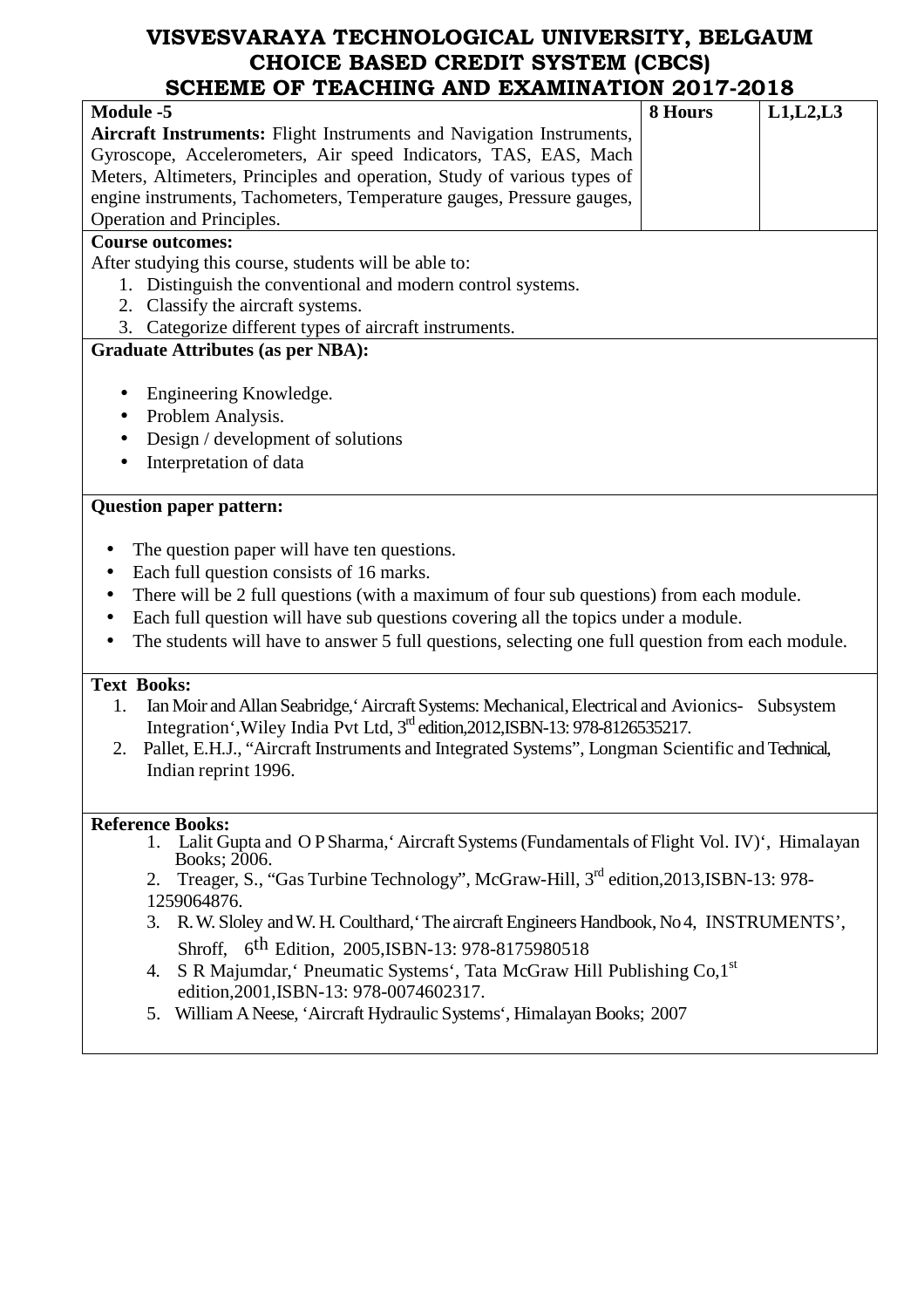# VISVESVARAYA TECHNOLOGICAL UNIVERSITY, BELGAUM
## CHOICE BASED CREDIT SYSTEM (CBCS)
## SCHEME OF TEACHING AND EXAMINATION 2017-2018

| Module -5 | 8 Hours | L1,L2,L3 |
|---|---|---|
| **Aircraft Instruments:** Flight Instruments and Navigation Instruments, Gyroscope, Accelerometers, Air speed Indicators, TAS, EAS, Mach Meters, Altimeters, Principles and operation, Study of various types of engine instruments, Tachometers, Temperature gauges, Pressure gauges, Operation and Principles. | | |

**Course outcomes:**

After studying this course, students will be able to:

1. Distinguish the conventional and modern control systems.
2. Classify the aircraft systems.
3. Categorize different types of aircraft instruments.

**Graduate Attributes (as per NBA):**

- Engineering Knowledge.
- Problem Analysis.
- Design / development of solutions
- Interpretation of data

**Question paper pattern:**

- The question paper will have ten questions.
- Each full question consists of 16 marks.
- There will be 2 full questions (with a maximum of four sub questions) from each module.
- Each full question will have sub questions covering all the topics under a module.
- The students will have to answer 5 full questions, selecting one full question from each module.

**Text Books:**

1. Ian Moir and Allan Seabridge,' Aircraft Systems: Mechanical, Electrical and Avionics- Subsystem Integration',Wiley India Pvt Ltd, 3rd edition,2012,ISBN-13: 978-8126535217.
2. Pallet, E.H.J., "Aircraft Instruments and Integrated Systems", Longman Scientific and Technical, Indian reprint 1996.

**Reference Books:**

1. Lalit Gupta and O P Sharma,' Aircraft Systems (Fundamentals of Flight Vol. IV)', Himalayan Books; 2006.
2. Treager, S., "Gas Turbine Technology", McGraw-Hill, 3rd edition,2013,ISBN-13: 978-1259064876.
3. R. W. Sloley and W. H. Coulthard,' The aircraft Engineers Handbook, No 4, INSTRUMENTS', Shroff, 6th Edition, 2005,ISBN-13: 978-8175980518
4. S R Majumdar,' Pneumatic Systems', Tata McGraw Hill Publishing Co,1st edition,2001,ISBN-13: 978-0074602317.
5. William A Neese, 'Aircraft Hydraulic Systems', Himalayan Books; 2007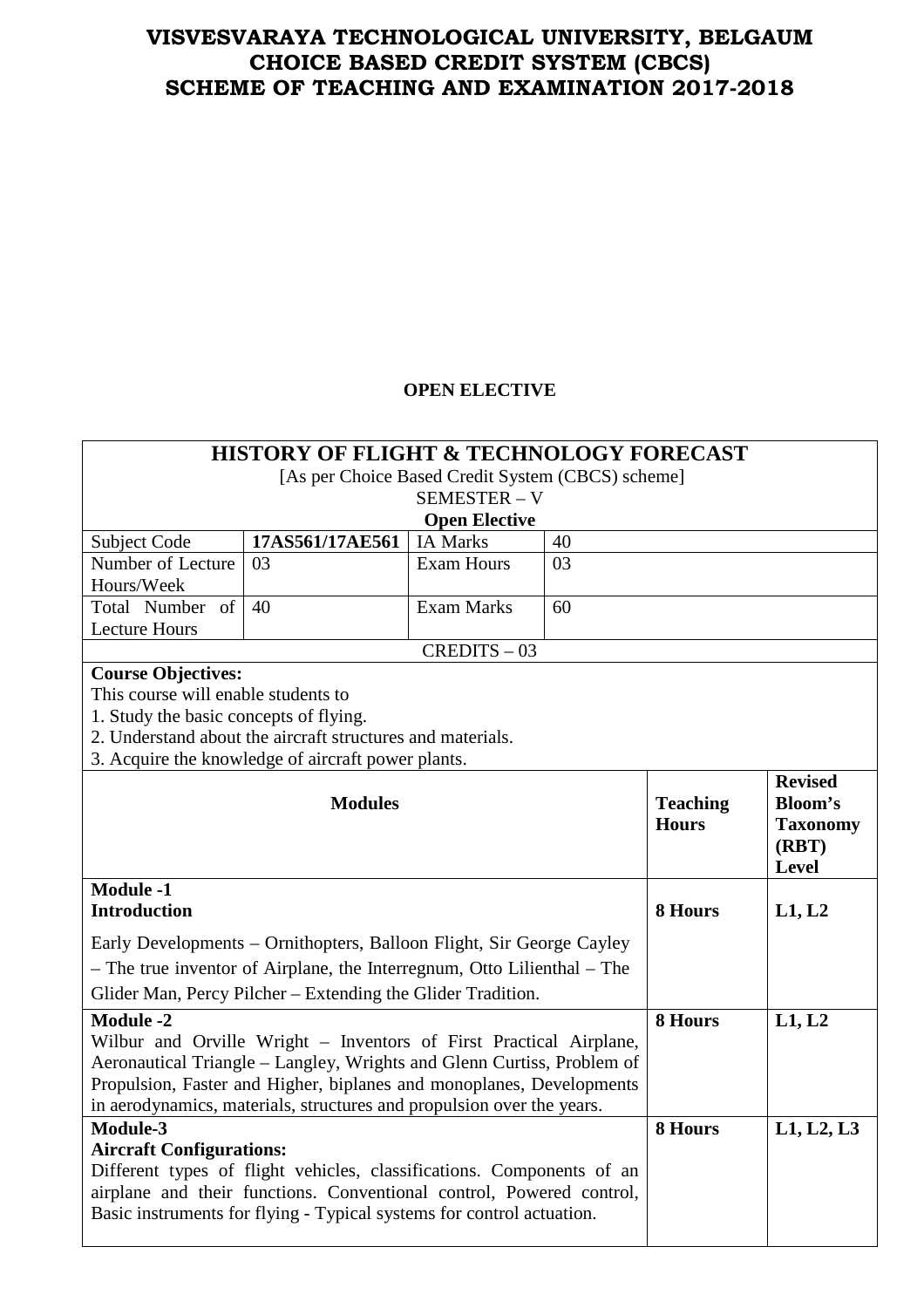# VISVESVARAYA TECHNOLOGICAL UNIVERSITY, BELGAUM
# CHOICE BASED CREDIT SYSTEM (CBCS)
# SCHEME OF TEACHING AND EXAMINATION 2017-2018

**OPEN ELECTIVE**

## HISTORY OF FLIGHT & TECHNOLOGY FORECAST

[As per Choice Based Credit System (CBCS) scheme]

SEMESTER – V

**Open Elective**

| Subject Code | **17AS561/17AE561** | IA Marks | 40 |
|---|---|---|---|
| Number of Lecture Hours/Week | 03 | Exam Hours | 03 |
| Total Number of Lecture Hours | 40 | Exam Marks | 60 |

CREDITS – 03

**Course Objectives:**

This course will enable students to

1. Study the basic concepts of flying.
2. Understand about the aircraft structures and materials.
3. Acquire the knowledge of aircraft power plants.

| **Modules** | **Teaching Hours** | **Revised Bloom's Taxonomy (RBT) Level** |
|---|---|---|
| **Module -1** **Introduction** Early Developments – Ornithopters, Balloon Flight, Sir George Cayley – The true inventor of Airplane, the Interregnum, Otto Lilienthal – The Glider Man, Percy Pilcher – Extending the Glider Tradition. | **8 Hours** | **L1, L2** |
| **Module -2** Wilbur and Orville Wright – Inventors of First Practical Airplane, Aeronautical Triangle – Langley, Wrights and Glenn Curtiss, Problem of Propulsion, Faster and Higher, biplanes and monoplanes, Developments in aerodynamics, materials, structures and propulsion over the years. | **8 Hours** | **L1, L2** |
| **Module-3** **Aircraft Configurations:** Different types of flight vehicles, classifications. Components of an airplane and their functions. Conventional control, Powered control, Basic instruments for flying - Typical systems for control actuation. | **8 Hours** | **L1, L2, L3** |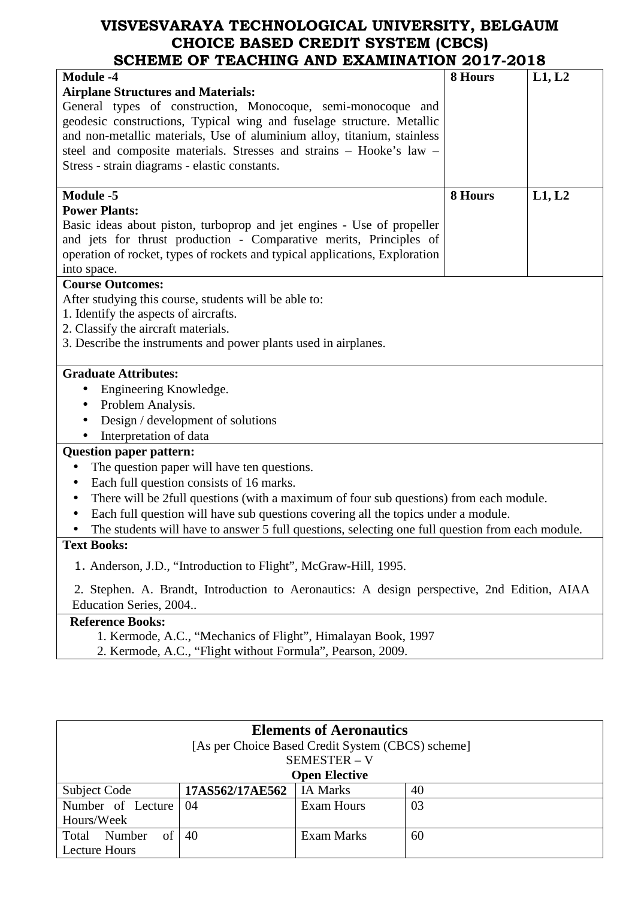| Module -4 | 8 Hours | L1, L2 |
|---|---|---|
| **Airplane Structures and Materials:** General types of construction, Monocoque, semi-monocoque and geodesic constructions, Typical wing and fuselage structure. Metallic and non-metallic materials, Use of aluminium alloy, titanium, stainless steel and composite materials. Stresses and strains – Hooke's law – Stress - strain diagrams - elastic constants. | | |
| **Module -5** | **8 Hours** | **L1, L2** |
| **Power Plants:** Basic ideas about piston, turboprop and jet engines - Use of propeller and jets for thrust production - Comparative merits, Principles of operation of rocket, types of rockets and typical applications, Exploration into space. | | |

**Course Outcomes:**

After studying this course, students will be able to:

1. Identify the aspects of aircrafts.
2. Classify the aircraft materials.
3. Describe the instruments and power plants used in airplanes.

**Graduate Attributes:**

- Engineering Knowledge.
- Problem Analysis.
- Design / development of solutions
- Interpretation of data

**Question paper pattern:**

- The question paper will have ten questions.
- Each full question consists of 16 marks.
- There will be 2full questions (with a maximum of four sub questions) from each module.
- Each full question will have sub questions covering all the topics under a module.
- The students will have to answer 5 full questions, selecting one full question from each module.

**Text Books:**

1. Anderson, J.D., "Introduction to Flight", McGraw-Hill, 1995.
2. Stephen. A. Brandt, Introduction to Aeronautics: A design perspective, 2nd Edition, AIAA Education Series, 2004..

**Reference Books:**

1. Kermode, A.C., "Mechanics of Flight", Himalayan Book, 1997
2. Kermode, A.C., "Flight without Formula", Pearson, 2009.

## Elements of Aeronautics

[As per Choice Based Credit System (CBCS) scheme]

SEMESTER – V

**Open Elective**

| Subject Code | **17AS562/17AE562** | IA Marks | 40 |
|---|---|---|---|
| Number of Lecture Hours/Week | 04 | Exam Hours | 03 |
| Total Number of Lecture Hours | 40 | Exam Marks | 60 |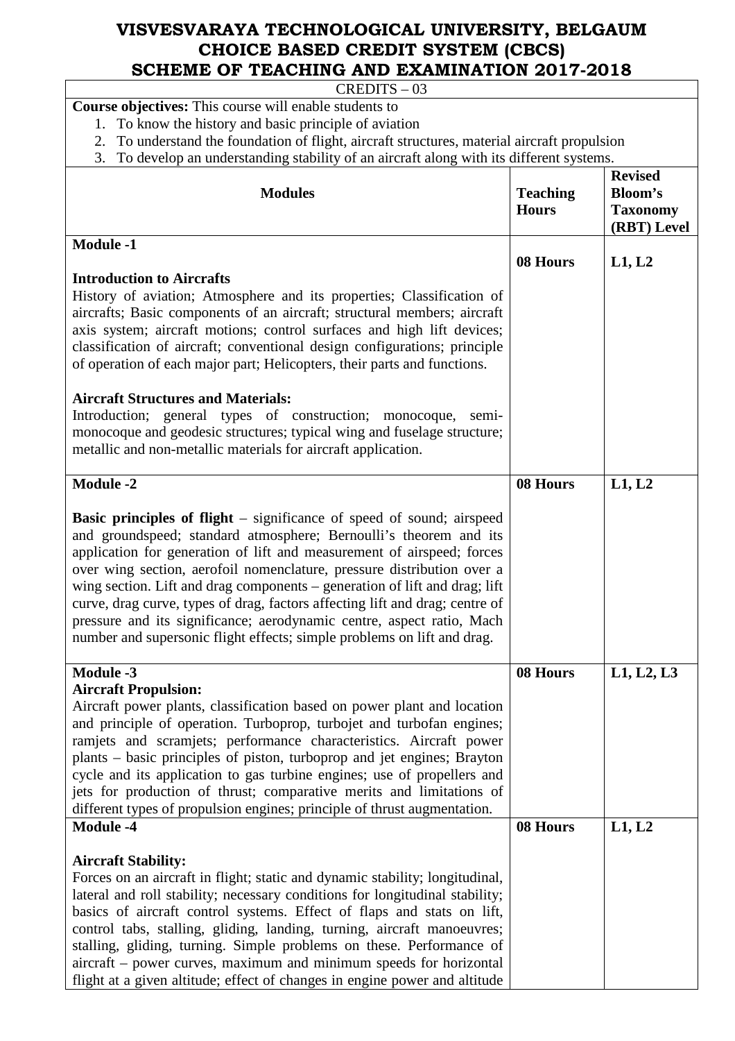# VISVESVARAYA TECHNOLOGICAL UNIVERSITY, BELGAUM
## CHOICE BASED CREDIT SYSTEM (CBCS)
## SCHEME OF TEACHING AND EXAMINATION 2017-2018

CREDITS – 03

**Course objectives:** This course will enable students to

1. To know the history and basic principle of aviation
2. To understand the foundation of flight, aircraft structures, material aircraft propulsion
3. To develop an understanding stability of an aircraft along with its different systems.

| Modules | Teaching Hours | Revised Bloom's Taxonomy (RBT) Level |
|---|---|---|
| **Module -1**<br><br>**Introduction to Aircrafts**<br>History of aviation; Atmosphere and its properties; Classification of aircrafts; Basic components of an aircraft; structural members; aircraft axis system; aircraft motions; control surfaces and high lift devices; classification of aircraft; conventional design configurations; principle of operation of each major part; Helicopters, their parts and functions.<br><br>**Aircraft Structures and Materials:**<br>Introduction; general types of construction; monocoque, semi-monocoque and geodesic structures; typical wing and fuselage structure; metallic and non-metallic materials for aircraft application. | **08 Hours** | **L1, L2** |
| **Module -2**<br><br>**Basic principles of flight** – significance of speed of sound; airspeed and groundspeed; standard atmosphere; Bernoulli's theorem and its application for generation of lift and measurement of airspeed; forces over wing section, aerofoil nomenclature, pressure distribution over a wing section. Lift and drag components – generation of lift and drag; lift curve, drag curve, types of drag, factors affecting lift and drag; centre of pressure and its significance; aerodynamic centre, aspect ratio, Mach number and supersonic flight effects; simple problems on lift and drag. | **08 Hours** | **L1, L2** |
| **Module -3**<br>**Aircraft Propulsion:**<br>Aircraft power plants, classification based on power plant and location and principle of operation. Turboprop, turbojet and turbofan engines; ramjets and scramjets; performance characteristics. Aircraft power plants – basic principles of piston, turboprop and jet engines; Brayton cycle and its application to gas turbine engines; use of propellers and jets for production of thrust; comparative merits and limitations of different types of propulsion engines; principle of thrust augmentation. | **08 Hours** | **L1, L2, L3** |
| **Module -4**<br><br>**Aircraft Stability:**<br>Forces on an aircraft in flight; static and dynamic stability; longitudinal, lateral and roll stability; necessary conditions for longitudinal stability; basics of aircraft control systems. Effect of flaps and stats on lift, control tabs, stalling, gliding, landing, turning, aircraft manoeuvres; stalling, gliding, turning. Simple problems on these. Performance of aircraft – power curves, maximum and minimum speeds for horizontal flight at a given altitude; effect of changes in engine power and altitude | **08 Hours** | **L1, L2** |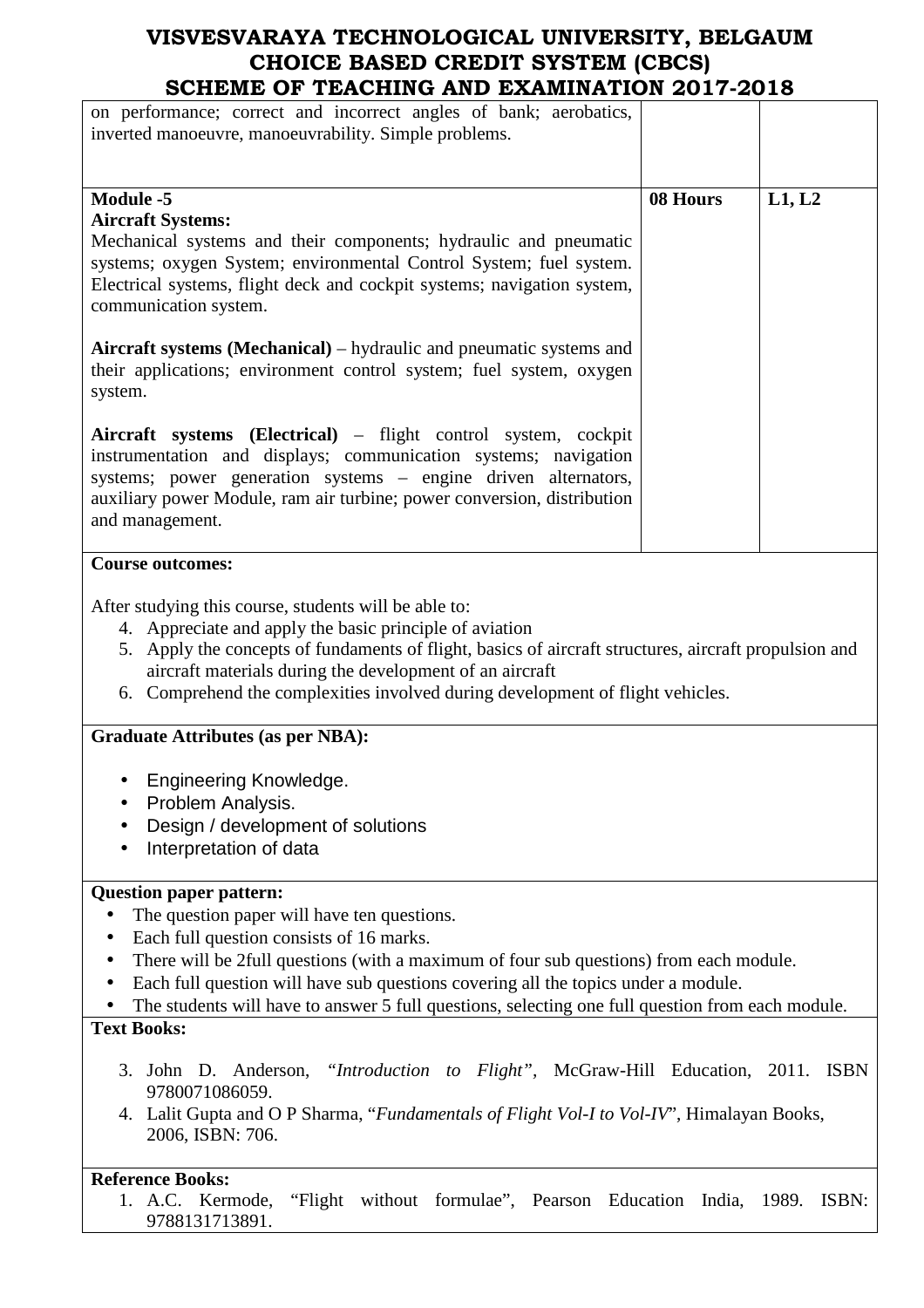| | | |
|---|---|---|
| on performance; correct and incorrect angles of bank; aerobatics, inverted manoeuvre, manoeuvrability. Simple problems. | | |
| **Module -5**<br>**Aircraft Systems:**<br>Mechanical systems and their components; hydraulic and pneumatic systems; oxygen System; environmental Control System; fuel system. Electrical systems, flight deck and cockpit systems; navigation system, communication system.<br><br>**Aircraft systems (Mechanical)** – hydraulic and pneumatic systems and their applications; environment control system; fuel system, oxygen system.<br><br>**Aircraft systems (Electrical)** – flight control system, cockpit instrumentation and displays; communication systems; navigation systems; power generation systems – engine driven alternators, auxiliary power Module, ram air turbine; power conversion, distribution and management. | **08 Hours** | **L1, L2** |

**Course outcomes:**

After studying this course, students will be able to:

4. Appreciate and apply the basic principle of aviation
5. Apply the concepts of fundaments of flight, basics of aircraft structures, aircraft propulsion and aircraft materials during the development of an aircraft
6. Comprehend the complexities involved during development of flight vehicles.

**Graduate Attributes (as per NBA):**

- Engineering Knowledge.
- Problem Analysis.
- Design / development of solutions
- Interpretation of data

**Question paper pattern:**

- The question paper will have ten questions.
- Each full question consists of 16 marks.
- There will be 2full questions (with a maximum of four sub questions) from each module.
- Each full question will have sub questions covering all the topics under a module.
- The students will have to answer 5 full questions, selecting one full question from each module.

**Text Books:**

3. John D. Anderson, *"Introduction to Flight"*, McGraw-Hill Education, 2011. ISBN 9780071086059.
4. Lalit Gupta and O P Sharma, "*Fundamentals of Flight Vol-I to Vol-IV*", Himalayan Books, 2006, ISBN: 706.

**Reference Books:**

1. A.C. Kermode, "Flight without formulae", Pearson Education India, 1989. ISBN: 9788131713891.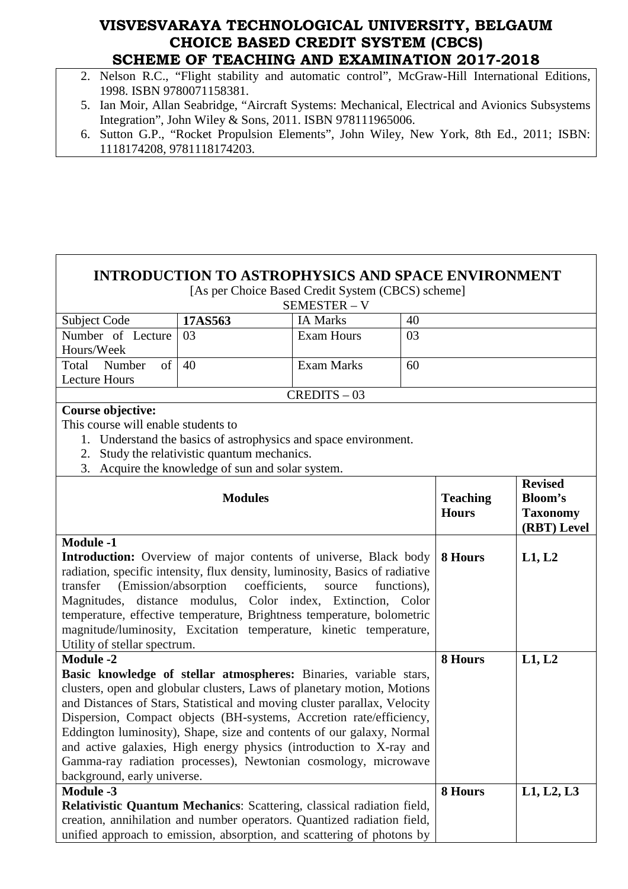2. Nelson R.C., "Flight stability and automatic control", McGraw-Hill International Editions, 1998. ISBN 9780071158381.
5. Ian Moir, Allan Seabridge, "Aircraft Systems: Mechanical, Electrical and Avionics Subsystems Integration", John Wiley & Sons, 2011. ISBN 978111965006.
6. Sutton G.P., "Rocket Propulsion Elements", John Wiley, New York, 8th Ed., 2011; ISBN: 1118174208, 9781118174203.

## INTRODUCTION TO ASTROPHYSICS AND SPACE ENVIRONMENT

[As per Choice Based Credit System (CBCS) scheme]

SEMESTER – V

| Subject Code | 17AS563 | IA Marks | 40 |
|---|---|---|---|
| Number of Lecture Hours/Week | 03 | Exam Hours | 03 |
| Total Number of Lecture Hours | 40 | Exam Marks | 60 |

CREDITS – 03

**Course objective:**

This course will enable students to

1. Understand the basics of astrophysics and space environment.
2. Study the relativistic quantum mechanics.
3. Acquire the knowledge of sun and solar system.

| Modules | Teaching Hours | Revised Bloom's Taxonomy (RBT) Level |
|---|---|---|
| **Module -1**<br>**Introduction:** Overview of major contents of universe, Black body radiation, specific intensity, flux density, luminosity, Basics of radiative transfer (Emission/absorption coefficients, source functions), Magnitudes, distance modulus, Color index, Extinction, Color temperature, effective temperature, Brightness temperature, bolometric magnitude/luminosity, Excitation temperature, kinetic temperature, Utility of stellar spectrum. | **8 Hours** | **L1, L2** |
| **Module -2**<br>**Basic knowledge of stellar atmospheres:** Binaries, variable stars, clusters, open and globular clusters, Laws of planetary motion, Motions and Distances of Stars, Statistical and moving cluster parallax, Velocity Dispersion, Compact objects (BH-systems, Accretion rate/efficiency, Eddington luminosity), Shape, size and contents of our galaxy, Normal and active galaxies, High energy physics (introduction to X-ray and Gamma-ray radiation processes), Newtonian cosmology, microwave background, early universe. | **8 Hours** | **L1, L2** |
| **Module -3**<br>**Relativistic Quantum Mechanics**: Scattering, classical radiation field, creation, annihilation and number operators. Quantized radiation field, unified approach to emission, absorption, and scattering of photons by | **8 Hours** | **L1, L2, L3** |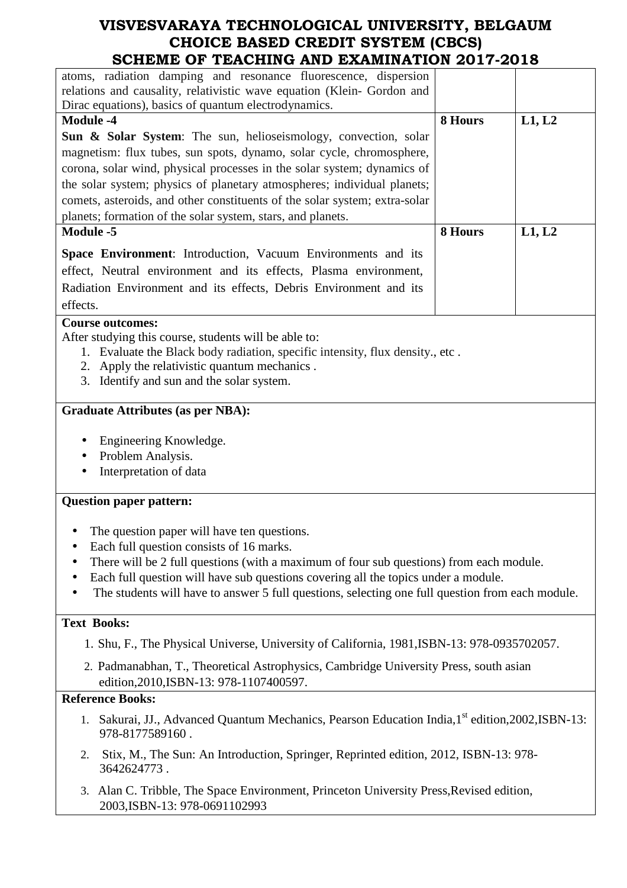| | | |
|---|---|---|
| atoms, radiation damping and resonance fluorescence, dispersion relations and causality, relativistic wave equation (Klein- Gordon and Dirac equations), basics of quantum electrodynamics. | | |
| **Module -4**<br>**Sun & Solar System**: The sun, helioseismology, convection, solar magnetism: flux tubes, sun spots, dynamo, solar cycle, chromosphere, corona, solar wind, physical processes in the solar system; dynamics of the solar system; physics of planetary atmospheres; individual planets; comets, asteroids, and other constituents of the solar system; extra-solar planets; formation of the solar system, stars, and planets. | **8 Hours** | **L1, L2** |
| **Module -5**<br>**Space Environment**: Introduction, Vacuum Environments and its effect, Neutral environment and its effects, Plasma environment, Radiation Environment and its effects, Debris Environment and its effects. | **8 Hours** | **L1, L2** |

**Course outcomes:**

After studying this course, students will be able to:

1. Evaluate the Black body radiation, specific intensity, flux density., etc .
2. Apply the relativistic quantum mechanics .
3. Identify and sun and the solar system.

**Graduate Attributes (as per NBA):**

- Engineering Knowledge.
- Problem Analysis.
- Interpretation of data

**Question paper pattern:**

- The question paper will have ten questions.
- Each full question consists of 16 marks.
- There will be 2 full questions (with a maximum of four sub questions) from each module.
- Each full question will have sub questions covering all the topics under a module.
- The students will have to answer 5 full questions, selecting one full question from each module.

**Text Books:**

1. Shu, F., The Physical Universe, University of California, 1981,ISBN-13: 978-0935702057.
2. Padmanabhan, T., Theoretical Astrophysics, Cambridge University Press, south asian edition,2010,ISBN-13: 978-1107400597.

**Reference Books:**

1. Sakurai, JJ., Advanced Quantum Mechanics, Pearson Education India,1st edition,2002,ISBN-13: 978-8177589160 .
2. Stix, M., The Sun: An Introduction, Springer, Reprinted edition, 2012, ISBN-13: 978-3642624773 .
3. Alan C. Tribble, The Space Environment, Princeton University Press,Revised edition, 2003,ISBN-13: 978-0691102993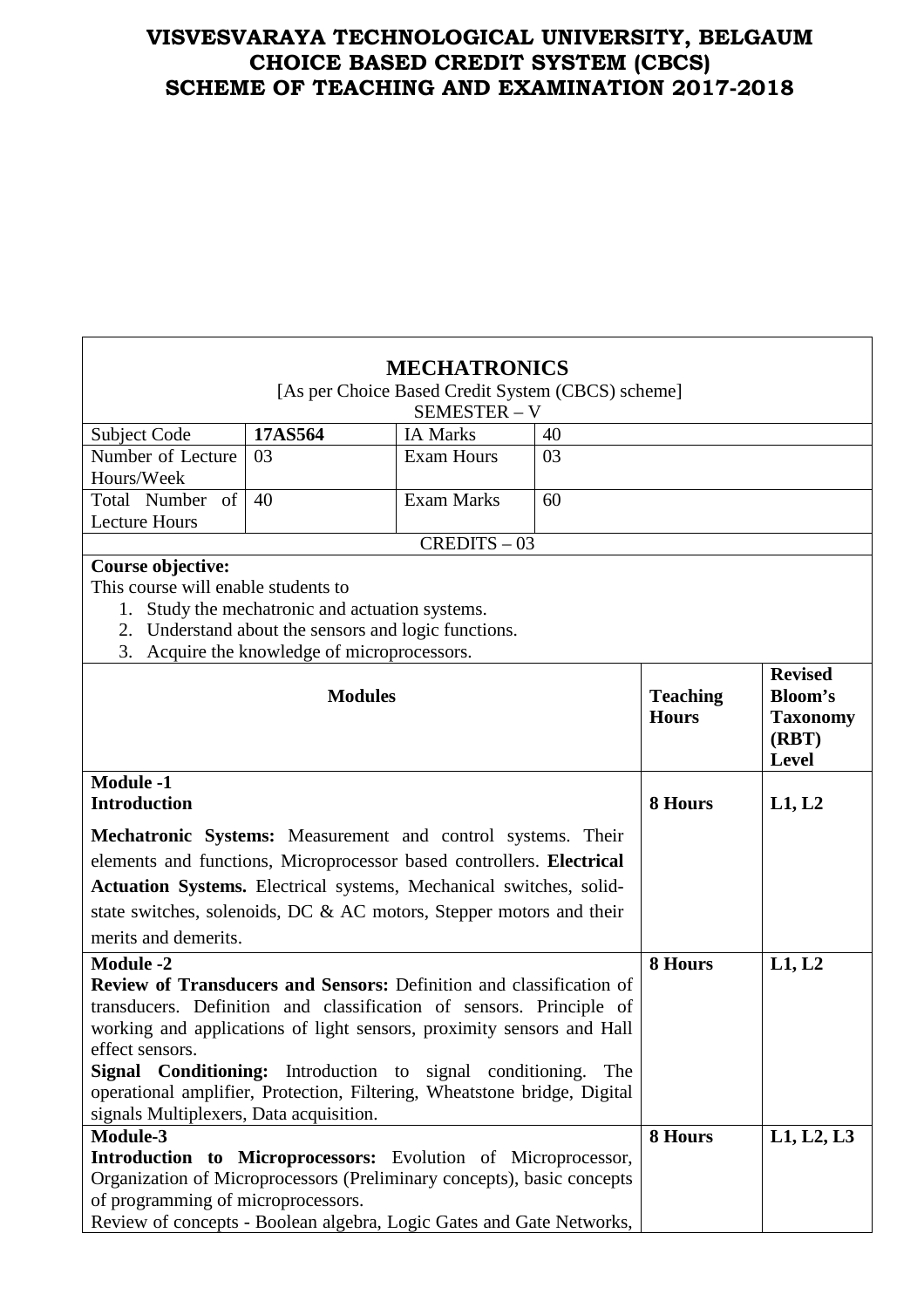**VISVESVARAYA TECHNOLOGICAL UNIVERSITY, BELGAUM**
**CHOICE BASED CREDIT SYSTEM (CBCS)**
**SCHEME OF TEACHING AND EXAMINATION 2017-2018**

## MECHATRONICS

[As per Choice Based Credit System (CBCS) scheme]

SEMESTER – V

| Subject Code | **17AS564** | IA Marks | 40 |
|---|---|---|---|
| Number of Lecture Hours/Week | 03 | Exam Hours | 03 |
| Total Number of Lecture Hours | 40 | Exam Marks | 60 |

CREDITS – 03

**Course objective:**

This course will enable students to

1. Study the mechatronic and actuation systems.
2. Understand about the sensors and logic functions.
3. Acquire the knowledge of microprocessors.

| **Modules** | **Teaching Hours** | **Revised Bloom's Taxonomy (RBT) Level** |
|---|---|---|
| **Module -1** **Introduction** **Mechatronic Systems:** Measurement and control systems. Their elements and functions, Microprocessor based controllers. **Electrical Actuation Systems.** Electrical systems, Mechanical switches, solid-state switches, solenoids, DC & AC motors, Stepper motors and their merits and demerits. | **8 Hours** | **L1, L2** |
| **Module -2** **Review of Transducers and Sensors:** Definition and classification of transducers. Definition and classification of sensors. Principle of working and applications of light sensors, proximity sensors and Hall effect sensors. **Signal Conditioning:** Introduction to signal conditioning. The operational amplifier, Protection, Filtering, Wheatstone bridge, Digital signals Multiplexers, Data acquisition. | **8 Hours** | **L1, L2** |
| **Module-3** **Introduction to Microprocessors:** Evolution of Microprocessor, Organization of Microprocessors (Preliminary concepts), basic concepts of programming of microprocessors. Review of concepts - Boolean algebra, Logic Gates and Gate Networks, | **8 Hours** | **L1, L2, L3** |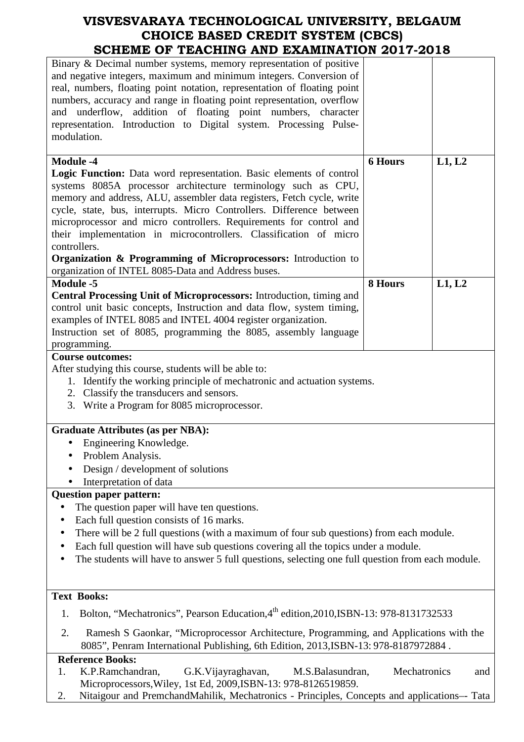| | | |
|---|---|---|
| Binary & Decimal number systems, memory representation of positive and negative integers, maximum and minimum integers. Conversion of real, numbers, floating point notation, representation of floating point numbers, accuracy and range in floating point representation, overflow and underflow, addition of floating point numbers, character representation. Introduction to Digital system. Processing Pulse-modulation. | | |
| **Module -4**<br>**Logic Function:** Data word representation. Basic elements of control systems 8085A processor architecture terminology such as CPU, memory and address, ALU, assembler data registers, Fetch cycle, write cycle, state, bus, interrupts. Micro Controllers. Difference between microprocessor and micro controllers. Requirements for control and their implementation in microcontrollers. Classification of micro controllers.<br>**Organization & Programming of Microprocessors:** Introduction to organization of INTEL 8085-Data and Address buses. | **6 Hours** | **L1, L2** |
| **Module -5**<br>**Central Processing Unit of Microprocessors:** Introduction, timing and control unit basic concepts, Instruction and data flow, system timing, examples of INTEL 8085 and INTEL 4004 register organization.<br>Instruction set of 8085, programming the 8085, assembly language programming. | **8 Hours** | **L1, L2** |

**Course outcomes:**

After studying this course, students will be able to:

1. Identify the working principle of mechatronic and actuation systems.
2. Classify the transducers and sensors.
3. Write a Program for 8085 microprocessor.

**Graduate Attributes (as per NBA):**

- Engineering Knowledge.
- Problem Analysis.
- Design / development of solutions
- Interpretation of data

**Question paper pattern:**

- The question paper will have ten questions.
- Each full question consists of 16 marks.
- There will be 2 full questions (with a maximum of four sub questions) from each module.
- Each full question will have sub questions covering all the topics under a module.
- The students will have to answer 5 full questions, selecting one full question from each module.

**Text Books:**

1. Bolton, "Mechatronics", Pearson Education,4th edition,2010,ISBN-13: 978-8131732533
2. Ramesh S Gaonkar, "Microprocessor Architecture, Programming, and Applications with the 8085", Penram International Publishing, 6th Edition, 2013,ISBN-13: 978-8187972884 .

**Reference Books:**

1. K.P.Ramchandran, G.K.Vijayraghavan, M.S.Balasundran, Mechatronics and Microprocessors,Wiley, 1st Ed, 2009,ISBN-13: 978-8126519859.
2. Nitaigour and PremchandMahilik, Mechatronics - Principles, Concepts and applications–- Tata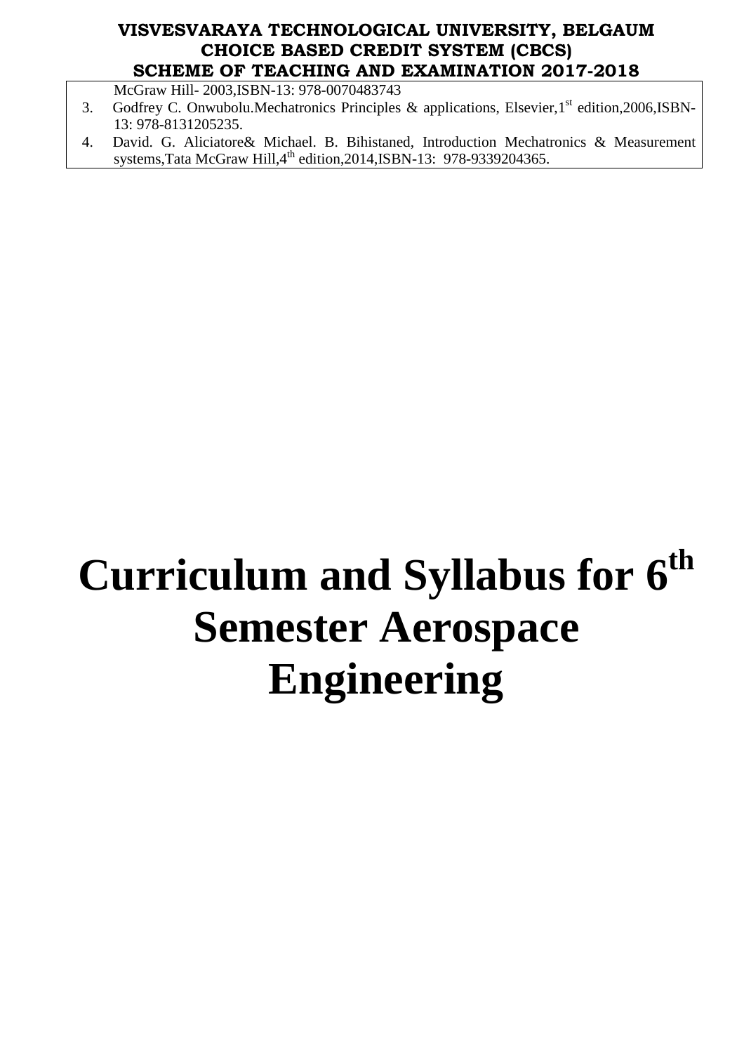McGraw Hill- 2003,ISBN-13: 978-0070483743

3. Godfrey C. Onwubolu.Mechatronics Principles & applications, Elsevier,1st edition,2006,ISBN-13: 978-8131205235.
4. David. G. Aliciatore& Michael. B. Bihistaned, Introduction Mechatronics & Measurement systems,Tata McGraw Hill,4th edition,2014,ISBN-13: 978-9339204365.

# Curriculum and Syllabus for 6th Semester Aerospace Engineering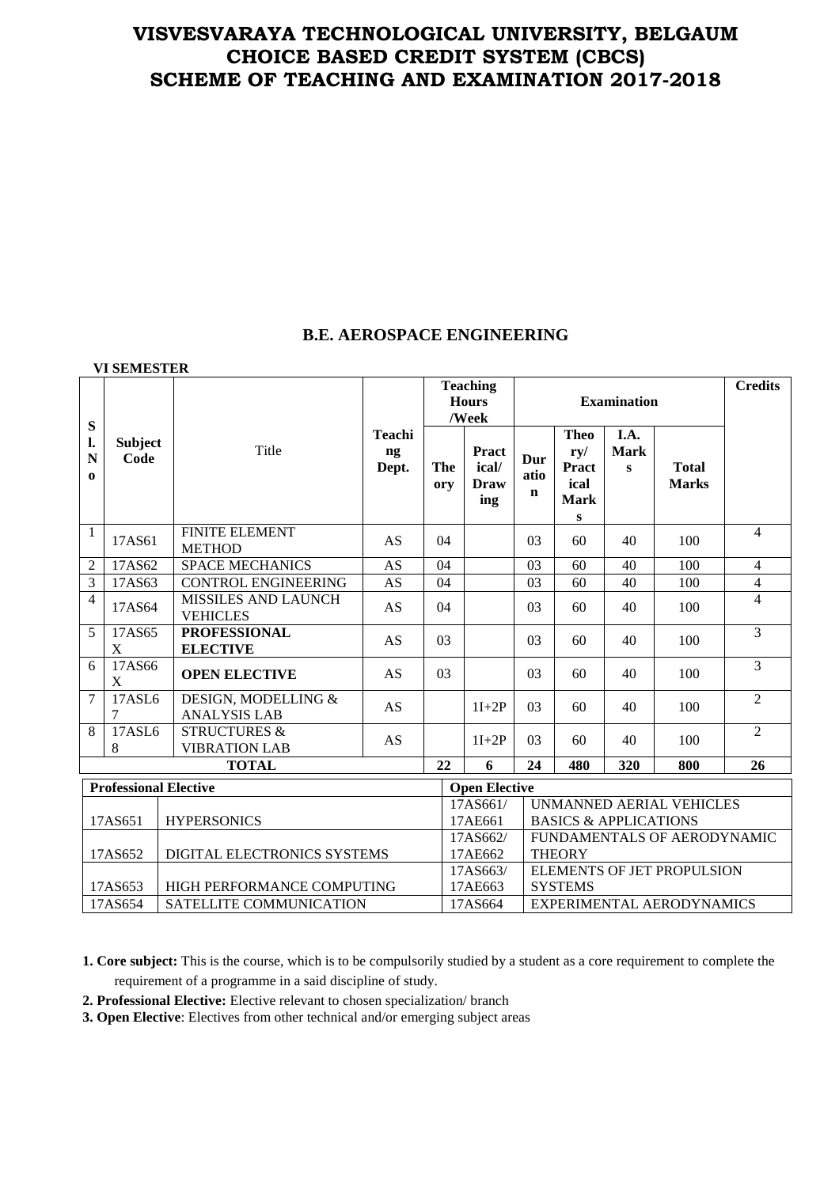# VISVESVARAYA TECHNOLOGICAL UNIVERSITY, BELGAUM
# CHOICE BASED CREDIT SYSTEM (CBCS)
# SCHEME OF TEACHING AND EXAMINATION 2017-2018

## B.E. AEROSPACE ENGINEERING

**VI SEMESTER**

| Sl. No | Subject Code | Title | Teaching Dept. | Teaching Hours /Week | | Examination | | | | Credits |
|---|---|---|---|---|---|---|---|---|---|---|
| | | | | Theory | Practical/ Drawing | Duration | Theory/ Practical Marks | I.A. Marks | Total Marks | |
| 1 | 17AS61 | FINITE ELEMENT METHOD | AS | 04 | | 03 | 60 | 40 | 100 | 4 |
| 2 | 17AS62 | SPACE MECHANICS | AS | 04 | | 03 | 60 | 40 | 100 | 4 |
| 3 | 17AS63 | CONTROL ENGINEERING | AS | 04 | | 03 | 60 | 40 | 100 | 4 |
| 4 | 17AS64 | MISSILES AND LAUNCH VEHICLES | AS | 04 | | 03 | 60 | 40 | 100 | 4 |
| 5 | 17AS65X | **PROFESSIONAL ELECTIVE** | AS | 03 | | 03 | 60 | 40 | 100 | 3 |
| 6 | 17AS66X | **OPEN ELECTIVE** | AS | 03 | | 03 | 60 | 40 | 100 | 3 |
| 7 | 17ASL67 | DESIGN, MODELLING & ANALYSIS LAB | AS | | 1I+2P | 03 | 60 | 40 | 100 | 2 |
| 8 | 17ASL68 | STRUCTURES & VIBRATION LAB | AS | | 1I+2P | 03 | 60 | 40 | 100 | 2 |
| | | **TOTAL** | | **22** | **6** | **24** | **480** | **320** | **800** | **26** |

| **Professional Elective** | | **Open Elective** | |
|---|---|---|---|
| 17AS651 | HYPERSONICS | 17AS661/ 17AE661 | UNMANNED AERIAL VEHICLES BASICS & APPLICATIONS |
| 17AS652 | DIGITAL ELECTRONICS SYSTEMS | 17AS662/ 17AE662 | FUNDAMENTALS OF AERODYNAMIC THEORY |
| 17AS653 | HIGH PERFORMANCE COMPUTING | 17AS663/ 17AE663 | ELEMENTS OF JET PROPULSION SYSTEMS |
| 17AS654 | SATELLITE COMMUNICATION | 17AS664 | EXPERIMENTAL AERODYNAMICS |

**1. Core subject:** This is the course, which is to be compulsorily studied by a student as a core requirement to complete the requirement of a programme in a said discipline of study.

**2. Professional Elective:** Elective relevant to chosen specialization/ branch

**3. Open Elective**: Electives from other technical and/or emerging subject areas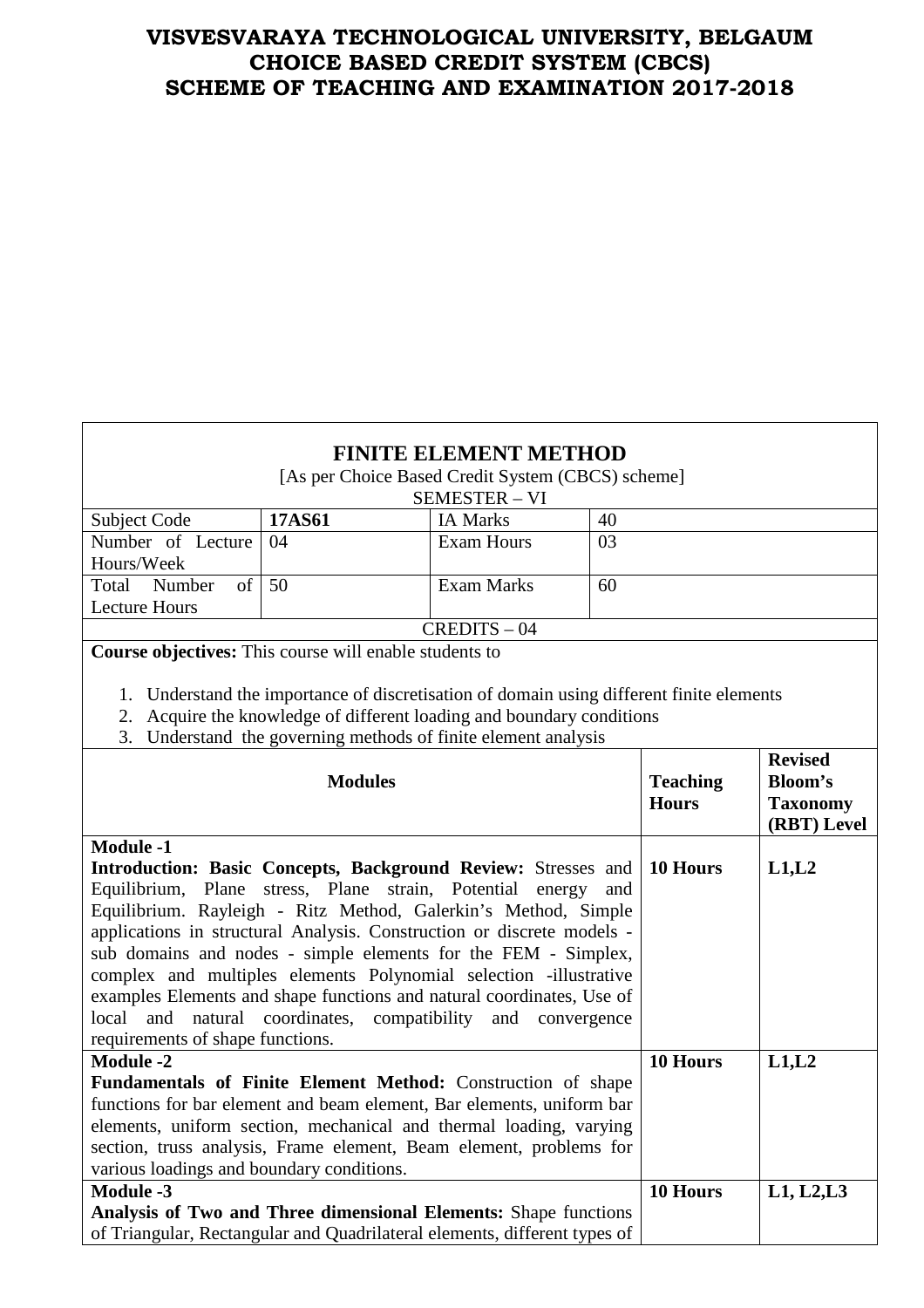# VISVESVARAYA TECHNOLOGICAL UNIVERSITY, BELGAUM
# CHOICE BASED CREDIT SYSTEM (CBCS)
# SCHEME OF TEACHING AND EXAMINATION 2017-2018

## FINITE ELEMENT METHOD

[As per Choice Based Credit System (CBCS) scheme]

SEMESTER – VI

| Subject Code | **17AS61** | IA Marks | 40 |
|---|---|---|---|
| Number of Lecture Hours/Week | 04 | Exam Hours | 03 |
| Total Number of Lecture Hours | 50 | Exam Marks | 60 |

CREDITS – 04

**Course objectives:** This course will enable students to

1. Understand the importance of discretisation of domain using different finite elements
2. Acquire the knowledge of different loading and boundary conditions
3. Understand the governing methods of finite element analysis

| Modules | Teaching Hours | Revised Bloom's Taxonomy (RBT) Level |
|---|---|---|
| **Module -1**<br>**Introduction: Basic Concepts, Background Review:** Stresses and Equilibrium, Plane stress, Plane strain, Potential energy and Equilibrium. Rayleigh - Ritz Method, Galerkin's Method, Simple applications in structural Analysis. Construction or discrete models - sub domains and nodes - simple elements for the FEM - Simplex, complex and multiples elements Polynomial selection -illustrative examples Elements and shape functions and natural coordinates, Use of local and natural coordinates, compatibility and convergence requirements of shape functions. | **10 Hours** | **L1,L2** |
| **Module -2**<br>**Fundamentals of Finite Element Method:** Construction of shape functions for bar element and beam element, Bar elements, uniform bar elements, uniform section, mechanical and thermal loading, varying section, truss analysis, Frame element, Beam element, problems for various loadings and boundary conditions. | **10 Hours** | **L1,L2** |
| **Module -3**<br>**Analysis of Two and Three dimensional Elements:** Shape functions of Triangular, Rectangular and Quadrilateral elements, different types of | **10 Hours** | **L1, L2,L3** |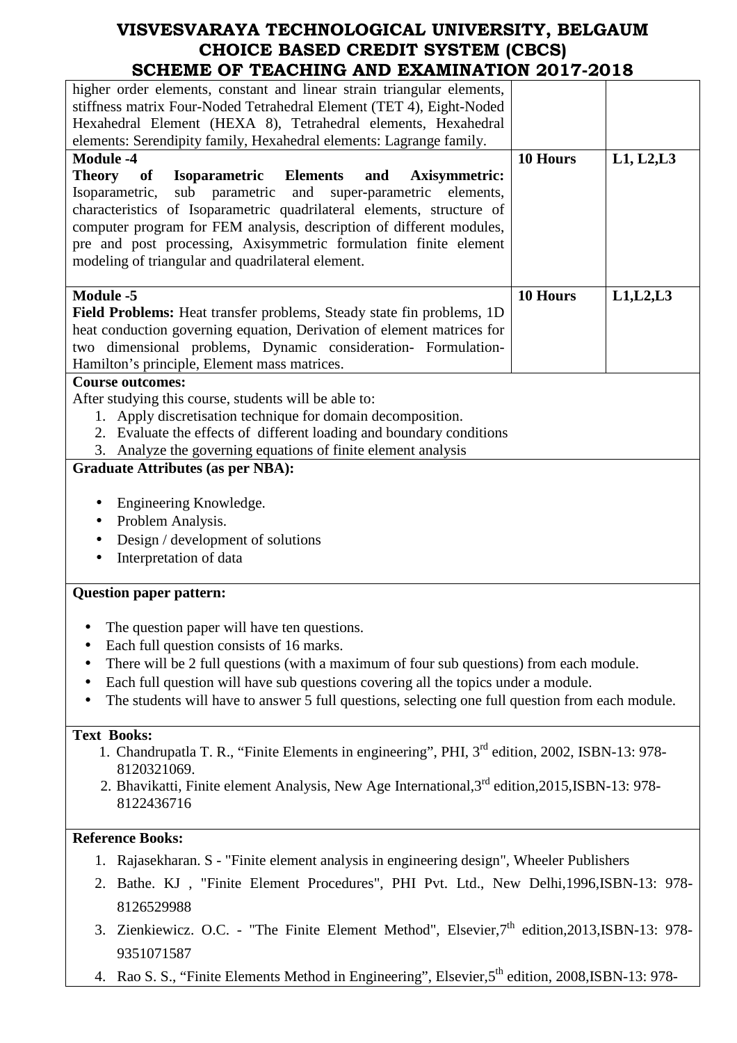| | | |
|---|---|---|
| higher order elements, constant and linear strain triangular elements, stiffness matrix Four-Noded Tetrahedral Element (TET 4), Eight-Noded Hexahedral Element (HEXA 8), Tetrahedral elements, Hexahedral elements: Serendipity family, Hexahedral elements: Lagrange family. | | |
| **Module -4**<br>**Theory of Isoparametric Elements and Axisymmetric:** Isoparametric, sub parametric and super-parametric elements, characteristics of Isoparametric quadrilateral elements, structure of computer program for FEM analysis, description of different modules, pre and post processing, Axisymmetric formulation finite element modeling of triangular and quadrilateral element. | **10 Hours** | **L1, L2,L3** |
| **Module -5**<br>**Field Problems:** Heat transfer problems, Steady state fin problems, 1D heat conduction governing equation, Derivation of element matrices for two dimensional problems, Dynamic consideration- Formulation- Hamilton's principle, Element mass matrices. | **10 Hours** | **L1,L2,L3** |

**Course outcomes:**

After studying this course, students will be able to:

1. Apply discretisation technique for domain decomposition.
2. Evaluate the effects of different loading and boundary conditions
3. Analyze the governing equations of finite element analysis

**Graduate Attributes (as per NBA):**

- Engineering Knowledge.
- Problem Analysis.
- Design / development of solutions
- Interpretation of data

**Question paper pattern:**

- The question paper will have ten questions.
- Each full question consists of 16 marks.
- There will be 2 full questions (with a maximum of four sub questions) from each module.
- Each full question will have sub questions covering all the topics under a module.
- The students will have to answer 5 full questions, selecting one full question from each module.

**Text Books:**

1. Chandrupatla T. R., "Finite Elements in engineering", PHI, 3rd edition, 2002, ISBN-13: 978-8120321069.
2. Bhavikatti, Finite element Analysis, New Age International,3rd edition,2015,ISBN-13: 978-8122436716

**Reference Books:**

1. Rajasekharan. S - "Finite element analysis in engineering design", Wheeler Publishers
2. Bathe. KJ , "Finite Element Procedures", PHI Pvt. Ltd., New Delhi,1996,ISBN-13: 978-8126529988
3. Zienkiewicz. O.C. - "The Finite Element Method", Elsevier,7th edition,2013,ISBN-13: 978-9351071587
4. Rao S. S., "Finite Elements Method in Engineering", Elsevier,5th edition, 2008,ISBN-13: 978-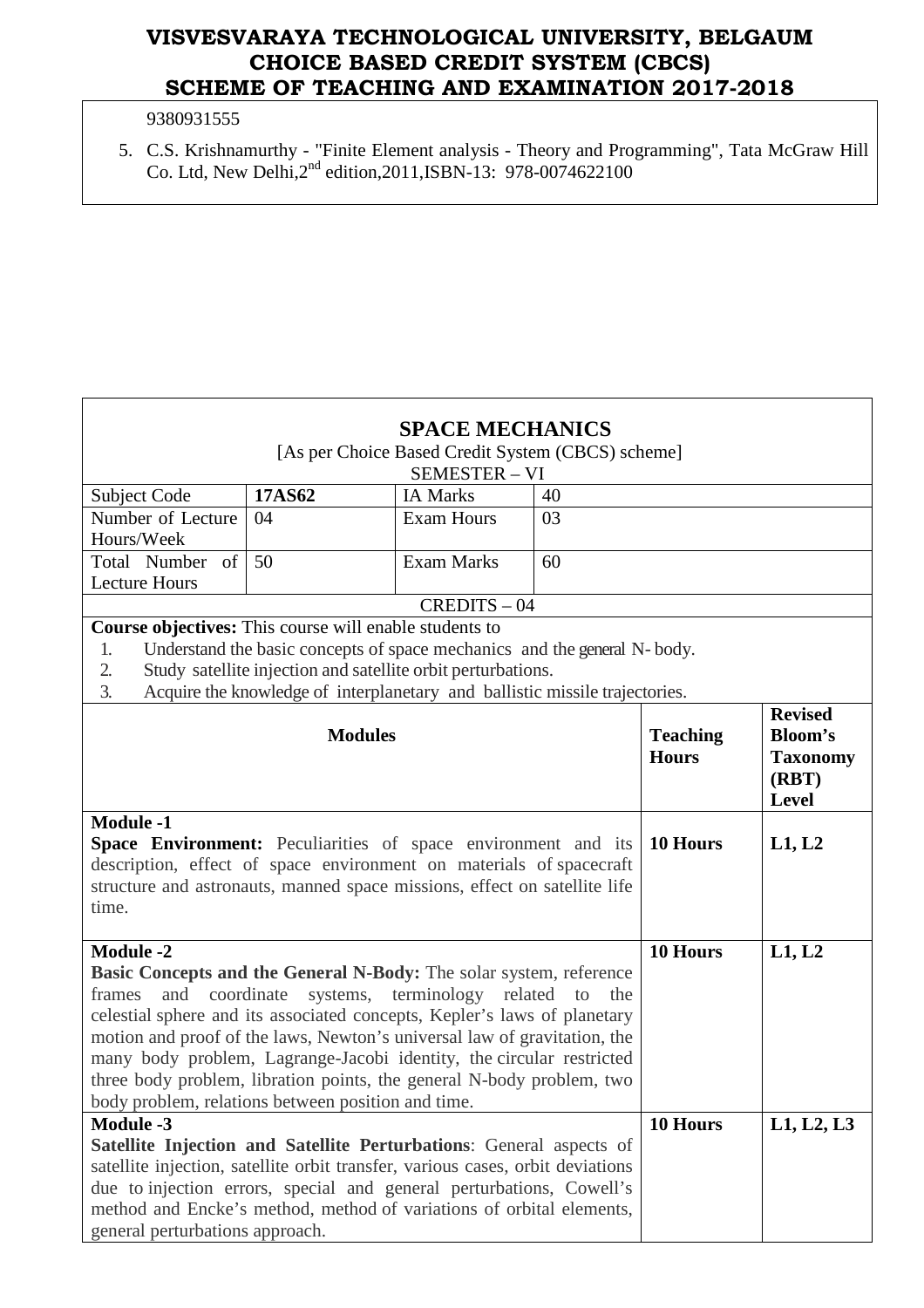9380931555

5. C.S. Krishnamurthy - "Finite Element analysis - Theory and Programming", Tata McGraw Hill Co. Ltd, New Delhi, 2nd edition, 2011, ISBN-13: 978-0074622100

## SPACE MECHANICS

[As per Choice Based Credit System (CBCS) scheme]

SEMESTER – VI

| Subject Code | **17AS62** | IA Marks | 40 |
|---|---|---|---|
| Number of Lecture Hours/Week | 04 | Exam Hours | 03 |
| Total Number of Lecture Hours | 50 | Exam Marks | 60 |

CREDITS – 04

**Course objectives:** This course will enable students to

1. Understand the basic concepts of space mechanics and the general N- body.
2. Study satellite injection and satellite orbit perturbations.
3. Acquire the knowledge of interplanetary and ballistic missile trajectories.

| Modules | Teaching Hours | Revised Bloom's Taxonomy (RBT) Level |
|---|---|---|
| **Module -1**<br>**Space Environment:** Peculiarities of space environment and its description, effect of space environment on materials of spacecraft structure and astronauts, manned space missions, effect on satellite life time. | **10 Hours** | **L1, L2** |
| **Module -2**<br>**Basic Concepts and the General N-Body:** The solar system, reference frames and coordinate systems, terminology related to the celestial sphere and its associated concepts, Kepler's laws of planetary motion and proof of the laws, Newton's universal law of gravitation, the many body problem, Lagrange-Jacobi identity, the circular restricted three body problem, libration points, the general N-body problem, two body problem, relations between position and time. | **10 Hours** | **L1, L2** |
| **Module -3**<br>**Satellite Injection and Satellite Perturbations**: General aspects of satellite injection, satellite orbit transfer, various cases, orbit deviations due to injection errors, special and general perturbations, Cowell's method and Encke's method, method of variations of orbital elements, general perturbations approach. | **10 Hours** | **L1, L2, L3** |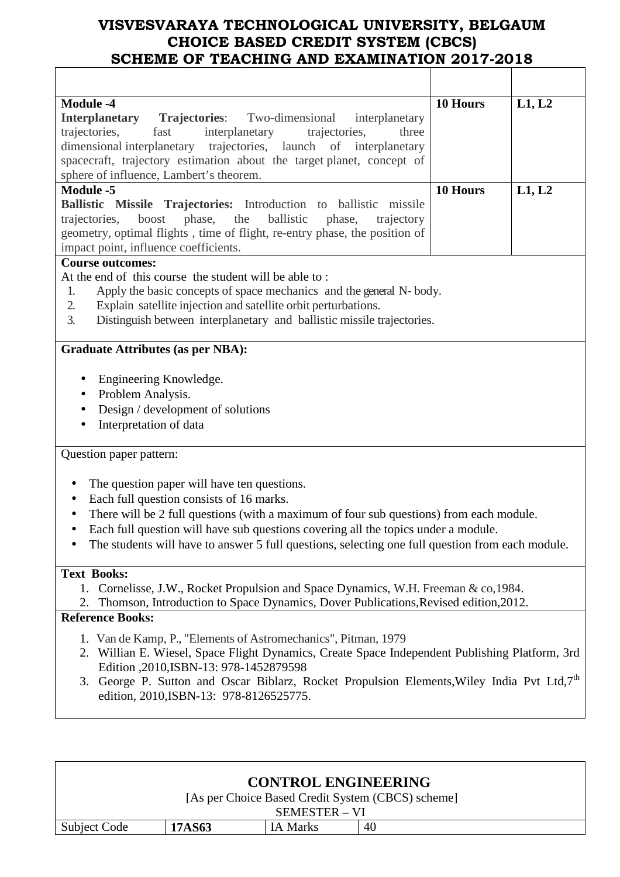# VISVESVARAYA TECHNOLOGICAL UNIVERSITY, BELGAUM
## CHOICE BASED CREDIT SYSTEM (CBCS)
## SCHEME OF TEACHING AND EXAMINATION 2017-2018

| | | |
|---|---|---|
| **Module -4**<br>**Interplanetary Trajectories**: Two-dimensional interplanetary trajectories, fast interplanetary trajectories, three dimensional interplanetary trajectories, launch of interplanetary spacecraft, trajectory estimation about the target planet, concept of sphere of influence, Lambert's theorem. | **10 Hours** | **L1, L2** |
| **Module -5**<br>**Ballistic Missile Trajectories:** Introduction to ballistic missile trajectories, boost phase, the ballistic phase, trajectory geometry, optimal flights , time of flight, re-entry phase, the position of impact point, influence coefficients. | **10 Hours** | **L1, L2** |

**Course outcomes:**

At the end of this course the student will be able to :

1. Apply the basic concepts of space mechanics and the general N- body.
2. Explain satellite injection and satellite orbit perturbations.
3. Distinguish between interplanetary and ballistic missile trajectories.

**Graduate Attributes (as per NBA):**

- Engineering Knowledge.
- Problem Analysis.
- Design / development of solutions
- Interpretation of data

Question paper pattern:

- The question paper will have ten questions.
- Each full question consists of 16 marks.
- There will be 2 full questions (with a maximum of four sub questions) from each module.
- Each full question will have sub questions covering all the topics under a module.
- The students will have to answer 5 full questions, selecting one full question from each module.

**Text Books:**

1. Cornelisse, J.W., Rocket Propulsion and Space Dynamics, W.H. Freeman & co,1984.
2. Thomson, Introduction to Space Dynamics, Dover Publications,Revised edition,2012.

**Reference Books:**

1. Van de Kamp, P., "Elements of Astromechanics", Pitman, 1979
2. Willian E. Wiesel, Space Flight Dynamics, Create Space Independent Publishing Platform, 3rd Edition ,2010,ISBN-13: 978-1452879598
3. George P. Sutton and Oscar Biblarz, Rocket Propulsion Elements,Wiley India Pvt Ltd,7th edition, 2010,ISBN-13: 978-8126525775.

## CONTROL ENGINEERING

[As per Choice Based Credit System (CBCS) scheme]

SEMESTER – VI

| Subject Code | **17AS63** | IA Marks | 40 |
|---|---|---|---|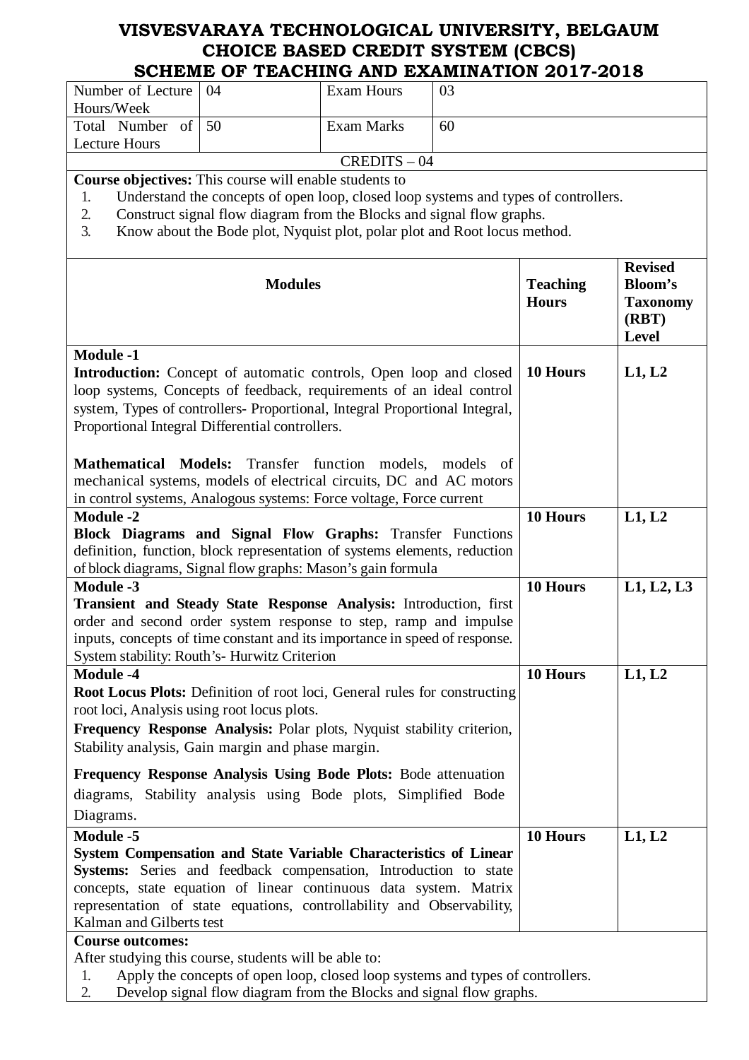# VISVESVARAYA TECHNOLOGICAL UNIVERSITY, BELGAUM
## CHOICE BASED CREDIT SYSTEM (CBCS)
## SCHEME OF TEACHING AND EXAMINATION 2017-2018

| Number of Lecture Hours/Week | 04 | Exam Hours | 03 |
|---|---|---|---|
| Total Number of Lecture Hours | 50 | Exam Marks | 60 |
| CREDITS – 04 | | | |

**Course objectives:** This course will enable students to

1. Understand the concepts of open loop, closed loop systems and types of controllers.
2. Construct signal flow diagram from the Blocks and signal flow graphs.
3. Know about the Bode plot, Nyquist plot, polar plot and Root locus method.

| Modules | Teaching Hours | Revised Bloom's Taxonomy (RBT) Level |
|---|---|---|
| **Module -1**<br>**Introduction:** Concept of automatic controls, Open loop and closed loop systems, Concepts of feedback, requirements of an ideal control system, Types of controllers- Proportional, Integral Proportional Integral, Proportional Integral Differential controllers.<br><br>**Mathematical Models:** Transfer function models, models of mechanical systems, models of electrical circuits, DC and AC motors in control systems, Analogous systems: Force voltage, Force current | **10 Hours** | **L1, L2** |
| **Module -2**<br>**Block Diagrams and Signal Flow Graphs:** Transfer Functions definition, function, block representation of systems elements, reduction of block diagrams, Signal flow graphs: Mason's gain formula | **10 Hours** | **L1, L2** |
| **Module -3**<br>**Transient and Steady State Response Analysis:** Introduction, first order and second order system response to step, ramp and impulse inputs, concepts of time constant and its importance in speed of response. System stability: Routh's- Hurwitz Criterion | **10 Hours** | **L1, L2, L3** |
| **Module -4**<br>**Root Locus Plots:** Definition of root loci, General rules for constructing root loci, Analysis using root locus plots.<br>**Frequency Response Analysis:** Polar plots, Nyquist stability criterion, Stability analysis, Gain margin and phase margin.<br>**Frequency Response Analysis Using Bode Plots:** Bode attenuation diagrams, Stability analysis using Bode plots, Simplified Bode Diagrams. | **10 Hours** | **L1, L2** |
| **Module -5**<br>**System Compensation and State Variable Characteristics of Linear Systems:** Series and feedback compensation, Introduction to state concepts, state equation of linear continuous data system. Matrix representation of state equations, controllability and Observability, Kalman and Gilberts test | **10 Hours** | **L1, L2** |

**Course outcomes:**

After studying this course, students will be able to:

1. Apply the concepts of open loop, closed loop systems and types of controllers.
2. Develop signal flow diagram from the Blocks and signal flow graphs.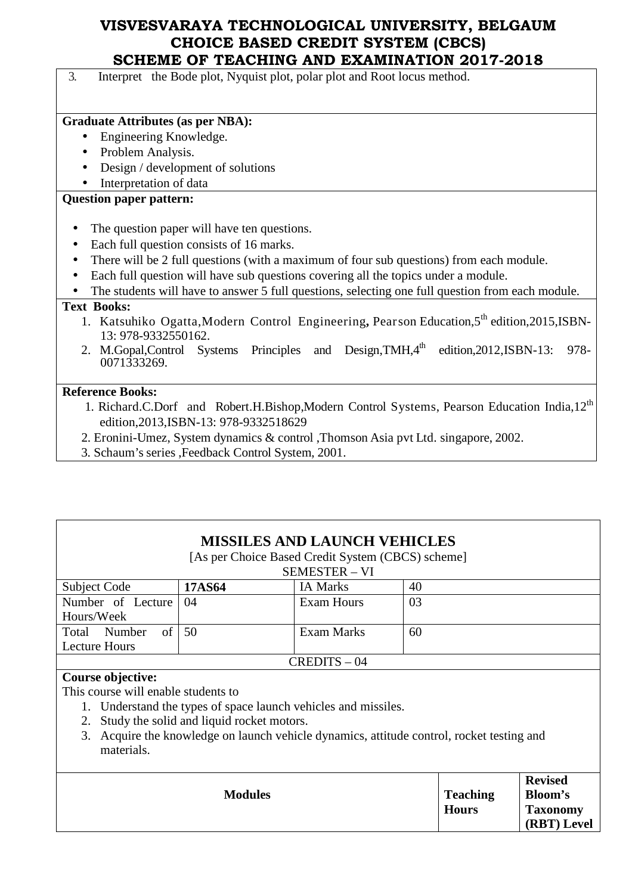3. Interpret the Bode plot, Nyquist plot, polar plot and Root locus method.

**Graduate Attributes (as per NBA):**

- Engineering Knowledge.
- Problem Analysis.
- Design / development of solutions
- Interpretation of data

**Question paper pattern:**

- The question paper will have ten questions.
- Each full question consists of 16 marks.
- There will be 2 full questions (with a maximum of four sub questions) from each module.
- Each full question will have sub questions covering all the topics under a module.
- The students will have to answer 5 full questions, selecting one full question from each module.

**Text Books:**

1. Katsuhiko Ogatta,Modern Control Engineering**,** Pearson Education,5th edition,2015,ISBN-13: 978-9332550162.
2. M.Gopal,Control Systems Principles and Design,TMH,4th edition,2012,ISBN-13: 978-0071333269.

**Reference Books:**

1. Richard.C.Dorf and Robert.H.Bishop,Modern Control Systems, Pearson Education India,12th edition,2013,ISBN-13: 978-9332518629
2. Eronini-Umez, System dynamics & control ,Thomson Asia pvt Ltd. singapore, 2002.
3. Schaum's series ,Feedback Control System, 2001.

## MISSILES AND LAUNCH VEHICLES

[As per Choice Based Credit System (CBCS) scheme]

SEMESTER – VI

| Subject Code | **17AS64** | IA Marks | 40 |
|---|---|---|---|
| Number of Lecture Hours/Week | 04 | Exam Hours | 03 |
| Total Number of Lecture Hours | 50 | Exam Marks | 60 |

CREDITS – 04

**Course objective:**

This course will enable students to

1. Understand the types of space launch vehicles and missiles.
2. Study the solid and liquid rocket motors.
3. Acquire the knowledge on launch vehicle dynamics, attitude control, rocket testing and materials.

| Modules | Teaching Hours | Revised Bloom's Taxonomy (RBT) Level |
|---|---|---|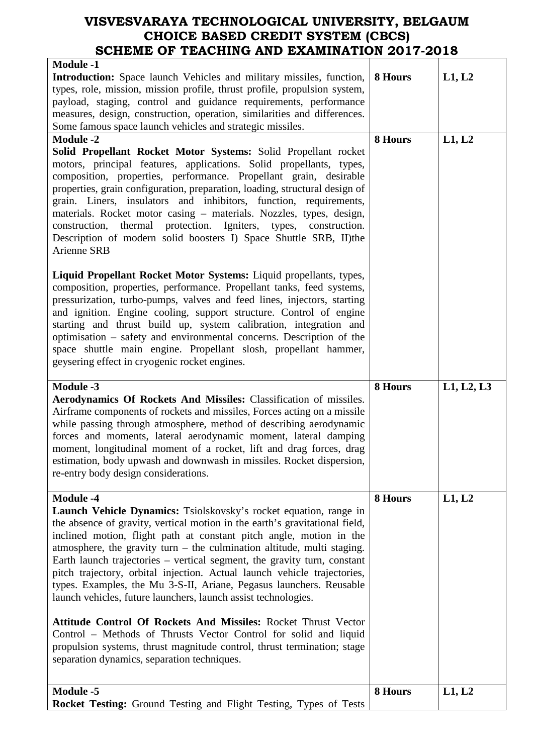# VISVESVARAYA TECHNOLOGICAL UNIVERSITY, BELGAUM
## CHOICE BASED CREDIT SYSTEM (CBCS)
## SCHEME OF TEACHING AND EXAMINATION 2017-2018

| | | |
|---|---|---|
| **Module -1**<br>**Introduction:** Space launch Vehicles and military missiles, function, types, role, mission, mission profile, thrust profile, propulsion system, payload, staging, control and guidance requirements, performance measures, design, construction, operation, similarities and differences. Some famous space launch vehicles and strategic missiles. | **8 Hours** | **L1, L2** |
| **Module -2**<br>**Solid Propellant Rocket Motor Systems:** Solid Propellant rocket motors, principal features, applications. Solid propellants, types, composition, properties, performance. Propellant grain, desirable properties, grain configuration, preparation, loading, structural design of grain. Liners, insulators and inhibitors, function, requirements, materials. Rocket motor casing – materials. Nozzles, types, design, construction, thermal protection. Igniters, types, construction. Description of modern solid boosters I) Space Shuttle SRB, II)the Arienne SRB<br><br>**Liquid Propellant Rocket Motor Systems:** Liquid propellants, types, composition, properties, performance. Propellant tanks, feed systems, pressurization, turbo-pumps, valves and feed lines, injectors, starting and ignition. Engine cooling, support structure. Control of engine starting and thrust build up, system calibration, integration and optimisation – safety and environmental concerns. Description of the space shuttle main engine. Propellant slosh, propellant hammer, geysering effect in cryogenic rocket engines. | **8 Hours** | **L1, L2** |
| **Module -3**<br>**Aerodynamics Of Rockets And Missiles:** Classification of missiles. Airframe components of rockets and missiles, Forces acting on a missile while passing through atmosphere, method of describing aerodynamic forces and moments, lateral aerodynamic moment, lateral damping moment, longitudinal moment of a rocket, lift and drag forces, drag estimation, body upwash and downwash in missiles. Rocket dispersion, re-entry body design considerations. | **8 Hours** | **L1, L2, L3** |
| **Module -4**<br>**Launch Vehicle Dynamics:** Tsiolskovsky's rocket equation, range in the absence of gravity, vertical motion in the earth's gravitational field, inclined motion, flight path at constant pitch angle, motion in the atmosphere, the gravity turn – the culmination altitude, multi staging. Earth launch trajectories – vertical segment, the gravity turn, constant pitch trajectory, orbital injection. Actual launch vehicle trajectories, types. Examples, the Mu 3-S-II, Ariane, Pegasus launchers. Reusable launch vehicles, future launchers, launch assist technologies.<br><br>**Attitude Control Of Rockets And Missiles:** Rocket Thrust Vector Control – Methods of Thrusts Vector Control for solid and liquid propulsion systems, thrust magnitude control, thrust termination; stage separation dynamics, separation techniques. | **8 Hours** | **L1, L2** |
| **Module -5**<br>**Rocket Testing:** Ground Testing and Flight Testing, Types of Tests | **8 Hours** | **L1, L2** |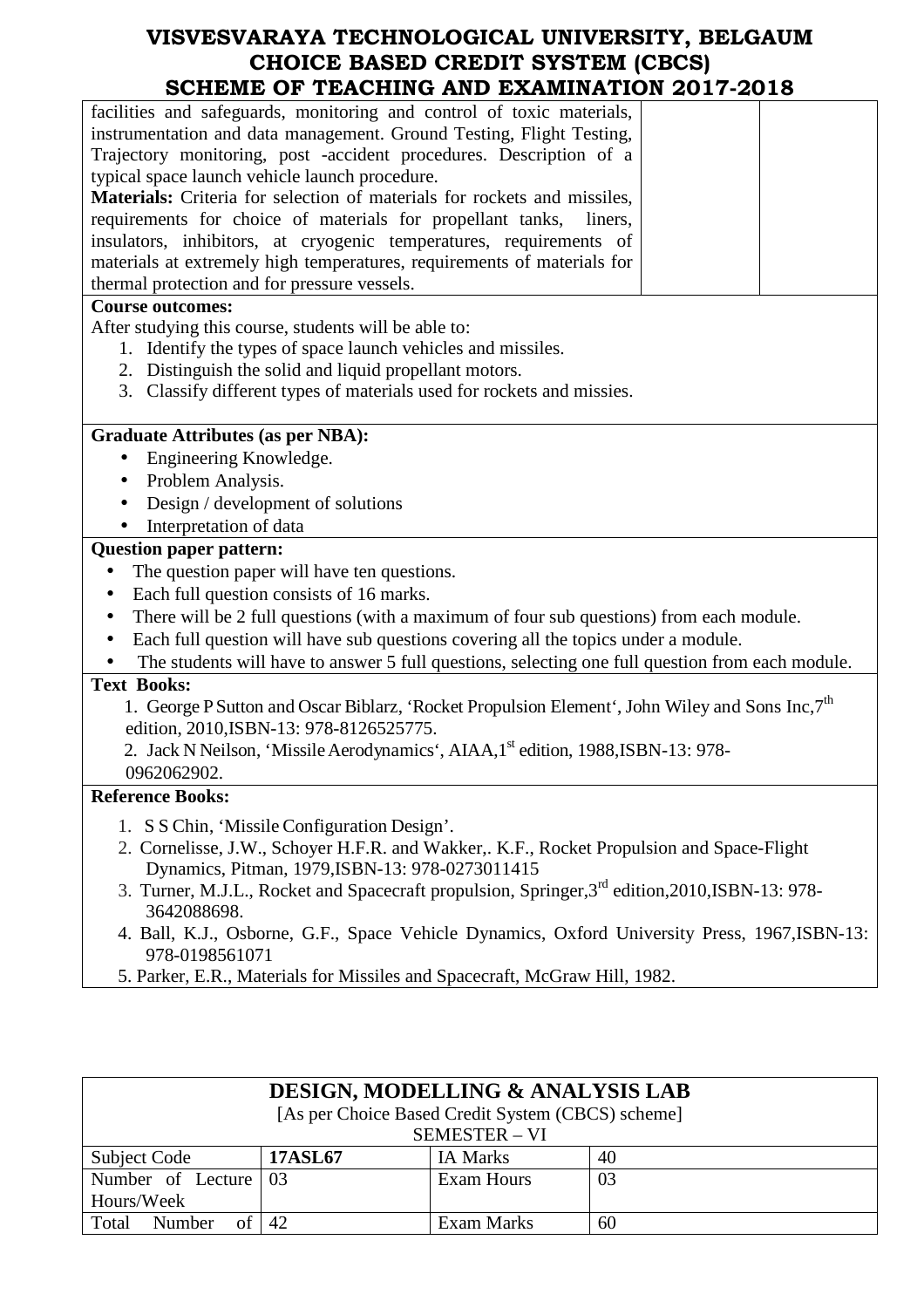| | | |
|---|---|---|
| facilities and safeguards, monitoring and control of toxic materials, instrumentation and data management. Ground Testing, Flight Testing, Trajectory monitoring, post -accident procedures. Description of a typical space launch vehicle launch procedure.<br>**Materials:** Criteria for selection of materials for rockets and missiles, requirements for choice of materials for propellant tanks, liners, insulators, inhibitors, at cryogenic temperatures, requirements of materials at extremely high temperatures, requirements of materials for thermal protection and for pressure vessels. | | |

**Course outcomes:**

After studying this course, students will be able to:

1. Identify the types of space launch vehicles and missiles.
2. Distinguish the solid and liquid propellant motors.
3. Classify different types of materials used for rockets and missies.

**Graduate Attributes (as per NBA):**

- Engineering Knowledge.
- Problem Analysis.
- Design / development of solutions
- Interpretation of data

**Question paper pattern:**

- The question paper will have ten questions.
- Each full question consists of 16 marks.
- There will be 2 full questions (with a maximum of four sub questions) from each module.
- Each full question will have sub questions covering all the topics under a module.
- The students will have to answer 5 full questions, selecting one full question from each module.

**Text Books:**

1. George P Sutton and Oscar Biblarz, 'Rocket Propulsion Element', John Wiley and Sons Inc,7th edition, 2010,ISBN-13: 978-8126525775.
2. Jack N Neilson, 'Missile Aerodynamics', AIAA,1st edition, 1988,ISBN-13: 978-0962062902.

**Reference Books:**

1. S S Chin, 'Missile Configuration Design'.
2. Cornelisse, J.W., Schoyer H.F.R. and Wakker,. K.F., Rocket Propulsion and Space-Flight Dynamics, Pitman, 1979,ISBN-13: 978-0273011415
3. Turner, M.J.L., Rocket and Spacecraft propulsion, Springer,3rd edition,2010,ISBN-13: 978-3642088698.
4. Ball, K.J., Osborne, G.F., Space Vehicle Dynamics, Oxford University Press, 1967,ISBN-13: 978-0198561071
5. Parker, E.R., Materials for Missiles and Spacecraft, McGraw Hill, 1982.

## DESIGN, MODELLING & ANALYSIS LAB

[As per Choice Based Credit System (CBCS) scheme]

SEMESTER – VI

| Subject Code | 17ASL67 | IA Marks | 40 |
|---|---|---|---|
| Number of Lecture Hours/Week | 03 | Exam Hours | 03 |
| Total Number of | 42 | Exam Marks | 60 |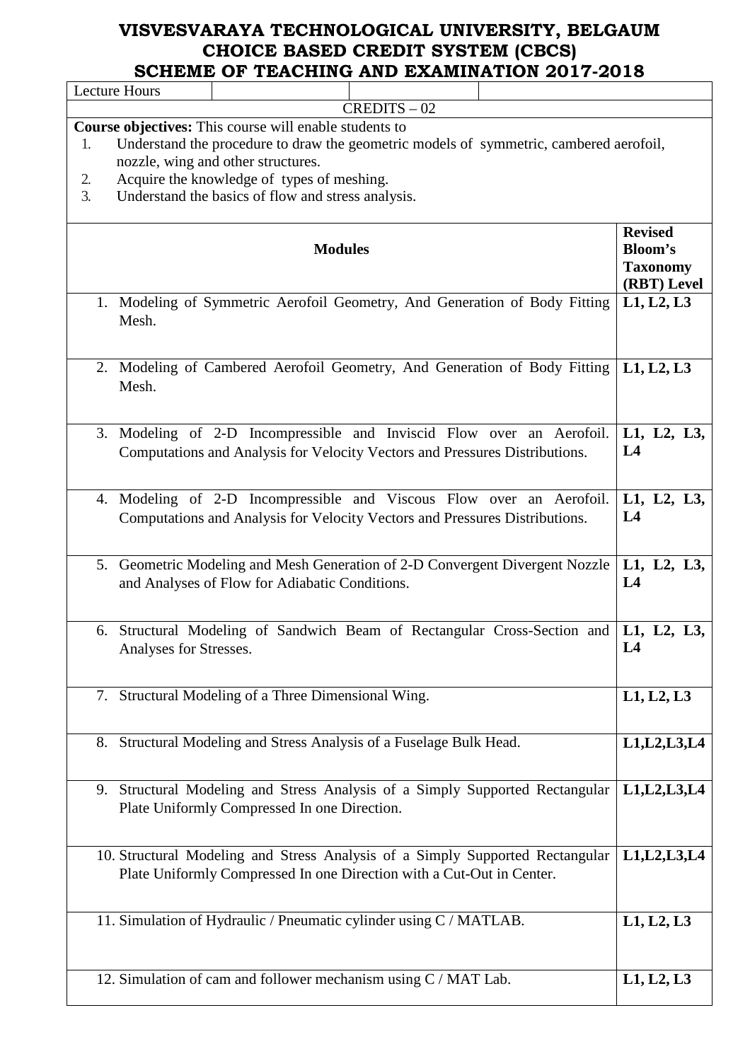# VISVESVARAYA TECHNOLOGICAL UNIVERSITY, BELGAUM
## CHOICE BASED CREDIT SYSTEM (CBCS)
## SCHEME OF TEACHING AND EXAMINATION 2017-2018

| Lecture Hours | | | |
|---|---|---|---|

CREDITS – 02

**Course objectives:** This course will enable students to

1. Understand the procedure to draw the geometric models of symmetric, cambered aerofoil, nozzle, wing and other structures.
2. Acquire the knowledge of types of meshing.
3. Understand the basics of flow and stress analysis.

| Modules | Revised Bloom's Taxonomy (RBT) Level |
|---|---|
| 1. Modeling of Symmetric Aerofoil Geometry, And Generation of Body Fitting Mesh. | L1, L2, L3 |
| 2. Modeling of Cambered Aerofoil Geometry, And Generation of Body Fitting Mesh. | L1, L2, L3 |
| 3. Modeling of 2-D Incompressible and Inviscid Flow over an Aerofoil. Computations and Analysis for Velocity Vectors and Pressures Distributions. | L1, L2, L3, L4 |
| 4. Modeling of 2-D Incompressible and Viscous Flow over an Aerofoil. Computations and Analysis for Velocity Vectors and Pressures Distributions. | L1, L2, L3, L4 |
| 5. Geometric Modeling and Mesh Generation of 2-D Convergent Divergent Nozzle and Analyses of Flow for Adiabatic Conditions. | L1, L2, L3, L4 |
| 6. Structural Modeling of Sandwich Beam of Rectangular Cross-Section and Analyses for Stresses. | L1, L2, L3, L4 |
| 7. Structural Modeling of a Three Dimensional Wing. | L1, L2, L3 |
| 8. Structural Modeling and Stress Analysis of a Fuselage Bulk Head. | L1,L2,L3,L4 |
| 9. Structural Modeling and Stress Analysis of a Simply Supported Rectangular Plate Uniformly Compressed In one Direction. | L1,L2,L3,L4 |
| 10. Structural Modeling and Stress Analysis of a Simply Supported Rectangular Plate Uniformly Compressed In one Direction with a Cut-Out in Center. | L1,L2,L3,L4 |
| 11. Simulation of Hydraulic / Pneumatic cylinder using C / MATLAB. | L1, L2, L3 |
| 12. Simulation of cam and follower mechanism using C / MAT Lab. | L1, L2, L3 |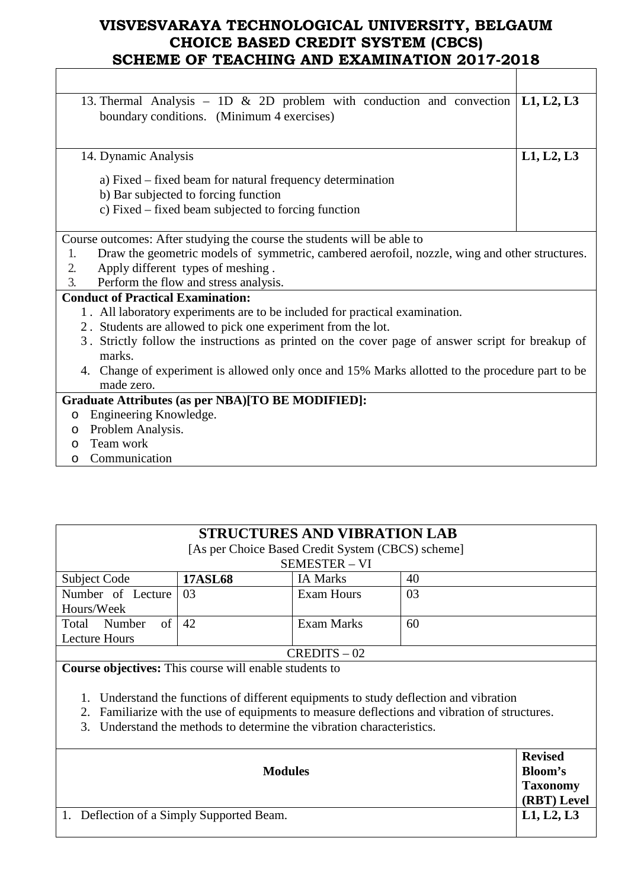# VISVESVARAYA TECHNOLOGICAL UNIVERSITY, BELGAUM
# CHOICE BASED CREDIT SYSTEM (CBCS)
# SCHEME OF TEACHING AND EXAMINATION 2017-2018

| | |
|---|---|
| 13. Thermal Analysis – 1D & 2D problem with conduction and convection boundary conditions. (Minimum 4 exercises) | **L1, L2, L3** |
| 14. Dynamic Analysis<br>a) Fixed – fixed beam for natural frequency determination<br>b) Bar subjected to forcing function<br>c) Fixed – fixed beam subjected to forcing function | **L1, L2, L3** |

Course outcomes: After studying the course the students will be able to

1. Draw the geometric models of symmetric, cambered aerofoil, nozzle, wing and other structures.
2. Apply different types of meshing .
3. Perform the flow and stress analysis.

**Conduct of Practical Examination:**

1. All laboratory experiments are to be included for practical examination.
2. Students are allowed to pick one experiment from the lot.
3. Strictly follow the instructions as printed on the cover page of answer script for breakup of marks.
4. Change of experiment is allowed only once and 15% Marks allotted to the procedure part to be made zero.

**Graduate Attributes (as per NBA)[TO BE MODIFIED]:**

- Engineering Knowledge.
- Problem Analysis.
- Team work
- Communication

## STRUCTURES AND VIBRATION LAB

[As per Choice Based Credit System (CBCS) scheme]

SEMESTER – VI

| Subject Code | **17ASL68** | IA Marks | 40 |
|---|---|---|---|
| Number of Lecture Hours/Week | 03 | Exam Hours | 03 |
| Total Number of Lecture Hours | 42 | Exam Marks | 60 |

CREDITS – 02

**Course objectives:** This course will enable students to

1. Understand the functions of different equipments to study deflection and vibration
2. Familiarize with the use of equipments to measure deflections and vibration of structures.
3. Understand the methods to determine the vibration characteristics.

| **Modules** | **Revised Bloom's Taxonomy (RBT) Level** |
|---|---|
| 1. Deflection of a Simply Supported Beam. | **L1, L2, L3** |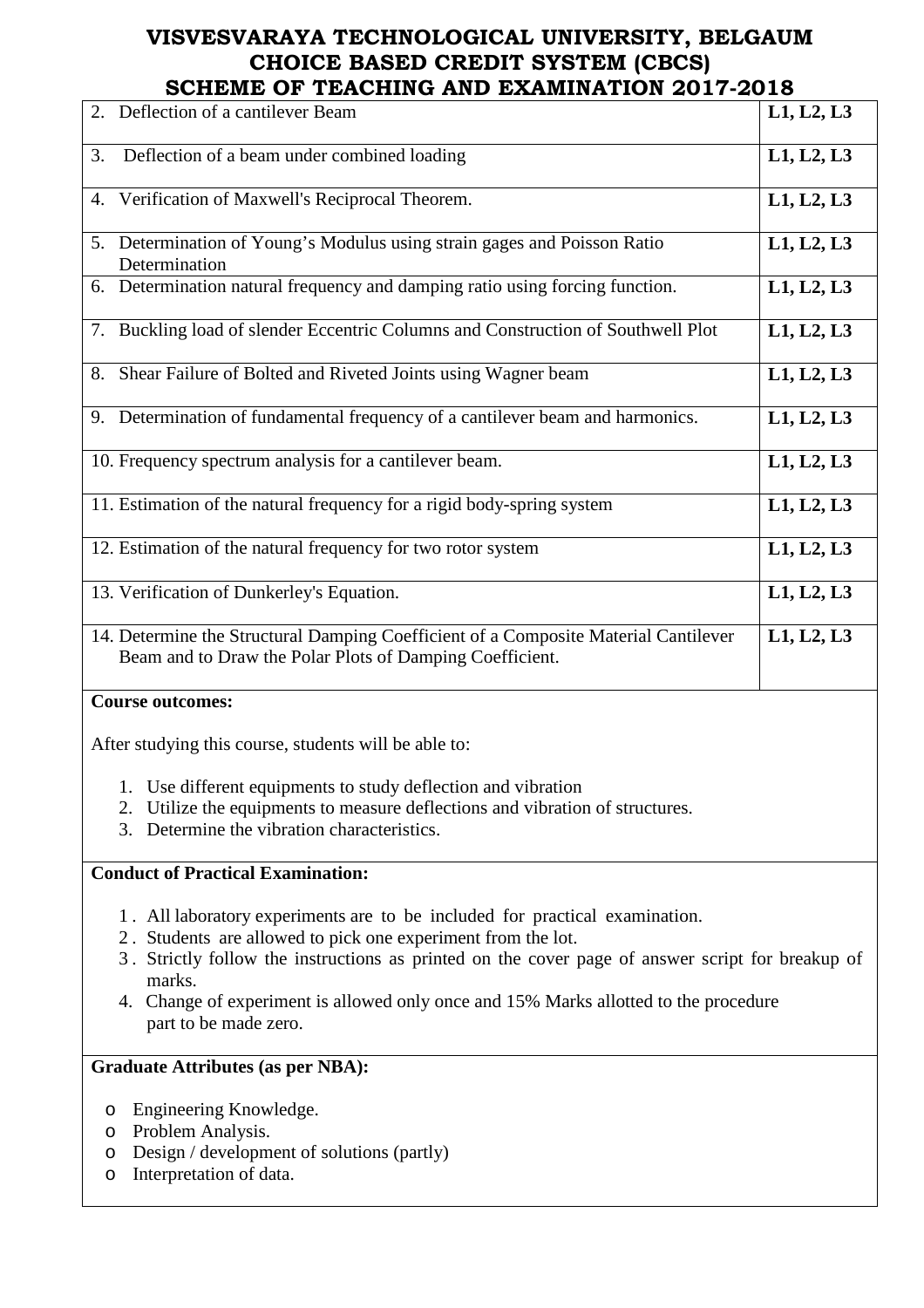| | |
|---|---|
| 2. Deflection of a cantilever Beam | **L1, L2, L3** |
| 3. Deflection of a beam under combined loading | **L1, L2, L3** |
| 4. Verification of Maxwell's Reciprocal Theorem. | **L1, L2, L3** |
| 5. Determination of Young's Modulus using strain gages and Poisson Ratio Determination | **L1, L2, L3** |
| 6. Determination natural frequency and damping ratio using forcing function. | **L1, L2, L3** |
| 7. Buckling load of slender Eccentric Columns and Construction of Southwell Plot | **L1, L2, L3** |
| 8. Shear Failure of Bolted and Riveted Joints using Wagner beam | **L1, L2, L3** |
| 9. Determination of fundamental frequency of a cantilever beam and harmonics. | **L1, L2, L3** |
| 10. Frequency spectrum analysis for a cantilever beam. | **L1, L2, L3** |
| 11. Estimation of the natural frequency for a rigid body-spring system | **L1, L2, L3** |
| 12. Estimation of the natural frequency for two rotor system | **L1, L2, L3** |
| 13. Verification of Dunkerley's Equation. | **L1, L2, L3** |
| 14. Determine the Structural Damping Coefficient of a Composite Material Cantilever Beam and to Draw the Polar Plots of Damping Coefficient. | **L1, L2, L3** |

**Course outcomes:**

After studying this course, students will be able to:

1. Use different equipments to study deflection and vibration
2. Utilize the equipments to measure deflections and vibration of structures.
3. Determine the vibration characteristics.

**Conduct of Practical Examination:**

1. All laboratory experiments are to be included for practical examination.
2. Students are allowed to pick one experiment from the lot.
3. Strictly follow the instructions as printed on the cover page of answer script for breakup of marks.
4. Change of experiment is allowed only once and 15% Marks allotted to the procedure part to be made zero.

**Graduate Attributes (as per NBA):**

- Engineering Knowledge.
- Problem Analysis.
- Design / development of solutions (partly)
- Interpretation of data.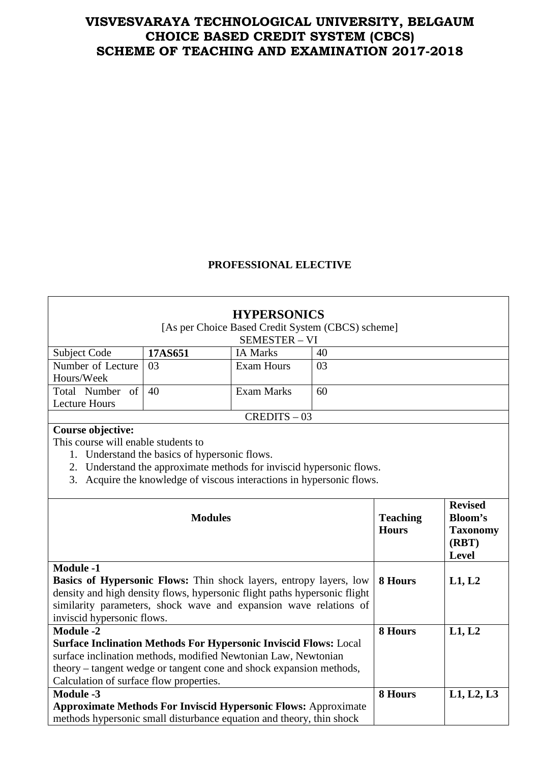# VISVESVARAYA TECHNOLOGICAL UNIVERSITY, BELGAUM
# CHOICE BASED CREDIT SYSTEM (CBCS)
# SCHEME OF TEACHING AND EXAMINATION 2017-2018

**PROFESSIONAL ELECTIVE**

## HYPERSONICS

[As per Choice Based Credit System (CBCS) scheme]

SEMESTER – VI

| Subject Code | **17AS651** | IA Marks | 40 |
|---|---|---|---|
| Number of Lecture Hours/Week | 03 | Exam Hours | 03 |
| Total Number of Lecture Hours | 40 | Exam Marks | 60 |

CREDITS – 03

**Course objective:**

This course will enable students to

1. Understand the basics of hypersonic flows.
2. Understand the approximate methods for inviscid hypersonic flows.
3. Acquire the knowledge of viscous interactions in hypersonic flows.

| Modules | Teaching Hours | Revised Bloom's Taxonomy (RBT) Level |
|---|---|---|
| **Module -1**<br>**Basics of Hypersonic Flows:** Thin shock layers, entropy layers, low density and high density flows, hypersonic flight paths hypersonic flight similarity parameters, shock wave and expansion wave relations of inviscid hypersonic flows. | **8 Hours** | **L1, L2** |
| **Module -2**<br>**Surface Inclination Methods For Hypersonic Inviscid Flows:** Local surface inclination methods, modified Newtonian Law, Newtonian theory – tangent wedge or tangent cone and shock expansion methods, Calculation of surface flow properties. | **8 Hours** | **L1, L2** |
| **Module -3**<br>**Approximate Methods For Inviscid Hypersonic Flows:** Approximate methods hypersonic small disturbance equation and theory, thin shock | **8 Hours** | **L1, L2, L3** |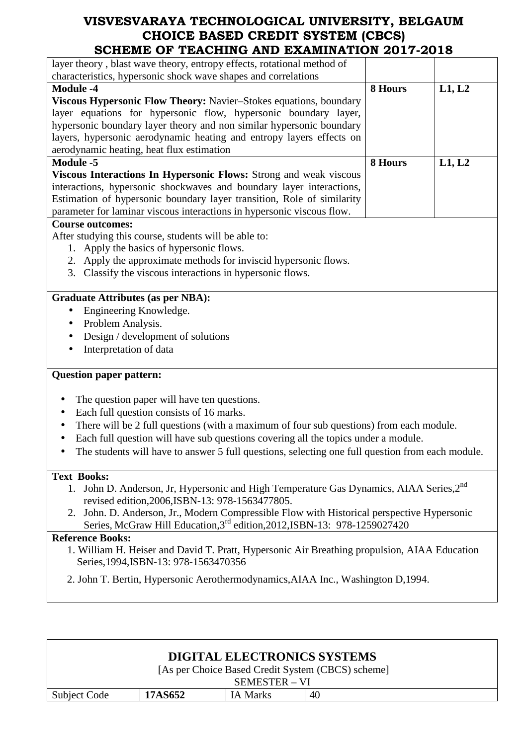| | | |
|---|---|---|
| layer theory , blast wave theory, entropy effects, rotational method of characteristics, hypersonic shock wave shapes and correlations | | |
| **Module -4**<br>**Viscous Hypersonic Flow Theory:** Navier–Stokes equations, boundary layer equations for hypersonic flow, hypersonic boundary layer, hypersonic boundary layer theory and non similar hypersonic boundary layers, hypersonic aerodynamic heating and entropy layers effects on aerodynamic heating, heat flux estimation | **8 Hours** | **L1, L2** |
| **Module -5**<br>**Viscous Interactions In Hypersonic Flows:** Strong and weak viscous interactions, hypersonic shockwaves and boundary layer interactions, Estimation of hypersonic boundary layer transition, Role of similarity parameter for laminar viscous interactions in hypersonic viscous flow. | **8 Hours** | **L1, L2** |

**Course outcomes:**

After studying this course, students will be able to:

1. Apply the basics of hypersonic flows.
2. Apply the approximate methods for inviscid hypersonic flows.
3. Classify the viscous interactions in hypersonic flows.

**Graduate Attributes (as per NBA):**

- Engineering Knowledge.
- Problem Analysis.
- Design / development of solutions
- Interpretation of data

**Question paper pattern:**

- The question paper will have ten questions.
- Each full question consists of 16 marks.
- There will be 2 full questions (with a maximum of four sub questions) from each module.
- Each full question will have sub questions covering all the topics under a module.
- The students will have to answer 5 full questions, selecting one full question from each module.

**Text Books:**

1. John D. Anderson, Jr, Hypersonic and High Temperature Gas Dynamics, AIAA Series,2nd revised edition,2006,ISBN-13: 978-1563477805.
2. John. D. Anderson, Jr., Modern Compressible Flow with Historical perspective Hypersonic Series, McGraw Hill Education,3rd edition,2012,ISBN-13: 978-1259027420

**Reference Books:**

1. William H. Heiser and David T. Pratt, Hypersonic Air Breathing propulsion, AIAA Education Series,1994,ISBN-13: 978-1563470356
2. John T. Bertin, Hypersonic Aerothermodynamics,AIAA Inc., Washington D,1994.

## DIGITAL ELECTRONICS SYSTEMS

[As per Choice Based Credit System (CBCS) scheme]

SEMESTER – VI

| Subject Code | **17AS652** | IA Marks | 40 |
|---|---|---|---|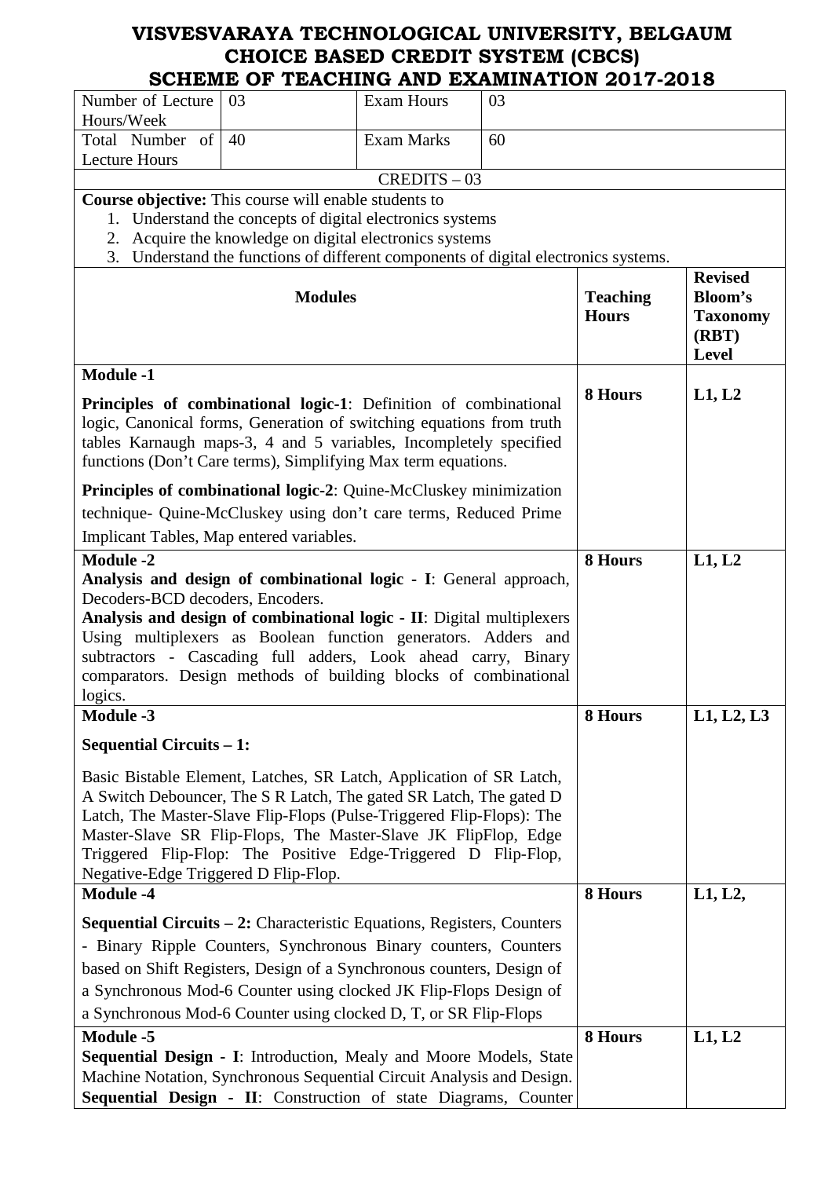# VISVESVARAYA TECHNOLOGICAL UNIVERSITY, BELGAUM
## CHOICE BASED CREDIT SYSTEM (CBCS)
## SCHEME OF TEACHING AND EXAMINATION 2017-2018

| Number of Lecture Hours/Week | 03 | Exam Hours | 03 |
|---|---|---|---|
| Total Number of Lecture Hours | 40 | Exam Marks | 60 |
| CREDITS – 03 | | | |

**Course objective:** This course will enable students to

1. Understand the concepts of digital electronics systems
2. Acquire the knowledge on digital electronics systems
3. Understand the functions of different components of digital electronics systems.

| Modules | Teaching Hours | Revised Bloom's Taxonomy (RBT) Level |
|---|---|---|
| **Module -1**<br><br>**Principles of combinational logic-1**: Definition of combinational logic, Canonical forms, Generation of switching equations from truth tables Karnaugh maps-3, 4 and 5 variables, Incompletely specified functions (Don't Care terms), Simplifying Max term equations.<br><br>**Principles of combinational logic-2**: Quine-McCluskey minimization technique- Quine-McCluskey using don't care terms, Reduced Prime Implicant Tables, Map entered variables. | **8 Hours** | **L1, L2** |
| **Module -2**<br>**Analysis and design of combinational logic - I**: General approach, Decoders-BCD decoders, Encoders.<br>**Analysis and design of combinational logic - II**: Digital multiplexers Using multiplexers as Boolean function generators. Adders and subtractors - Cascading full adders, Look ahead carry, Binary comparators. Design methods of building blocks of combinational logics. | **8 Hours** | **L1, L2** |
| **Module -3**<br><br>**Sequential Circuits – 1:**<br><br>Basic Bistable Element, Latches, SR Latch, Application of SR Latch, A Switch Debouncer, The S R Latch, The gated SR Latch, The gated D Latch, The Master-Slave Flip-Flops (Pulse-Triggered Flip-Flops): The Master-Slave SR Flip-Flops, The Master-Slave JK FlipFlop, Edge Triggered Flip-Flop: The Positive Edge-Triggered D Flip-Flop, Negative-Edge Triggered D Flip-Flop. | **8 Hours** | **L1, L2, L3** |
| **Module -4**<br><br>**Sequential Circuits – 2:** Characteristic Equations, Registers, Counters - Binary Ripple Counters, Synchronous Binary counters, Counters based on Shift Registers, Design of a Synchronous counters, Design of a Synchronous Mod-6 Counter using clocked JK Flip-Flops Design of a Synchronous Mod-6 Counter using clocked D, T, or SR Flip-Flops | **8 Hours** | **L1, L2,** |
| **Module -5**<br>**Sequential Design - I**: Introduction, Mealy and Moore Models, State Machine Notation, Synchronous Sequential Circuit Analysis and Design.<br>**Sequential Design - II**: Construction of state Diagrams, Counter | **8 Hours** | **L1, L2** |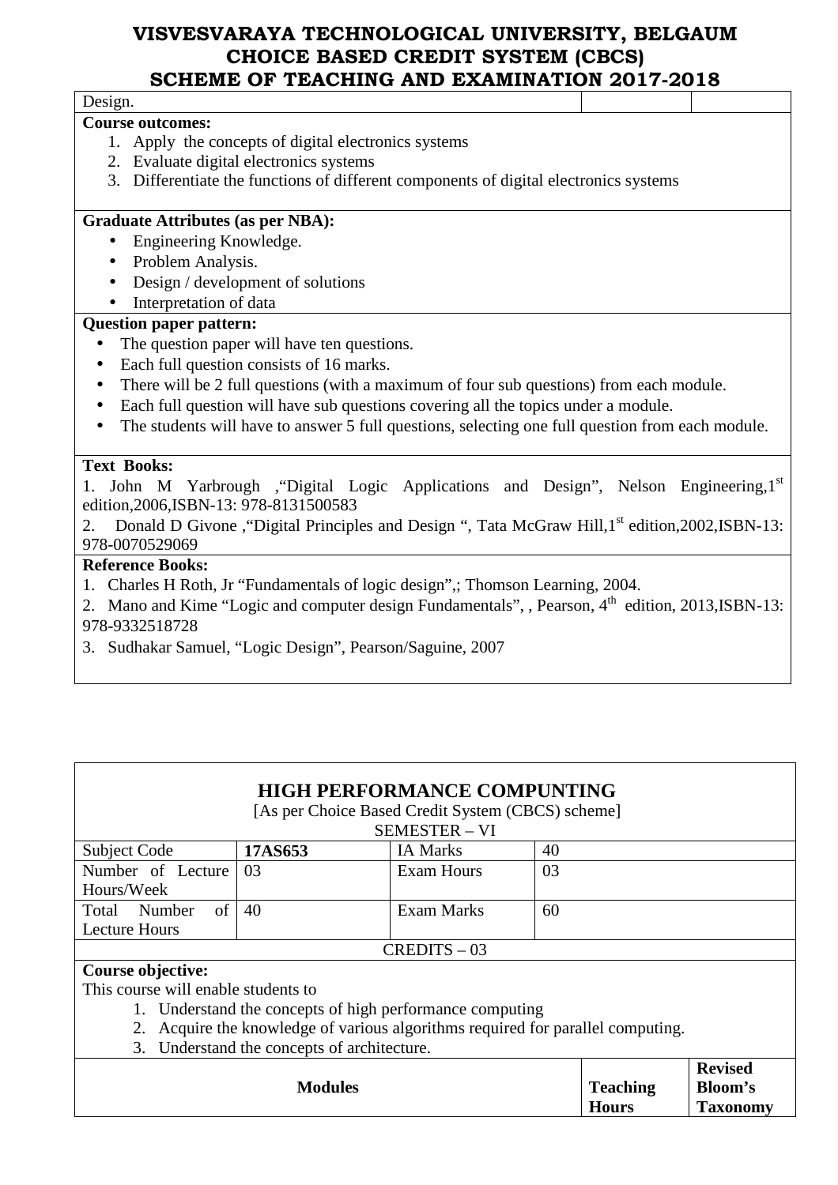Design.

**Course outcomes:**

1. Apply the concepts of digital electronics systems
2. Evaluate digital electronics systems
3. Differentiate the functions of different components of digital electronics systems

**Graduate Attributes (as per NBA):**

- Engineering Knowledge.
- Problem Analysis.
- Design / development of solutions
- Interpretation of data

**Question paper pattern:**

- The question paper will have ten questions.
- Each full question consists of 16 marks.
- There will be 2 full questions (with a maximum of four sub questions) from each module.
- Each full question will have sub questions covering all the topics under a module.
- The students will have to answer 5 full questions, selecting one full question from each module.

**Text Books:**

1. John M Yarbrough ,"Digital Logic Applications and Design", Nelson Engineering,1st edition,2006,ISBN-13: 978-8131500583
2. Donald D Givone ,"Digital Principles and Design ", Tata McGraw Hill,1st edition,2002,ISBN-13: 978-0070529069

**Reference Books:**

1. Charles H Roth, Jr "Fundamentals of logic design",; Thomson Learning, 2004.
2. Mano and Kime "Logic and computer design Fundamentals", , Pearson, 4th edition, 2013,ISBN-13: 978-9332518728
3. Sudhakar Samuel, "Logic Design", Pearson/Saguine, 2007

## HIGH PERFORMANCE COMPUNTING

[As per Choice Based Credit System (CBCS) scheme]

SEMESTER – VI

| Subject Code | 17AS653 | IA Marks | 40 |
|---|---|---|---|
| Number of Lecture Hours/Week | 03 | Exam Hours | 03 |
| Total Number of Lecture Hours | 40 | Exam Marks | 60 |

CREDITS – 03

**Course objective:**

This course will enable students to

1. Understand the concepts of high performance computing
2. Acquire the knowledge of various algorithms required for parallel computing.
3. Understand the concepts of architecture.

| Modules | Teaching Hours | Revised Bloom's Taxonomy |
|---|---|---|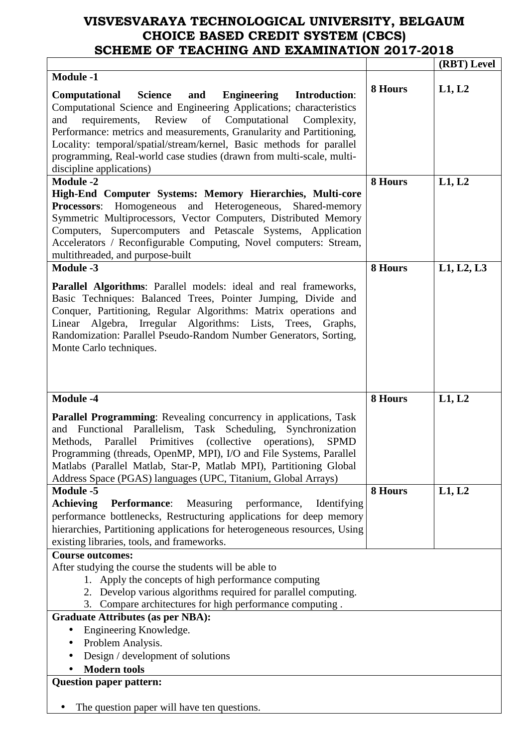# VISVESVARAYA TECHNOLOGICAL UNIVERSITY, BELGAUM
## CHOICE BASED CREDIT SYSTEM (CBCS)
## SCHEME OF TEACHING AND EXAMINATION 2017-2018

| | | (RBT) Level |
|---|---|---|
| **Module -1**<br>**Computational Science and Engineering Introduction**: Computational Science and Engineering Applications; characteristics and requirements, Review of Computational Complexity, Performance: metrics and measurements, Granularity and Partitioning, Locality: temporal/spatial/stream/kernel, Basic methods for parallel programming, Real-world case studies (drawn from multi-scale, multi-discipline applications) | **8 Hours** | **L1, L2** |
| **Module -2**<br>**High-End Computer Systems: Memory Hierarchies, Multi-core Processors**: Homogeneous and Heterogeneous, Shared-memory Symmetric Multiprocessors, Vector Computers, Distributed Memory Computers, Supercomputers and Petascale Systems, Application Accelerators / Reconfigurable Computing, Novel computers: Stream, multithreaded, and purpose-built | **8 Hours** | **L1, L2** |
| **Module -3**<br>**Parallel Algorithms**: Parallel models: ideal and real frameworks, Basic Techniques: Balanced Trees, Pointer Jumping, Divide and Conquer, Partitioning, Regular Algorithms: Matrix operations and Linear Algebra, Irregular Algorithms: Lists, Trees, Graphs, Randomization: Parallel Pseudo-Random Number Generators, Sorting, Monte Carlo techniques. | **8 Hours** | **L1, L2, L3** |
| **Module -4**<br>**Parallel Programming**: Revealing concurrency in applications, Task and Functional Parallelism, Task Scheduling, Synchronization Methods, Parallel Primitives (collective operations), SPMD Programming (threads, OpenMP, MPI), I/O and File Systems, Parallel Matlabs (Parallel Matlab, Star-P, Matlab MPI), Partitioning Global Address Space (PGAS) languages (UPC, Titanium, Global Arrays) | **8 Hours** | **L1, L2** |
| **Module -5**<br>**Achieving Performance**: Measuring performance, Identifying performance bottlenecks, Restructuring applications for deep memory hierarchies, Partitioning applications for heterogeneous resources, Using existing libraries, tools, and frameworks. | **8 Hours** | **L1, L2** |

**Course outcomes:**

After studying the course the students will be able to

1. Apply the concepts of high performance computing
2. Develop various algorithms required for parallel computing.
3. Compare architectures for high performance computing .

**Graduate Attributes (as per NBA):**

- Engineering Knowledge.
- Problem Analysis.
- Design / development of solutions
- **Modern tools**

**Question paper pattern:**

- The question paper will have ten questions.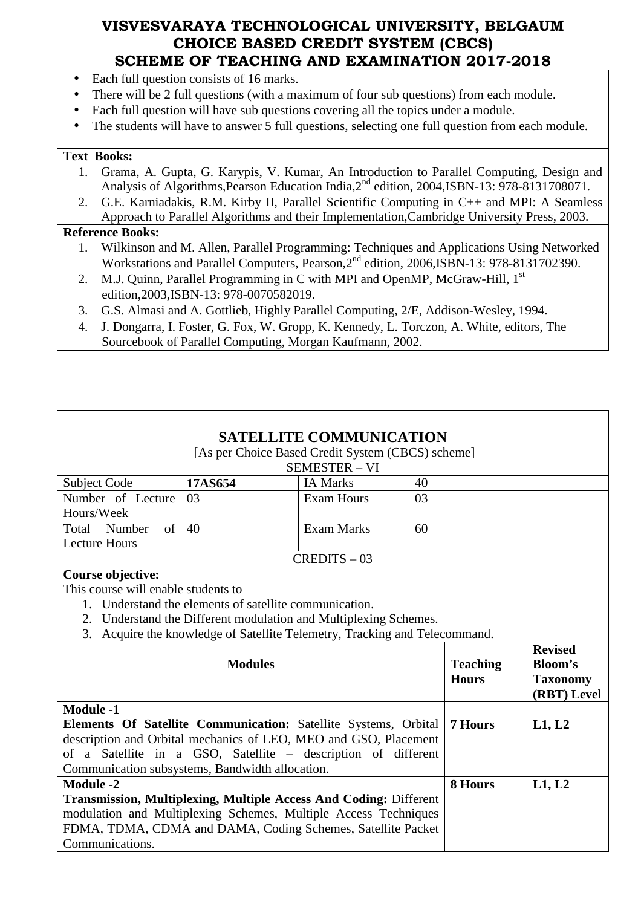- Each full question consists of 16 marks.
- There will be 2 full questions (with a maximum of four sub questions) from each module.
- Each full question will have sub questions covering all the topics under a module.
- The students will have to answer 5 full questions, selecting one full question from each module.

**Text Books:**

1. Grama, A. Gupta, G. Karypis, V. Kumar, An Introduction to Parallel Computing, Design and Analysis of Algorithms,Pearson Education India,2nd edition, 2004,ISBN-13: 978-8131708071.
2. G.E. Karniadakis, R.M. Kirby II, Parallel Scientific Computing in C++ and MPI: A Seamless Approach to Parallel Algorithms and their Implementation,Cambridge University Press, 2003.

**Reference Books:**

1. Wilkinson and M. Allen, Parallel Programming: Techniques and Applications Using Networked Workstations and Parallel Computers, Pearson,2nd edition, 2006,ISBN-13: 978-8131702390.
2. M.J. Quinn, Parallel Programming in C with MPI and OpenMP, McGraw-Hill, 1st edition,2003,ISBN-13: 978-0070582019.
3. G.S. Almasi and A. Gottlieb, Highly Parallel Computing, 2/E, Addison-Wesley, 1994.
4. J. Dongarra, I. Foster, G. Fox, W. Gropp, K. Kennedy, L. Torczon, A. White, editors, The Sourcebook of Parallel Computing, Morgan Kaufmann, 2002.

## SATELLITE COMMUNICATION

[As per Choice Based Credit System (CBCS) scheme]

SEMESTER – VI

| Subject Code | **17AS654** | IA Marks | 40 |
|---|---|---|---|
| Number of Lecture Hours/Week | 03 | Exam Hours | 03 |
| Total Number of Lecture Hours | 40 | Exam Marks | 60 |

CREDITS – 03

**Course objective:**

This course will enable students to

1. Understand the elements of satellite communication.
2. Understand the Different modulation and Multiplexing Schemes.
3. Acquire the knowledge of Satellite Telemetry, Tracking and Telecommand.

| Modules | Teaching Hours | Revised Bloom's Taxonomy (RBT) Level |
|---|---|---|
| **Module -1**<br>**Elements Of Satellite Communication:** Satellite Systems, Orbital description and Orbital mechanics of LEO, MEO and GSO, Placement of a Satellite in a GSO, Satellite – description of different Communication subsystems, Bandwidth allocation. | **7 Hours** | **L1, L2** |
| **Module -2**<br>**Transmission, Multiplexing, Multiple Access And Coding:** Different modulation and Multiplexing Schemes, Multiple Access Techniques FDMA, TDMA, CDMA and DAMA, Coding Schemes, Satellite Packet Communications. | **8 Hours** | **L1, L2** |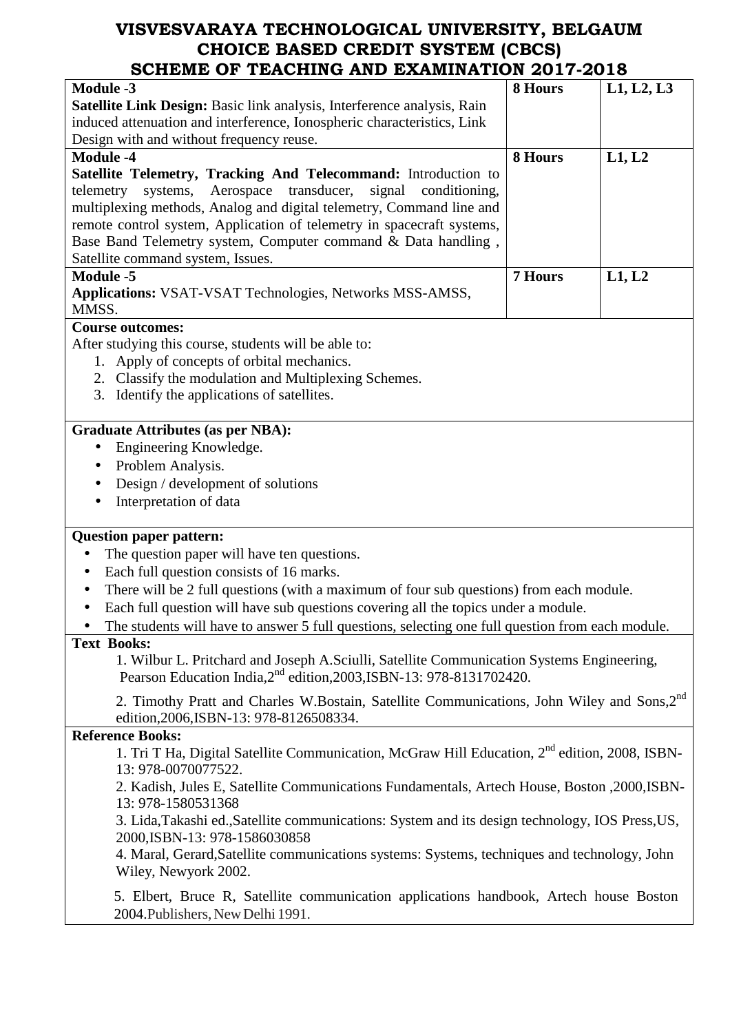| | | |
|---|---|---|
| **Module -3**<br>**Satellite Link Design:** Basic link analysis, Interference analysis, Rain induced attenuation and interference, Ionospheric characteristics, Link Design with and without frequency reuse. | **8 Hours** | **L1, L2, L3** |
| **Module -4**<br>**Satellite Telemetry, Tracking And Telecommand:** Introduction to telemetry systems, Aerospace transducer, signal conditioning, multiplexing methods, Analog and digital telemetry, Command line and remote control system, Application of telemetry in spacecraft systems, Base Band Telemetry system, Computer command & Data handling , Satellite command system, Issues. | **8 Hours** | **L1, L2** |
| **Module -5**<br>**Applications:** VSAT-VSAT Technologies, Networks MSS-AMSS, MMSS. | **7 Hours** | **L1, L2** |

**Course outcomes:**

After studying this course, students will be able to:

1. Apply of concepts of orbital mechanics.
2. Classify the modulation and Multiplexing Schemes.
3. Identify the applications of satellites.

**Graduate Attributes (as per NBA):**

- Engineering Knowledge.
- Problem Analysis.
- Design / development of solutions
- Interpretation of data

**Question paper pattern:**

- The question paper will have ten questions.
- Each full question consists of 16 marks.
- There will be 2 full questions (with a maximum of four sub questions) from each module.
- Each full question will have sub questions covering all the topics under a module.
- The students will have to answer 5 full questions, selecting one full question from each module.

**Text Books:**

1. Wilbur L. Pritchard and Joseph A.Sciulli, Satellite Communication Systems Engineering, Pearson Education India,2nd edition,2003,ISBN-13: 978-8131702420.
2. Timothy Pratt and Charles W.Bostain, Satellite Communications, John Wiley and Sons,2nd edition,2006,ISBN-13: 978-8126508334.

**Reference Books:**

1. Tri T Ha, Digital Satellite Communication, McGraw Hill Education, 2nd edition, 2008, ISBN-13: 978-0070077522.
2. Kadish, Jules E, Satellite Communications Fundamentals, Artech House, Boston ,2000,ISBN-13: 978-1580531368
3. Lida,Takashi ed.,Satellite communications: System and its design technology, IOS Press,US, 2000,ISBN-13: 978-1586030858
4. Maral, Gerard,Satellite communications systems: Systems, techniques and technology, John Wiley, Newyork 2002.
5. Elbert, Bruce R, Satellite communication applications handbook, Artech house Boston 2004.Publishers, New Delhi 1991.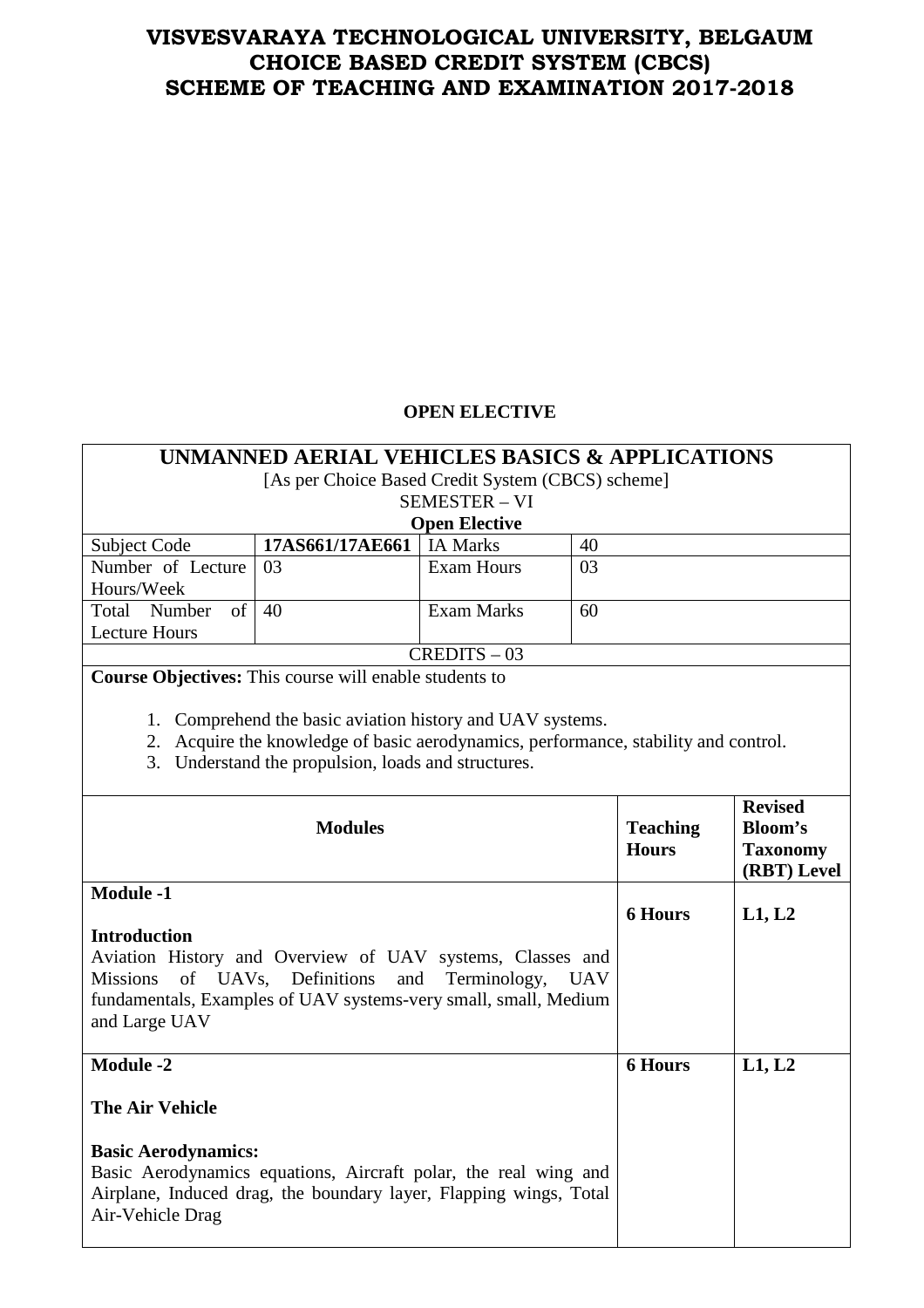# VISVESVARAYA TECHNOLOGICAL UNIVERSITY, BELGAUM
# CHOICE BASED CREDIT SYSTEM (CBCS)
# SCHEME OF TEACHING AND EXAMINATION 2017-2018

**OPEN ELECTIVE**

## UNMANNED AERIAL VEHICLES BASICS & APPLICATIONS

[As per Choice Based Credit System (CBCS) scheme]
SEMESTER – VI
**Open Elective**

| Subject Code | 17AS661/17AE661 | IA Marks | 40 |
|---|---|---|---|
| Number of Lecture Hours/Week | 03 | Exam Hours | 03 |
| Total Number of Lecture Hours | 40 | Exam Marks | 60 |

CREDITS – 03

**Course Objectives:** This course will enable students to

1. Comprehend the basic aviation history and UAV systems.
2. Acquire the knowledge of basic aerodynamics, performance, stability and control.
3. Understand the propulsion, loads and structures.

| Modules | Teaching Hours | Revised Bloom's Taxonomy (RBT) Level |
|---|---|---|
| **Module -1**<br><br>**Introduction**<br>Aviation History and Overview of UAV systems, Classes and Missions of UAVs, Definitions and Terminology, UAV fundamentals, Examples of UAV systems-very small, small, Medium and Large UAV | **6 Hours** | **L1, L2** |
| **Module -2**<br><br>**The Air Vehicle**<br><br>**Basic Aerodynamics:**<br>Basic Aerodynamics equations, Aircraft polar, the real wing and Airplane, Induced drag, the boundary layer, Flapping wings, Total Air-Vehicle Drag | **6 Hours** | **L1, L2** |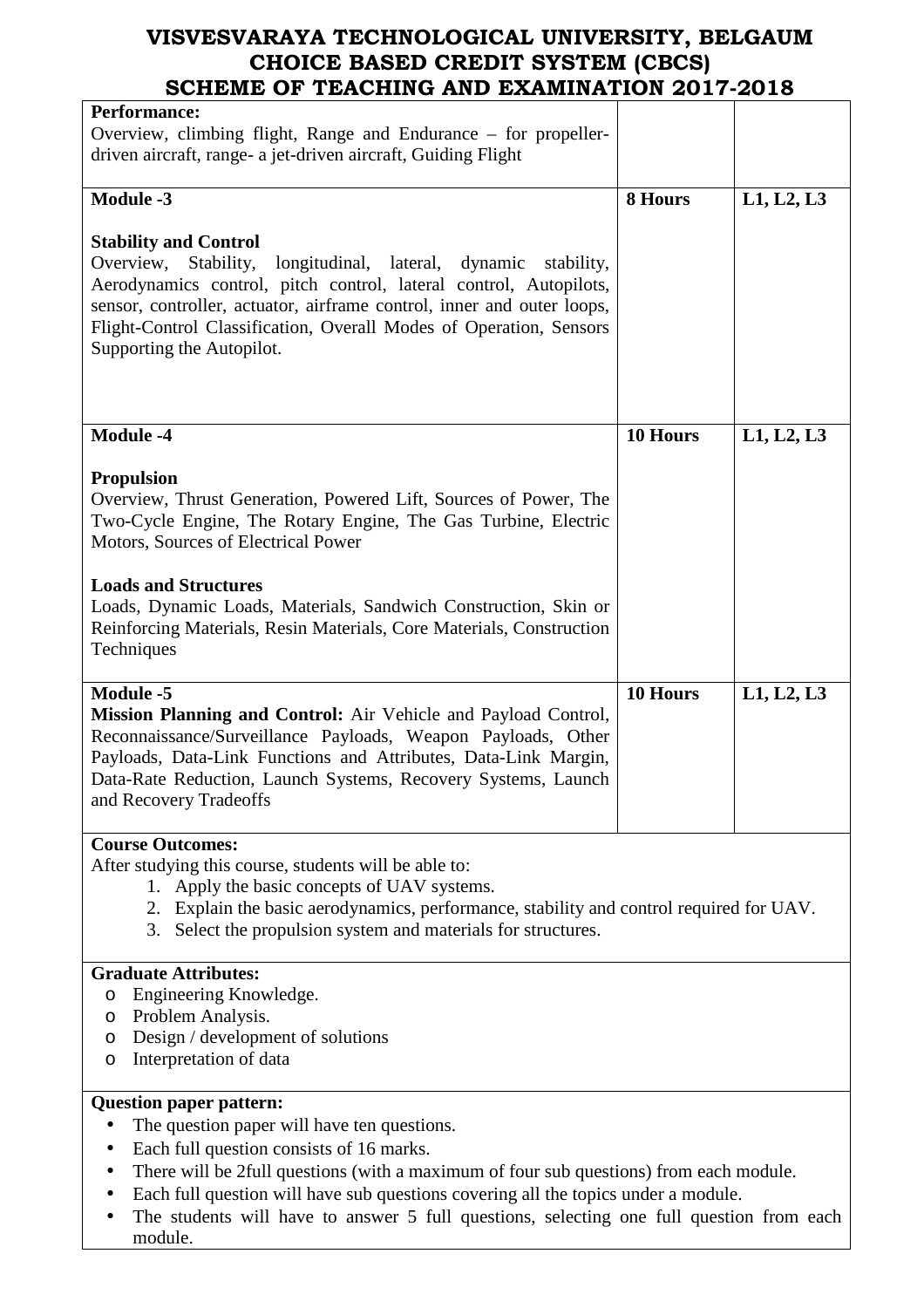| | | |
|---|---|---|
| **Performance:**<br>Overview, climbing flight, Range and Endurance – for propeller-driven aircraft, range- a jet-driven aircraft, Guiding Flight | | |
| **Module -3**<br><br>**Stability and Control**<br>Overview, Stability, longitudinal, lateral, dynamic stability, Aerodynamics control, pitch control, lateral control, Autopilots, sensor, controller, actuator, airframe control, inner and outer loops, Flight-Control Classification, Overall Modes of Operation, Sensors Supporting the Autopilot. | **8 Hours** | **L1, L2, L3** |
| **Module -4**<br><br>**Propulsion**<br>Overview, Thrust Generation, Powered Lift, Sources of Power, The Two-Cycle Engine, The Rotary Engine, The Gas Turbine, Electric Motors, Sources of Electrical Power<br><br>**Loads and Structures**<br>Loads, Dynamic Loads, Materials, Sandwich Construction, Skin or Reinforcing Materials, Resin Materials, Core Materials, Construction Techniques | **10 Hours** | **L1, L2, L3** |
| **Module -5**<br>**Mission Planning and Control:** Air Vehicle and Payload Control, Reconnaissance/Surveillance Payloads, Weapon Payloads, Other Payloads, Data-Link Functions and Attributes, Data-Link Margin, Data-Rate Reduction, Launch Systems, Recovery Systems, Launch and Recovery Tradeoffs | **10 Hours** | **L1, L2, L3** |

**Course Outcomes:**

After studying this course, students will be able to:

1. Apply the basic concepts of UAV systems.
2. Explain the basic aerodynamics, performance, stability and control required for UAV.
3. Select the propulsion system and materials for structures.

**Graduate Attributes:**

- Engineering Knowledge.
- Problem Analysis.
- Design / development of solutions
- Interpretation of data

**Question paper pattern:**

- The question paper will have ten questions.
- Each full question consists of 16 marks.
- There will be 2full questions (with a maximum of four sub questions) from each module.
- Each full question will have sub questions covering all the topics under a module.
- The students will have to answer 5 full questions, selecting one full question from each module.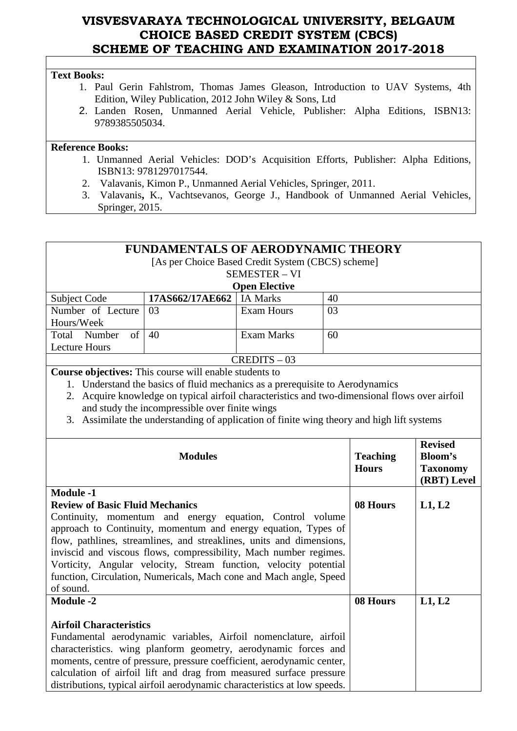**Text Books:**

1. Paul Gerin Fahlstrom, Thomas James Gleason, Introduction to UAV Systems, 4th Edition, Wiley Publication, 2012 John Wiley & Sons, Ltd
2. Landen Rosen, Unmanned Aerial Vehicle, Publisher: Alpha Editions, ISBN13: 9789385505034.

**Reference Books:**

1. Unmanned Aerial Vehicles: DOD's Acquisition Efforts, Publisher: Alpha Editions, ISBN13: 9781297017544.
2. Valavanis, Kimon P., Unmanned Aerial Vehicles, Springer, 2011.
3. Valavanis, K., Vachtsevanos, George J., Handbook of Unmanned Aerial Vehicles, Springer, 2015.

## FUNDAMENTALS OF AERODYNAMIC THEORY

[As per Choice Based Credit System (CBCS) scheme]
SEMESTER – VI
**Open Elective**

| Subject Code | **17AS662/17AE662** | IA Marks | 40 |
|---|---|---|---|
| Number of Lecture Hours/Week | 03 | Exam Hours | 03 |
| Total Number of Lecture Hours | 40 | Exam Marks | 60 |

CREDITS – 03

**Course objectives:** This course will enable students to

1. Understand the basics of fluid mechanics as a prerequisite to Aerodynamics
2. Acquire knowledge on typical airfoil characteristics and two-dimensional flows over airfoil and study the incompressible over finite wings
3. Assimilate the understanding of application of finite wing theory and high lift systems

| Modules | Teaching Hours | Revised Bloom's Taxonomy (RBT) Level |
|---|---|---|
| **Module -1**<br>**Review of Basic Fluid Mechanics**<br>Continuity, momentum and energy equation, Control volume approach to Continuity, momentum and energy equation, Types of flow, pathlines, streamlines, and streaklines, units and dimensions, inviscid and viscous flows, compressibility, Mach number regimes. Vorticity, Angular velocity, Stream function, velocity potential function, Circulation, Numericals, Mach cone and Mach angle, Speed of sound. | **08 Hours** | **L1, L2** |
| **Module -2**<br><br>**Airfoil Characteristics**<br>Fundamental aerodynamic variables, Airfoil nomenclature, airfoil characteristics. wing planform geometry, aerodynamic forces and moments, centre of pressure, pressure coefficient, aerodynamic center, calculation of airfoil lift and drag from measured surface pressure distributions, typical airfoil aerodynamic characteristics at low speeds. | **08 Hours** | **L1, L2** |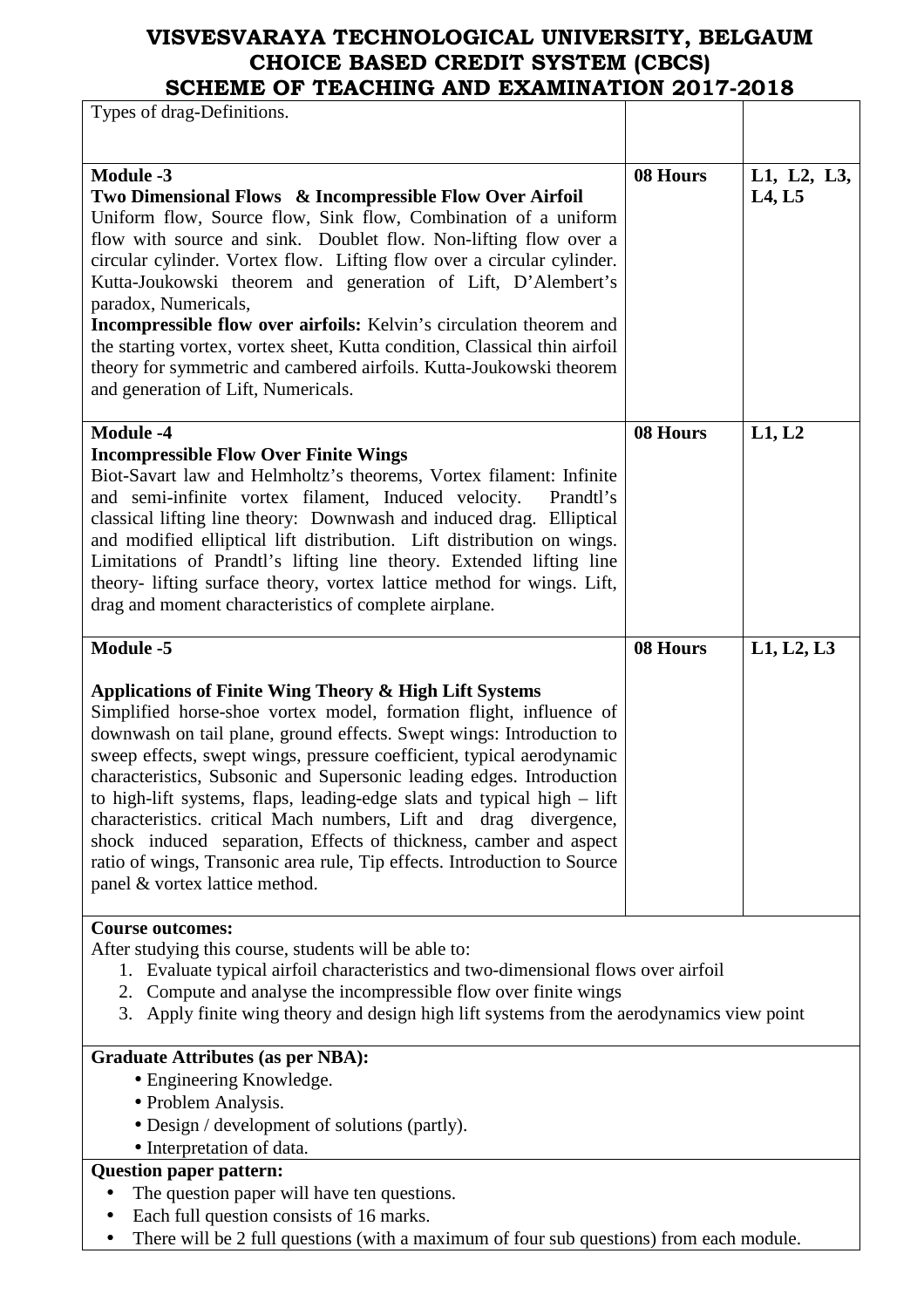# VISVESVARAYA TECHNOLOGICAL UNIVERSITY, BELGAUM
## CHOICE BASED CREDIT SYSTEM (CBCS)
## SCHEME OF TEACHING AND EXAMINATION 2017-2018

| | | |
|---|---|---|
| Types of drag-Definitions. | | |
| **Module -3**<br>**Two Dimensional Flows & Incompressible Flow Over Airfoil**<br>Uniform flow, Source flow, Sink flow, Combination of a uniform flow with source and sink. Doublet flow. Non-lifting flow over a circular cylinder. Vortex flow. Lifting flow over a circular cylinder. Kutta-Joukowski theorem and generation of Lift, D'Alembert's paradox, Numericals,<br>**Incompressible flow over airfoils:** Kelvin's circulation theorem and the starting vortex, vortex sheet, Kutta condition, Classical thin airfoil theory for symmetric and cambered airfoils. Kutta-Joukowski theorem and generation of Lift, Numericals. | **08 Hours** | **L1, L2, L3, L4, L5** |
| **Module -4**<br>**Incompressible Flow Over Finite Wings**<br>Biot-Savart law and Helmholtz's theorems, Vortex filament: Infinite and semi-infinite vortex filament, Induced velocity. Prandtl's classical lifting line theory: Downwash and induced drag. Elliptical and modified elliptical lift distribution. Lift distribution on wings. Limitations of Prandtl's lifting line theory. Extended lifting line theory- lifting surface theory, vortex lattice method for wings. Lift, drag and moment characteristics of complete airplane. | **08 Hours** | **L1, L2** |
| **Module -5**<br><br>**Applications of Finite Wing Theory & High Lift Systems**<br>Simplified horse-shoe vortex model, formation flight, influence of downwash on tail plane, ground effects. Swept wings: Introduction to sweep effects, swept wings, pressure coefficient, typical aerodynamic characteristics, Subsonic and Supersonic leading edges. Introduction to high-lift systems, flaps, leading-edge slats and typical high – lift characteristics. critical Mach numbers, Lift and drag divergence, shock induced separation, Effects of thickness, camber and aspect ratio of wings, Transonic area rule, Tip effects. Introduction to Source panel & vortex lattice method. | **08 Hours** | **L1, L2, L3** |

**Course outcomes:**

After studying this course, students will be able to:

1. Evaluate typical airfoil characteristics and two-dimensional flows over airfoil
2. Compute and analyse the incompressible flow over finite wings
3. Apply finite wing theory and design high lift systems from the aerodynamics view point

**Graduate Attributes (as per NBA):**

- Engineering Knowledge.
- Problem Analysis.
- Design / development of solutions (partly).
- Interpretation of data.

**Question paper pattern:**

- The question paper will have ten questions.
- Each full question consists of 16 marks.
- There will be 2 full questions (with a maximum of four sub questions) from each module.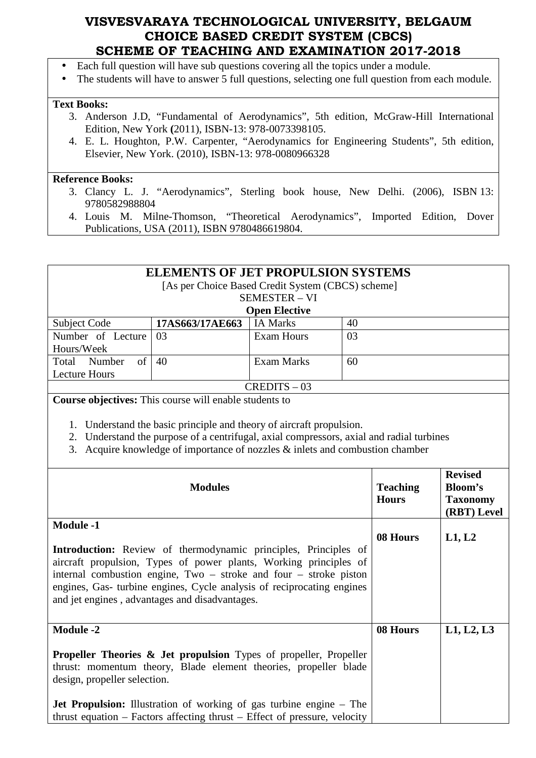- Each full question will have sub questions covering all the topics under a module.
- The students will have to answer 5 full questions, selecting one full question from each module.

**Text Books:**

3. Anderson J.D, "Fundamental of Aerodynamics", 5th edition, McGraw-Hill International Edition, New York **(**2011), ISBN-13: 978-0073398105.
4. E. L. Houghton, P.W. Carpenter, "Aerodynamics for Engineering Students", 5th edition, Elsevier, New York. (2010), ISBN-13: 978-0080966328

**Reference Books:**

3. Clancy L. J. "Aerodynamics", Sterling book house, New Delhi. (2006), ISBN 13: 9780582988804
4. Louis M. Milne-Thomson, "Theoretical Aerodynamics", Imported Edition, Dover Publications, USA (2011), ISBN 9780486619804.

## ELEMENTS OF JET PROPULSION SYSTEMS

[As per Choice Based Credit System (CBCS) scheme]

SEMESTER – VI

**Open Elective**

| Subject Code | **17AS663/17AE663** | IA Marks | 40 |
|---|---|---|---|
| Number of Lecture Hours/Week | 03 | Exam Hours | 03 |
| Total Number of Lecture Hours | 40 | Exam Marks | 60 |
| CREDITS – 03 | | | |

**Course objectives:** This course will enable students to

1. Understand the basic principle and theory of aircraft propulsion.
2. Understand the purpose of a centrifugal, axial compressors, axial and radial turbines
3. Acquire knowledge of importance of nozzles & inlets and combustion chamber

| Modules | Teaching Hours | Revised Bloom's Taxonomy (RBT) Level |
|---|---|---|
| **Module -1**<br><br>**Introduction:** Review of thermodynamic principles, Principles of aircraft propulsion, Types of power plants, Working principles of internal combustion engine, Two – stroke and four – stroke piston engines, Gas- turbine engines, Cycle analysis of reciprocating engines and jet engines , advantages and disadvantages. | **08 Hours** | **L1, L2** |
| **Module -2**<br><br>**Propeller Theories & Jet propulsion** Types of propeller, Propeller thrust: momentum theory, Blade element theories, propeller blade design, propeller selection.<br><br>**Jet Propulsion:** Illustration of working of gas turbine engine – The thrust equation – Factors affecting thrust – Effect of pressure, velocity | **08 Hours** | **L1, L2, L3** |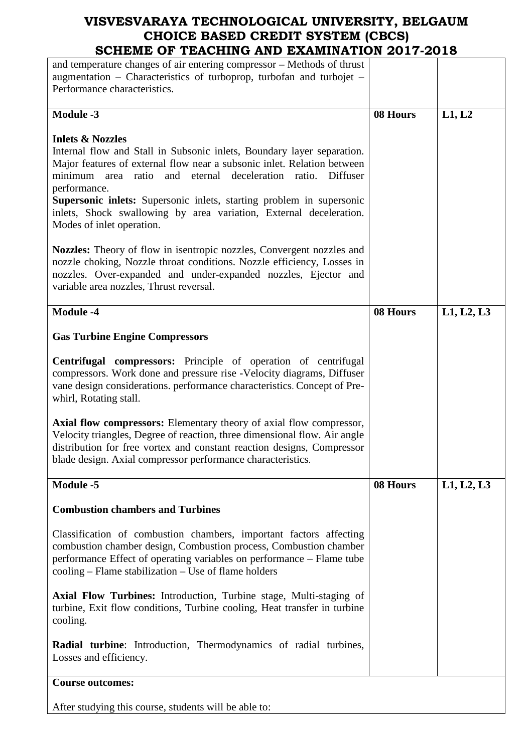| | | |
|---|---|---|
| and temperature changes of air entering compressor – Methods of thrust augmentation – Characteristics of turboprop, turbofan and turbojet – Performance characteristics. | | |
| **Module -3**<br><br>**Inlets & Nozzles**<br>Internal flow and Stall in Subsonic inlets, Boundary layer separation. Major features of external flow near a subsonic inlet. Relation between minimum area ratio and eternal deceleration ratio. Diffuser performance.<br>**Supersonic inlets:** Supersonic inlets, starting problem in supersonic inlets, Shock swallowing by area variation, External deceleration. Modes of inlet operation.<br><br>**Nozzles:** Theory of flow in isentropic nozzles, Convergent nozzles and nozzle choking, Nozzle throat conditions. Nozzle efficiency, Losses in nozzles. Over-expanded and under-expanded nozzles, Ejector and variable area nozzles, Thrust reversal. | **08 Hours** | **L1, L2** |
| **Module -4**<br><br>**Gas Turbine Engine Compressors**<br><br>**Centrifugal compressors:** Principle of operation of centrifugal compressors. Work done and pressure rise -Velocity diagrams, Diffuser vane design considerations. performance characteristics. Concept of Pre-whirl, Rotating stall.<br><br>**Axial flow compressors:** Elementary theory of axial flow compressor, Velocity triangles, Degree of reaction, three dimensional flow. Air angle distribution for free vortex and constant reaction designs, Compressor blade design. Axial compressor performance characteristics. | **08 Hours** | **L1, L2, L3** |
| **Module -5**<br><br>**Combustion chambers and Turbines**<br><br>Classification of combustion chambers, important factors affecting combustion chamber design, Combustion process, Combustion chamber performance Effect of operating variables on performance – Flame tube cooling – Flame stabilization – Use of flame holders<br><br>**Axial Flow Turbines:** Introduction, Turbine stage, Multi-staging of turbine, Exit flow conditions, Turbine cooling, Heat transfer in turbine cooling.<br><br>**Radial turbine**: Introduction, Thermodynamics of radial turbines, Losses and efficiency. | **08 Hours** | **L1, L2, L3** |

**Course outcomes:**

After studying this course, students will be able to: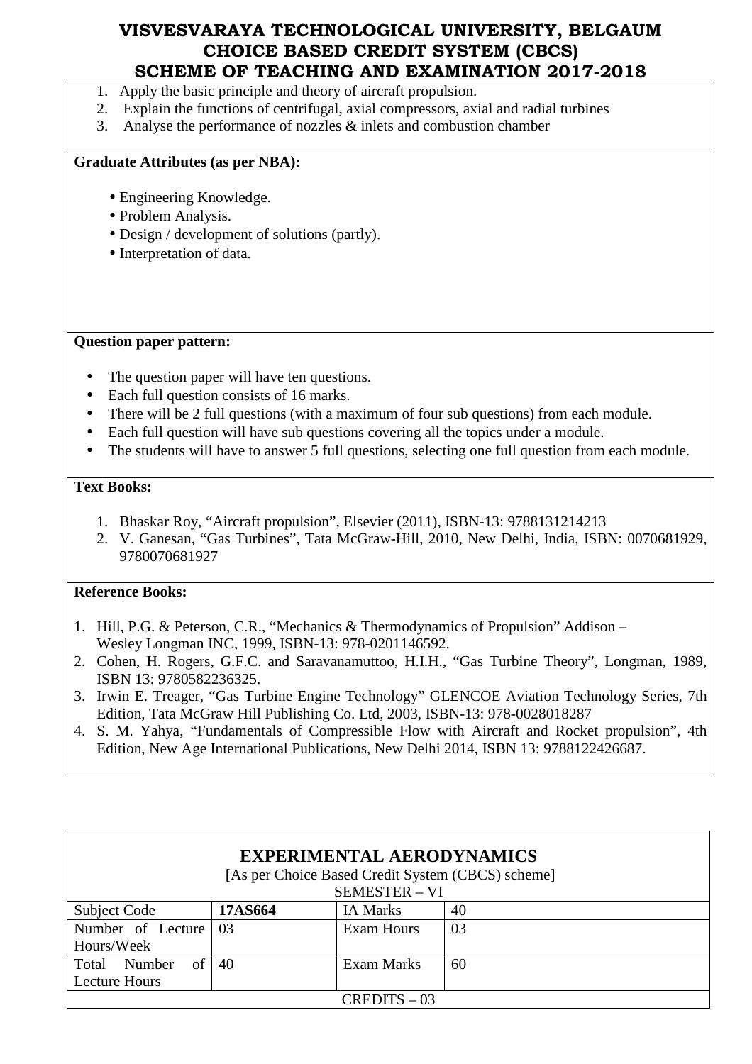1. Apply the basic principle and theory of aircraft propulsion.
2. Explain the functions of centrifugal, axial compressors, axial and radial turbines
3. Analyse the performance of nozzles & inlets and combustion chamber

**Graduate Attributes (as per NBA):**

- Engineering Knowledge.
- Problem Analysis.
- Design / development of solutions (partly).
- Interpretation of data.

**Question paper pattern:**

- The question paper will have ten questions.
- Each full question consists of 16 marks.
- There will be 2 full questions (with a maximum of four sub questions) from each module.
- Each full question will have sub questions covering all the topics under a module.
- The students will have to answer 5 full questions, selecting one full question from each module.

**Text Books:**

1. Bhaskar Roy, "Aircraft propulsion", Elsevier (2011), ISBN-13: 9788131214213
2. V. Ganesan, "Gas Turbines", Tata McGraw-Hill, 2010, New Delhi, India, ISBN: 0070681929, 9780070681927

**Reference Books:**

1. Hill, P.G. & Peterson, C.R., "Mechanics & Thermodynamics of Propulsion" Addison – Wesley Longman INC, 1999, ISBN-13: 978-0201146592.
2. Cohen, H. Rogers, G.F.C. and Saravanamuttoo, H.I.H., "Gas Turbine Theory", Longman, 1989, ISBN 13: 9780582236325.
3. Irwin E. Treager, "Gas Turbine Engine Technology" GLENCOE Aviation Technology Series, 7th Edition, Tata McGraw Hill Publishing Co. Ltd, 2003, ISBN-13: 978-0028018287
4. S. M. Yahya, "Fundamentals of Compressible Flow with Aircraft and Rocket propulsion", 4th Edition, New Age International Publications, New Delhi 2014, ISBN 13: 9788122426687.

## EXPERIMENTAL AERODYNAMICS

[As per Choice Based Credit System (CBCS) scheme]

SEMESTER – VI

| Subject Code | **17AS664** | IA Marks | 40 |
|---|---|---|---|
| Number of Lecture Hours/Week | 03 | Exam Hours | 03 |
| Total Number of Lecture Hours | 40 | Exam Marks | 60 |
| CREDITS – 03 | | | |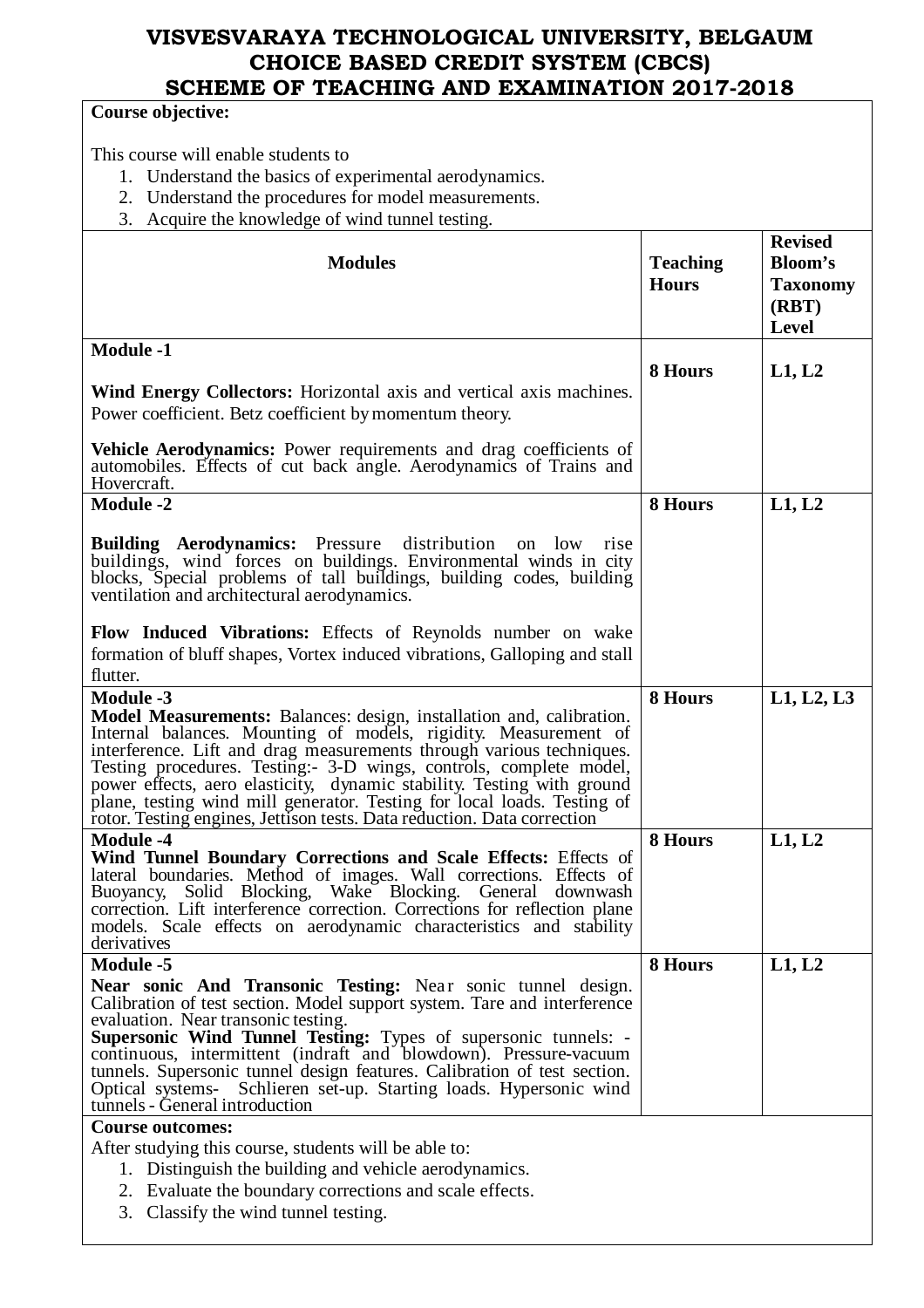# VISVESVARAYA TECHNOLOGICAL UNIVERSITY, BELGAUM
## CHOICE BASED CREDIT SYSTEM (CBCS)
## SCHEME OF TEACHING AND EXAMINATION 2017-2018

**Course objective:**

This course will enable students to

1. Understand the basics of experimental aerodynamics.
2. Understand the procedures for model measurements.
3. Acquire the knowledge of wind tunnel testing.

| Modules | Teaching Hours | Revised Bloom's Taxonomy (RBT) Level |
|---|---|---|
| **Module -1**<br><br>**Wind Energy Collectors:** Horizontal axis and vertical axis machines. Power coefficient. Betz coefficient by momentum theory.<br><br>**Vehicle Aerodynamics:** Power requirements and drag coefficients of automobiles. Effects of cut back angle. Aerodynamics of Trains and Hovercraft. | **8 Hours** | **L1, L2** |
| **Module -2**<br><br>**Building Aerodynamics:** Pressure distribution on low rise buildings, wind forces on buildings. Environmental winds in city blocks, Special problems of tall buildings, building codes, building ventilation and architectural aerodynamics.<br><br>**Flow Induced Vibrations:** Effects of Reynolds number on wake formation of bluff shapes, Vortex induced vibrations, Galloping and stall flutter. | **8 Hours** | **L1, L2** |
| **Module -3**<br>**Model Measurements:** Balances: design, installation and, calibration. Internal balances. Mounting of models, rigidity. Measurement of interference. Lift and drag measurements through various techniques. Testing procedures. Testing:- 3-D wings, controls, complete model, power effects, aero elasticity, dynamic stability. Testing with ground plane, testing wind mill generator. Testing for local loads. Testing of rotor. Testing engines, Jettison tests. Data reduction. Data correction | **8 Hours** | **L1, L2, L3** |
| **Module -4**<br>**Wind Tunnel Boundary Corrections and Scale Effects:** Effects of lateral boundaries. Method of images. Wall corrections. Effects of Buoyancy, Solid Blocking, Wake Blocking. General downwash correction. Lift interference correction. Corrections for reflection plane models. Scale effects on aerodynamic characteristics and stability derivatives | **8 Hours** | **L1, L2** |
| **Module -5**<br>**Near sonic And Transonic Testing:** Near sonic tunnel design. Calibration of test section. Model support system. Tare and interference evaluation. Near transonic testing.<br>**Supersonic Wind Tunnel Testing:** Types of supersonic tunnels: - continuous, intermittent (indraft and blowdown). Pressure-vacuum tunnels. Supersonic tunnel design features. Calibration of test section. Optical systems- Schlieren set-up. Starting loads. Hypersonic wind tunnels - General introduction | **8 Hours** | **L1, L2** |

**Course outcomes:**

After studying this course, students will be able to:

1. Distinguish the building and vehicle aerodynamics.
2. Evaluate the boundary corrections and scale effects.
3. Classify the wind tunnel testing.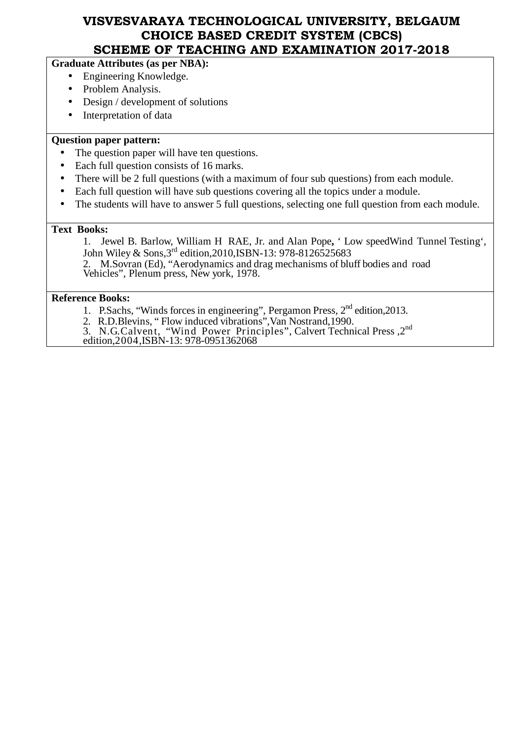**Graduate Attributes (as per NBA):**

- Engineering Knowledge.
- Problem Analysis.
- Design / development of solutions
- Interpretation of data

**Question paper pattern:**

- The question paper will have ten questions.
- Each full question consists of 16 marks.
- There will be 2 full questions (with a maximum of four sub questions) from each module.
- Each full question will have sub questions covering all the topics under a module.
- The students will have to answer 5 full questions, selecting one full question from each module.

**Text Books:**

1. Jewel B. Barlow, William H RAE, Jr. and Alan Pope, ‘ Low speedWind Tunnel Testing‘, John Wiley & Sons,3rd edition,2010,ISBN-13: 978-8126525683
2. M.Sovran (Ed), “Aerodynamics and drag mechanisms of bluff bodies and road Vehicles”, Plenum press, New york, 1978.

**Reference Books:**

1. P.Sachs, “Winds forces in engineering”, Pergamon Press, 2nd edition,2013.
2. R.D.Blevins, “ Flow induced vibrations”,Van Nostrand,1990.
3. N.G.Calvent, “Wind Power Principles”, Calvert Technical Press ,2nd edition,2004,ISBN-13: 978-0951362068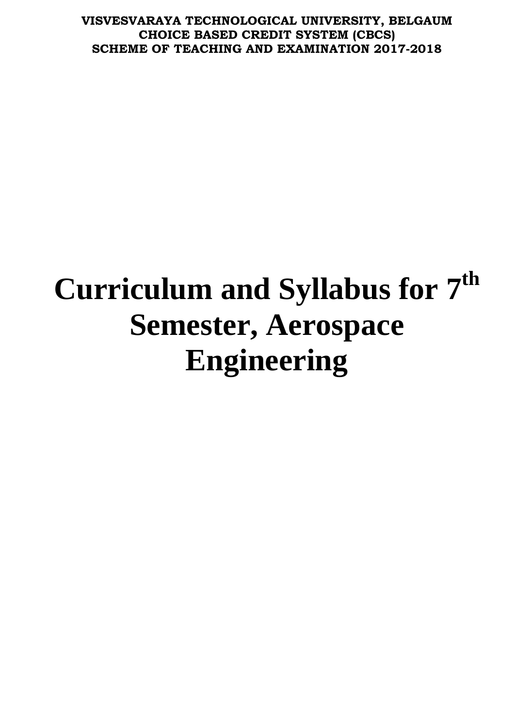**VISVESVARAYA TECHNOLOGICAL UNIVERSITY, BELGAUM**
**CHOICE BASED CREDIT SYSTEM (CBCS)**
**SCHEME OF TEACHING AND EXAMINATION 2017-2018**

# Curriculum and Syllabus for 7th Semester, Aerospace Engineering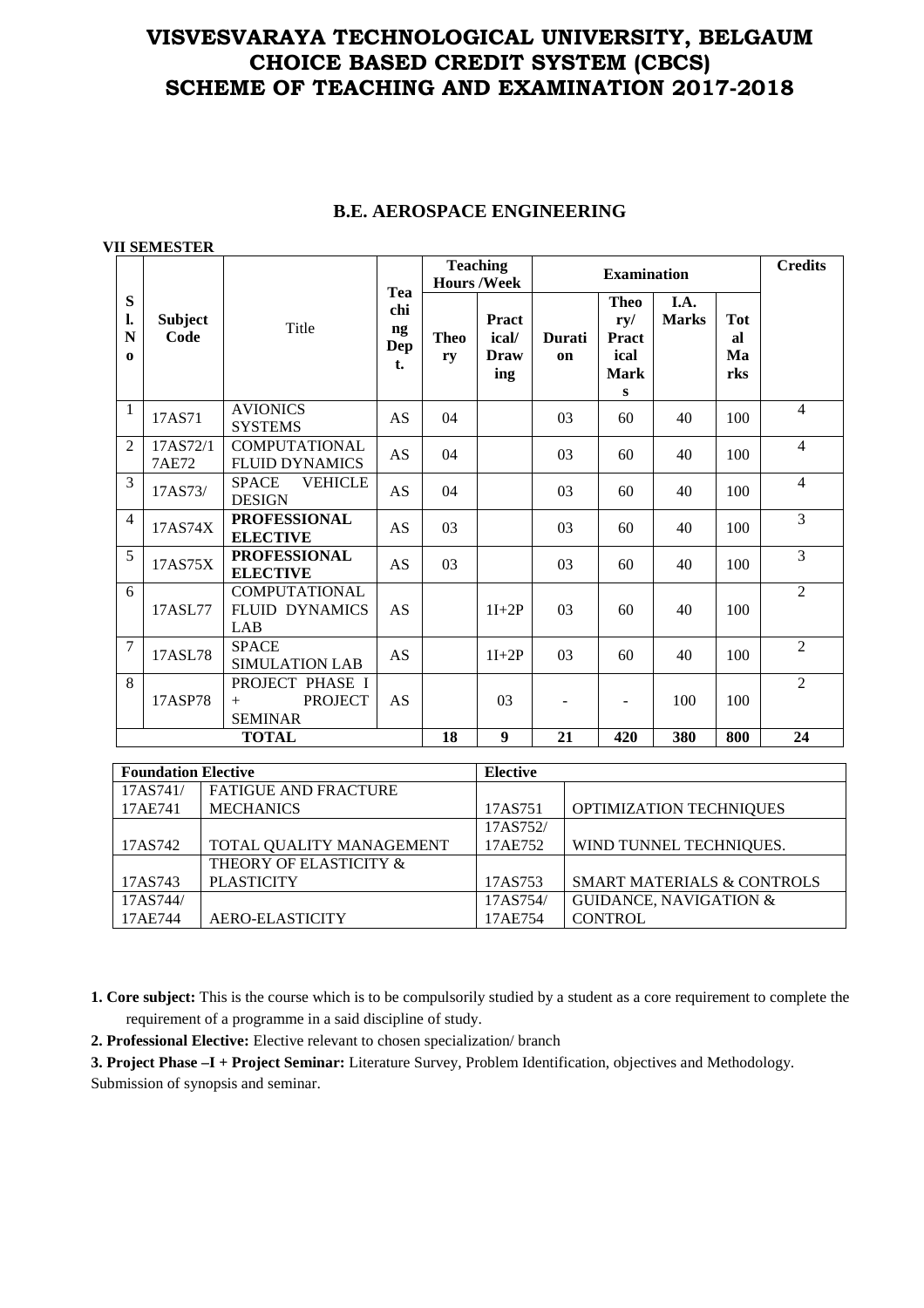# VISVESVARAYA TECHNOLOGICAL UNIVERSITY, BELGAUM
# CHOICE BASED CREDIT SYSTEM (CBCS)
# SCHEME OF TEACHING AND EXAMINATION 2017-2018

## B.E. AEROSPACE ENGINEERING

**VII SEMESTER**

| Sl. No | Subject Code | Title | Teaching Dept. | Teaching Hours /Week | | Examination | | | | Credits |
|---|---|---|---|---|---|---|---|---|---|---|
| | | | | Theory | Practical/ Drawing | Duration | Theory/ Practical Marks | I.A. Marks | Total Marks | |
| 1 | 17AS71 | AVIONICS SYSTEMS | AS | 04 | | 03 | 60 | 40 | 100 | 4 |
| 2 | 17AS72/1 7AE72 | COMPUTATIONAL FLUID DYNAMICS | AS | 04 | | 03 | 60 | 40 | 100 | 4 |
| 3 | 17AS73/ | SPACE VEHICLE DESIGN | AS | 04 | | 03 | 60 | 40 | 100 | 4 |
| 4 | 17AS74X | **PROFESSIONAL ELECTIVE** | AS | 03 | | 03 | 60 | 40 | 100 | 3 |
| 5 | 17AS75X | **PROFESSIONAL ELECTIVE** | AS | 03 | | 03 | 60 | 40 | 100 | 3 |
| 6 | 17ASL77 | COMPUTATIONAL FLUID DYNAMICS LAB | AS | | 1I+2P | 03 | 60 | 40 | 100 | 2 |
| 7 | 17ASL78 | SPACE SIMULATION LAB | AS | | 1I+2P | 03 | 60 | 40 | 100 | 2 |
| 8 | 17ASP78 | PROJECT PHASE I + PROJECT SEMINAR | AS | | 03 | - | - | 100 | 100 | 2 |
| **TOTAL** | | | | **18** | **9** | **21** | **420** | **380** | **800** | **24** |

| **Foundation Elective** | | **Elective** | |
|---|---|---|---|
| 17AS741/ 17AE741 | FATIGUE AND FRACTURE MECHANICS | 17AS751 | OPTIMIZATION TECHNIQUES |
| 17AS742 | TOTAL QUALITY MANAGEMENT | 17AS752/ 17AE752 | WIND TUNNEL TECHNIQUES. |
| 17AS743 | THEORY OF ELASTICITY & PLASTICITY | 17AS753 | SMART MATERIALS & CONTROLS |
| 17AS744/ 17AE744 | AERO-ELASTICITY | 17AS754/ 17AE754 | GUIDANCE, NAVIGATION & CONTROL |

**1. Core subject:** This is the course which is to be compulsorily studied by a student as a core requirement to complete the requirement of a programme in a said discipline of study.

**2. Professional Elective:** Elective relevant to chosen specialization/ branch

**3. Project Phase –I + Project Seminar:** Literature Survey, Problem Identification, objectives and Methodology. Submission of synopsis and seminar.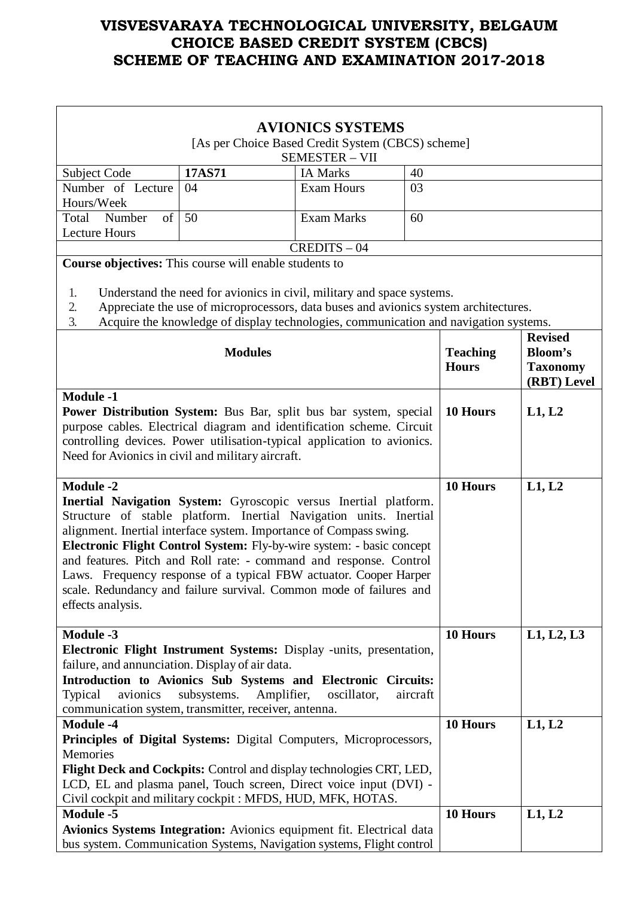# VISVESVARAYA TECHNOLOGICAL UNIVERSITY, BELGAUM
# CHOICE BASED CREDIT SYSTEM (CBCS)
# SCHEME OF TEACHING AND EXAMINATION 2017-2018

## AVIONICS SYSTEMS

[As per Choice Based Credit System (CBCS) scheme]

SEMESTER – VII

| Subject Code | **17AS71** | IA Marks | 40 |
|---|---|---|---|
| Number of Lecture Hours/Week | 04 | Exam Hours | 03 |
| Total Number of Lecture Hours | 50 | Exam Marks | 60 |

CREDITS – 04

**Course objectives:** This course will enable students to

1. Understand the need for avionics in civil, military and space systems.
2. Appreciate the use of microprocessors, data buses and avionics system architectures.
3. Acquire the knowledge of display technologies, communication and navigation systems.

| **Modules** | **Teaching Hours** | **Revised Bloom's Taxonomy (RBT) Level** |
|---|---|---|
| **Module -1**<br>**Power Distribution System:** Bus Bar, split bus bar system, special purpose cables. Electrical diagram and identification scheme. Circuit controlling devices. Power utilisation-typical application to avionics. Need for Avionics in civil and military aircraft. | **10 Hours** | **L1, L2** |
| **Module -2**<br>**Inertial Navigation System:** Gyroscopic versus Inertial platform. Structure of stable platform. Inertial Navigation units. Inertial alignment. Inertial interface system. Importance of Compass swing.<br>**Electronic Flight Control System:** Fly-by-wire system: - basic concept and features. Pitch and Roll rate: - command and response. Control Laws. Frequency response of a typical FBW actuator. Cooper Harper scale. Redundancy and failure survival. Common mode of failures and effects analysis. | **10 Hours** | **L1, L2** |
| **Module -3**<br>**Electronic Flight Instrument Systems:** Display -units, presentation, failure, and annunciation. Display of air data.<br>**Introduction to Avionics Sub Systems and Electronic Circuits:** Typical avionics subsystems. Amplifier, oscillator, aircraft communication system, transmitter, receiver, antenna. | **10 Hours** | **L1, L2, L3** |
| **Module -4**<br>**Principles of Digital Systems:** Digital Computers, Microprocessors, Memories<br>**Flight Deck and Cockpits:** Control and display technologies CRT, LED, LCD, EL and plasma panel, Touch screen, Direct voice input (DVI) - Civil cockpit and military cockpit : MFDS, HUD, MFK, HOTAS. | **10 Hours** | **L1, L2** |
| **Module -5**<br>**Avionics Systems Integration:** Avionics equipment fit. Electrical data bus system. Communication Systems, Navigation systems, Flight control | **10 Hours** | **L1, L2** |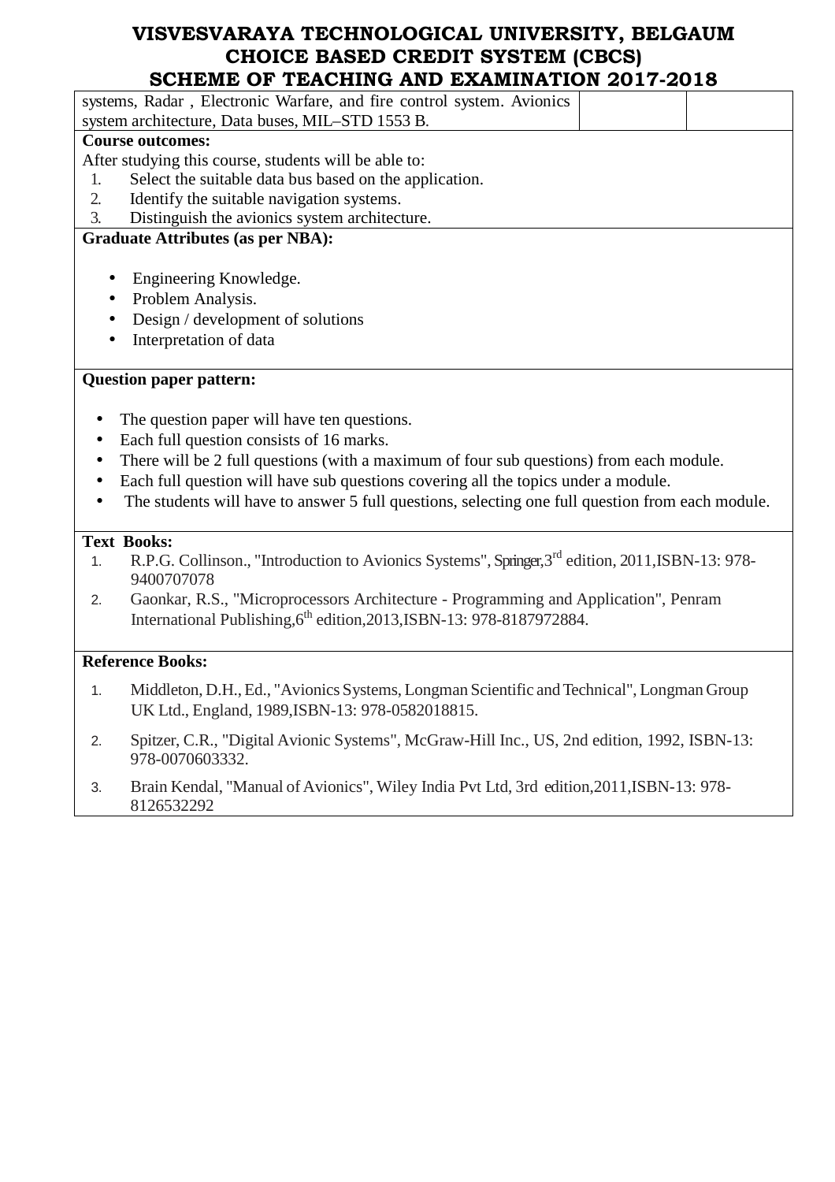| | | |
|---|---|---|
| systems, Radar , Electronic Warfare, and fire control system. Avionics system architecture, Data buses, MIL–STD 1553 B. | | |

**Course outcomes:**

After studying this course, students will be able to:

1. Select the suitable data bus based on the application.
2. Identify the suitable navigation systems.
3. Distinguish the avionics system architecture.

**Graduate Attributes (as per NBA):**

- Engineering Knowledge.
- Problem Analysis.
- Design / development of solutions
- Interpretation of data

**Question paper pattern:**

- The question paper will have ten questions.
- Each full question consists of 16 marks.
- There will be 2 full questions (with a maximum of four sub questions) from each module.
- Each full question will have sub questions covering all the topics under a module.
- The students will have to answer 5 full questions, selecting one full question from each module.

**Text Books:**

1. R.P.G. Collinson., "Introduction to Avionics Systems", Springer,3rd edition, 2011,ISBN-13: 978-9400707078
2. Gaonkar, R.S., "Microprocessors Architecture - Programming and Application", Penram International Publishing,6th edition,2013,ISBN-13: 978-8187972884.

**Reference Books:**

1. Middleton, D.H., Ed., "Avionics Systems, Longman Scientific and Technical", Longman Group UK Ltd., England, 1989,ISBN-13: 978-0582018815.
2. Spitzer, C.R., "Digital Avionic Systems", McGraw-Hill Inc., US, 2nd edition, 1992, ISBN-13: 978-0070603332.
3. Brain Kendal, "Manual of Avionics", Wiley India Pvt Ltd, 3rd edition,2011,ISBN-13: 978-8126532292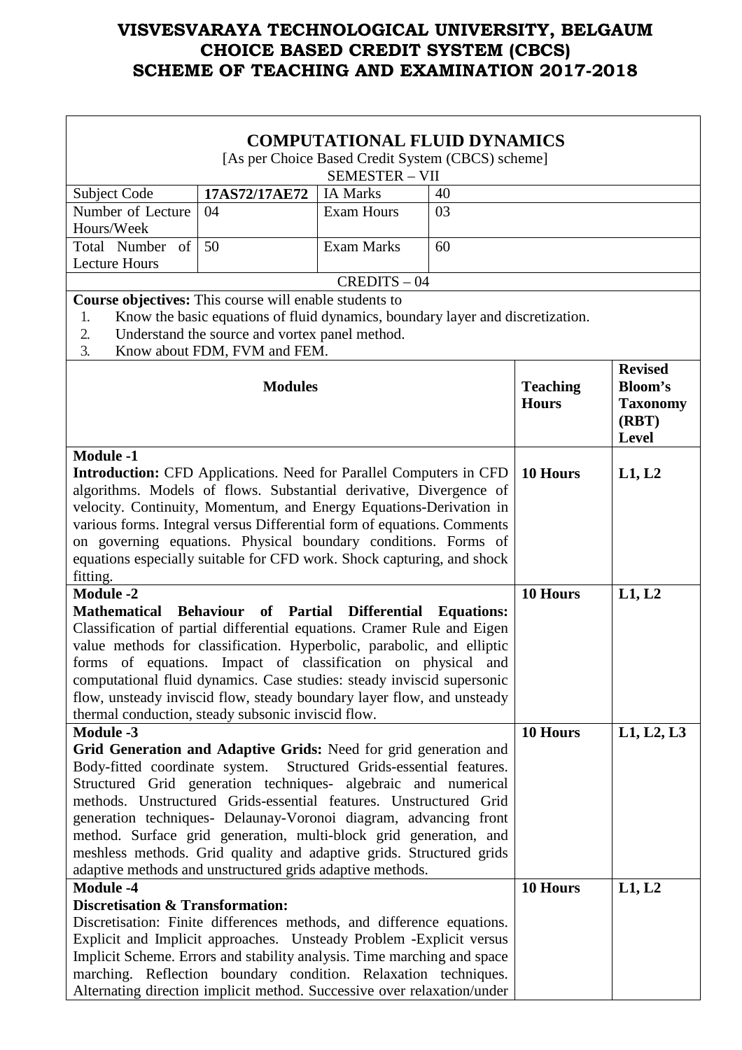# VISVESVARAYA TECHNOLOGICAL UNIVERSITY, BELGAUM
# CHOICE BASED CREDIT SYSTEM (CBCS)
# SCHEME OF TEACHING AND EXAMINATION 2017-2018

## COMPUTATIONAL FLUID DYNAMICS

[As per Choice Based Credit System (CBCS) scheme]

SEMESTER – VII

| Subject Code | **17AS72/17AE72** | IA Marks | 40 |
|---|---|---|---|
| Number of Lecture Hours/Week | 04 | Exam Hours | 03 |
| Total Number of Lecture Hours | 50 | Exam Marks | 60 |

CREDITS – 04

**Course objectives:** This course will enable students to

1. Know the basic equations of fluid dynamics, boundary layer and discretization.
2. Understand the source and vortex panel method.
3. Know about FDM, FVM and FEM.

| **Modules** | **Teaching Hours** | **Revised Bloom's Taxonomy (RBT) Level** |
|---|---|---|
| **Module -1**<br>**Introduction:** CFD Applications. Need for Parallel Computers in CFD algorithms. Models of flows. Substantial derivative, Divergence of velocity. Continuity, Momentum, and Energy Equations-Derivation in various forms. Integral versus Differential form of equations. Comments on governing equations. Physical boundary conditions. Forms of equations especially suitable for CFD work. Shock capturing, and shock fitting. | **10 Hours** | **L1, L2** |
| **Module -2**<br>**Mathematical Behaviour of Partial Differential Equations:** Classification of partial differential equations. Cramer Rule and Eigen value methods for classification. Hyperbolic, parabolic, and elliptic forms of equations. Impact of classification on physical and computational fluid dynamics. Case studies: steady inviscid supersonic flow, unsteady inviscid flow, steady boundary layer flow, and unsteady thermal conduction, steady subsonic inviscid flow. | **10 Hours** | **L1, L2** |
| **Module -3**<br>**Grid Generation and Adaptive Grids:** Need for grid generation and Body-fitted coordinate system. Structured Grids-essential features. Structured Grid generation techniques- algebraic and numerical methods. Unstructured Grids-essential features. Unstructured Grid generation techniques- Delaunay-Voronoi diagram, advancing front method. Surface grid generation, multi-block grid generation, and meshless methods. Grid quality and adaptive grids. Structured grids adaptive methods and unstructured grids adaptive methods. | **10 Hours** | **L1, L2, L3** |
| **Module -4**<br>**Discretisation & Transformation:**<br>Discretisation: Finite differences methods, and difference equations. Explicit and Implicit approaches. Unsteady Problem -Explicit versus Implicit Scheme. Errors and stability analysis. Time marching and space marching. Reflection boundary condition. Relaxation techniques. Alternating direction implicit method. Successive over relaxation/under | **10 Hours** | **L1, L2** |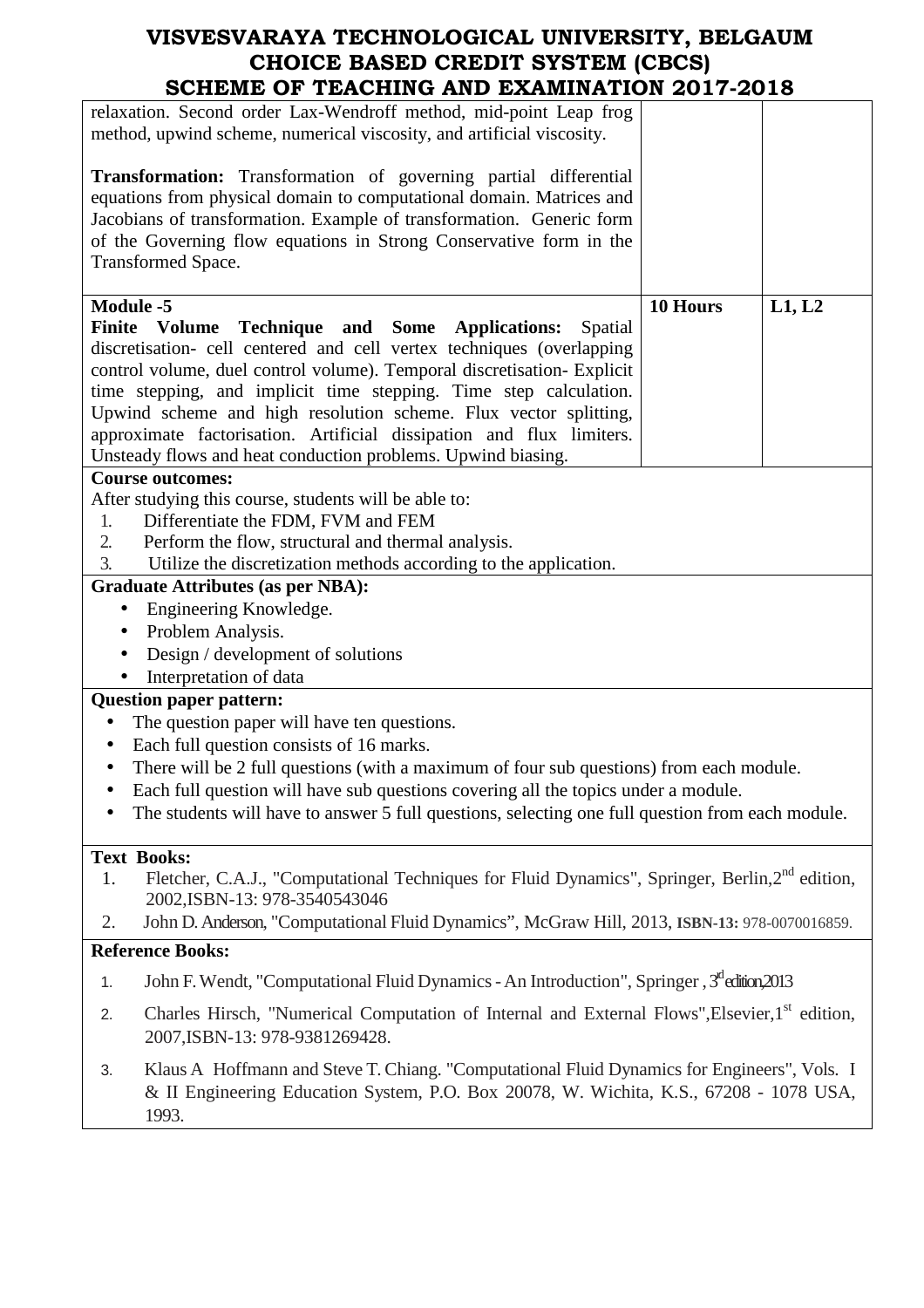| | | |
|---|---|---|
| relaxation. Second order Lax-Wendroff method, mid-point Leap frog method, upwind scheme, numerical viscosity, and artificial viscosity.<br><br>**Transformation:** Transformation of governing partial differential equations from physical domain to computational domain. Matrices and Jacobians of transformation. Example of transformation. Generic form of the Governing flow equations in Strong Conservative form in the Transformed Space. | | |
| **Module -5**<br>**Finite Volume Technique and Some Applications:** Spatial discretisation- cell centered and cell vertex techniques (overlapping control volume, duel control volume). Temporal discretisation- Explicit time stepping, and implicit time stepping. Time step calculation. Upwind scheme and high resolution scheme. Flux vector splitting, approximate factorisation. Artificial dissipation and flux limiters. Unsteady flows and heat conduction problems. Upwind biasing. | **10 Hours** | **L1, L2** |

**Course outcomes:**

After studying this course, students will be able to:

1. Differentiate the FDM, FVM and FEM
2. Perform the flow, structural and thermal analysis.
3. Utilize the discretization methods according to the application.

**Graduate Attributes (as per NBA):**

- Engineering Knowledge.
- Problem Analysis.
- Design / development of solutions
- Interpretation of data

**Question paper pattern:**

- The question paper will have ten questions.
- Each full question consists of 16 marks.
- There will be 2 full questions (with a maximum of four sub questions) from each module.
- Each full question will have sub questions covering all the topics under a module.
- The students will have to answer 5 full questions, selecting one full question from each module.

**Text Books:**

1. Fletcher, C.A.J., "Computational Techniques for Fluid Dynamics", Springer, Berlin,2nd edition, 2002,ISBN-13: 978-3540543046
2. John D. Anderson, "Computational Fluid Dynamics", McGraw Hill, 2013, **ISBN-13:** 978-0070016859.

**Reference Books:**

1. John F. Wendt, "Computational Fluid Dynamics - An Introduction", Springer , 3rd edition,2013
2. Charles Hirsch, "Numerical Computation of Internal and External Flows",Elsevier,1st edition, 2007,ISBN-13: 978-9381269428.
3. Klaus A Hoffmann and Steve T. Chiang. "Computational Fluid Dynamics for Engineers", Vols. I & II Engineering Education System, P.O. Box 20078, W. Wichita, K.S., 67208 - 1078 USA, 1993.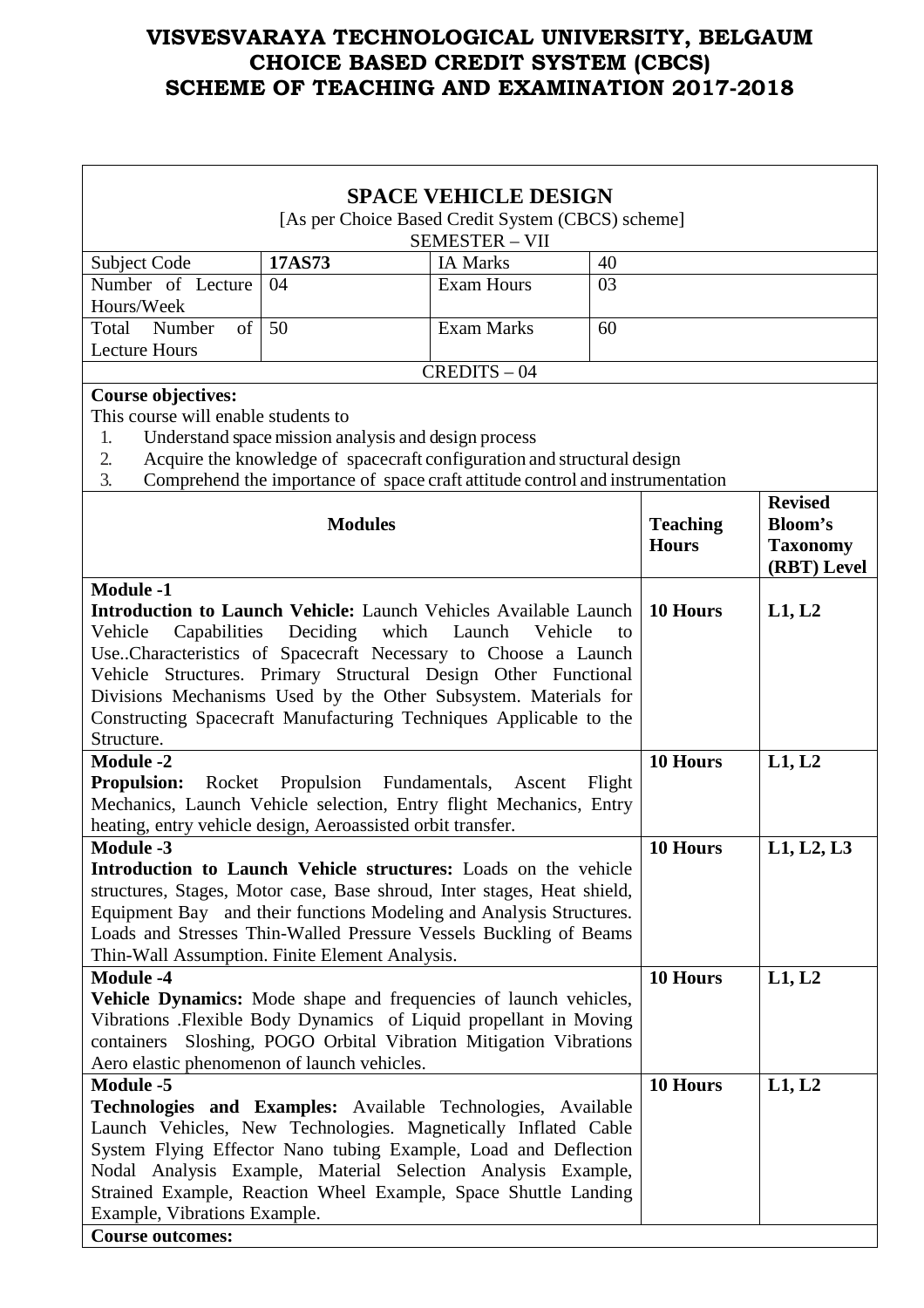# VISVESVARAYA TECHNOLOGICAL UNIVERSITY, BELGAUM
# CHOICE BASED CREDIT SYSTEM (CBCS)
# SCHEME OF TEACHING AND EXAMINATION 2017-2018

## SPACE VEHICLE DESIGN

[As per Choice Based Credit System (CBCS) scheme]

SEMESTER – VII

| Subject Code | **17AS73** | IA Marks | 40 |
|---|---|---|---|
| Number of Lecture Hours/Week | 04 | Exam Hours | 03 |
| Total Number of Lecture Hours | 50 | Exam Marks | 60 |

CREDITS – 04

**Course objectives:**

This course will enable students to

1. Understand space mission analysis and design process
2. Acquire the knowledge of spacecraft configuration and structural design
3. Comprehend the importance of space craft attitude control and instrumentation

| Modules | Teaching Hours | Revised Bloom's Taxonomy (RBT) Level |
|---|---|---|
| **Module -1**<br>**Introduction to Launch Vehicle:** Launch Vehicles Available Launch Vehicle Capabilities Deciding which Launch Vehicle to Use..Characteristics of Spacecraft Necessary to Choose a Launch Vehicle Structures. Primary Structural Design Other Functional Divisions Mechanisms Used by the Other Subsystem. Materials for Constructing Spacecraft Manufacturing Techniques Applicable to the Structure. | **10 Hours** | **L1, L2** |
| **Module -2**<br>**Propulsion:** Rocket Propulsion Fundamentals, Ascent Flight Mechanics, Launch Vehicle selection, Entry flight Mechanics, Entry heating, entry vehicle design, Aeroassisted orbit transfer. | **10 Hours** | **L1, L2** |
| **Module -3**<br>**Introduction to Launch Vehicle structures:** Loads on the vehicle structures, Stages, Motor case, Base shroud, Inter stages, Heat shield, Equipment Bay and their functions Modeling and Analysis Structures. Loads and Stresses Thin-Walled Pressure Vessels Buckling of Beams Thin-Wall Assumption. Finite Element Analysis. | **10 Hours** | **L1, L2, L3** |
| **Module -4**<br>**Vehicle Dynamics:** Mode shape and frequencies of launch vehicles, Vibrations .Flexible Body Dynamics of Liquid propellant in Moving containers Sloshing, POGO Orbital Vibration Mitigation Vibrations Aero elastic phenomenon of launch vehicles. | **10 Hours** | **L1, L2** |
| **Module -5**<br>**Technologies and Examples:** Available Technologies, Available Launch Vehicles, New Technologies. Magnetically Inflated Cable System Flying Effector Nano tubing Example, Load and Deflection Nodal Analysis Example, Material Selection Analysis Example, Strained Example, Reaction Wheel Example, Space Shuttle Landing Example, Vibrations Example. | **10 Hours** | **L1, L2** |

**Course outcomes:**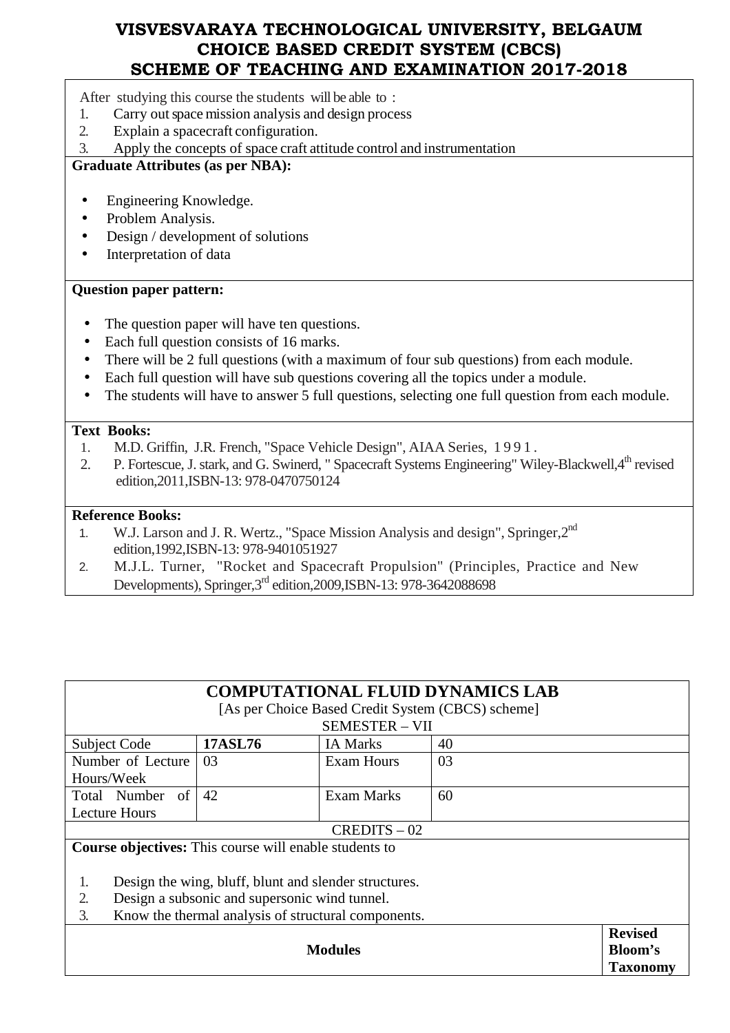After studying this course the students will be able to :

1. Carry out space mission analysis and design process
2. Explain a spacecraft configuration.
3. Apply the concepts of space craft attitude control and instrumentation

**Graduate Attributes (as per NBA):**

- Engineering Knowledge.
- Problem Analysis.
- Design / development of solutions
- Interpretation of data

**Question paper pattern:**

- The question paper will have ten questions.
- Each full question consists of 16 marks.
- There will be 2 full questions (with a maximum of four sub questions) from each module.
- Each full question will have sub questions covering all the topics under a module.
- The students will have to answer 5 full questions, selecting one full question from each module.

**Text Books:**

1. M.D. Griffin, J.R. French, "Space Vehicle Design", AIAA Series, 1991.
2. P. Fortescue, J. stark, and G. Swinerd, " Spacecraft Systems Engineering" Wiley-Blackwell,4th revised edition,2011,ISBN-13: 978-0470750124

**Reference Books:**

1. W.J. Larson and J. R. Wertz., "Space Mission Analysis and design", Springer,2nd edition,1992,ISBN-13: 978-9401051927
2. M.J.L. Turner, "Rocket and Spacecraft Propulsion" (Principles, Practice and New Developments), Springer,3rd edition,2009,ISBN-13: 978-3642088698

## COMPUTATIONAL FLUID DYNAMICS LAB

[As per Choice Based Credit System (CBCS) scheme]

SEMESTER – VII

| Subject Code | 17ASL76 | IA Marks | 40 |
|---|---|---|---|
| Number of Lecture Hours/Week | 03 | Exam Hours | 03 |
| Total Number of Lecture Hours | 42 | Exam Marks | 60 |

CREDITS – 02

**Course objectives:** This course will enable students to

1. Design the wing, bluff, blunt and slender structures.
2. Design a subsonic and supersonic wind tunnel.
3. Know the thermal analysis of structural components.

| Modules | Revised Bloom's Taxonomy |
|---|---|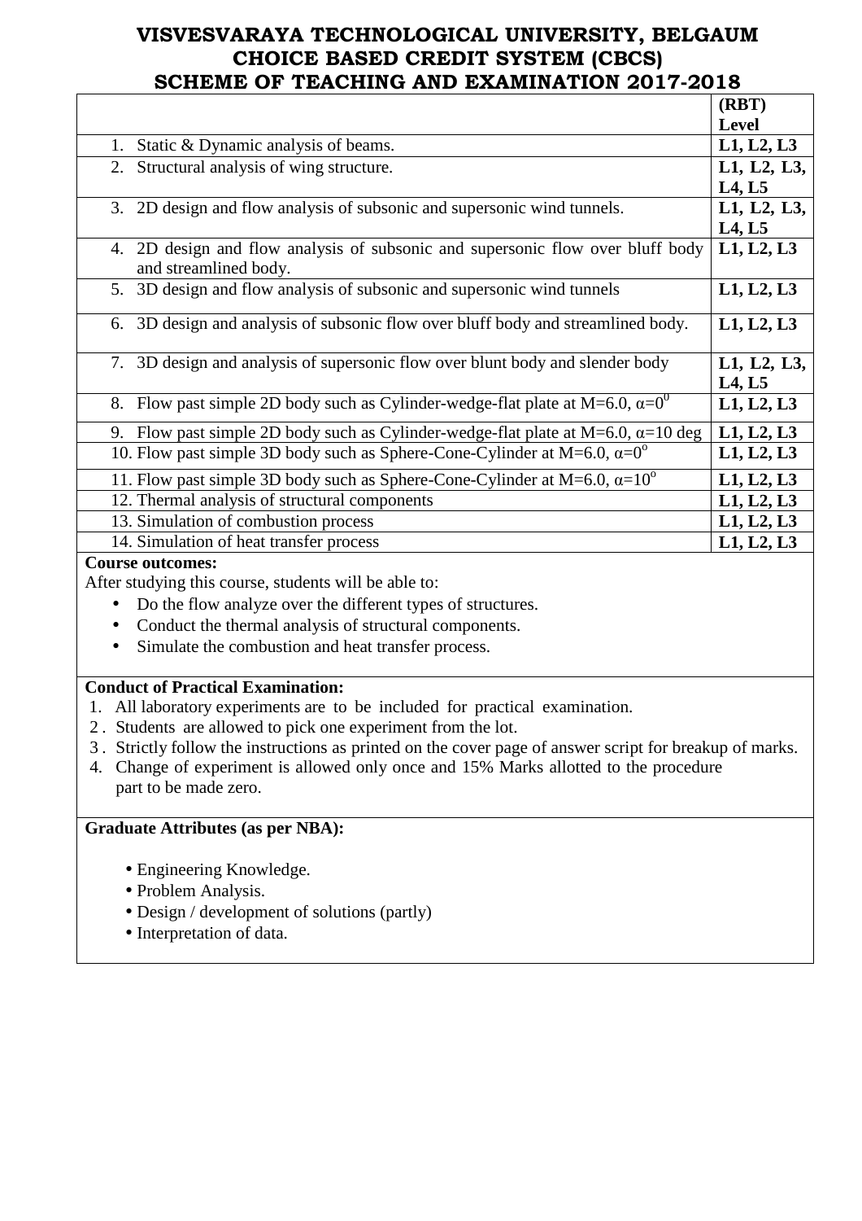# VISVESVARAYA TECHNOLOGICAL UNIVERSITY, BELGAUM
# CHOICE BASED CREDIT SYSTEM (CBCS)
# SCHEME OF TEACHING AND EXAMINATION 2017-2018

| | (RBT) Level |
|---|---|
| 1. Static & Dynamic analysis of beams. | L1, L2, L3 |
| 2. Structural analysis of wing structure. | L1, L2, L3, L4, L5 |
| 3. 2D design and flow analysis of subsonic and supersonic wind tunnels. | L1, L2, L3, L4, L5 |
| 4. 2D design and flow analysis of subsonic and supersonic flow over bluff body and streamlined body. | L1, L2, L3 |
| 5. 3D design and flow analysis of subsonic and supersonic wind tunnels | L1, L2, L3 |
| 6. 3D design and analysis of subsonic flow over bluff body and streamlined body. | L1, L2, L3 |
| 7. 3D design and analysis of supersonic flow over blunt body and slender body | L1, L2, L3, L4, L5 |
| 8. Flow past simple 2D body such as Cylinder-wedge-flat plate at M=6.0, $\alpha=0^0$ | L1, L2, L3 |
| 9. Flow past simple 2D body such as Cylinder-wedge-flat plate at M=6.0, $\alpha$=10 deg | L1, L2, L3 |
| 10. Flow past simple 3D body such as Sphere-Cone-Cylinder at M=6.0, $\alpha=0^o$ | L1, L2, L3 |
| 11. Flow past simple 3D body such as Sphere-Cone-Cylinder at M=6.0, $\alpha=10^o$ | L1, L2, L3 |
| 12. Thermal analysis of structural components | L1, L2, L3 |
| 13. Simulation of combustion process | L1, L2, L3 |
| 14. Simulation of heat transfer process | L1, L2, L3 |

**Course outcomes:**

After studying this course, students will be able to:

- Do the flow analyze over the different types of structures.
- Conduct the thermal analysis of structural components.
- Simulate the combustion and heat transfer process.

**Conduct of Practical Examination:**

1. All laboratory experiments are to be included for practical examination.
2. Students are allowed to pick one experiment from the lot.
3. Strictly follow the instructions as printed on the cover page of answer script for breakup of marks.
4. Change of experiment is allowed only once and 15% Marks allotted to the procedure part to be made zero.

**Graduate Attributes (as per NBA):**

- Engineering Knowledge.
- Problem Analysis.
- Design / development of solutions (partly)
- Interpretation of data.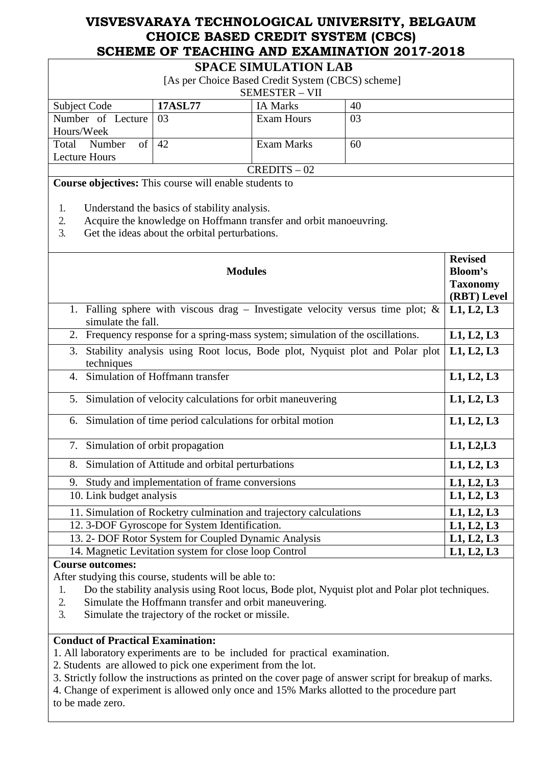# VISVESVARAYA TECHNOLOGICAL UNIVERSITY, BELGAUM
# CHOICE BASED CREDIT SYSTEM (CBCS)
# SCHEME OF TEACHING AND EXAMINATION 2017-2018

## SPACE SIMULATION LAB

[As per Choice Based Credit System (CBCS) scheme]

SEMESTER – VII

| Subject Code | 17ASL77 | IA Marks | 40 |
|---|---|---|---|
| Number of Lecture Hours/Week | 03 | Exam Hours | 03 |
| Total Number of Lecture Hours | 42 | Exam Marks | 60 |

CREDITS – 02

**Course objectives:** This course will enable students to

1. Understand the basics of stability analysis.
2. Acquire the knowledge on Hoffmann transfer and orbit manoeuvring.
3. Get the ideas about the orbital perturbations.

| Modules | Revised Bloom's Taxonomy (RBT) Level |
|---|---|
| 1. Falling sphere with viscous drag – Investigate velocity versus time plot; & simulate the fall. | L1, L2, L3 |
| 2. Frequency response for a spring-mass system; simulation of the oscillations. | L1, L2, L3 |
| 3. Stability analysis using Root locus, Bode plot, Nyquist plot and Polar plot techniques | L1, L2, L3 |
| 4. Simulation of Hoffmann transfer | L1, L2, L3 |
| 5. Simulation of velocity calculations for orbit maneuvering | L1, L2, L3 |
| 6. Simulation of time period calculations for orbital motion | L1, L2, L3 |
| 7. Simulation of orbit propagation | L1, L2,L3 |
| 8. Simulation of Attitude and orbital perturbations | L1, L2, L3 |
| 9. Study and implementation of frame conversions | L1, L2, L3 |
| 10. Link budget analysis | L1, L2, L3 |
| 11. Simulation of Rocketry culmination and trajectory calculations | L1, L2, L3 |
| 12. 3-DOF Gyroscope for System Identification. | L1, L2, L3 |
| 13. 2- DOF Rotor System for Coupled Dynamic Analysis | L1, L2, L3 |
| 14. Magnetic Levitation system for close loop Control | L1, L2, L3 |

**Course outcomes:**

After studying this course, students will be able to:

1. Do the stability analysis using Root locus, Bode plot, Nyquist plot and Polar plot techniques.
2. Simulate the Hoffmann transfer and orbit maneuvering.
3. Simulate the trajectory of the rocket or missile.

**Conduct of Practical Examination:**

1. All laboratory experiments are to be included for practical examination.
2. Students are allowed to pick one experiment from the lot.
3. Strictly follow the instructions as printed on the cover page of answer script for breakup of marks.
4. Change of experiment is allowed only once and 15% Marks allotted to the procedure part to be made zero.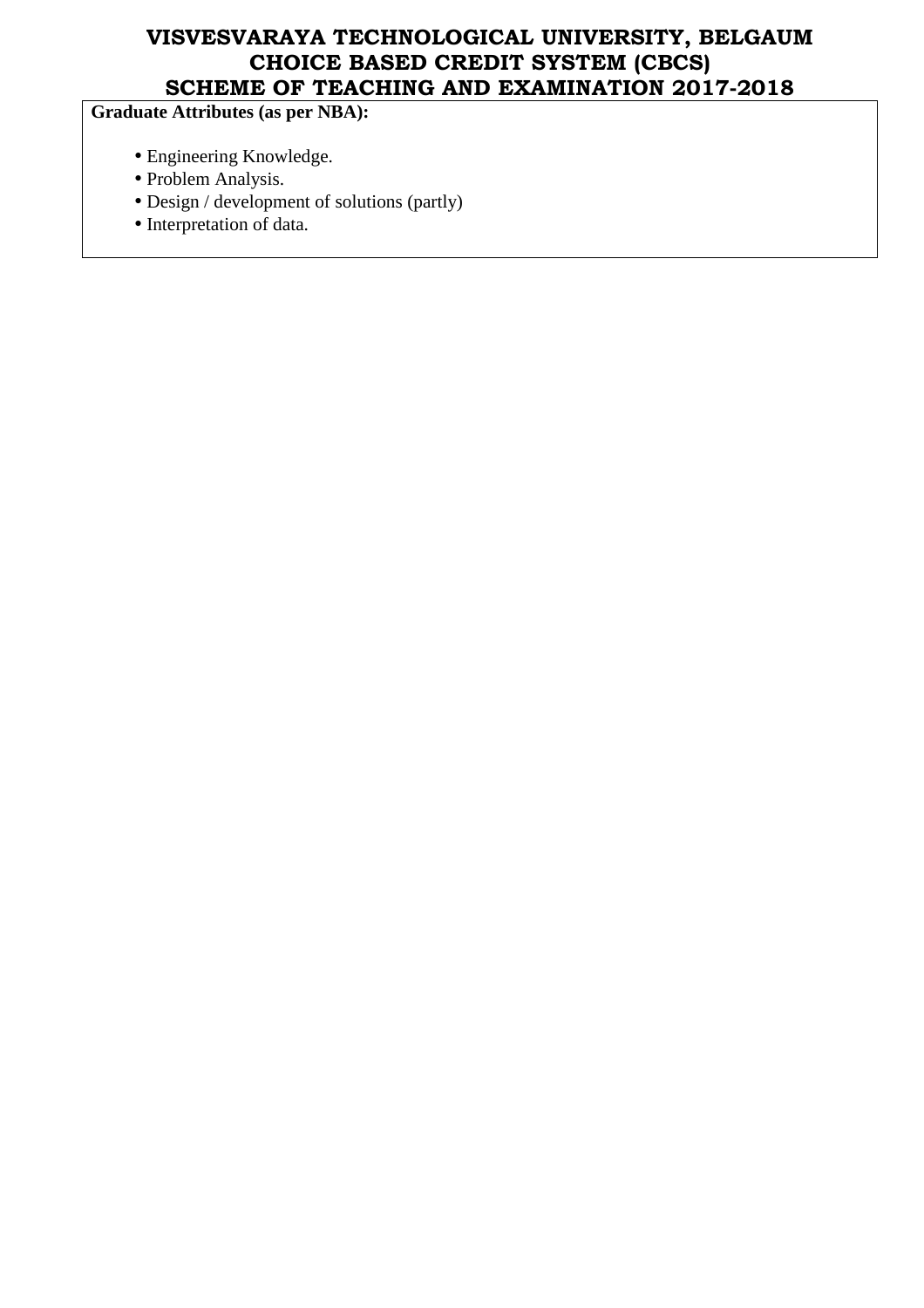**Graduate Attributes (as per NBA):**

- Engineering Knowledge.
- Problem Analysis.
- Design / development of solutions (partly)
- Interpretation of data.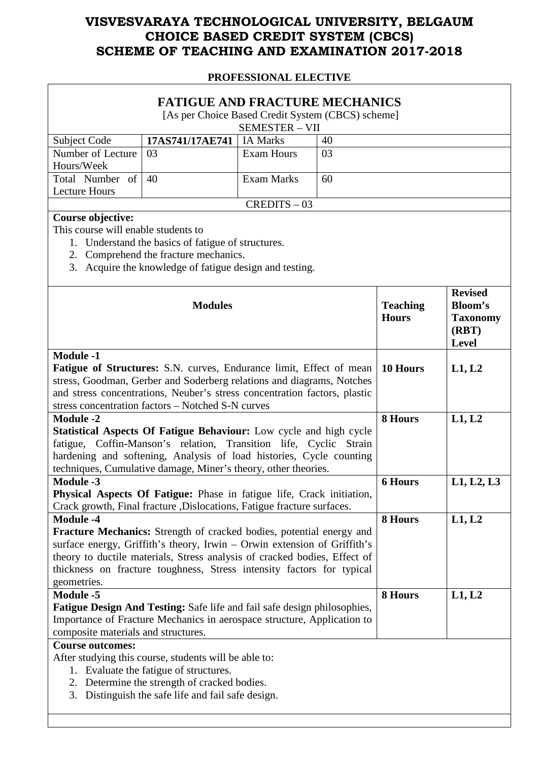# VISVESVARAYA TECHNOLOGICAL UNIVERSITY, BELGAUM
# CHOICE BASED CREDIT SYSTEM (CBCS)
# SCHEME OF TEACHING AND EXAMINATION 2017-2018

**PROFESSIONAL ELECTIVE**

## FATIGUE AND FRACTURE MECHANICS

[As per Choice Based Credit System (CBCS) scheme]

SEMESTER – VII

| Subject Code | **17AS741/17AE741** | IA Marks | 40 |
|---|---|---|---|
| Number of Lecture Hours/Week | 03 | Exam Hours | 03 |
| Total Number of Lecture Hours | 40 | Exam Marks | 60 |
| CREDITS – 03 | | | |

**Course objective:**

This course will enable students to

1. Understand the basics of fatigue of structures.
2. Comprehend the fracture mechanics.
3. Acquire the knowledge of fatigue design and testing.

| **Modules** | **Teaching Hours** | **Revised Bloom's Taxonomy (RBT) Level** |
|---|---|---|
| **Module -1**<br>**Fatigue of Structures:** S.N. curves, Endurance limit, Effect of mean stress, Goodman, Gerber and Soderberg relations and diagrams, Notches and stress concentrations, Neuber's stress concentration factors, plastic stress concentration factors – Notched S-N curves | **10 Hours** | **L1, L2** |
| **Module -2**<br>**Statistical Aspects Of Fatigue Behaviour:** Low cycle and high cycle fatigue, Coffin-Manson's relation, Transition life, Cyclic Strain hardening and softening, Analysis of load histories, Cycle counting techniques, Cumulative damage, Miner's theory, other theories. | **8 Hours** | **L1, L2** |
| **Module -3**<br>**Physical Aspects Of Fatigue:** Phase in fatigue life, Crack initiation, Crack growth, Final fracture ,Dislocations, Fatigue fracture surfaces. | **6 Hours** | **L1, L2, L3** |
| **Module -4**<br>**Fracture Mechanics:** Strength of cracked bodies, potential energy and surface energy, Griffith's theory, Irwin – Orwin extension of Griffith's theory to ductile materials, Stress analysis of cracked bodies, Effect of thickness on fracture toughness, Stress intensity factors for typical geometries. | **8 Hours** | **L1, L2** |
| **Module -5**<br>**Fatigue Design And Testing:** Safe life and fail safe design philosophies, Importance of Fracture Mechanics in aerospace structure, Application to composite materials and structures. | **8 Hours** | **L1, L2** |

**Course outcomes:**

After studying this course, students will be able to:

1. Evaluate the fatigue of structures.
2. Determine the strength of cracked bodies.
3. Distinguish the safe life and fail safe design.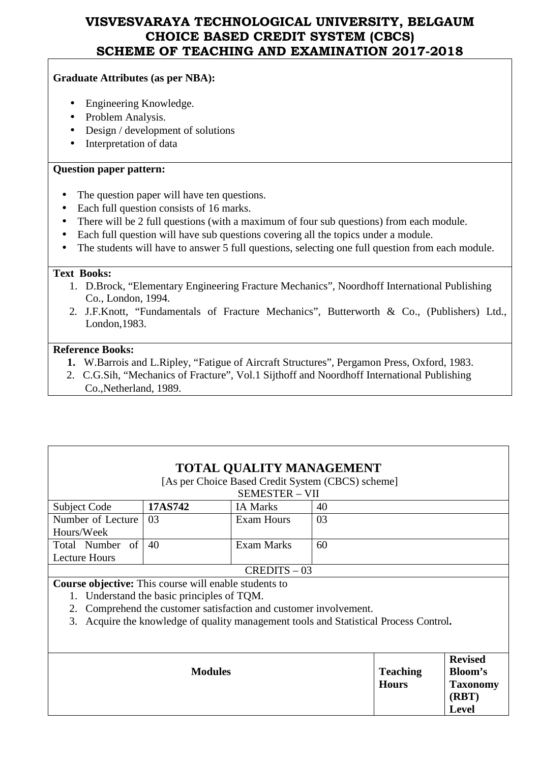**Graduate Attributes (as per NBA):**

- Engineering Knowledge.
- Problem Analysis.
- Design / development of solutions
- Interpretation of data

**Question paper pattern:**

- The question paper will have ten questions.
- Each full question consists of 16 marks.
- There will be 2 full questions (with a maximum of four sub questions) from each module.
- Each full question will have sub questions covering all the topics under a module.
- The students will have to answer 5 full questions, selecting one full question from each module.

**Text Books:**

1. D.Brock, "Elementary Engineering Fracture Mechanics", Noordhoff International Publishing Co., London, 1994.
2. J.F.Knott, "Fundamentals of Fracture Mechanics", Butterworth & Co., (Publishers) Ltd., London,1983.

**Reference Books:**

1. W.Barrois and L.Ripley, "Fatigue of Aircraft Structures", Pergamon Press, Oxford, 1983.
2. C.G.Sih, "Mechanics of Fracture", Vol.1 Sijthoff and Noordhoff International Publishing Co.,Netherland, 1989.

## TOTAL QUALITY MANAGEMENT

[As per Choice Based Credit System (CBCS) scheme]

SEMESTER – VII

| Subject Code | **17AS742** | IA Marks | 40 |
|---|---|---|---|
| Number of Lecture Hours/Week | 03 | Exam Hours | 03 |
| Total Number of Lecture Hours | 40 | Exam Marks | 60 |

CREDITS – 03

**Course objective:** This course will enable students to

1. Understand the basic principles of TQM.
2. Comprehend the customer satisfaction and customer involvement.
3. Acquire the knowledge of quality management tools and Statistical Process Control**.**

| Modules | Teaching Hours | Revised Bloom's Taxonomy (RBT) Level |
|---|---|---|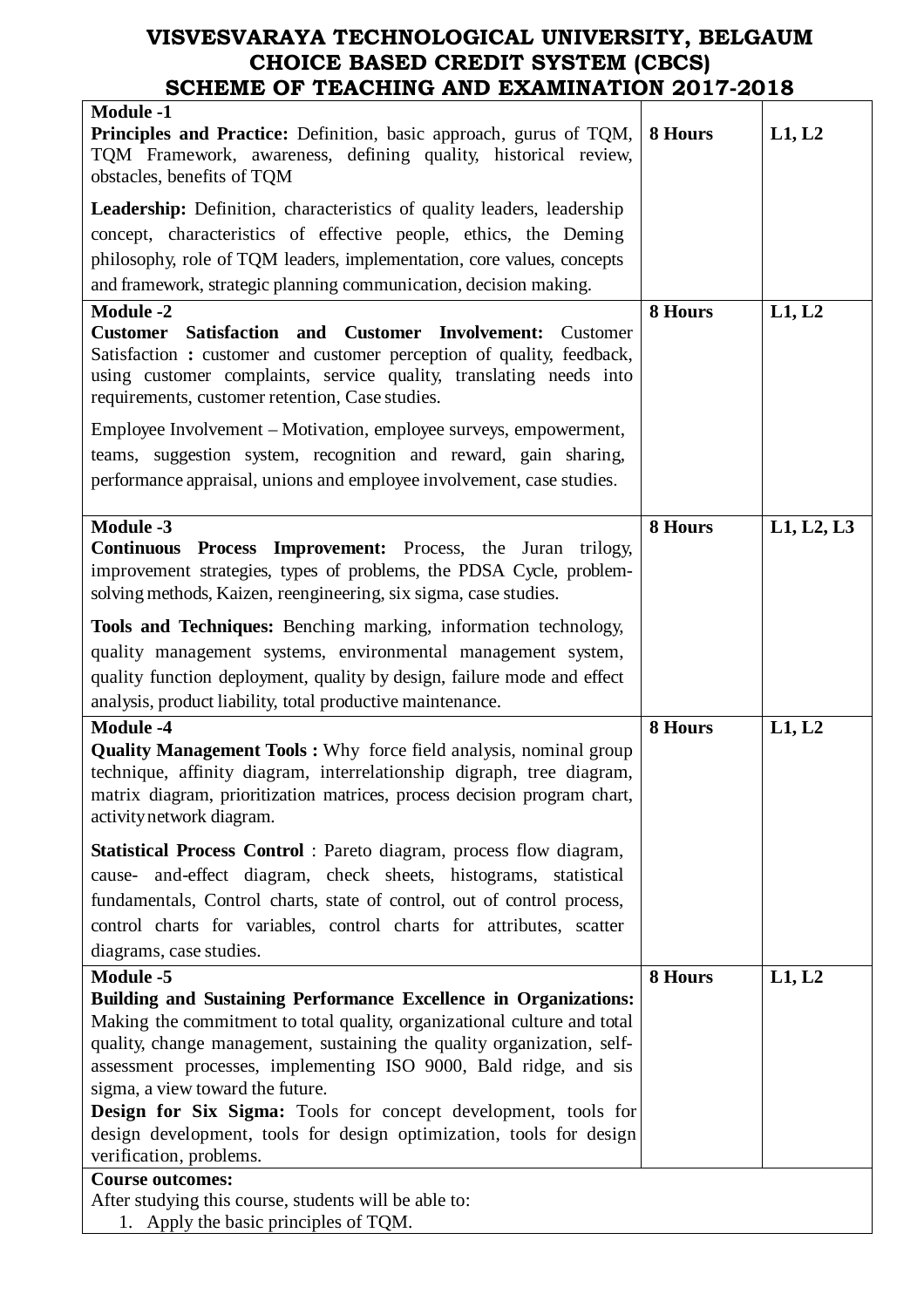# VISVESVARAYA TECHNOLOGICAL UNIVERSITY, BELGAUM
## CHOICE BASED CREDIT SYSTEM (CBCS)
## SCHEME OF TEACHING AND EXAMINATION 2017-2018

| | | |
|---|---|---|
| **Module -1**<br>**Principles and Practice:** Definition, basic approach, gurus of TQM, TQM Framework, awareness, defining quality, historical review, obstacles, benefits of TQM<br><br>**Leadership:** Definition, characteristics of quality leaders, leadership concept, characteristics of effective people, ethics, the Deming philosophy, role of TQM leaders, implementation, core values, concepts and framework, strategic planning communication, decision making. | **8 Hours** | **L1, L2** |
| **Module -2**<br>**Customer Satisfaction and Customer Involvement:** Customer Satisfaction **:** customer and customer perception of quality, feedback, using customer complaints, service quality, translating needs into requirements, customer retention, Case studies.<br><br>Employee Involvement – Motivation, employee surveys, empowerment, teams, suggestion system, recognition and reward, gain sharing, performance appraisal, unions and employee involvement, case studies. | **8 Hours** | **L1, L2** |
| **Module -3**<br>**Continuous Process Improvement:** Process, the Juran trilogy, improvement strategies, types of problems, the PDSA Cycle, problem-solving methods, Kaizen, reengineering, six sigma, case studies.<br><br>**Tools and Techniques:** Benching marking, information technology, quality management systems, environmental management system, quality function deployment, quality by design, failure mode and effect analysis, product liability, total productive maintenance. | **8 Hours** | **L1, L2, L3** |
| **Module -4**<br>**Quality Management Tools :** Why force field analysis, nominal group technique, affinity diagram, interrelationship digraph, tree diagram, matrix diagram, prioritization matrices, process decision program chart, activity network diagram.<br><br>**Statistical Process Control** : Pareto diagram, process flow diagram, cause- and-effect diagram, check sheets, histograms, statistical fundamentals, Control charts, state of control, out of control process, control charts for variables, control charts for attributes, scatter diagrams, case studies. | **8 Hours** | **L1, L2** |
| **Module -5**<br>**Building and Sustaining Performance Excellence in Organizations:** Making the commitment to total quality, organizational culture and total quality, change management, sustaining the quality organization, self-assessment processes, implementing ISO 9000, Bald ridge, and sis sigma, a view toward the future.<br>**Design for Six Sigma:** Tools for concept development, tools for design development, tools for design optimization, tools for design verification, problems. | **8 Hours** | **L1, L2** |

**Course outcomes:**

After studying this course, students will be able to:

1. Apply the basic principles of TQM.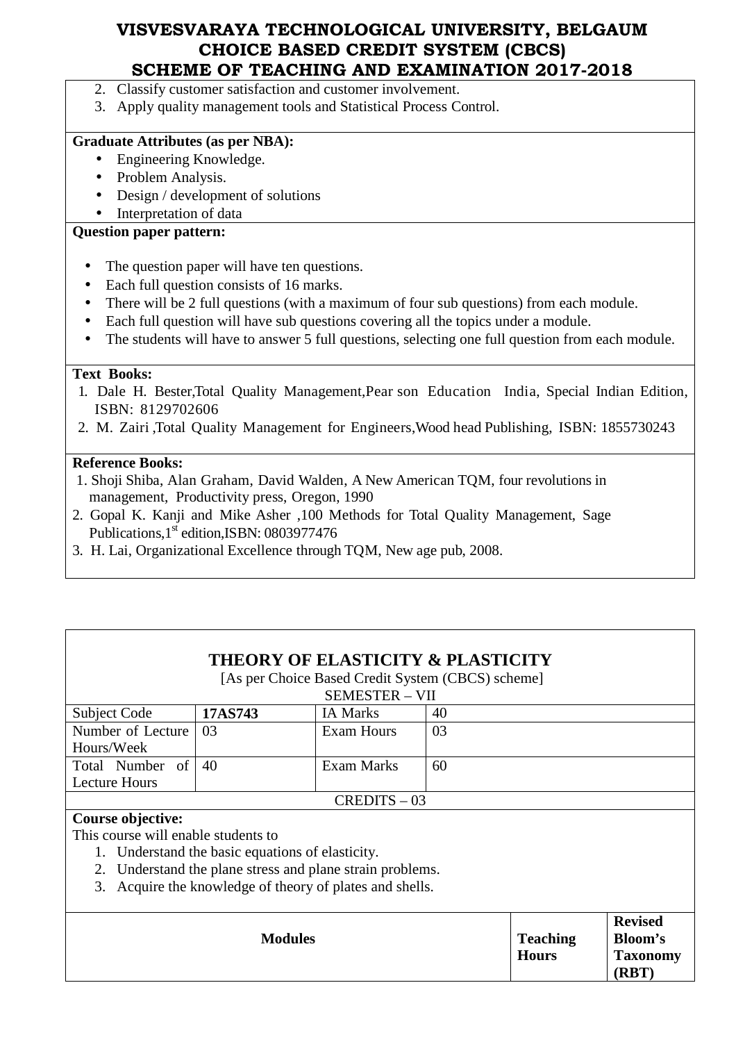2. Classify customer satisfaction and customer involvement.
3. Apply quality management tools and Statistical Process Control.

**Graduate Attributes (as per NBA):**

- Engineering Knowledge.
- Problem Analysis.
- Design / development of solutions
- Interpretation of data

**Question paper pattern:**

- The question paper will have ten questions.
- Each full question consists of 16 marks.
- There will be 2 full questions (with a maximum of four sub questions) from each module.
- Each full question will have sub questions covering all the topics under a module.
- The students will have to answer 5 full questions, selecting one full question from each module.

**Text Books:**

1. Dale H. Bester,Total Quality Management,Pear son Education India, Special Indian Edition, ISBN: 8129702606
2. M. Zairi ,Total Quality Management for Engineers,Wood head Publishing, ISBN: 1855730243

**Reference Books:**

1. Shoji Shiba, Alan Graham, David Walden, A New American TQM, four revolutions in management, Productivity press, Oregon, 1990
2. Gopal K. Kanji and Mike Asher ,100 Methods for Total Quality Management, Sage Publications,1st edition,ISBN: 0803977476
3. H. Lai, Organizational Excellence through TQM, New age pub, 2008.

## THEORY OF ELASTICITY & PLASTICITY

[As per Choice Based Credit System (CBCS) scheme]

SEMESTER – VII

| Subject Code | **17AS743** | IA Marks | 40 |
|---|---|---|---|
| Number of Lecture Hours/Week | 03 | Exam Hours | 03 |
| Total Number of Lecture Hours | 40 | Exam Marks | 60 |

CREDITS – 03

**Course objective:**

This course will enable students to

1. Understand the basic equations of elasticity.
2. Understand the plane stress and plane strain problems.
3. Acquire the knowledge of theory of plates and shells.

| Modules | Teaching Hours | Revised Bloom's Taxonomy (RBT) |
|---|---|---|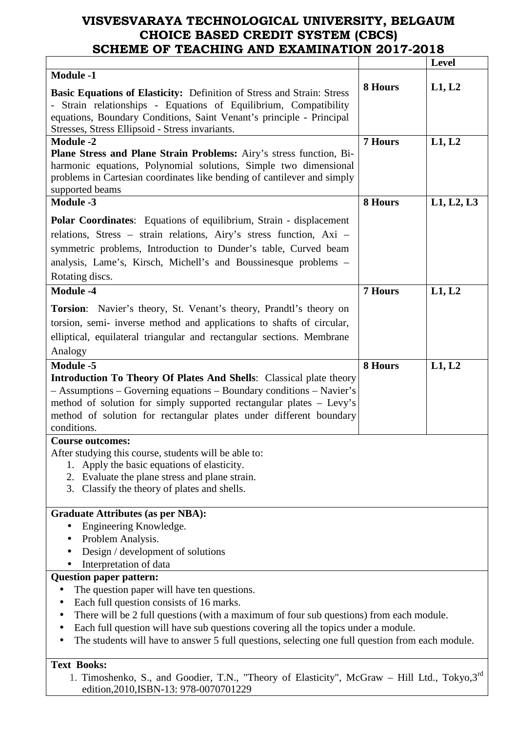# VISVESVARAYA TECHNOLOGICAL UNIVERSITY, BELGAUM
# CHOICE BASED CREDIT SYSTEM (CBCS)
# SCHEME OF TEACHING AND EXAMINATION 2017-2018

| | | Level |
|---|---|---|
| **Module -1**<br>**Basic Equations of Elasticity:** Definition of Stress and Strain: Stress - Strain relationships - Equations of Equilibrium, Compatibility equations, Boundary Conditions, Saint Venant's principle - Principal Stresses, Stress Ellipsoid - Stress invariants. | **8 Hours** | **L1, L2** |
| **Module -2**<br>**Plane Stress and Plane Strain Problems:** Airy's stress function, Bi-harmonic equations, Polynomial solutions, Simple two dimensional problems in Cartesian coordinates like bending of cantilever and simply supported beams | **7 Hours** | **L1, L2** |
| **Module -3**<br>**Polar Coordinates**: Equations of equilibrium, Strain - displacement relations, Stress – strain relations, Airy's stress function, Axi – symmetric problems, Introduction to Dunder's table, Curved beam analysis, Lame's, Kirsch, Michell's and Boussinesque problems – Rotating discs. | **8 Hours** | **L1, L2, L3** |
| **Module -4**<br>**Torsion**: Navier's theory, St. Venant's theory, Prandtl's theory on torsion, semi- inverse method and applications to shafts of circular, elliptical, equilateral triangular and rectangular sections. Membrane Analogy | **7 Hours** | **L1, L2** |
| **Module -5**<br>**Introduction To Theory Of Plates And Shells**: Classical plate theory – Assumptions – Governing equations – Boundary conditions – Navier's method of solution for simply supported rectangular plates – Levy's method of solution for rectangular plates under different boundary conditions. | **8 Hours** | **L1, L2** |

**Course outcomes:**

After studying this course, students will be able to:

1. Apply the basic equations of elasticity.
2. Evaluate the plane stress and plane strain.
3. Classify the theory of plates and shells.

**Graduate Attributes (as per NBA):**

- Engineering Knowledge.
- Problem Analysis.
- Design / development of solutions
- Interpretation of data

**Question paper pattern:**

- The question paper will have ten questions.
- Each full question consists of 16 marks.
- There will be 2 full questions (with a maximum of four sub questions) from each module.
- Each full question will have sub questions covering all the topics under a module.
- The students will have to answer 5 full questions, selecting one full question from each module.

**Text Books:**

1. Timoshenko, S., and Goodier, T.N., "Theory of Elasticity", McGraw – Hill Ltd., Tokyo,3rd edition,2010,ISBN-13: 978-0070701229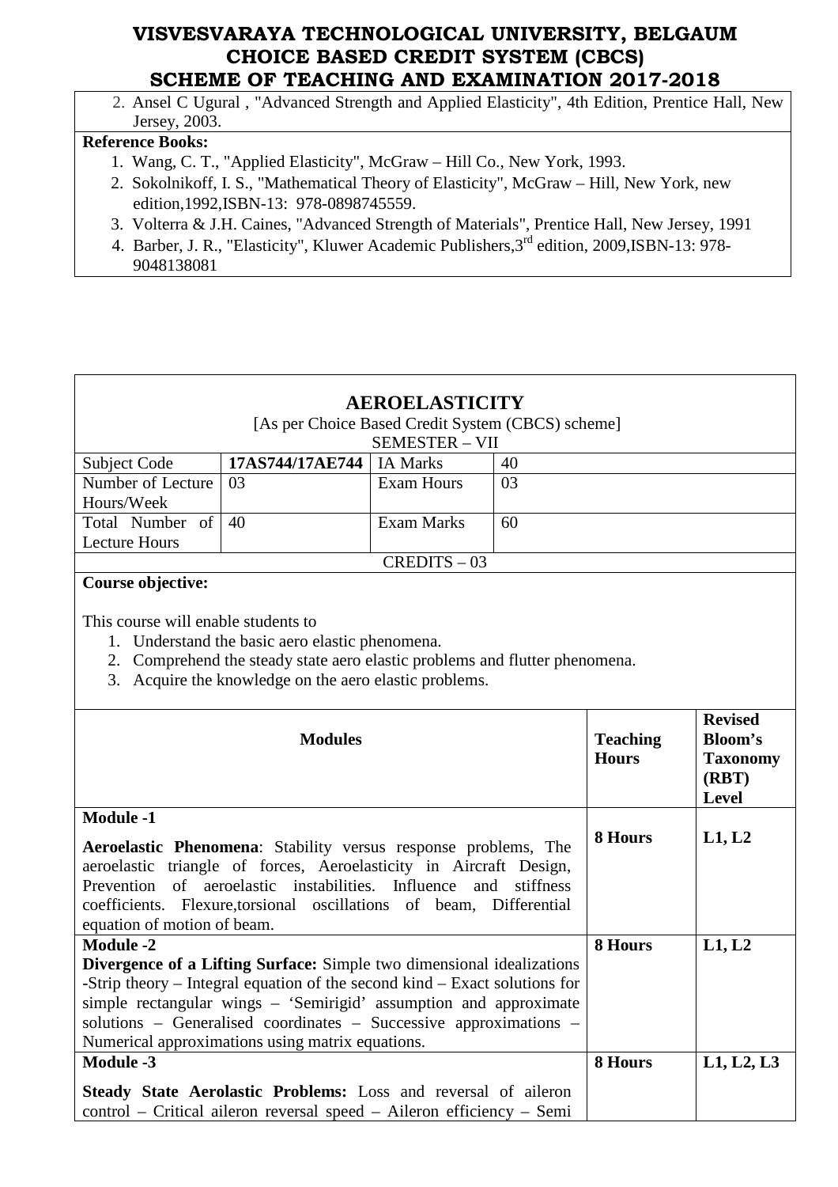2. Ansel C Ugural , "Advanced Strength and Applied Elasticity", 4th Edition, Prentice Hall, New Jersey, 2003.

**Reference Books:**

1. Wang, C. T., "Applied Elasticity", McGraw – Hill Co., New York, 1993.
2. Sokolnikoff, I. S., "Mathematical Theory of Elasticity", McGraw – Hill, New York, new edition,1992,ISBN-13: 978-0898745559.
3. Volterra & J.H. Caines, "Advanced Strength of Materials", Prentice Hall, New Jersey, 1991
4. Barber, J. R., "Elasticity", Kluwer Academic Publishers,3rd edition, 2009,ISBN-13: 978-9048138081

## AEROELASTICITY

[As per Choice Based Credit System (CBCS) scheme]

SEMESTER – VII

| Subject Code | 17AS744/17AE744 | IA Marks | 40 |
|---|---|---|---|
| Number of Lecture Hours/Week | 03 | Exam Hours | 03 |
| Total Number of Lecture Hours | 40 | Exam Marks | 60 |

CREDITS – 03

**Course objective:**

This course will enable students to

1. Understand the basic aero elastic phenomena.
2. Comprehend the steady state aero elastic problems and flutter phenomena.
3. Acquire the knowledge on the aero elastic problems.

| Modules | Teaching Hours | Revised Bloom's Taxonomy (RBT) Level |
|---|---|---|
| **Module -1**<br>**Aeroelastic Phenomena**: Stability versus response problems, The aeroelastic triangle of forces, Aeroelasticity in Aircraft Design, Prevention of aeroelastic instabilities. Influence and stiffness coefficients. Flexure,torsional oscillations of beam, Differential equation of motion of beam. | 8 Hours | L1, L2 |
| **Module -2**<br>**Divergence of a Lifting Surface:** Simple two dimensional idealizations -Strip theory – Integral equation of the second kind – Exact solutions for simple rectangular wings – 'Semirigid' assumption and approximate solutions – Generalised coordinates – Successive approximations – Numerical approximations using matrix equations. | 8 Hours | L1, L2 |
| **Module -3**<br>**Steady State Aerolastic Problems:** Loss and reversal of aileron control – Critical aileron reversal speed – Aileron efficiency – Semi | 8 Hours | L1, L2, L3 |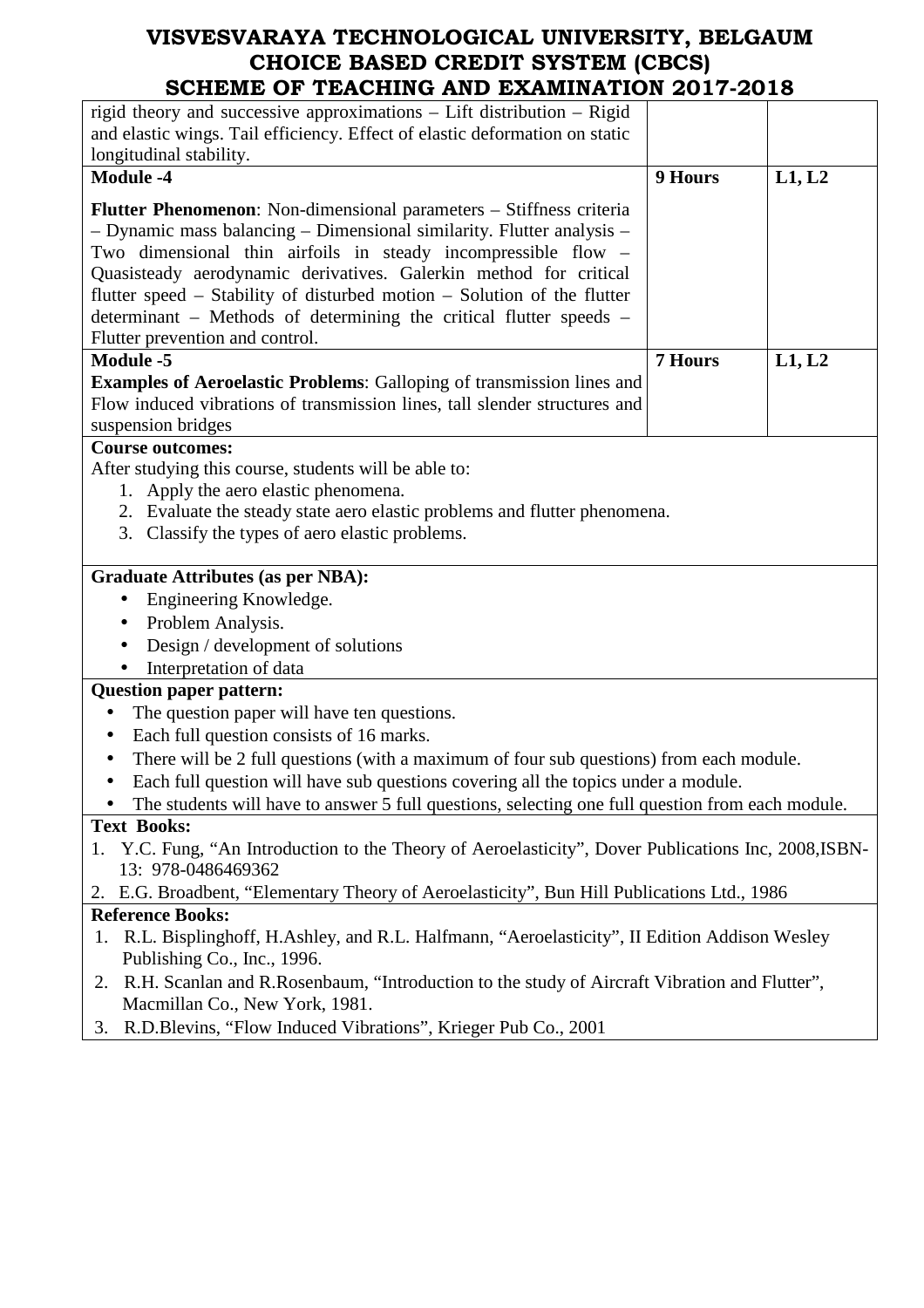| | | |
|---|---|---|
| rigid theory and successive approximations – Lift distribution – Rigid and elastic wings. Tail efficiency. Effect of elastic deformation on static longitudinal stability. | | |
| **Module -4**<br><br>**Flutter Phenomenon**: Non-dimensional parameters – Stiffness criteria – Dynamic mass balancing – Dimensional similarity. Flutter analysis – Two dimensional thin airfoils in steady incompressible flow – Quasisteady aerodynamic derivatives. Galerkin method for critical flutter speed – Stability of disturbed motion – Solution of the flutter determinant – Methods of determining the critical flutter speeds – Flutter prevention and control. | **9 Hours** | **L1, L2** |
| **Module -5**<br>**Examples of Aeroelastic Problems**: Galloping of transmission lines and Flow induced vibrations of transmission lines, tall slender structures and suspension bridges | **7 Hours** | **L1, L2** |

**Course outcomes:**

After studying this course, students will be able to:

1. Apply the aero elastic phenomena.
2. Evaluate the steady state aero elastic problems and flutter phenomena.
3. Classify the types of aero elastic problems.

**Graduate Attributes (as per NBA):**

- Engineering Knowledge.
- Problem Analysis.
- Design / development of solutions
- Interpretation of data

**Question paper pattern:**

- The question paper will have ten questions.
- Each full question consists of 16 marks.
- There will be 2 full questions (with a maximum of four sub questions) from each module.
- Each full question will have sub questions covering all the topics under a module.
- The students will have to answer 5 full questions, selecting one full question from each module.

**Text Books:**

1. Y.C. Fung, "An Introduction to the Theory of Aeroelasticity", Dover Publications Inc, 2008,ISBN-13: 978-0486469362
2. E.G. Broadbent, "Elementary Theory of Aeroelasticity", Bun Hill Publications Ltd., 1986

**Reference Books:**

1. R.L. Bisplinghoff, H.Ashley, and R.L. Halfmann, "Aeroelasticity", II Edition Addison Wesley Publishing Co., Inc., 1996.
2. R.H. Scanlan and R.Rosenbaum, "Introduction to the study of Aircraft Vibration and Flutter", Macmillan Co., New York, 1981.
3. R.D.Blevins, "Flow Induced Vibrations", Krieger Pub Co., 2001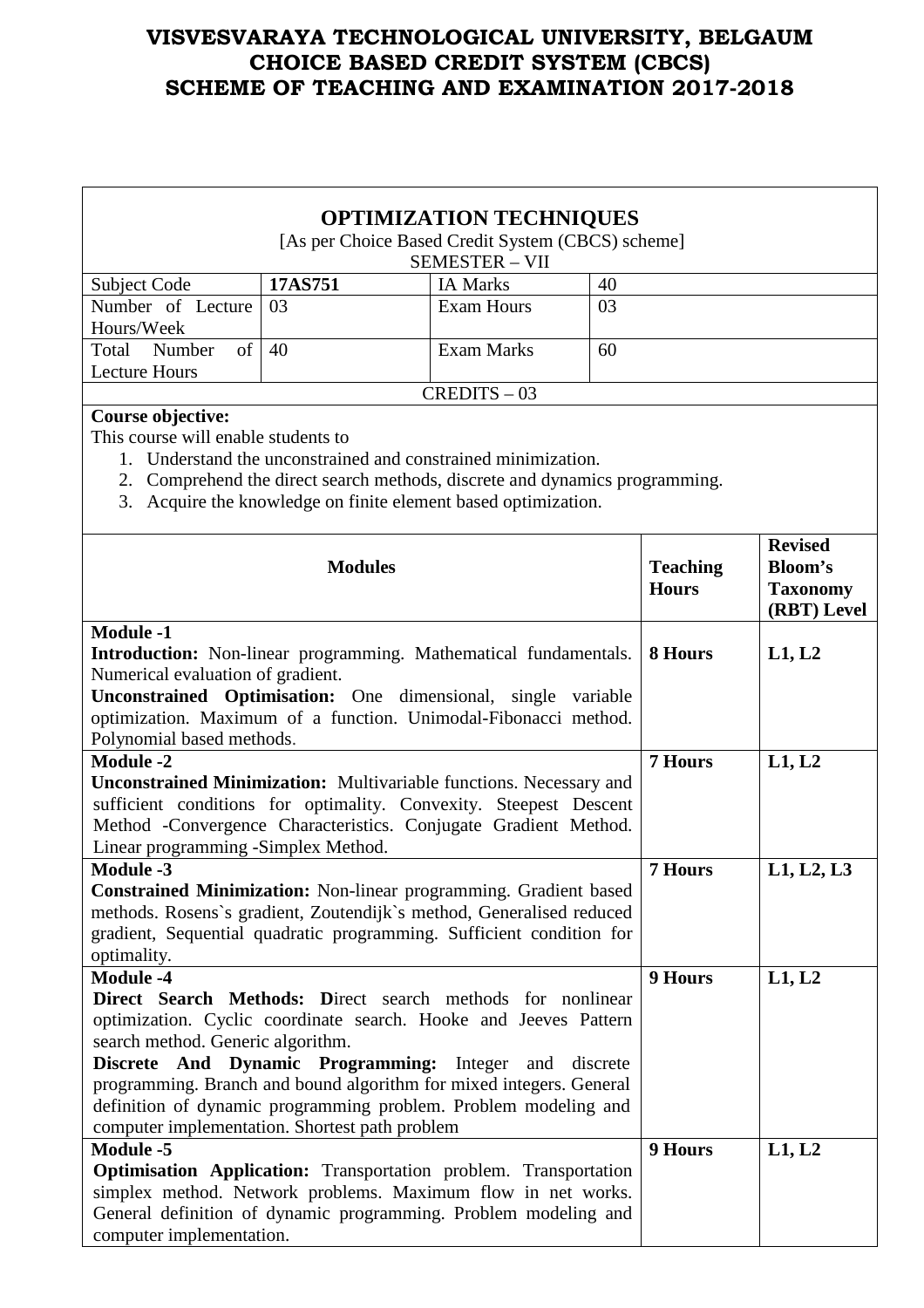# VISVESVARAYA TECHNOLOGICAL UNIVERSITY, BELGAUM
# CHOICE BASED CREDIT SYSTEM (CBCS)
# SCHEME OF TEACHING AND EXAMINATION 2017-2018

## OPTIMIZATION TECHNIQUES

[As per Choice Based Credit System (CBCS) scheme]

SEMESTER – VII

| Subject Code | **17AS751** | IA Marks | 40 |
|---|---|---|---|
| Number of Lecture Hours/Week | 03 | Exam Hours | 03 |
| Total Number of Lecture Hours | 40 | Exam Marks | 60 |

CREDITS – 03

**Course objective:**

This course will enable students to

1. Understand the unconstrained and constrained minimization.
2. Comprehend the direct search methods, discrete and dynamics programming.
3. Acquire the knowledge on finite element based optimization.

| Modules | Teaching Hours | Revised Bloom's Taxonomy (RBT) Level |
|---|---|---|
| **Module -1**<br>**Introduction:** Non-linear programming. Mathematical fundamentals. Numerical evaluation of gradient.<br>**Unconstrained Optimisation:** One dimensional, single variable optimization. Maximum of a function. Unimodal-Fibonacci method. Polynomial based methods. | **8 Hours** | **L1, L2** |
| **Module -2**<br>**Unconstrained Minimization:** Multivariable functions. Necessary and sufficient conditions for optimality. Convexity. Steepest Descent Method -Convergence Characteristics. Conjugate Gradient Method. Linear programming -Simplex Method. | **7 Hours** | **L1, L2** |
| **Module -3**<br>**Constrained Minimization:** Non-linear programming. Gradient based methods. Rosens`s gradient, Zoutendijk`s method, Generalised reduced gradient, Sequential quadratic programming. Sufficient condition for optimality. | **7 Hours** | **L1, L2, L3** |
| **Module -4**<br>**Direct Search Methods: D**irect search methods for nonlinear optimization. Cyclic coordinate search. Hooke and Jeeves Pattern search method. Generic algorithm.<br>**Discrete And Dynamic Programming:** Integer and discrete programming. Branch and bound algorithm for mixed integers. General definition of dynamic programming problem. Problem modeling and computer implementation. Shortest path problem | **9 Hours** | **L1, L2** |
| **Module -5**<br>**Optimisation Application:** Transportation problem. Transportation simplex method. Network problems. Maximum flow in net works. General definition of dynamic programming. Problem modeling and computer implementation. | **9 Hours** | **L1, L2** |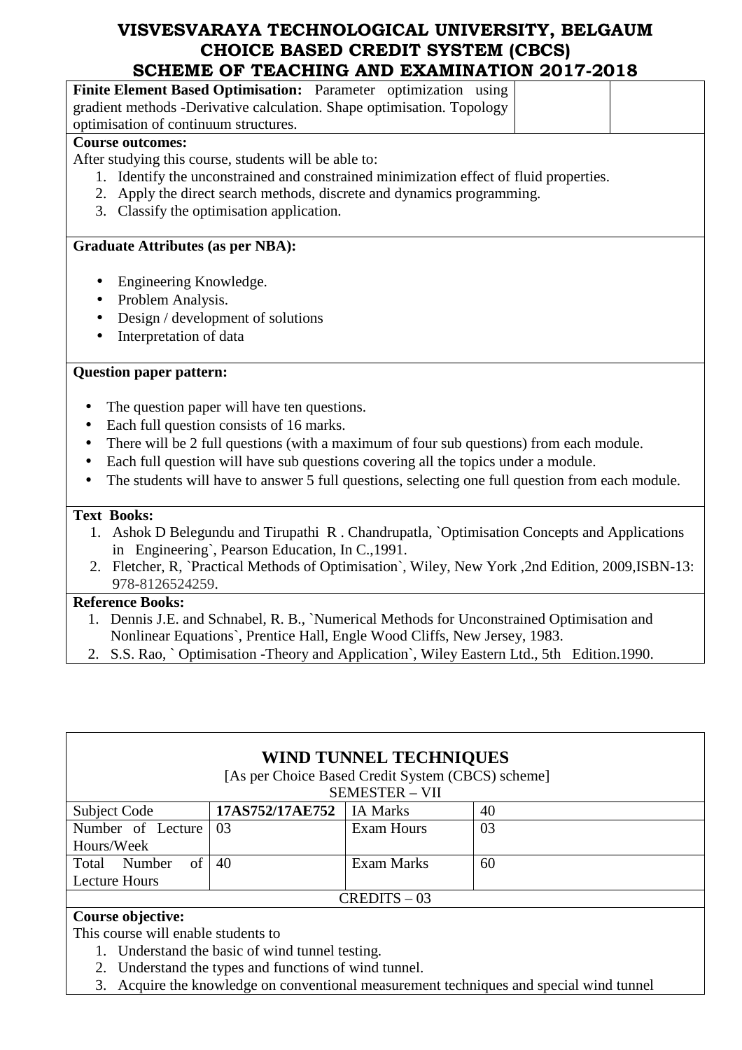**Finite Element Based Optimisation:** Parameter optimization using gradient methods -Derivative calculation. Shape optimisation. Topology optimisation of continuum structures.

**Course outcomes:**

After studying this course, students will be able to:

1. Identify the unconstrained and constrained minimization effect of fluid properties.
2. Apply the direct search methods, discrete and dynamics programming.
3. Classify the optimisation application.

**Graduate Attributes (as per NBA):**

- Engineering Knowledge.
- Problem Analysis.
- Design / development of solutions
- Interpretation of data

**Question paper pattern:**

- The question paper will have ten questions.
- Each full question consists of 16 marks.
- There will be 2 full questions (with a maximum of four sub questions) from each module.
- Each full question will have sub questions covering all the topics under a module.
- The students will have to answer 5 full questions, selecting one full question from each module.

**Text Books:**

1. Ashok D Belegundu and Tirupathi R . Chandrupatla, `Optimisation Concepts and Applications in Engineering`, Pearson Education, In C.,1991.
2. Fletcher, R, `Practical Methods of Optimisation`, Wiley, New York ,2nd Edition, 2009,ISBN-13: 978-8126524259.

**Reference Books:**

1. Dennis J.E. and Schnabel, R. B., `Numerical Methods for Unconstrained Optimisation and Nonlinear Equations`, Prentice Hall, Engle Wood Cliffs, New Jersey, 1983.
2. S.S. Rao, ` Optimisation -Theory and Application`, Wiley Eastern Ltd., 5th Edition.1990.

## WIND TUNNEL TECHNIQUES

[As per Choice Based Credit System (CBCS) scheme]

SEMESTER – VII

| Subject Code | 17AS752/17AE752 | IA Marks | 40 |
|---|---|---|---|
| Number of Lecture Hours/Week | 03 | Exam Hours | 03 |
| Total Number of Lecture Hours | 40 | Exam Marks | 60 |
| CREDITS – 03 | | | |

**Course objective:**

This course will enable students to

1. Understand the basic of wind tunnel testing.
2. Understand the types and functions of wind tunnel.
3. Acquire the knowledge on conventional measurement techniques and special wind tunnel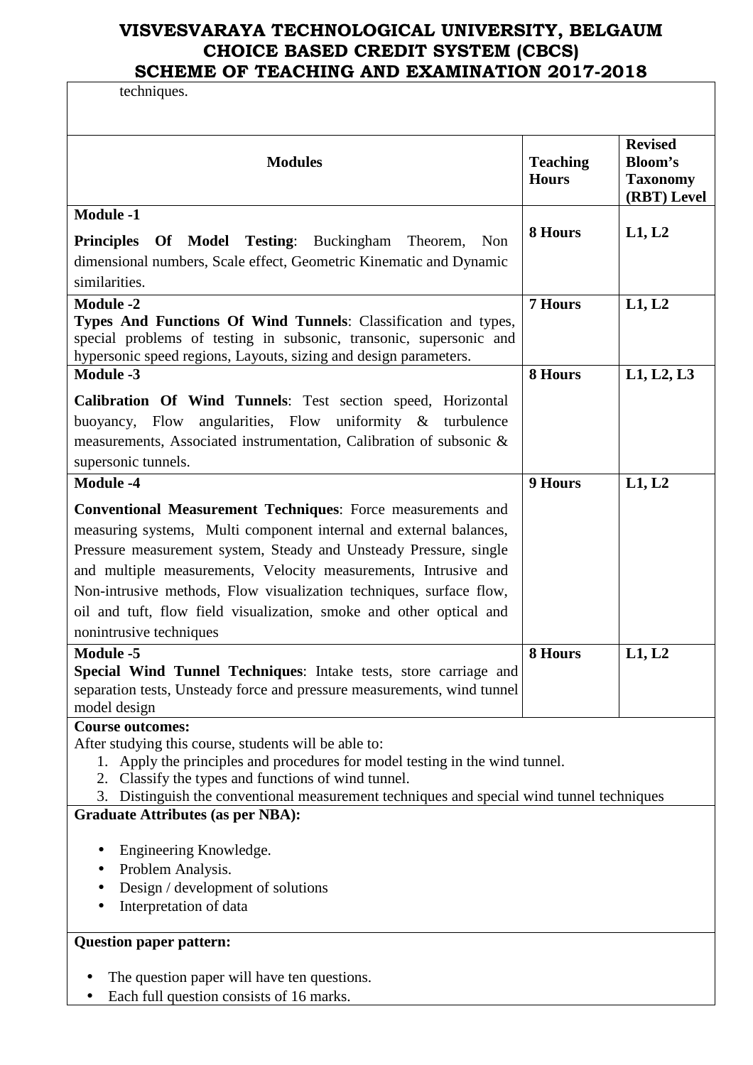techniques.

| Modules | Teaching Hours | Revised Bloom's Taxonomy (RBT) Level |
|---|---|---|
| **Module -1**<br>**Principles Of Model Testing**: Buckingham Theorem, Non dimensional numbers, Scale effect, Geometric Kinematic and Dynamic similarities. | **8 Hours** | **L1, L2** |
| **Module -2**<br>**Types And Functions Of Wind Tunnels**: Classification and types, special problems of testing in subsonic, transonic, supersonic and hypersonic speed regions, Layouts, sizing and design parameters. | **7 Hours** | **L1, L2** |
| **Module -3**<br>**Calibration Of Wind Tunnels**: Test section speed, Horizontal buoyancy, Flow angularities, Flow uniformity & turbulence measurements, Associated instrumentation, Calibration of subsonic & supersonic tunnels. | **8 Hours** | **L1, L2, L3** |
| **Module -4**<br>**Conventional Measurement Techniques**: Force measurements and measuring systems, Multi component internal and external balances, Pressure measurement system, Steady and Unsteady Pressure, single and multiple measurements, Velocity measurements, Intrusive and Non-intrusive methods, Flow visualization techniques, surface flow, oil and tuft, flow field visualization, smoke and other optical and nonintrusive techniques | **9 Hours** | **L1, L2** |
| **Module -5**<br>**Special Wind Tunnel Techniques**: Intake tests, store carriage and separation tests, Unsteady force and pressure measurements, wind tunnel model design | **8 Hours** | **L1, L2** |

**Course outcomes:**

After studying this course, students will be able to:

1. Apply the principles and procedures for model testing in the wind tunnel.
2. Classify the types and functions of wind tunnel.
3. Distinguish the conventional measurement techniques and special wind tunnel techniques

**Graduate Attributes (as per NBA):**

- Engineering Knowledge.
- Problem Analysis.
- Design / development of solutions
- Interpretation of data

**Question paper pattern:**

- The question paper will have ten questions.
- Each full question consists of 16 marks.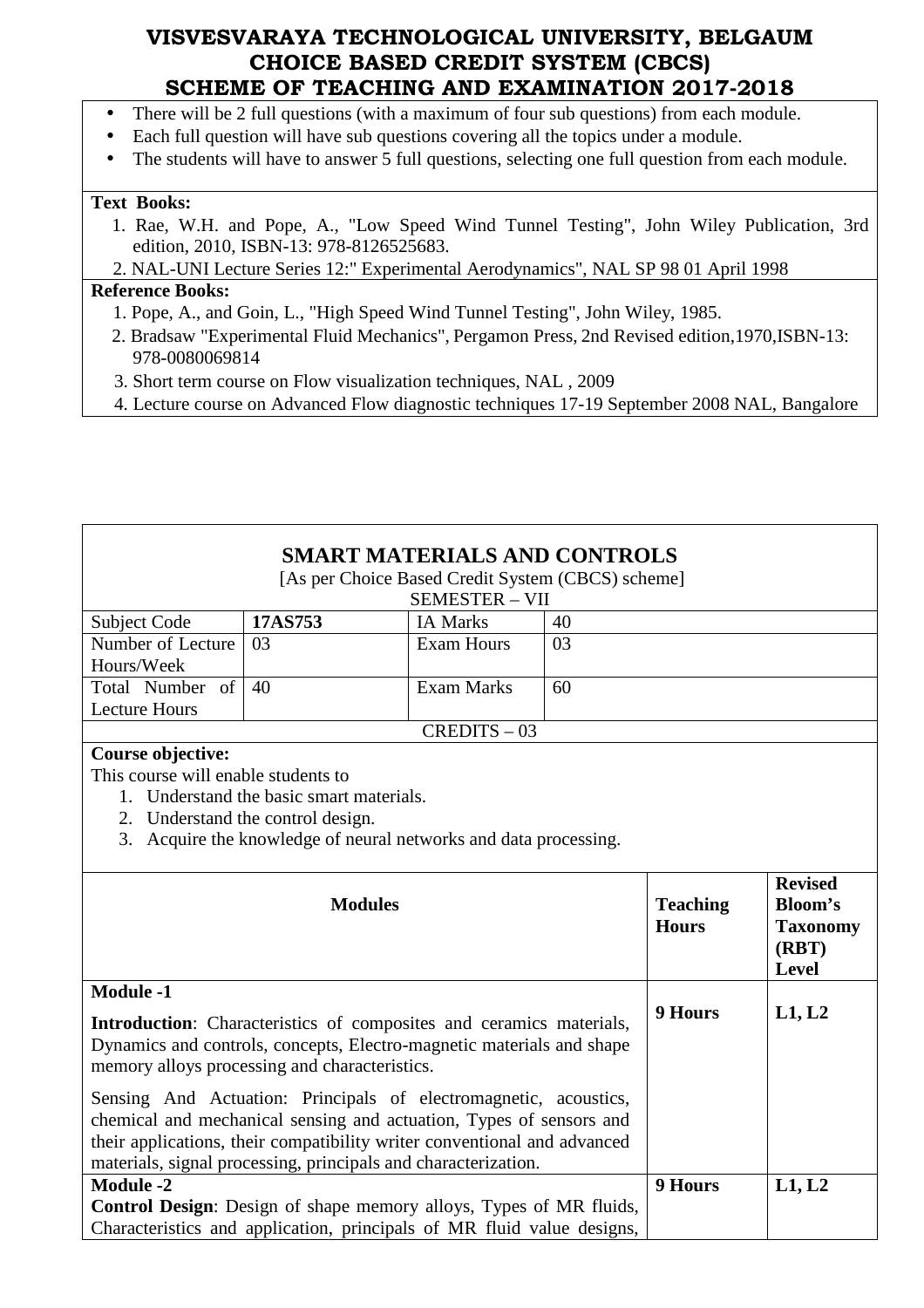- There will be 2 full questions (with a maximum of four sub questions) from each module.
- Each full question will have sub questions covering all the topics under a module.
- The students will have to answer 5 full questions, selecting one full question from each module.

**Text Books:**

1. Rae, W.H. and Pope, A., "Low Speed Wind Tunnel Testing", John Wiley Publication, 3rd edition, 2010, ISBN-13: 978-8126525683.
2. NAL-UNI Lecture Series 12:" Experimental Aerodynamics", NAL SP 98 01 April 1998

**Reference Books:**

1. Pope, A., and Goin, L., "High Speed Wind Tunnel Testing", John Wiley, 1985.
2. Bradsaw "Experimental Fluid Mechanics", Pergamon Press, 2nd Revised edition,1970,ISBN-13: 978-0080069814
3. Short term course on Flow visualization techniques, NAL , 2009
4. Lecture course on Advanced Flow diagnostic techniques 17-19 September 2008 NAL, Bangalore

## SMART MATERIALS AND CONTROLS

[As per Choice Based Credit System (CBCS) scheme]
SEMESTER – VII

| Subject Code | **17AS753** | IA Marks | 40 |
|---|---|---|---|
| Number of Lecture Hours/Week | 03 | Exam Hours | 03 |
| Total Number of Lecture Hours | 40 | Exam Marks | 60 |

CREDITS – 03

**Course objective:**

This course will enable students to

1. Understand the basic smart materials.
2. Understand the control design.
3. Acquire the knowledge of neural networks and data processing.

| Modules | Teaching Hours | Revised Bloom's Taxonomy (RBT) Level |
|---|---|---|
| **Module -1**<br><br>**Introduction**: Characteristics of composites and ceramics materials, Dynamics and controls, concepts, Electro-magnetic materials and shape memory alloys processing and characteristics.<br><br>Sensing And Actuation: Principals of electromagnetic, acoustics, chemical and mechanical sensing and actuation, Types of sensors and their applications, their compatibility writer conventional and advanced materials, signal processing, principals and characterization. | 9 Hours | L1, L2 |
| **Module -2**<br>**Control Design**: Design of shape memory alloys, Types of MR fluids, Characteristics and application, principals of MR fluid value designs, | 9 Hours | L1, L2 |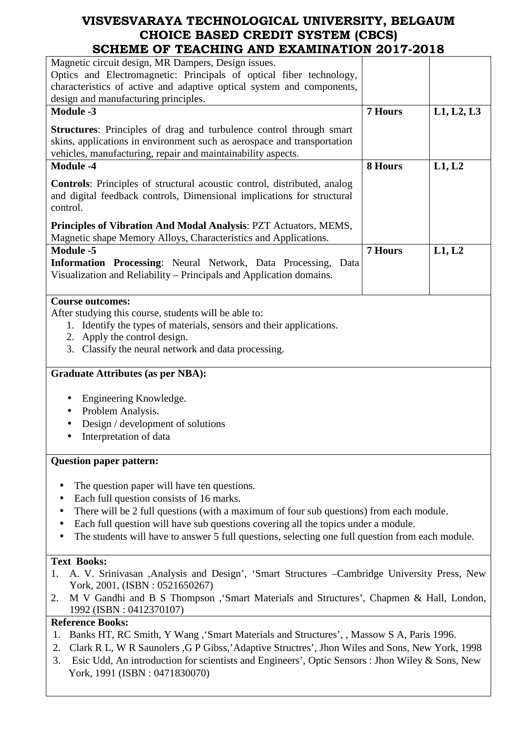| | | |
|---|---|---|
| Magnetic circuit design, MR Dampers, Design issues.<br>Optics and Electromagnetic: Principals of optical fiber technology, characteristics of active and adaptive optical system and components, design and manufacturing principles. | | |
| **Module -3**<br>**Structures**: Principles of drag and turbulence control through smart skins, applications in environment such as aerospace and transportation vehicles, manufacturing, repair and maintainability aspects. | **7 Hours** | **L1, L2, L3** |
| **Module -4**<br>**Controls**: Principles of structural acoustic control, distributed, analog and digital feedback controls, Dimensional implications for structural control.<br>**Principles of Vibration And Modal Analysis**: PZT Actuators, MEMS, Magnetic shape Memory Alloys, Characteristics and Applications. | **8 Hours** | **L1, L2** |
| **Module -5**<br>**Information Processing**: Neural Network, Data Processing, Data Visualization and Reliability – Principals and Application domains. | **7 Hours** | **L1, L2** |

**Course outcomes:**

After studying this course, students will be able to:

1. Identify the types of materials, sensors and their applications.
2. Apply the control design.
3. Classify the neural network and data processing.

**Graduate Attributes (as per NBA):**

- Engineering Knowledge.
- Problem Analysis.
- Design / development of solutions
- Interpretation of data

**Question paper pattern:**

- The question paper will have ten questions.
- Each full question consists of 16 marks.
- There will be 2 full questions (with a maximum of four sub questions) from each module.
- Each full question will have sub questions covering all the topics under a module.
- The students will have to answer 5 full questions, selecting one full question from each module.

**Text Books:**

1. A. V. Srinivasan ,Analysis and Design', 'Smart Structures –Cambridge University Press, New York, 2001, (ISBN : 0521650267)
2. M V Gandhi and B S Thompson ,'Smart Materials and Structures', Chapmen & Hall, London, 1992 (ISBN : 0412370107)

**Reference Books:**

1. Banks HT, RC Smith, Y Wang ,'Smart Materials and Structures', , Massow S A, Paris 1996.
2. Clark R L, W R Saunolers ,G P Gibss,'Adaptive Structres', Jhon Wiles and Sons, New York, 1998
3. Esic Udd, An introduction for scientists and Engineers', Optic Sensors : Jhon Wiley & Sons, New York, 1991 (ISBN : 0471830070)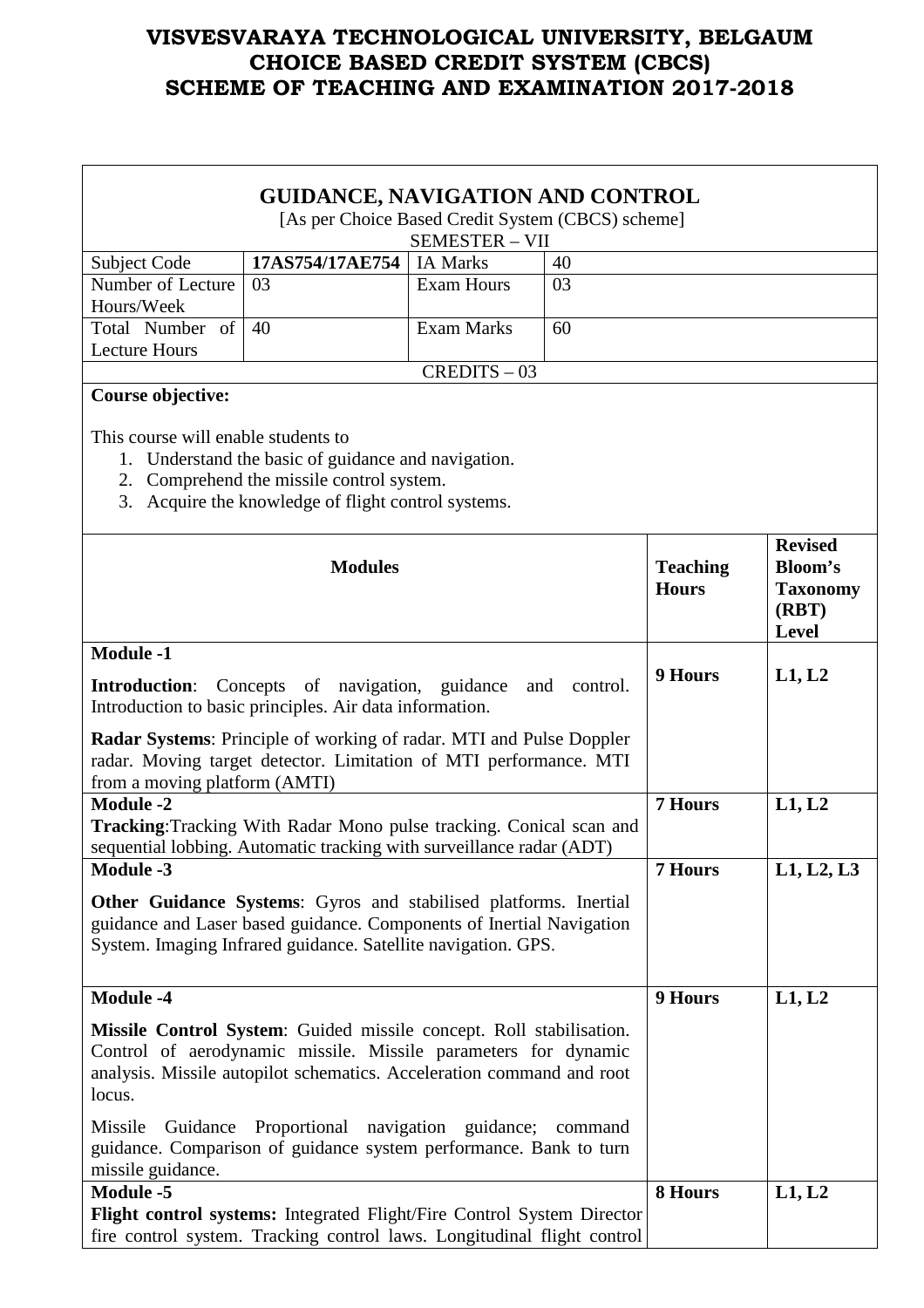# VISVESVARAYA TECHNOLOGICAL UNIVERSITY, BELGAUM
# CHOICE BASED CREDIT SYSTEM (CBCS)
# SCHEME OF TEACHING AND EXAMINATION 2017-2018

## GUIDANCE, NAVIGATION AND CONTROL

[As per Choice Based Credit System (CBCS) scheme]

SEMESTER – VII

| Subject Code | **17AS754/17AE754** | IA Marks | 40 |
|---|---|---|---|
| Number of Lecture Hours/Week | 03 | Exam Hours | 03 |
| Total Number of Lecture Hours | 40 | Exam Marks | 60 |

CREDITS – 03

**Course objective:**

This course will enable students to

1. Understand the basic of guidance and navigation.
2. Comprehend the missile control system.
3. Acquire the knowledge of flight control systems.

| Modules | Teaching Hours | Revised Bloom's Taxonomy (RBT) Level |
|---|---|---|
| **Module -1**<br>**Introduction**: Concepts of navigation, guidance and control. Introduction to basic principles. Air data information.<br>**Radar Systems**: Principle of working of radar. MTI and Pulse Doppler radar. Moving target detector. Limitation of MTI performance. MTI from a moving platform (AMTI) | **9 Hours** | **L1, L2** |
| **Module -2**<br>**Tracking**:Tracking With Radar Mono pulse tracking. Conical scan and sequential lobbing. Automatic tracking with surveillance radar (ADT) | **7 Hours** | **L1, L2** |
| **Module -3**<br>**Other Guidance Systems**: Gyros and stabilised platforms. Inertial guidance and Laser based guidance. Components of Inertial Navigation System. Imaging Infrared guidance. Satellite navigation. GPS. | **7 Hours** | **L1, L2, L3** |
| **Module -4**<br>**Missile Control System**: Guided missile concept. Roll stabilisation. Control of aerodynamic missile. Missile parameters for dynamic analysis. Missile autopilot schematics. Acceleration command and root locus.<br>Missile Guidance Proportional navigation guidance; command guidance. Comparison of guidance system performance. Bank to turn missile guidance. | **9 Hours** | **L1, L2** |
| **Module -5**<br>**Flight control systems:** Integrated Flight/Fire Control System Director fire control system. Tracking control laws. Longitudinal flight control | **8 Hours** | **L1, L2** |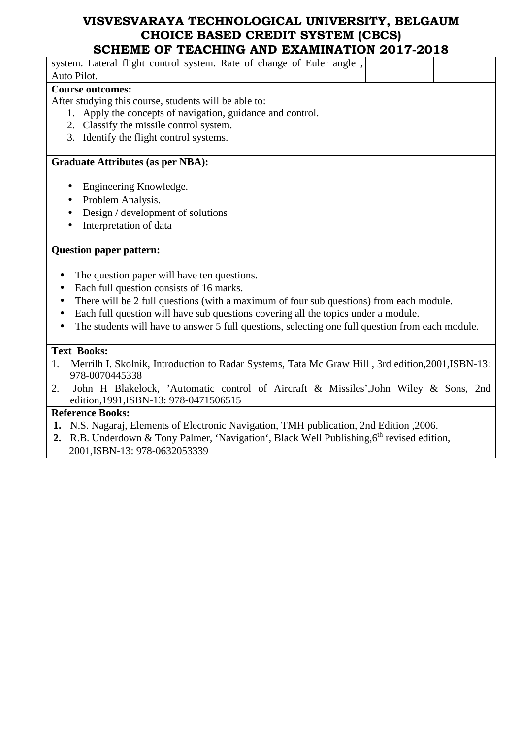| system. Lateral flight control system. Rate of change of Euler angle , Auto Pilot. | | |
|---|---|---|

**Course outcomes:**

After studying this course, students will be able to:

1. Apply the concepts of navigation, guidance and control.
2. Classify the missile control system.
3. Identify the flight control systems.

**Graduate Attributes (as per NBA):**

- Engineering Knowledge.
- Problem Analysis.
- Design / development of solutions
- Interpretation of data

**Question paper pattern:**

- The question paper will have ten questions.
- Each full question consists of 16 marks.
- There will be 2 full questions (with a maximum of four sub questions) from each module.
- Each full question will have sub questions covering all the topics under a module.
- The students will have to answer 5 full questions, selecting one full question from each module.

**Text Books:**

1. Merrilh I. Skolnik, Introduction to Radar Systems, Tata Mc Graw Hill , 3rd edition,2001,ISBN-13: 978-0070445338
2. John H Blakelock, 'Automatic control of Aircraft & Missiles',John Wiley & Sons, 2nd edition,1991,ISBN-13: 978-0471506515

**Reference Books:**

1. N.S. Nagaraj, Elements of Electronic Navigation, TMH publication, 2nd Edition ,2006.
2. R.B. Underdown & Tony Palmer, 'Navigation', Black Well Publishing,6th revised edition, 2001,ISBN-13: 978-0632053339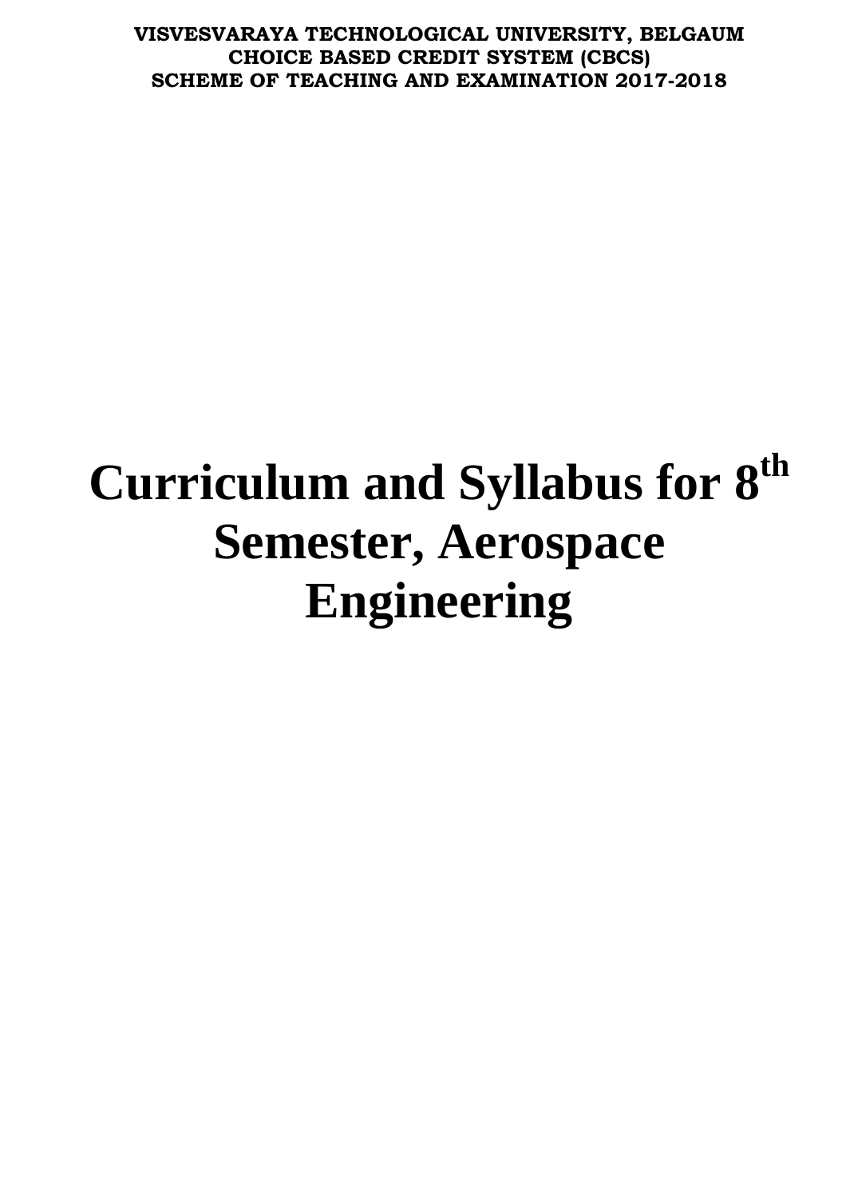**VISVESVARAYA TECHNOLOGICAL UNIVERSITY, BELGAUM**
**CHOICE BASED CREDIT SYSTEM (CBCS)**
**SCHEME OF TEACHING AND EXAMINATION 2017-2018**

# Curriculum and Syllabus for 8th Semester, Aerospace Engineering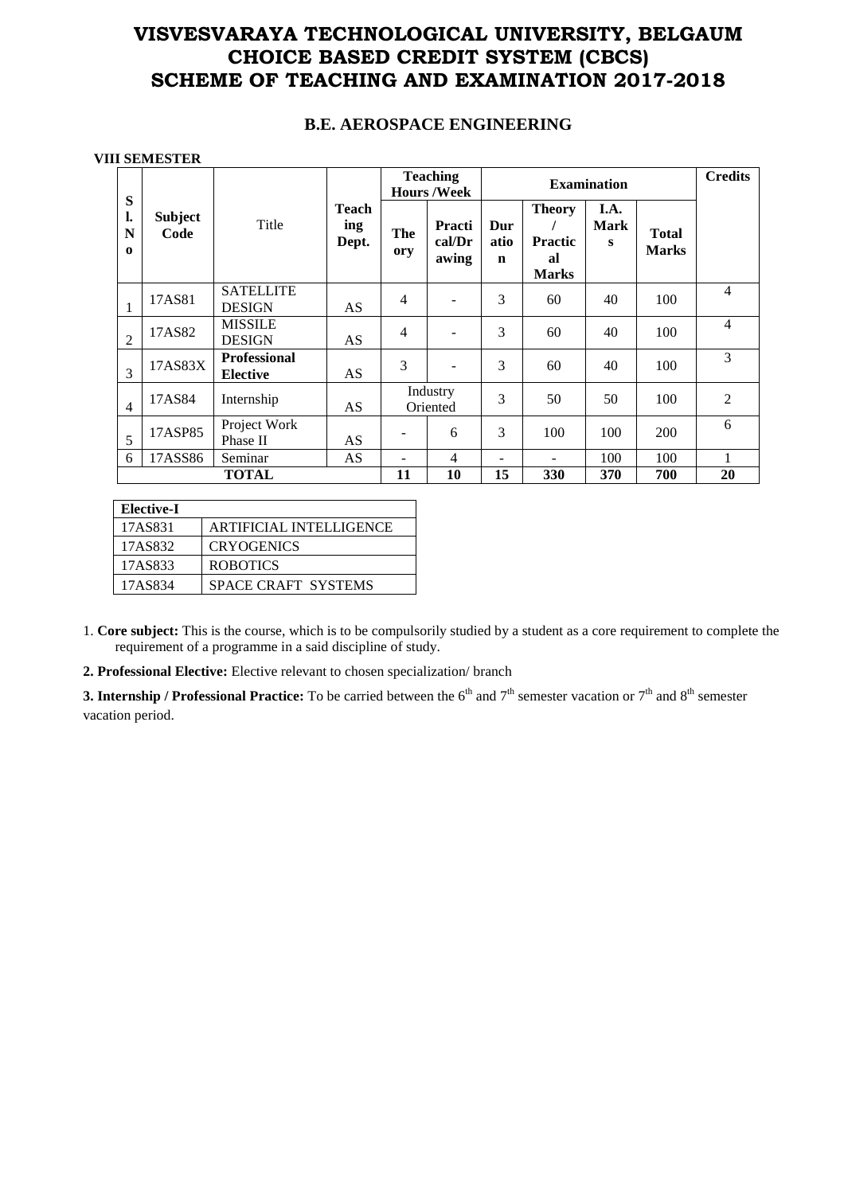# VISVESVARAYA TECHNOLOGICAL UNIVERSITY, BELGAUM
# CHOICE BASED CREDIT SYSTEM (CBCS)
# SCHEME OF TEACHING AND EXAMINATION 2017-2018

## B.E. AEROSPACE ENGINEERING

**VIII SEMESTER**

| Sl. No | Subject Code | Title | Teaching Dept. | Teaching Hours /Week | | Examination | | | | Credits |
|---|---|---|---|---|---|---|---|---|---|---|
| | | | | Theory | Practical/Drawing | Duration | Theory / Practical Marks | I.A. Marks | Total Marks | |
| 1 | 17AS81 | SATELLITE DESIGN | AS | 4 | - | 3 | 60 | 40 | 100 | 4 |
| 2 | 17AS82 | MISSILE DESIGN | AS | 4 | - | 3 | 60 | 40 | 100 | 4 |
| 3 | 17AS83X | **Professional Elective** | AS | 3 | - | 3 | 60 | 40 | 100 | 3 |
| 4 | 17AS84 | Internship | AS | Industry Oriented | | 3 | 50 | 50 | 100 | 2 |
| 5 | 17ASP85 | Project Work Phase II | AS | - | 6 | 3 | 100 | 100 | 200 | 6 |
| 6 | 17ASS86 | Seminar | AS | - | 4 | - | - | 100 | 100 | 1 |
| | **TOTAL** | | | **11** | **10** | **15** | **330** | **370** | **700** | **20** |

| **Elective-I** | |
|---|---|
| 17AS831 | ARTIFICIAL INTELLIGENCE |
| 17AS832 | CRYOGENICS |
| 17AS833 | ROBOTICS |
| 17AS834 | SPACE CRAFT SYSTEMS |

1. **Core subject:** This is the course, which is to be compulsorily studied by a student as a core requirement to complete the requirement of a programme in a said discipline of study.

**2. Professional Elective:** Elective relevant to chosen specialization/ branch

**3. Internship / Professional Practice:** To be carried between the 6th and 7th semester vacation or 7th and 8th semester vacation period.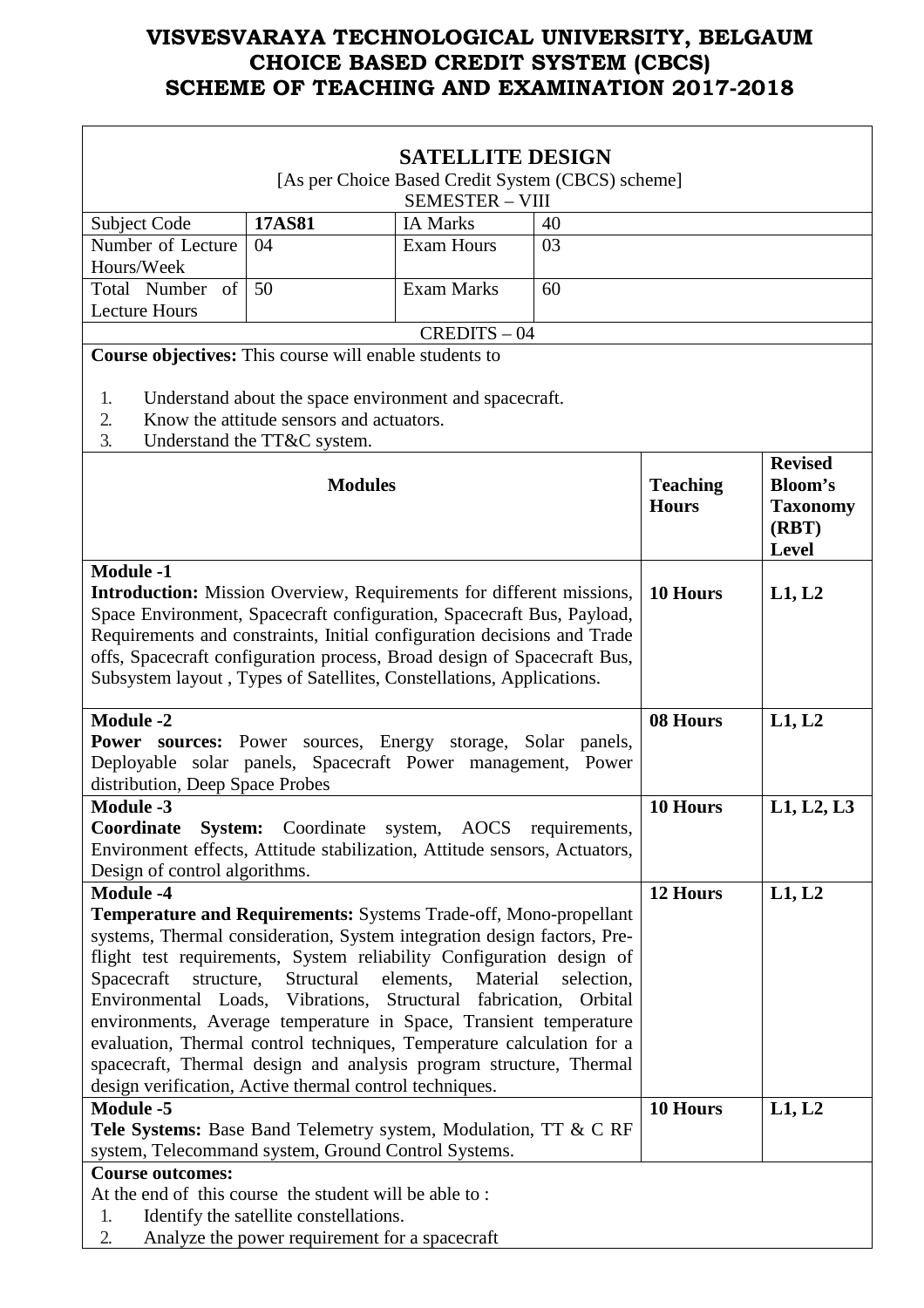# VISVESVARAYA TECHNOLOGICAL UNIVERSITY, BELGAUM
# CHOICE BASED CREDIT SYSTEM (CBCS)
# SCHEME OF TEACHING AND EXAMINATION 2017-2018

## SATELLITE DESIGN

[As per Choice Based Credit System (CBCS) scheme]

SEMESTER – VIII

| Subject Code | **17AS81** | IA Marks | 40 |
|---|---|---|---|
| Number of Lecture Hours/Week | 04 | Exam Hours | 03 |
| Total Number of Lecture Hours | 50 | Exam Marks | 60 |

CREDITS – 04

**Course objectives:** This course will enable students to

1. Understand about the space environment and spacecraft.
2. Know the attitude sensors and actuators.
3. Understand the TT&C system.

| **Modules** | **Teaching Hours** | **Revised Bloom's Taxonomy (RBT) Level** |
|---|---|---|
| **Module -1**<br>**Introduction:** Mission Overview, Requirements for different missions, Space Environment, Spacecraft configuration, Spacecraft Bus, Payload, Requirements and constraints, Initial configuration decisions and Trade offs, Spacecraft configuration process, Broad design of Spacecraft Bus, Subsystem layout , Types of Satellites, Constellations, Applications. | **10 Hours** | **L1, L2** |
| **Module -2**<br>**Power sources:** Power sources, Energy storage, Solar panels, Deployable solar panels, Spacecraft Power management, Power distribution, Deep Space Probes | **08 Hours** | **L1, L2** |
| **Module -3**<br>**Coordinate System:** Coordinate system, AOCS requirements, Environment effects, Attitude stabilization, Attitude sensors, Actuators, Design of control algorithms. | **10 Hours** | **L1, L2, L3** |
| **Module -4**<br>**Temperature and Requirements:** Systems Trade-off, Mono-propellant systems, Thermal consideration, System integration design factors, Pre-flight test requirements, System reliability Configuration design of Spacecraft structure, Structural elements, Material selection, Environmental Loads, Vibrations, Structural fabrication, Orbital environments, Average temperature in Space, Transient temperature evaluation, Thermal control techniques, Temperature calculation for a spacecraft, Thermal design and analysis program structure, Thermal design verification, Active thermal control techniques. | **12 Hours** | **L1, L2** |
| **Module -5**<br>**Tele Systems:** Base Band Telemetry system, Modulation, TT & C RF system, Telecommand system, Ground Control Systems. | **10 Hours** | **L1, L2** |

**Course outcomes:**

At the end of this course the student will be able to :

1. Identify the satellite constellations.
2. Analyze the power requirement for a spacecraft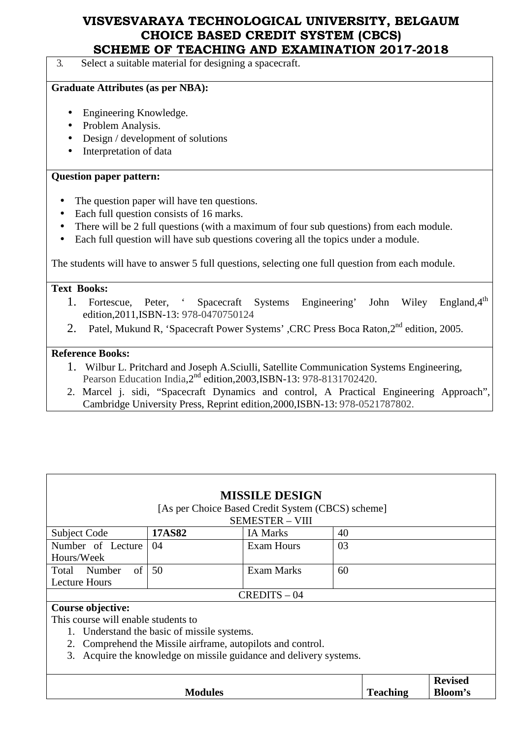3. Select a suitable material for designing a spacecraft.

**Graduate Attributes (as per NBA):**

- Engineering Knowledge.
- Problem Analysis.
- Design / development of solutions
- Interpretation of data

**Question paper pattern:**

- The question paper will have ten questions.
- Each full question consists of 16 marks.
- There will be 2 full questions (with a maximum of four sub questions) from each module.
- Each full question will have sub questions covering all the topics under a module.

The students will have to answer 5 full questions, selecting one full question from each module.

**Text Books:**

1. Fortescue, Peter, ‘ Spacecraft Systems Engineering’ John Wiley England,4th edition,2011,ISBN-13: 978-0470750124
2. Patel, Mukund R, ‘Spacecraft Power Systems’ ,CRC Press Boca Raton,2nd edition, 2005.

**Reference Books:**

1. Wilbur L. Pritchard and Joseph A.Sciulli, Satellite Communication Systems Engineering, Pearson Education India,2nd edition,2003,ISBN-13: 978-8131702420.
2. Marcel j. sidi, “Spacecraft Dynamics and control, A Practical Engineering Approach”, Cambridge University Press, Reprint edition,2000,ISBN-13: 978-0521787802.

## MISSILE DESIGN

[As per Choice Based Credit System (CBCS) scheme]

SEMESTER – VIII

| Subject Code | **17AS82** | IA Marks | 40 |
|---|---|---|---|
| Number of Lecture Hours/Week | 04 | Exam Hours | 03 |
| Total Number of Lecture Hours | 50 | Exam Marks | 60 |

CREDITS – 04

**Course objective:**

This course will enable students to

1. Understand the basic of missile systems.
2. Comprehend the Missile airframe, autopilots and control.
3. Acquire the knowledge on missile guidance and delivery systems.

| Modules | Teaching | Revised Bloom’s |
|---|---|---|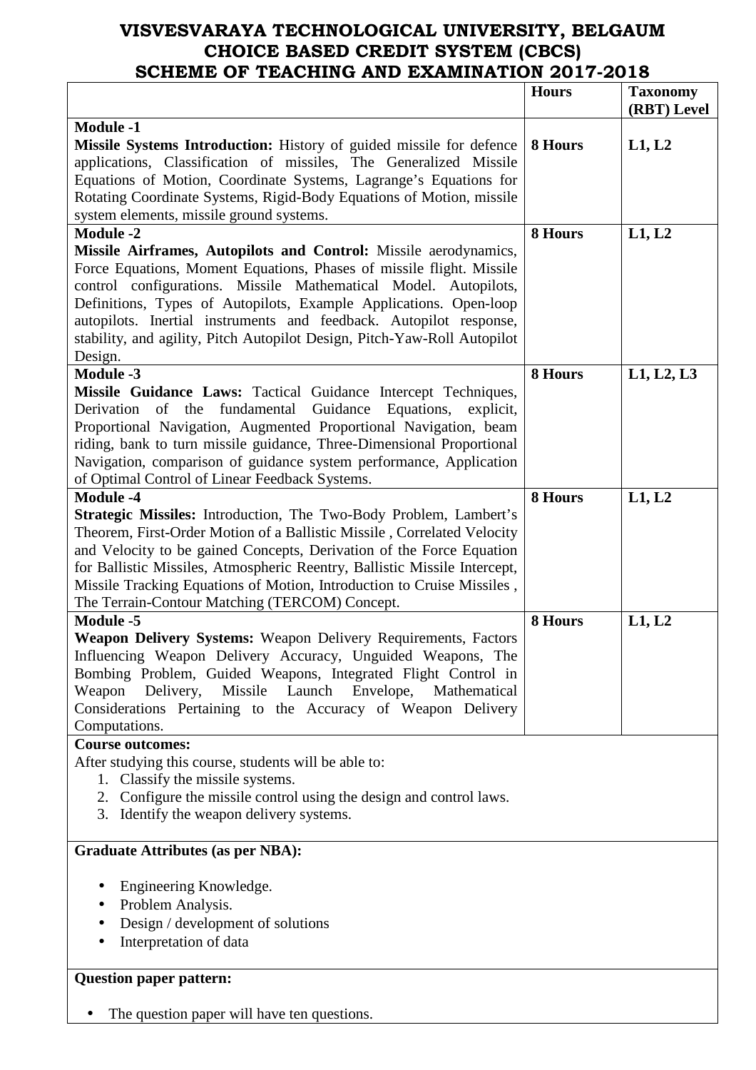# VISVESVARAYA TECHNOLOGICAL UNIVERSITY, BELGAUM
## CHOICE BASED CREDIT SYSTEM (CBCS)
## SCHEME OF TEACHING AND EXAMINATION 2017-2018

| | Hours | Taxonomy (RBT) Level |
|---|---|---|
| **Module -1**<br>**Missile Systems Introduction:** History of guided missile for defence applications, Classification of missiles, The Generalized Missile Equations of Motion, Coordinate Systems, Lagrange's Equations for Rotating Coordinate Systems, Rigid-Body Equations of Motion, missile system elements, missile ground systems. | **8 Hours** | **L1, L2** |
| **Module -2**<br>**Missile Airframes, Autopilots and Control:** Missile aerodynamics, Force Equations, Moment Equations, Phases of missile flight. Missile control configurations. Missile Mathematical Model. Autopilots, Definitions, Types of Autopilots, Example Applications. Open-loop autopilots. Inertial instruments and feedback. Autopilot response, stability, and agility, Pitch Autopilot Design, Pitch-Yaw-Roll Autopilot Design. | **8 Hours** | **L1, L2** |
| **Module -3**<br>**Missile Guidance Laws:** Tactical Guidance Intercept Techniques, Derivation of the fundamental Guidance Equations, explicit, Proportional Navigation, Augmented Proportional Navigation, beam riding, bank to turn missile guidance, Three-Dimensional Proportional Navigation, comparison of guidance system performance, Application of Optimal Control of Linear Feedback Systems. | **8 Hours** | **L1, L2, L3** |
| **Module -4**<br>**Strategic Missiles:** Introduction, The Two-Body Problem, Lambert's Theorem, First-Order Motion of a Ballistic Missile , Correlated Velocity and Velocity to be gained Concepts, Derivation of the Force Equation for Ballistic Missiles, Atmospheric Reentry, Ballistic Missile Intercept, Missile Tracking Equations of Motion, Introduction to Cruise Missiles , The Terrain-Contour Matching (TERCOM) Concept. | **8 Hours** | **L1, L2** |
| **Module -5**<br>**Weapon Delivery Systems:** Weapon Delivery Requirements, Factors Influencing Weapon Delivery Accuracy, Unguided Weapons, The Bombing Problem, Guided Weapons, Integrated Flight Control in Weapon Delivery, Missile Launch Envelope, Mathematical Considerations Pertaining to the Accuracy of Weapon Delivery Computations. | **8 Hours** | **L1, L2** |

**Course outcomes:**

After studying this course, students will be able to:

1. Classify the missile systems.
2. Configure the missile control using the design and control laws.
3. Identify the weapon delivery systems.

**Graduate Attributes (as per NBA):**

- Engineering Knowledge.
- Problem Analysis.
- Design / development of solutions
- Interpretation of data

**Question paper pattern:**

- The question paper will have ten questions.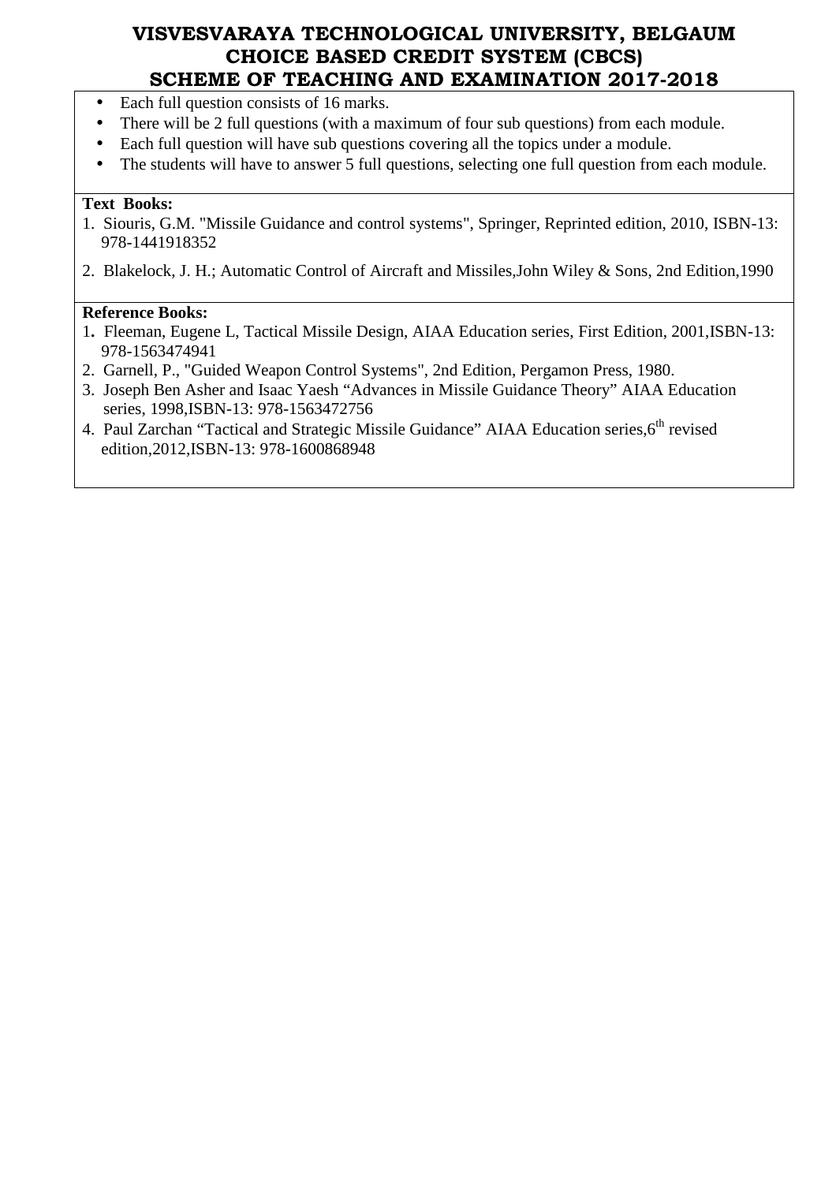- Each full question consists of 16 marks.
- There will be 2 full questions (with a maximum of four sub questions) from each module.
- Each full question will have sub questions covering all the topics under a module.
- The students will have to answer 5 full questions, selecting one full question from each module.

**Text Books:**

1. Siouris, G.M. "Missile Guidance and control systems", Springer, Reprinted edition, 2010, ISBN-13: 978-1441918352
2. Blakelock, J. H.; Automatic Control of Aircraft and Missiles,John Wiley & Sons, 2nd Edition,1990

**Reference Books:**

1. Fleeman, Eugene L, Tactical Missile Design, AIAA Education series, First Edition, 2001,ISBN-13: 978-1563474941
2. Garnell, P., "Guided Weapon Control Systems", 2nd Edition, Pergamon Press, 1980.
3. Joseph Ben Asher and Isaac Yaesh "Advances in Missile Guidance Theory" AIAA Education series, 1998,ISBN-13: 978-1563472756
4. Paul Zarchan "Tactical and Strategic Missile Guidance" AIAA Education series,6th revised edition,2012,ISBN-13: 978-1600868948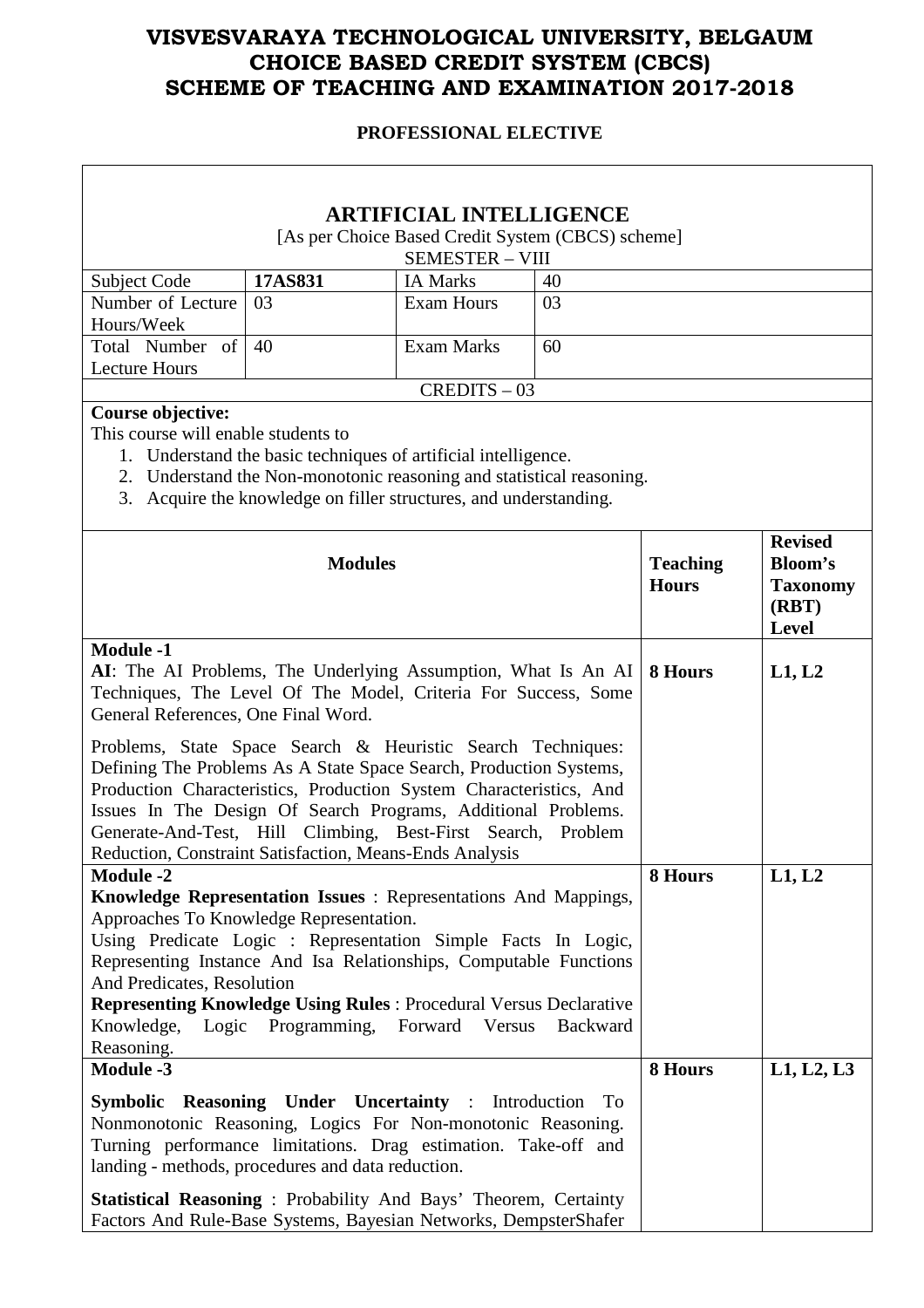# VISVESVARAYA TECHNOLOGICAL UNIVERSITY, BELGAUM
# CHOICE BASED CREDIT SYSTEM (CBCS)
# SCHEME OF TEACHING AND EXAMINATION 2017-2018

**PROFESSIONAL ELECTIVE**

## ARTIFICIAL INTELLIGENCE

[As per Choice Based Credit System (CBCS) scheme]

SEMESTER – VIII

| Subject Code | **17AS831** | IA Marks | 40 |
|---|---|---|---|
| Number of Lecture Hours/Week | 03 | Exam Hours | 03 |
| Total Number of Lecture Hours | 40 | Exam Marks | 60 |

CREDITS – 03

**Course objective:**

This course will enable students to

1. Understand the basic techniques of artificial intelligence.
2. Understand the Non-monotonic reasoning and statistical reasoning.
3. Acquire the knowledge on filler structures, and understanding.

| Modules | Teaching Hours | Revised Bloom's Taxonomy (RBT) Level |
|---|---|---|
| **Module -1**<br>**AI**: The AI Problems, The Underlying Assumption, What Is An AI Techniques, The Level Of The Model, Criteria For Success, Some General References, One Final Word.<br><br>Problems, State Space Search & Heuristic Search Techniques: Defining The Problems As A State Space Search, Production Systems, Production Characteristics, Production System Characteristics, And Issues In The Design Of Search Programs, Additional Problems. Generate-And-Test, Hill Climbing, Best-First Search, Problem Reduction, Constraint Satisfaction, Means-Ends Analysis | **8 Hours** | **L1, L2** |
| **Module -2**<br>**Knowledge Representation Issues** : Representations And Mappings, Approaches To Knowledge Representation.<br>Using Predicate Logic : Representation Simple Facts In Logic, Representing Instance And Isa Relationships, Computable Functions And Predicates, Resolution<br>**Representing Knowledge Using Rules** : Procedural Versus Declarative Knowledge, Logic Programming, Forward Versus Backward Reasoning. | **8 Hours** | **L1, L2** |
| **Module -3**<br>**Symbolic Reasoning Under Uncertainty** : Introduction To Nonmonotonic Reasoning, Logics For Non-monotonic Reasoning. Turning performance limitations. Drag estimation. Take-off and landing - methods, procedures and data reduction.<br><br>**Statistical Reasoning** : Probability And Bays' Theorem, Certainty Factors And Rule-Base Systems, Bayesian Networks, DempsterShafer | **8 Hours** | **L1, L2, L3** |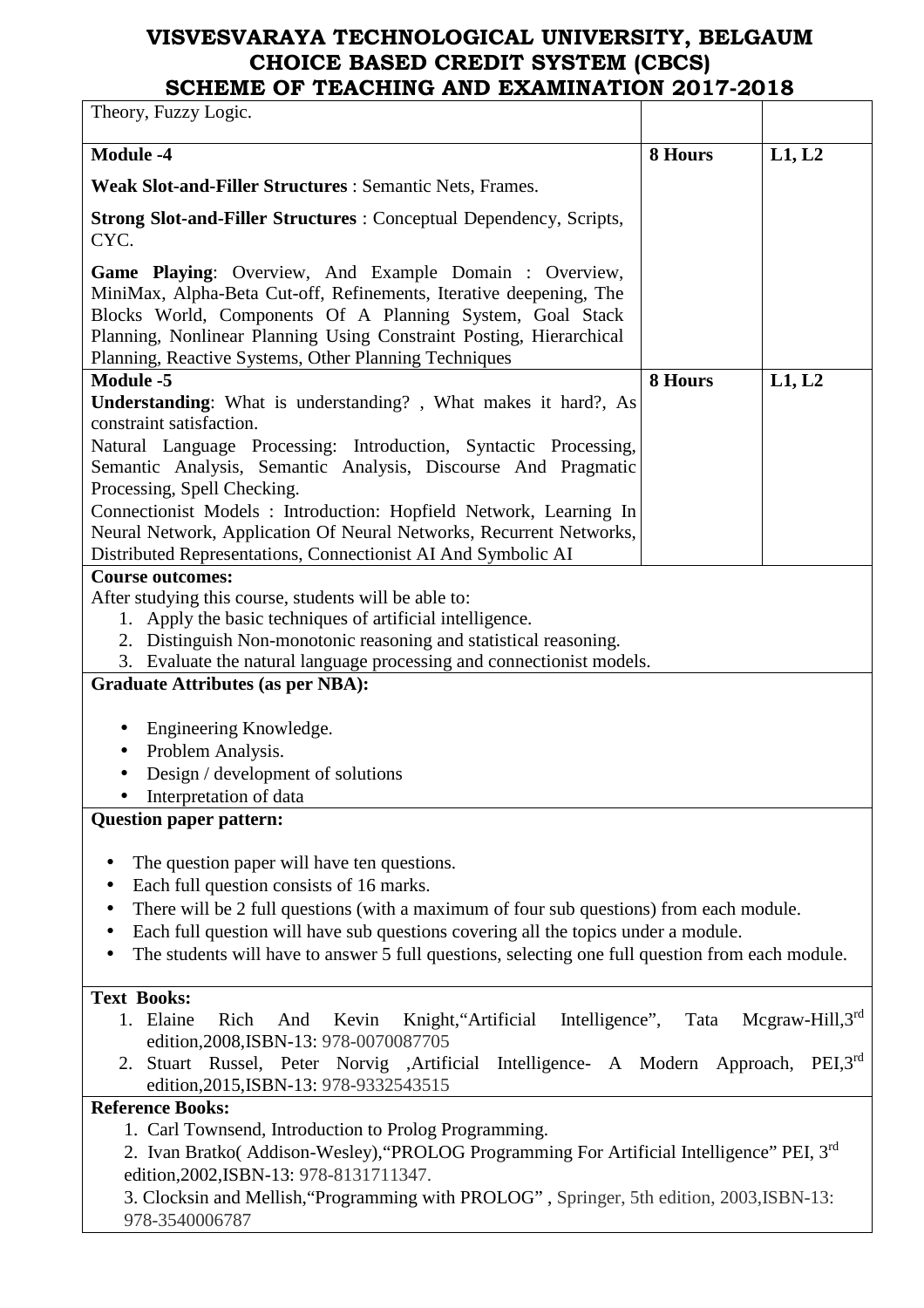| | | |
|---|---|---|
| Theory, Fuzzy Logic. | | |
| **Module -4**<br><br>**Weak Slot-and-Filler Structures** : Semantic Nets, Frames.<br><br>**Strong Slot-and-Filler Structures** : Conceptual Dependency, Scripts, CYC.<br><br>**Game Playing**: Overview, And Example Domain : Overview, MiniMax, Alpha-Beta Cut-off, Refinements, Iterative deepening, The Blocks World, Components Of A Planning System, Goal Stack Planning, Nonlinear Planning Using Constraint Posting, Hierarchical Planning, Reactive Systems, Other Planning Techniques | **8 Hours** | **L1, L2** |
| **Module -5**<br>**Understanding**: What is understanding? , What makes it hard?, As constraint satisfaction.<br>Natural Language Processing: Introduction, Syntactic Processing, Semantic Analysis, Semantic Analysis, Discourse And Pragmatic Processing, Spell Checking.<br>Connectionist Models : Introduction: Hopfield Network, Learning In Neural Network, Application Of Neural Networks, Recurrent Networks, Distributed Representations, Connectionist AI And Symbolic AI | **8 Hours** | **L1, L2** |

**Course outcomes:**

After studying this course, students will be able to:

1. Apply the basic techniques of artificial intelligence.
2. Distinguish Non-monotonic reasoning and statistical reasoning.
3. Evaluate the natural language processing and connectionist models.

**Graduate Attributes (as per NBA):**

- Engineering Knowledge.
- Problem Analysis.
- Design / development of solutions
- Interpretation of data

**Question paper pattern:**

- The question paper will have ten questions.
- Each full question consists of 16 marks.
- There will be 2 full questions (with a maximum of four sub questions) from each module.
- Each full question will have sub questions covering all the topics under a module.
- The students will have to answer 5 full questions, selecting one full question from each module.

**Text Books:**

1. Elaine Rich And Kevin Knight,"Artificial Intelligence", Tata Mcgraw-Hill,3rd edition,2008,ISBN-13: 978-0070087705
2. Stuart Russel, Peter Norvig ,Artificial Intelligence- A Modern Approach, PEI,3rd edition,2015,ISBN-13: 978-9332543515

**Reference Books:**

1. Carl Townsend, Introduction to Prolog Programming.
2. Ivan Bratko( Addison-Wesley),"PROLOG Programming For Artificial Intelligence" PEI, 3rd edition,2002,ISBN-13: 978-8131711347.
3. Clocksin and Mellish,"Programming with PROLOG" , Springer, 5th edition, 2003,ISBN-13: 978-3540006787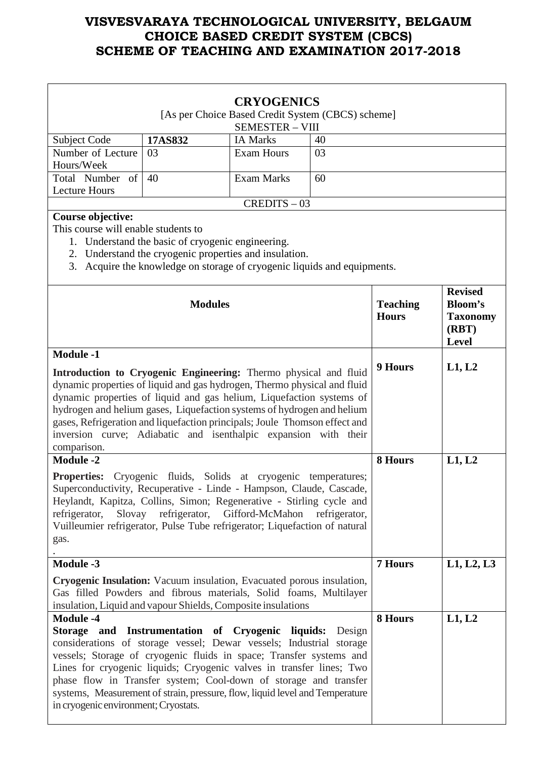# VISVESVARAYA TECHNOLOGICAL UNIVERSITY, BELGAUM
# CHOICE BASED CREDIT SYSTEM (CBCS)
# SCHEME OF TEACHING AND EXAMINATION 2017-2018

## CRYOGENICS

[As per Choice Based Credit System (CBCS) scheme]

SEMESTER – VIII

| Subject Code | **17AS832** | IA Marks | 40 |
|---|---|---|---|
| Number of Lecture Hours/Week | 03 | Exam Hours | 03 |
| Total Number of Lecture Hours | 40 | Exam Marks | 60 |

CREDITS – 03

**Course objective:**

This course will enable students to

1. Understand the basic of cryogenic engineering.
2. Understand the cryogenic properties and insulation.
3. Acquire the knowledge on storage of cryogenic liquids and equipments.

| **Modules** | **Teaching Hours** | **Revised Bloom's Taxonomy (RBT) Level** |
|---|---|---|
| **Module -1**<br>**Introduction to Cryogenic Engineering:** Thermo physical and fluid dynamic properties of liquid and gas hydrogen, Thermo physical and fluid dynamic properties of liquid and gas helium, Liquefaction systems of hydrogen and helium gases, Liquefaction systems of hydrogen and helium gases, Refrigeration and liquefaction principals; Joule Thomson effect and inversion curve; Adiabatic and isenthalpic expansion with their comparison. | **9 Hours** | **L1, L2** |
| **Module -2**<br>**Properties:** Cryogenic fluids, Solids at cryogenic temperatures; Superconductivity, Recuperative - Linde - Hampson, Claude, Cascade, Heylandt, Kapitza, Collins, Simon; Regenerative - Stirling cycle and refrigerator, Slovay refrigerator, Gifford-McMahon refrigerator, Vuilleumier refrigerator, Pulse Tube refrigerator; Liquefaction of natural gas.<br>. | **8 Hours** | **L1, L2** |
| **Module -3**<br>**Cryogenic Insulation:** Vacuum insulation, Evacuated porous insulation, Gas filled Powders and fibrous materials, Solid foams, Multilayer insulation, Liquid and vapour Shields, Composite insulations | **7 Hours** | **L1, L2, L3** |
| **Module -4**<br>**Storage and Instrumentation of Cryogenic liquids:** Design considerations of storage vessel; Dewar vessels; Industrial storage vessels; Storage of cryogenic fluids in space; Transfer systems and Lines for cryogenic liquids; Cryogenic valves in transfer lines; Two phase flow in Transfer system; Cool-down of storage and transfer systems, Measurement of strain, pressure, flow, liquid level and Temperature in cryogenic environment; Cryostats. | **8 Hours** | **L1, L2** |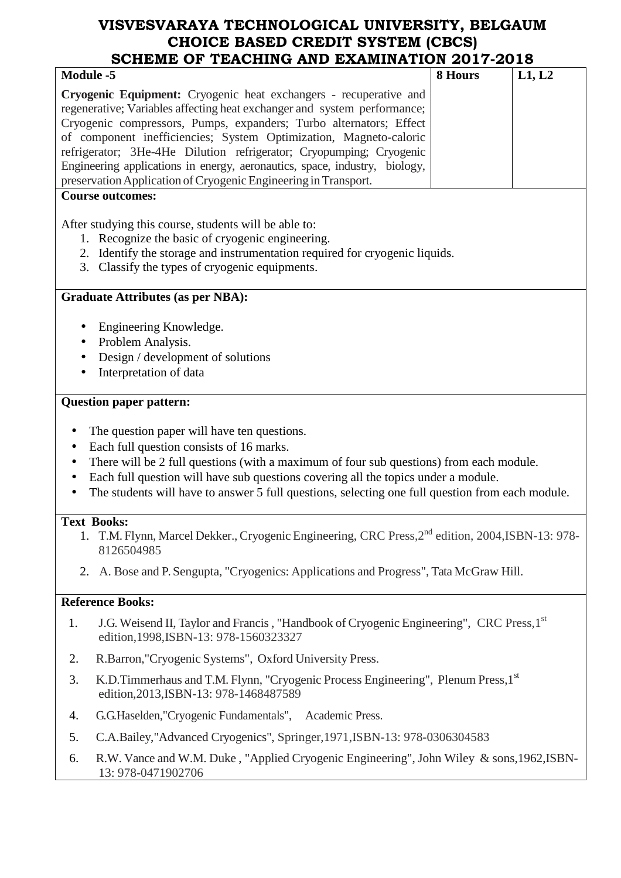# VISVESVARAYA TECHNOLOGICAL UNIVERSITY, BELGAUM
## CHOICE BASED CREDIT SYSTEM (CBCS)
## SCHEME OF TEACHING AND EXAMINATION 2017-2018

| Module -5 | 8 Hours | L1, L2 |
|---|---|---|
| **Cryogenic Equipment:** Cryogenic heat exchangers - recuperative and regenerative; Variables affecting heat exchanger and system performance; Cryogenic compressors, Pumps, expanders; Turbo alternators; Effect of component inefficiencies; System Optimization, Magneto-caloric refrigerator; 3He-4He Dilution refrigerator; Cryopumping; Cryogenic Engineering applications in energy, aeronautics, space, industry, biology, preservation Application of Cryogenic Engineering in Transport. | | |

**Course outcomes:**

After studying this course, students will be able to:

1. Recognize the basic of cryogenic engineering.
2. Identify the storage and instrumentation required for cryogenic liquids.
3. Classify the types of cryogenic equipments.

**Graduate Attributes (as per NBA):**

- Engineering Knowledge.
- Problem Analysis.
- Design / development of solutions
- Interpretation of data

**Question paper pattern:**

- The question paper will have ten questions.
- Each full question consists of 16 marks.
- There will be 2 full questions (with a maximum of four sub questions) from each module.
- Each full question will have sub questions covering all the topics under a module.
- The students will have to answer 5 full questions, selecting one full question from each module.

**Text Books:**

1. T.M. Flynn, Marcel Dekker., Cryogenic Engineering, CRC Press, 2nd edition, 2004, ISBN-13: 978-8126504985
2. A. Bose and P. Sengupta, "Cryogenics: Applications and Progress", Tata McGraw Hill.

**Reference Books:**

1. J.G. Weisend II, Taylor and Francis , "Handbook of Cryogenic Engineering", CRC Press, 1st edition, 1998, ISBN-13: 978-1560323327
2. R.Barron, "Cryogenic Systems", Oxford University Press.
3. K.D.Timmerhaus and T.M. Flynn, "Cryogenic Process Engineering", Plenum Press, 1st edition, 2013, ISBN-13: 978-1468487589
4. G.G.Haselden, "Cryogenic Fundamentals", Academic Press.
5. C.A.Bailey, "Advanced Cryogenics", Springer, 1971, ISBN-13: 978-0306304583
6. R.W. Vance and W.M. Duke , "Applied Cryogenic Engineering", John Wiley & sons, 1962, ISBN-13: 978-0471902706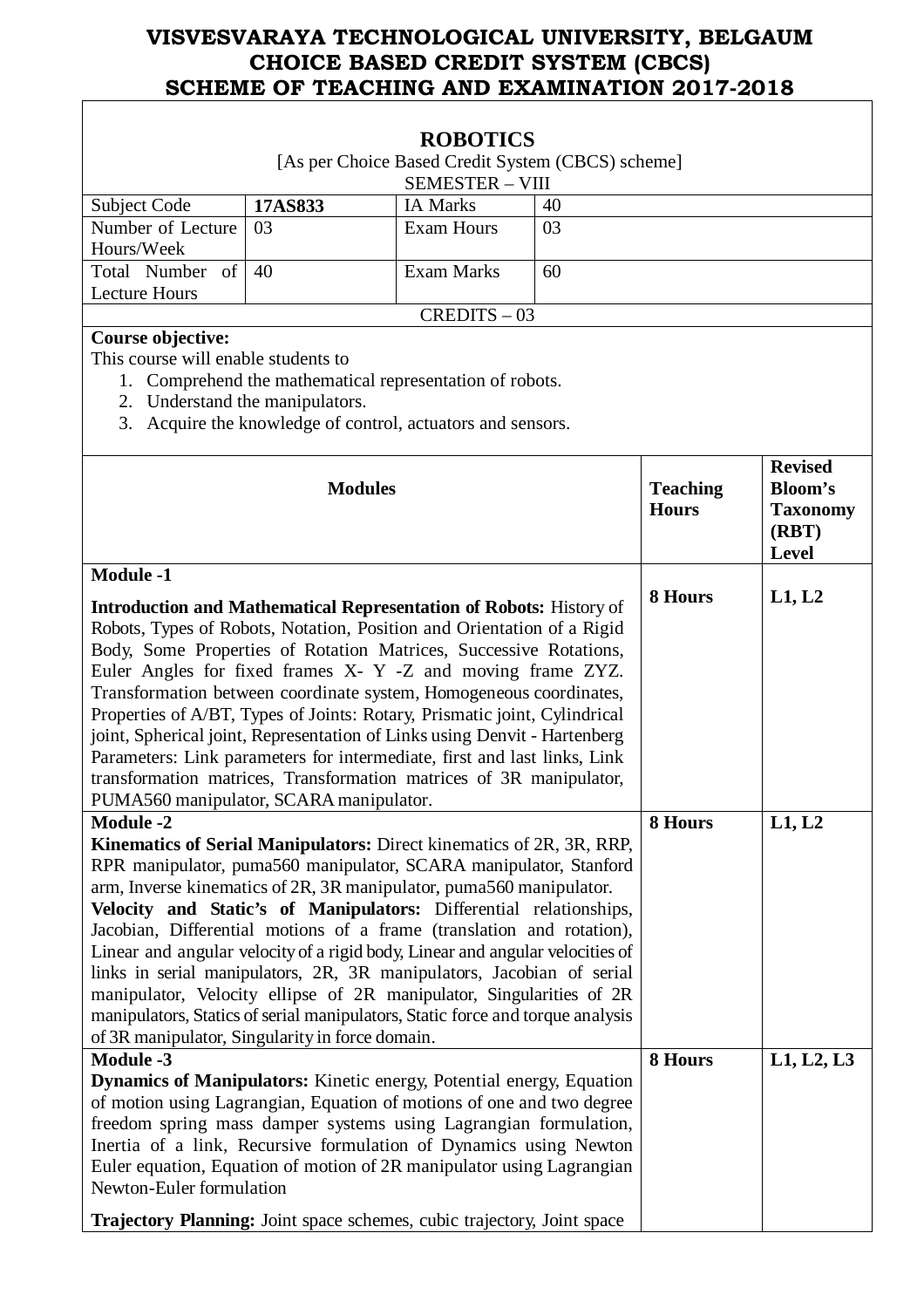# VISVESVARAYA TECHNOLOGICAL UNIVERSITY, BELGAUM
# CHOICE BASED CREDIT SYSTEM (CBCS)
# SCHEME OF TEACHING AND EXAMINATION 2017-2018

## ROBOTICS

[As per Choice Based Credit System (CBCS) scheme]

SEMESTER – VIII

| Subject Code | 17AS833 | IA Marks | 40 |
|---|---|---|---|
| Number of Lecture Hours/Week | 03 | Exam Hours | 03 |
| Total Number of Lecture Hours | 40 | Exam Marks | 60 |

CREDITS – 03

**Course objective:**

This course will enable students to

1. Comprehend the mathematical representation of robots.
2. Understand the manipulators.
3. Acquire the knowledge of control, actuators and sensors.

| Modules | Teaching Hours | Revised Bloom's Taxonomy (RBT) Level |
|---|---|---|
| **Module -1**<br><br>**Introduction and Mathematical Representation of Robots:** History of Robots, Types of Robots, Notation, Position and Orientation of a Rigid Body, Some Properties of Rotation Matrices, Successive Rotations, Euler Angles for fixed frames X- Y -Z and moving frame ZYZ. Transformation between coordinate system, Homogeneous coordinates, Properties of A/BT, Types of Joints: Rotary, Prismatic joint, Cylindrical joint, Spherical joint, Representation of Links using Denvit - Hartenberg Parameters: Link parameters for intermediate, first and last links, Link transformation matrices, Transformation matrices of 3R manipulator, PUMA560 manipulator, SCARA manipulator. | **8 Hours** | **L1, L2** |
| **Module -2**<br>**Kinematics of Serial Manipulators:** Direct kinematics of 2R, 3R, RRP, RPR manipulator, puma560 manipulator, SCARA manipulator, Stanford arm, Inverse kinematics of 2R, 3R manipulator, puma560 manipulator.<br>**Velocity and Static's of Manipulators:** Differential relationships, Jacobian, Differential motions of a frame (translation and rotation), Linear and angular velocity of a rigid body, Linear and angular velocities of links in serial manipulators, 2R, 3R manipulators, Jacobian of serial manipulator, Velocity ellipse of 2R manipulator, Singularities of 2R manipulators, Statics of serial manipulators, Static force and torque analysis of 3R manipulator, Singularity in force domain. | **8 Hours** | **L1, L2** |
| **Module -3**<br>**Dynamics of Manipulators:** Kinetic energy, Potential energy, Equation of motion using Lagrangian, Equation of motions of one and two degree freedom spring mass damper systems using Lagrangian formulation, Inertia of a link, Recursive formulation of Dynamics using Newton Euler equation, Equation of motion of 2R manipulator using Lagrangian Newton-Euler formulation<br><br>**Trajectory Planning:** Joint space schemes, cubic trajectory, Joint space | **8 Hours** | **L1, L2, L3** |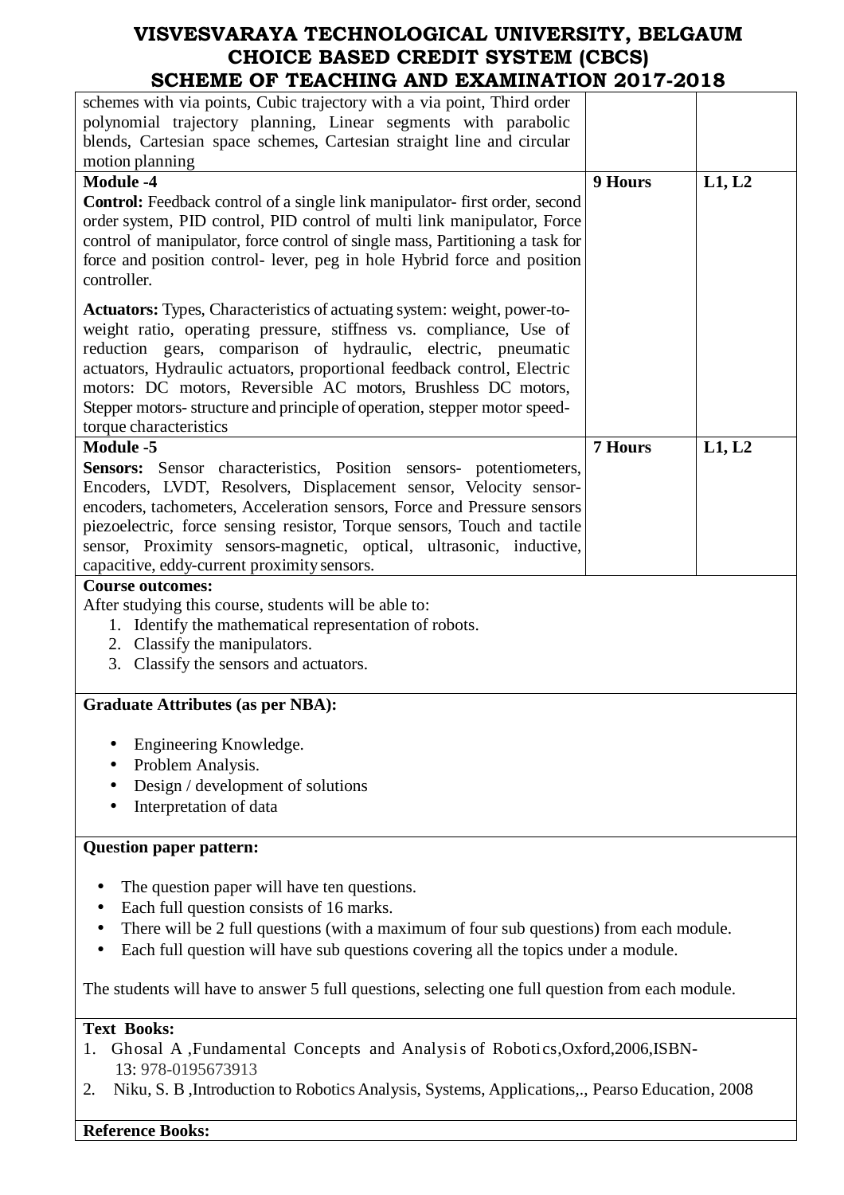| | | |
|---|---|---|
| schemes with via points, Cubic trajectory with a via point, Third order polynomial trajectory planning, Linear segments with parabolic blends, Cartesian space schemes, Cartesian straight line and circular motion planning | | |
| **Module -4**<br>**Control:** Feedback control of a single link manipulator- first order, second order system, PID control, PID control of multi link manipulator, Force control of manipulator, force control of single mass, Partitioning a task for force and position control- lever, peg in hole Hybrid force and position controller.<br><br>**Actuators:** Types, Characteristics of actuating system: weight, power-to-weight ratio, operating pressure, stiffness vs. compliance, Use of reduction gears, comparison of hydraulic, electric, pneumatic actuators, Hydraulic actuators, proportional feedback control, Electric motors: DC motors, Reversible AC motors, Brushless DC motors, Stepper motors- structure and principle of operation, stepper motor speed-torque characteristics | **9 Hours** | **L1, L2** |
| **Module -5**<br>**Sensors:** Sensor characteristics, Position sensors- potentiometers, Encoders, LVDT, Resolvers, Displacement sensor, Velocity sensor-encoders, tachometers, Acceleration sensors, Force and Pressure sensors piezoelectric, force sensing resistor, Torque sensors, Touch and tactile sensor, Proximity sensors-magnetic, optical, ultrasonic, inductive, capacitive, eddy-current proximity sensors. | **7 Hours** | **L1, L2** |

**Course outcomes:**

After studying this course, students will be able to:

1. Identify the mathematical representation of robots.
2. Classify the manipulators.
3. Classify the sensors and actuators.

**Graduate Attributes (as per NBA):**

- Engineering Knowledge.
- Problem Analysis.
- Design / development of solutions
- Interpretation of data

**Question paper pattern:**

- The question paper will have ten questions.
- Each full question consists of 16 marks.
- There will be 2 full questions (with a maximum of four sub questions) from each module.
- Each full question will have sub questions covering all the topics under a module.

The students will have to answer 5 full questions, selecting one full question from each module.

**Text Books:**

1. Ghosal A ,Fundamental Concepts and Analysis of Robotics,Oxford,2006,ISBN-13: 978-0195673913
2. Niku, S. B ,Introduction to Robotics Analysis, Systems, Applications,., Pearso Education, 2008

**Reference Books:**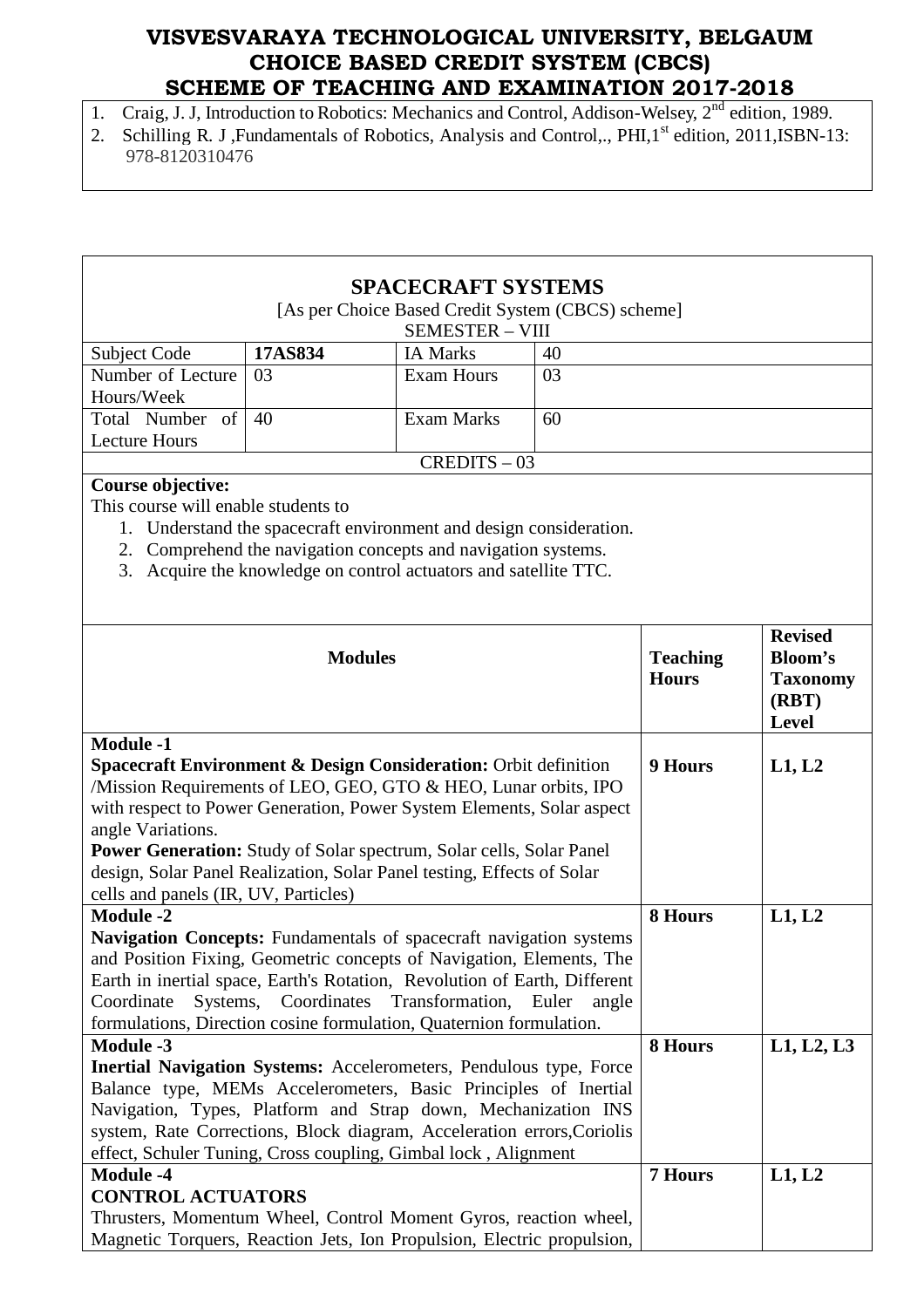1. Craig, J. J, Introduction to Robotics: Mechanics and Control, Addison-Welsey, 2nd edition, 1989.
2. Schilling R. J ,Fundamentals of Robotics, Analysis and Control,., PHI,1st edition, 2011,ISBN-13: 978-8120310476

## SPACECRAFT SYSTEMS

[As per Choice Based Credit System (CBCS) scheme]

SEMESTER – VIII

| Subject Code | **17AS834** | IA Marks | 40 |
|---|---|---|---|
| Number of Lecture Hours/Week | 03 | Exam Hours | 03 |
| Total Number of Lecture Hours | 40 | Exam Marks | 60 |

CREDITS – 03

**Course objective:**

This course will enable students to

1. Understand the spacecraft environment and design consideration.
2. Comprehend the navigation concepts and navigation systems.
3. Acquire the knowledge on control actuators and satellite TTC.

| Modules | Teaching Hours | Revised Bloom's Taxonomy (RBT) Level |
|---|---|---|
| **Module -1**<br>**Spacecraft Environment & Design Consideration:** Orbit definition /Mission Requirements of LEO, GEO, GTO & HEO, Lunar orbits, IPO with respect to Power Generation, Power System Elements, Solar aspect angle Variations.<br>**Power Generation:** Study of Solar spectrum, Solar cells, Solar Panel design, Solar Panel Realization, Solar Panel testing, Effects of Solar cells and panels (IR, UV, Particles) | **9 Hours** | **L1, L2** |
| **Module -2**<br>**Navigation Concepts:** Fundamentals of spacecraft navigation systems and Position Fixing, Geometric concepts of Navigation, Elements, The Earth in inertial space, Earth's Rotation, Revolution of Earth, Different Coordinate Systems, Coordinates Transformation, Euler angle formulations, Direction cosine formulation, Quaternion formulation. | **8 Hours** | **L1, L2** |
| **Module -3**<br>**Inertial Navigation Systems:** Accelerometers, Pendulous type, Force Balance type, MEMs Accelerometers, Basic Principles of Inertial Navigation, Types, Platform and Strap down, Mechanization INS system, Rate Corrections, Block diagram, Acceleration errors,Coriolis effect, Schuler Tuning, Cross coupling, Gimbal lock , Alignment | **8 Hours** | **L1, L2, L3** |
| **Module -4**<br>**CONTROL ACTUATORS**<br>Thrusters, Momentum Wheel, Control Moment Gyros, reaction wheel, Magnetic Torquers, Reaction Jets, Ion Propulsion, Electric propulsion, | **7 Hours** | **L1, L2** |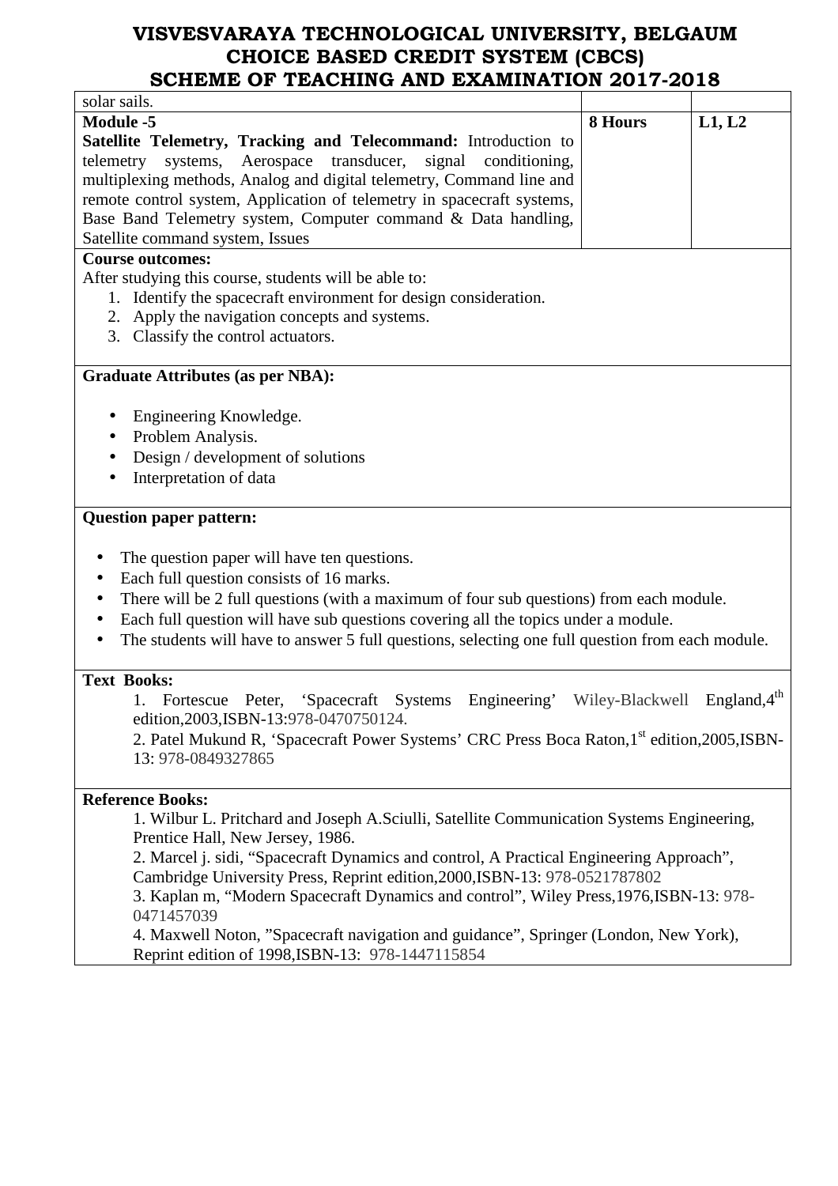| | | |
|---|---|---|
| solar sails. | | |
| **Module -5**<br>**Satellite Telemetry, Tracking and Telecommand:** Introduction to telemetry systems, Aerospace transducer, signal conditioning, multiplexing methods, Analog and digital telemetry, Command line and remote control system, Application of telemetry in spacecraft systems, Base Band Telemetry system, Computer command & Data handling, Satellite command system, Issues | **8 Hours** | **L1, L2** |

**Course outcomes:**

After studying this course, students will be able to:

1. Identify the spacecraft environment for design consideration.
2. Apply the navigation concepts and systems.
3. Classify the control actuators.

**Graduate Attributes (as per NBA):**

- Engineering Knowledge.
- Problem Analysis.
- Design / development of solutions
- Interpretation of data

**Question paper pattern:**

- The question paper will have ten questions.
- Each full question consists of 16 marks.
- There will be 2 full questions (with a maximum of four sub questions) from each module.
- Each full question will have sub questions covering all the topics under a module.
- The students will have to answer 5 full questions, selecting one full question from each module.

**Text Books:**

1. Fortescue Peter, 'Spacecraft Systems Engineering' Wiley-Blackwell England,4th edition,2003,ISBN-13:978-0470750124.
2. Patel Mukund R, 'Spacecraft Power Systems' CRC Press Boca Raton,1st edition,2005,ISBN-13: 978-0849327865

**Reference Books:**

1. Wilbur L. Pritchard and Joseph A.Sciulli, Satellite Communication Systems Engineering, Prentice Hall, New Jersey, 1986.
2. Marcel j. sidi, "Spacecraft Dynamics and control, A Practical Engineering Approach", Cambridge University Press, Reprint edition,2000,ISBN-13: 978-0521787802
3. Kaplan m, "Modern Spacecraft Dynamics and control", Wiley Press,1976,ISBN-13: 978-0471457039
4. Maxwell Noton, "Spacecraft navigation and guidance", Springer (London, New York), Reprint edition of 1998,ISBN-13: 978-1447115854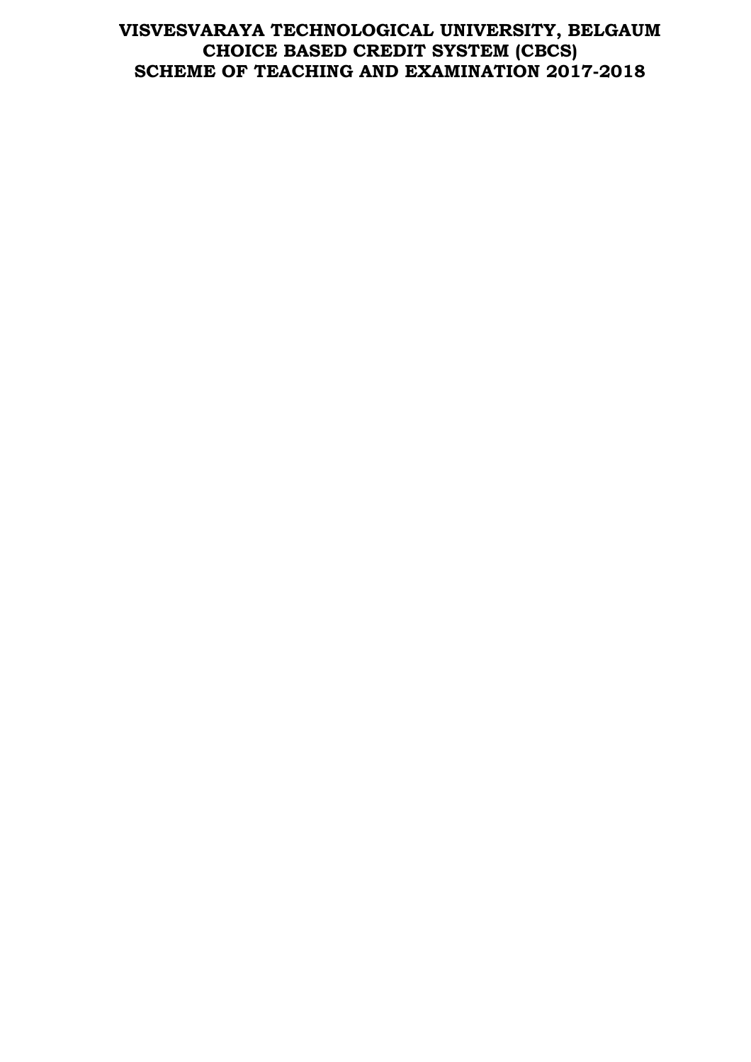# VISVESVARAYA TECHNOLOGICAL UNIVERSITY, BELGAUM
# CHOICE BASED CREDIT SYSTEM (CBCS)
# SCHEME OF TEACHING AND EXAMINATION 2017-2018